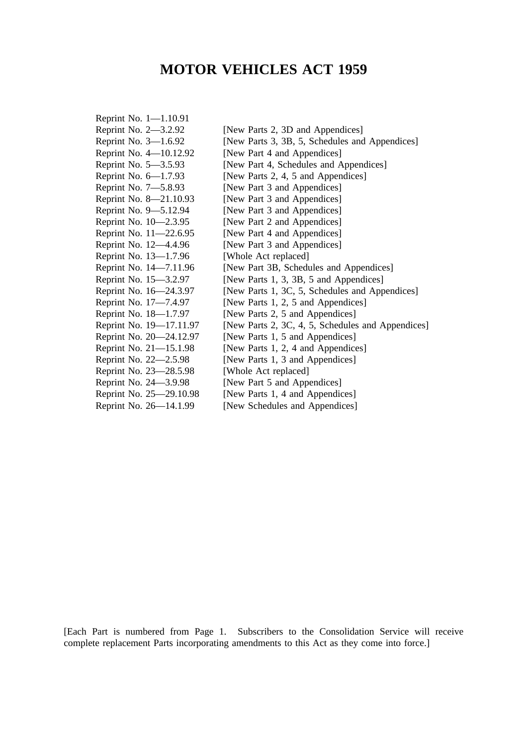# MOTOR VEHICLES ACT 1959

| | |
|---|---|
| Reprint No. 1—1.10.91 | |
| Reprint No. 2—3.2.92 | [New Parts 2, 3D and Appendices] |
| Reprint No. 3—1.6.92 | [New Parts 3, 3B, 5, Schedules and Appendices] |
| Reprint No. 4—10.12.92 | [New Part 4 and Appendices] |
| Reprint No. 5—3.5.93 | [New Part 4, Schedules and Appendices] |
| Reprint No. 6—1.7.93 | [New Parts 2, 4, 5 and Appendices] |
| Reprint No. 7—5.8.93 | [New Part 3 and Appendices] |
| Reprint No. 8—21.10.93 | [New Part 3 and Appendices] |
| Reprint No. 9—5.12.94 | [New Part 3 and Appendices] |
| Reprint No. 10—2.3.95 | [New Part 2 and Appendices] |
| Reprint No. 11—22.6.95 | [New Part 4 and Appendices] |
| Reprint No. 12—4.4.96 | [New Part 3 and Appendices] |
| Reprint No. 13—1.7.96 | [Whole Act replaced] |
| Reprint No. 14—7.11.96 | [New Part 3B, Schedules and Appendices] |
| Reprint No. 15—3.2.97 | [New Parts 1, 3, 3B, 5 and Appendices] |
| Reprint No. 16—24.3.97 | [New Parts 1, 3C, 5, Schedules and Appendices] |
| Reprint No. 17—7.4.97 | [New Parts 1, 2, 5 and Appendices] |
| Reprint No. 18—1.7.97 | [New Parts 2, 5 and Appendices] |
| Reprint No. 19—17.11.97 | [New Parts 2, 3C, 4, 5, Schedules and Appendices] |
| Reprint No. 20—24.12.97 | [New Parts 1, 5 and Appendices] |
| Reprint No. 21—15.1.98 | [New Parts 1, 2, 4 and Appendices] |
| Reprint No. 22—2.5.98 | [New Parts 1, 3 and Appendices] |
| Reprint No. 23—28.5.98 | [Whole Act replaced] |
| Reprint No. 24—3.9.98 | [New Part 5 and Appendices] |
| Reprint No. 25—29.10.98 | [New Parts 1, 4 and Appendices] |
| Reprint No. 26—14.1.99 | [New Schedules and Appendices] |

[Each Part is numbered from Page 1. Subscribers to the Consolidation Service will receive complete replacement Parts incorporating amendments to this Act as they come into force.]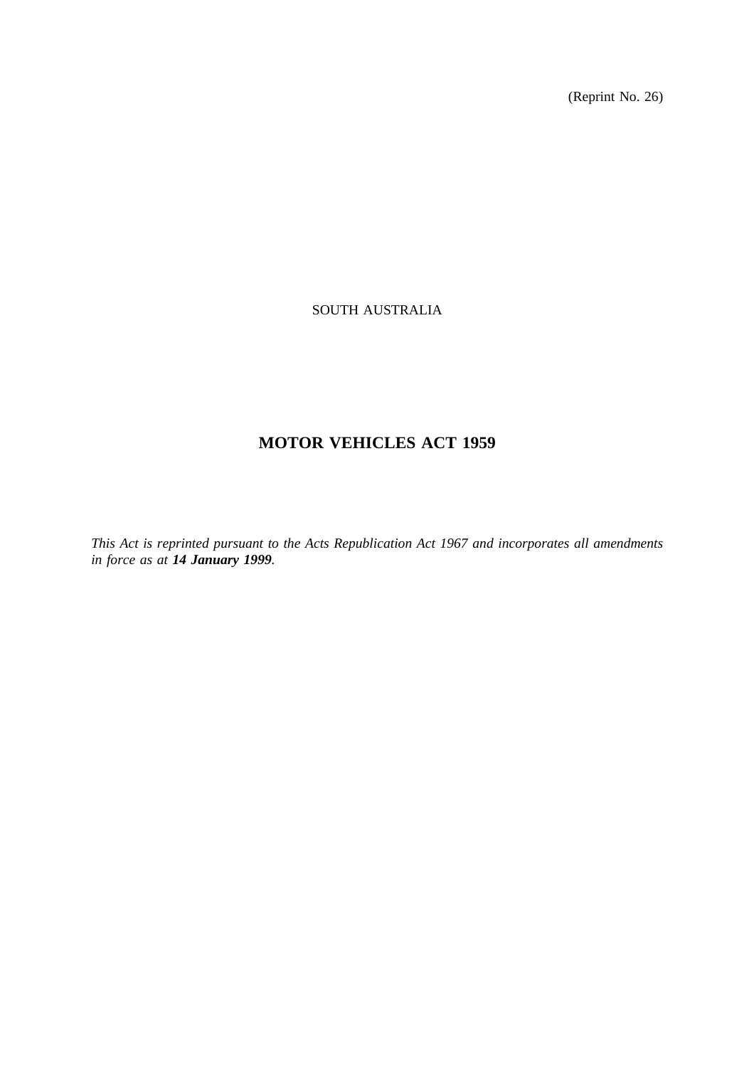(Reprint No. 26)

SOUTH AUSTRALIA

# MOTOR VEHICLES ACT 1959

*This Act is reprinted pursuant to the Acts Republication Act 1967 and incorporates all amendments in force as at* ***14 January 1999****.*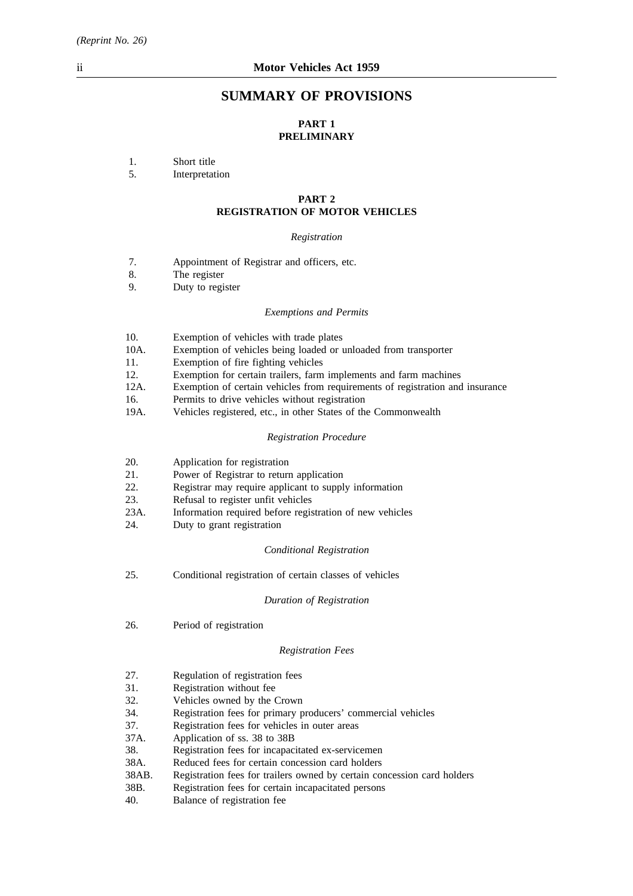# SUMMARY OF PROVISIONS

## PART 1
## PRELIMINARY

1. Short title
5. Interpretation

## PART 2
## REGISTRATION OF MOTOR VEHICLES

*Registration*

7. Appointment of Registrar and officers, etc.
8. The register
9. Duty to register

*Exemptions and Permits*

10. Exemption of vehicles with trade plates
10A. Exemption of vehicles being loaded or unloaded from transporter
11. Exemption of fire fighting vehicles
12. Exemption for certain trailers, farm implements and farm machines
12A. Exemption of certain vehicles from requirements of registration and insurance
16. Permits to drive vehicles without registration
19A. Vehicles registered, etc., in other States of the Commonwealth

*Registration Procedure*

20. Application for registration
21. Power of Registrar to return application
22. Registrar may require applicant to supply information
23. Refusal to register unfit vehicles
23A. Information required before registration of new vehicles
24. Duty to grant registration

*Conditional Registration*

25. Conditional registration of certain classes of vehicles

*Duration of Registration*

26. Period of registration

*Registration Fees*

27. Regulation of registration fees
31. Registration without fee
32. Vehicles owned by the Crown
34. Registration fees for primary producers' commercial vehicles
37. Registration fees for vehicles in outer areas
37A. Application of ss. 38 to 38B
38. Registration fees for incapacitated ex-servicemen
38A. Reduced fees for certain concession card holders
38AB. Registration fees for trailers owned by certain concession card holders
38B. Registration fees for certain incapacitated persons
40. Balance of registration fee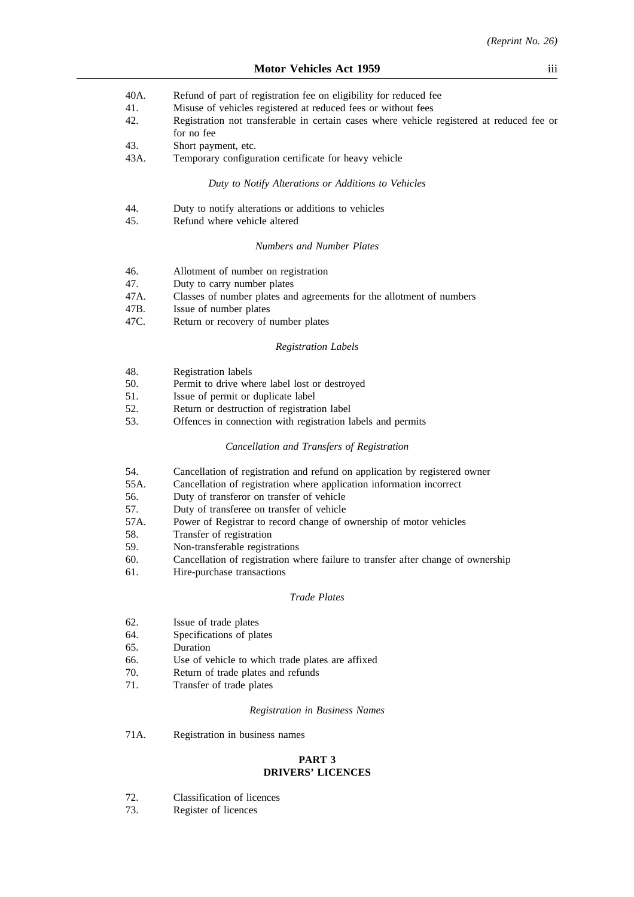40A. Refund of part of registration fee on eligibility for reduced fee
41. Misuse of vehicles registered at reduced fees or without fees
42. Registration not transferable in certain cases where vehicle registered at reduced fee or for no fee
43. Short payment, etc.
43A. Temporary configuration certificate for heavy vehicle

*Duty to Notify Alterations or Additions to Vehicles*

44. Duty to notify alterations or additions to vehicles
45. Refund where vehicle altered

*Numbers and Number Plates*

46. Allotment of number on registration
47. Duty to carry number plates
47A. Classes of number plates and agreements for the allotment of numbers
47B. Issue of number plates
47C. Return or recovery of number plates

*Registration Labels*

48. Registration labels
50. Permit to drive where label lost or destroyed
51. Issue of permit or duplicate label
52. Return or destruction of registration label
53. Offences in connection with registration labels and permits

*Cancellation and Transfers of Registration*

54. Cancellation of registration and refund on application by registered owner
55A. Cancellation of registration where application information incorrect
56. Duty of transferor on transfer of vehicle
57. Duty of transferee on transfer of vehicle
57A. Power of Registrar to record change of ownership of motor vehicles
58. Transfer of registration
59. Non-transferable registrations
60. Cancellation of registration where failure to transfer after change of ownership
61. Hire-purchase transactions

*Trade Plates*

62. Issue of trade plates
64. Specifications of plates
65. Duration
66. Use of vehicle to which trade plates are affixed
70. Return of trade plates and refunds
71. Transfer of trade plates

*Registration in Business Names*

71A. Registration in business names

## PART 3
## DRIVERS' LICENCES

72. Classification of licences
73. Register of licences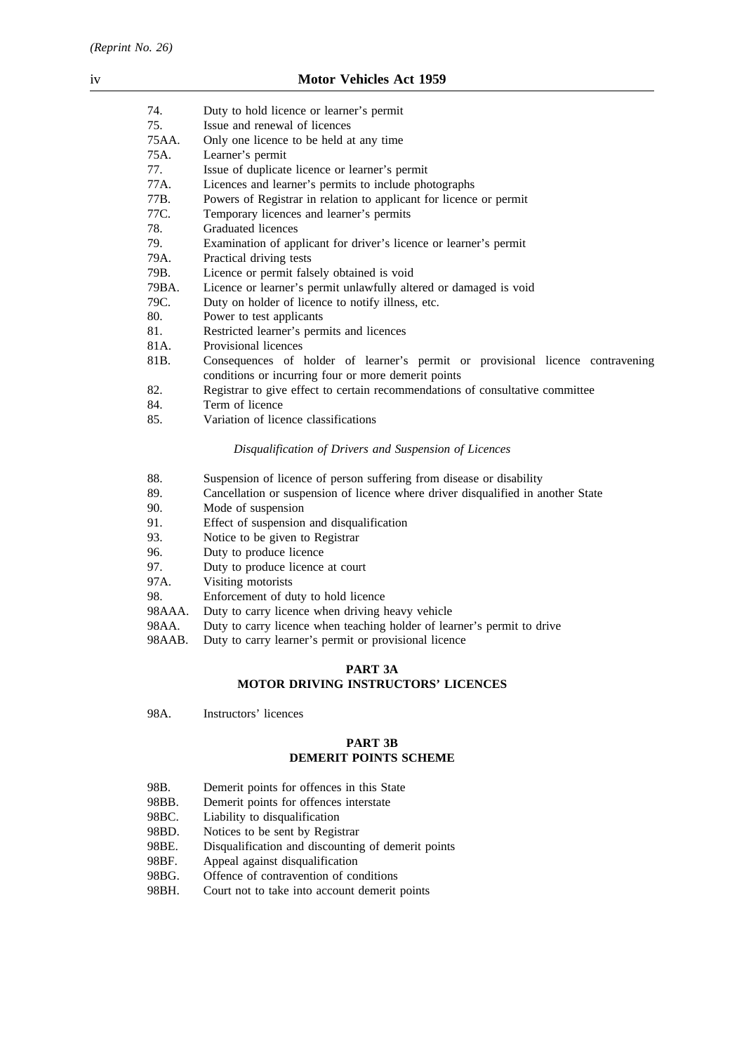| | |
|---|---|
| 74. | Duty to hold licence or learner's permit |
| 75. | Issue and renewal of licences |
| 75AA. | Only one licence to be held at any time |
| 75A. | Learner's permit |
| 77. | Issue of duplicate licence or learner's permit |
| 77A. | Licences and learner's permits to include photographs |
| 77B. | Powers of Registrar in relation to applicant for licence or permit |
| 77C. | Temporary licences and learner's permits |
| 78. | Graduated licences |
| 79. | Examination of applicant for driver's licence or learner's permit |
| 79A. | Practical driving tests |
| 79B. | Licence or permit falsely obtained is void |
| 79BA. | Licence or learner's permit unlawfully altered or damaged is void |
| 79C. | Duty on holder of licence to notify illness, etc. |
| 80. | Power to test applicants |
| 81. | Restricted learner's permits and licences |
| 81A. | Provisional licences |
| 81B. | Consequences of holder of learner's permit or provisional licence contravening conditions or incurring four or more demerit points |
| 82. | Registrar to give effect to certain recommendations of consultative committee |
| 84. | Term of licence |
| 85. | Variation of licence classifications |

*Disqualification of Drivers and Suspension of Licences*

| | |
|---|---|
| 88. | Suspension of licence of person suffering from disease or disability |
| 89. | Cancellation or suspension of licence where driver disqualified in another State |
| 90. | Mode of suspension |
| 91. | Effect of suspension and disqualification |
| 93. | Notice to be given to Registrar |
| 96. | Duty to produce licence |
| 97. | Duty to produce licence at court |
| 97A. | Visiting motorists |
| 98. | Enforcement of duty to hold licence |
| 98AAA. | Duty to carry licence when driving heavy vehicle |
| 98AA. | Duty to carry licence when teaching holder of learner's permit to drive |
| 98AAB. | Duty to carry learner's permit or provisional licence |

## PART 3A
## MOTOR DRIVING INSTRUCTORS' LICENCES

| | |
|---|---|
| 98A. | Instructors' licences |

## PART 3B
## DEMERIT POINTS SCHEME

| | |
|---|---|
| 98B. | Demerit points for offences in this State |
| 98BB. | Demerit points for offences interstate |
| 98BC. | Liability to disqualification |
| 98BD. | Notices to be sent by Registrar |
| 98BE. | Disqualification and discounting of demerit points |
| 98BF. | Appeal against disqualification |
| 98BG. | Offence of contravention of conditions |
| 98BH. | Court not to take into account demerit points |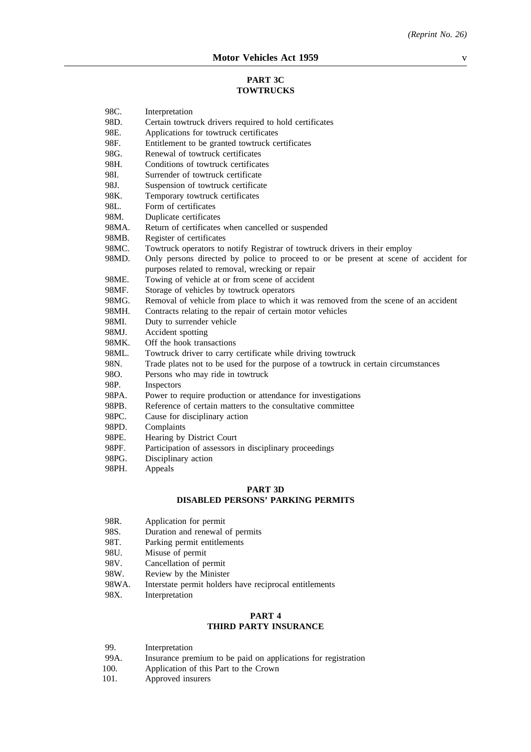## PART 3C
## TOWTRUCKS

98C. Interpretation
98D. Certain towtruck drivers required to hold certificates
98E. Applications for towtruck certificates
98F. Entitlement to be granted towtruck certificates
98G. Renewal of towtruck certificates
98H. Conditions of towtruck certificates
98I. Surrender of towtruck certificate
98J. Suspension of towtruck certificate
98K. Temporary towtruck certificates
98L. Form of certificates
98M. Duplicate certificates
98MA. Return of certificates when cancelled or suspended
98MB. Register of certificates
98MC. Towtruck operators to notify Registrar of towtruck drivers in their employ
98MD. Only persons directed by police to proceed to or be present at scene of accident for purposes related to removal, wrecking or repair
98ME. Towing of vehicle at or from scene of accident
98MF. Storage of vehicles by towtruck operators
98MG. Removal of vehicle from place to which it was removed from the scene of an accident
98MH. Contracts relating to the repair of certain motor vehicles
98MI. Duty to surrender vehicle
98MJ. Accident spotting
98MK. Off the hook transactions
98ML. Towtruck driver to carry certificate while driving towtruck
98N. Trade plates not to be used for the purpose of a towtruck in certain circumstances
98O. Persons who may ride in towtruck
98P. Inspectors
98PA. Power to require production or attendance for investigations
98PB. Reference of certain matters to the consultative committee
98PC. Cause for disciplinary action
98PD. Complaints
98PE. Hearing by District Court
98PF. Participation of assessors in disciplinary proceedings
98PG. Disciplinary action
98PH. Appeals

## PART 3D
## DISABLED PERSONS' PARKING PERMITS

98R. Application for permit
98S. Duration and renewal of permits
98T. Parking permit entitlements
98U. Misuse of permit
98V. Cancellation of permit
98W. Review by the Minister
98WA. Interstate permit holders have reciprocal entitlements
98X. Interpretation

## PART 4
## THIRD PARTY INSURANCE

99. Interpretation
99A. Insurance premium to be paid on applications for registration
100. Application of this Part to the Crown
101. Approved insurers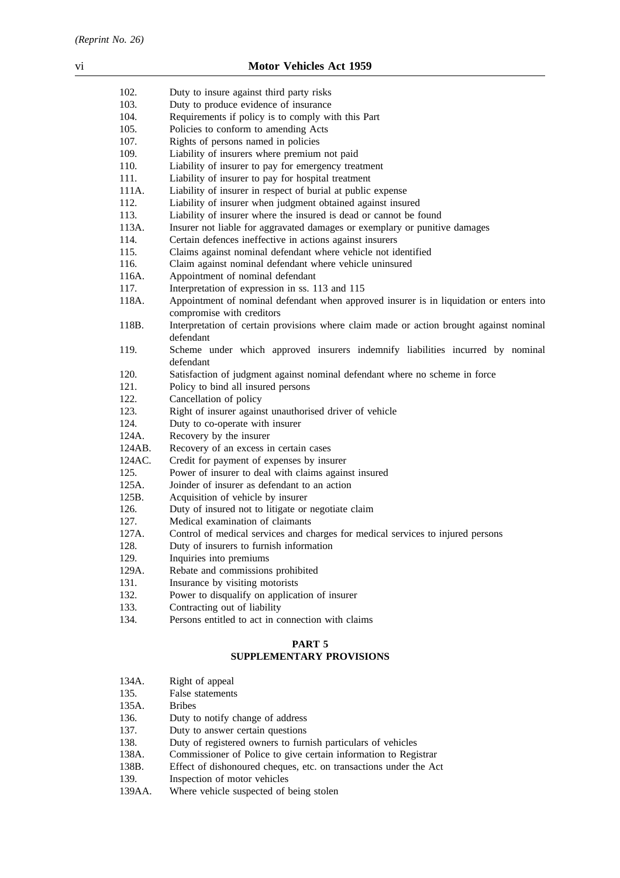| | |
|---|---|
| 102. | Duty to insure against third party risks |
| 103. | Duty to produce evidence of insurance |
| 104. | Requirements if policy is to comply with this Part |
| 105. | Policies to conform to amending Acts |
| 107. | Rights of persons named in policies |
| 109. | Liability of insurers where premium not paid |
| 110. | Liability of insurer to pay for emergency treatment |
| 111. | Liability of insurer to pay for hospital treatment |
| 111A. | Liability of insurer in respect of burial at public expense |
| 112. | Liability of insurer when judgment obtained against insured |
| 113. | Liability of insurer where the insured is dead or cannot be found |
| 113A. | Insurer not liable for aggravated damages or exemplary or punitive damages |
| 114. | Certain defences ineffective in actions against insurers |
| 115. | Claims against nominal defendant where vehicle not identified |
| 116. | Claim against nominal defendant where vehicle uninsured |
| 116A. | Appointment of nominal defendant |
| 117. | Interpretation of expression in ss. 113 and 115 |
| 118A. | Appointment of nominal defendant when approved insurer is in liquidation or enters into compromise with creditors |
| 118B. | Interpretation of certain provisions where claim made or action brought against nominal defendant |
| 119. | Scheme under which approved insurers indemnify liabilities incurred by nominal defendant |
| 120. | Satisfaction of judgment against nominal defendant where no scheme in force |
| 121. | Policy to bind all insured persons |
| 122. | Cancellation of policy |
| 123. | Right of insurer against unauthorised driver of vehicle |
| 124. | Duty to co-operate with insurer |
| 124A. | Recovery by the insurer |
| 124AB. | Recovery of an excess in certain cases |
| 124AC. | Credit for payment of expenses by insurer |
| 125. | Power of insurer to deal with claims against insured |
| 125A. | Joinder of insurer as defendant to an action |
| 125B. | Acquisition of vehicle by insurer |
| 126. | Duty of insured not to litigate or negotiate claim |
| 127. | Medical examination of claimants |
| 127A. | Control of medical services and charges for medical services to injured persons |
| 128. | Duty of insurers to furnish information |
| 129. | Inquiries into premiums |
| 129A. | Rebate and commissions prohibited |
| 131. | Insurance by visiting motorists |
| 132. | Power to disqualify on application of insurer |
| 133. | Contracting out of liability |
| 134. | Persons entitled to act in connection with claims |

## PART 5
## SUPPLEMENTARY PROVISIONS

| | |
|---|---|
| 134A. | Right of appeal |
| 135. | False statements |
| 135A. | Bribes |
| 136. | Duty to notify change of address |
| 137. | Duty to answer certain questions |
| 138. | Duty of registered owners to furnish particulars of vehicles |
| 138A. | Commissioner of Police to give certain information to Registrar |
| 138B. | Effect of dishonoured cheques, etc. on transactions under the Act |
| 139. | Inspection of motor vehicles |
| 139AA. | Where vehicle suspected of being stolen |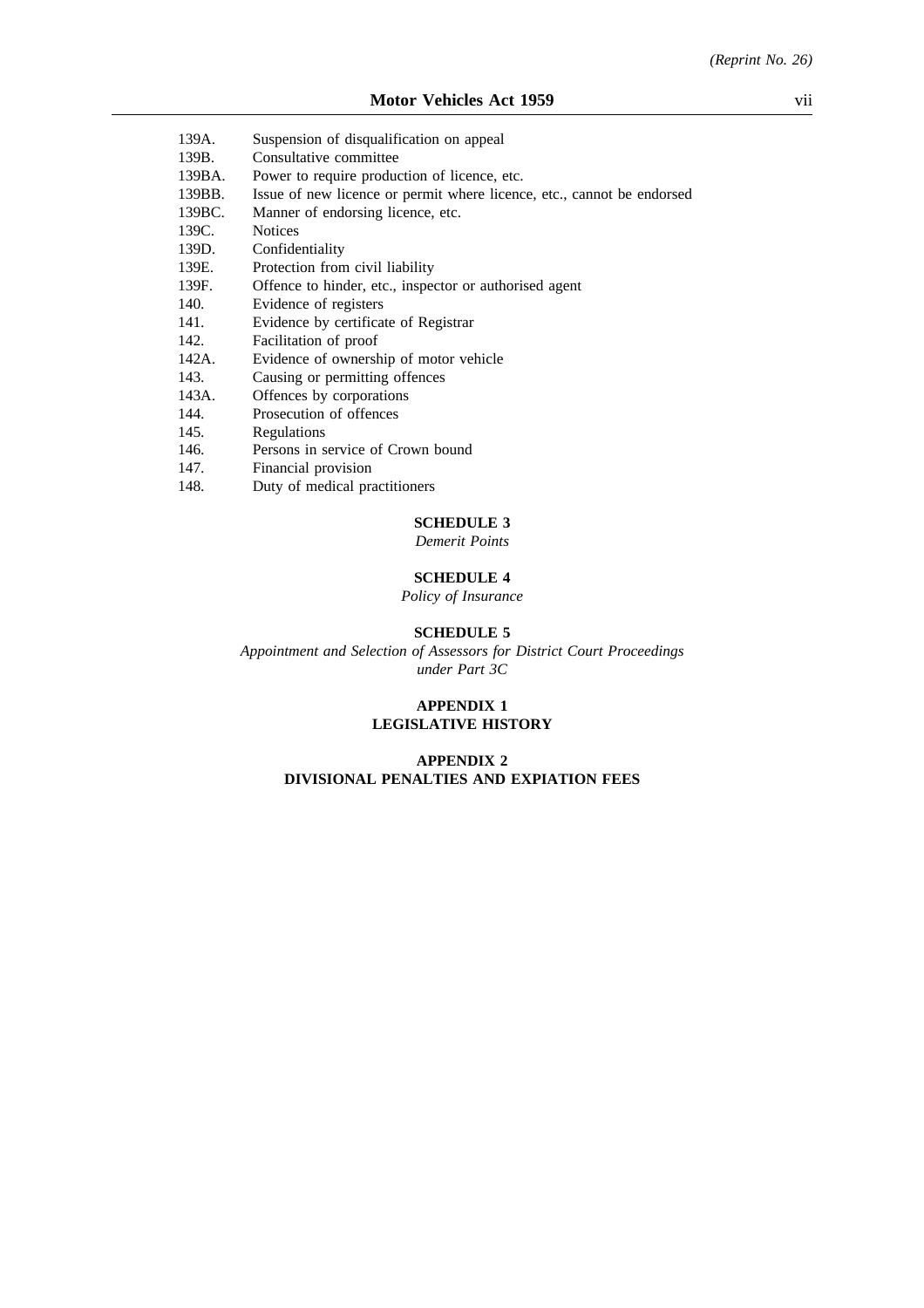139A. Suspension of disqualification on appeal
139B. Consultative committee
139BA. Power to require production of licence, etc.
139BB. Issue of new licence or permit where licence, etc., cannot be endorsed
139BC. Manner of endorsing licence, etc.
139C. Notices
139D. Confidentiality
139E. Protection from civil liability
139F. Offence to hinder, etc., inspector or authorised agent
140. Evidence of registers
141. Evidence by certificate of Registrar
142. Facilitation of proof
142A. Evidence of ownership of motor vehicle
143. Causing or permitting offences
143A. Offences by corporations
144. Prosecution of offences
145. Regulations
146. Persons in service of Crown bound
147. Financial provision
148. Duty of medical practitioners

**SCHEDULE 3**

*Demerit Points*

**SCHEDULE 4**

*Policy of Insurance*

**SCHEDULE 5**

*Appointment and Selection of Assessors for District Court Proceedings under Part 3C*

**APPENDIX 1**
**LEGISLATIVE HISTORY**

**APPENDIX 2**
**DIVISIONAL PENALTIES AND EXPIATION FEES**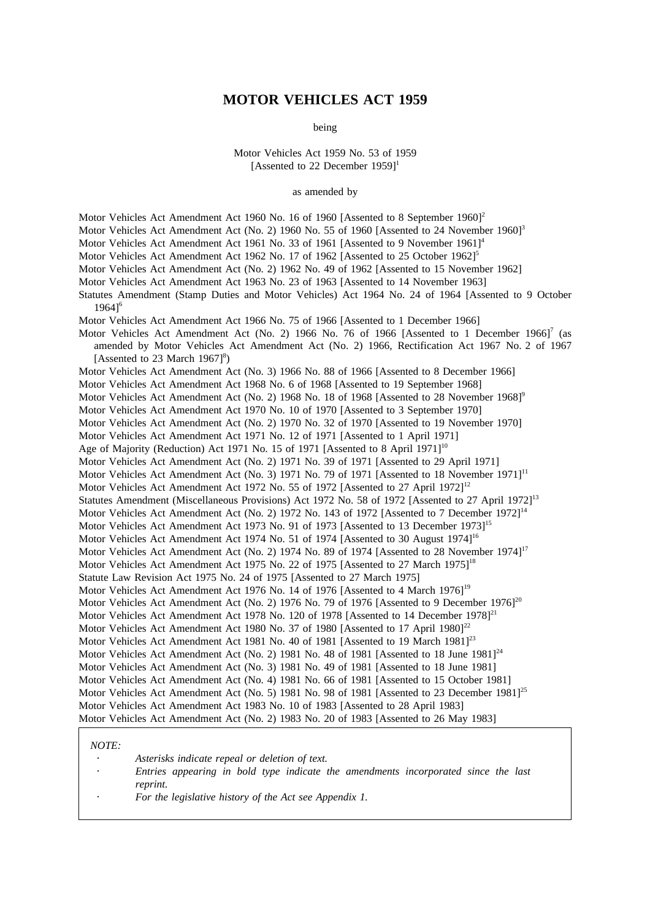# MOTOR VEHICLES ACT 1959

being

Motor Vehicles Act 1959 No. 53 of 1959
[Assented to 22 December 1959][1]

as amended by

Motor Vehicles Act Amendment Act 1960 No. 16 of 1960 [Assented to 8 September 1960][2]
Motor Vehicles Act Amendment Act (No. 2) 1960 No. 55 of 1960 [Assented to 24 November 1960][3]
Motor Vehicles Act Amendment Act 1961 No. 33 of 1961 [Assented to 9 November 1961][4]
Motor Vehicles Act Amendment Act 1962 No. 17 of 1962 [Assented to 25 October 1962][5]
Motor Vehicles Act Amendment Act (No. 2) 1962 No. 49 of 1962 [Assented to 15 November 1962]
Motor Vehicles Act Amendment Act 1963 No. 23 of 1963 [Assented to 14 November 1963]
Statutes Amendment (Stamp Duties and Motor Vehicles) Act 1964 No. 24 of 1964 [Assented to 9 October 1964][6]
Motor Vehicles Act Amendment Act 1966 No. 75 of 1966 [Assented to 1 December 1966]
Motor Vehicles Act Amendment Act (No. 2) 1966 No. 76 of 1966 [Assented to 1 December 1966][7] (as amended by Motor Vehicles Act Amendment Act (No. 2) 1966, Rectification Act 1967 No. 2 of 1967 [Assented to 23 March 1967][8])
Motor Vehicles Act Amendment Act (No. 3) 1966 No. 88 of 1966 [Assented to 8 December 1966]
Motor Vehicles Act Amendment Act 1968 No. 6 of 1968 [Assented to 19 September 1968]
Motor Vehicles Act Amendment Act (No. 2) 1968 No. 18 of 1968 [Assented to 28 November 1968][9]
Motor Vehicles Act Amendment Act 1970 No. 10 of 1970 [Assented to 3 September 1970]
Motor Vehicles Act Amendment Act (No. 2) 1970 No. 32 of 1970 [Assented to 19 November 1970]
Motor Vehicles Act Amendment Act 1971 No. 12 of 1971 [Assented to 1 April 1971]
Age of Majority (Reduction) Act 1971 No. 15 of 1971 [Assented to 8 April 1971][10]
Motor Vehicles Act Amendment Act (No. 2) 1971 No. 39 of 1971 [Assented to 29 April 1971]
Motor Vehicles Act Amendment Act (No. 3) 1971 No. 79 of 1971 [Assented to 18 November 1971][11]
Motor Vehicles Act Amendment Act 1972 No. 55 of 1972 [Assented to 27 April 1972][12]
Statutes Amendment (Miscellaneous Provisions) Act 1972 No. 58 of 1972 [Assented to 27 April 1972][13]
Motor Vehicles Act Amendment Act (No. 2) 1972 No. 143 of 1972 [Assented to 7 December 1972][14]
Motor Vehicles Act Amendment Act 1973 No. 91 of 1973 [Assented to 13 December 1973][15]
Motor Vehicles Act Amendment Act 1974 No. 51 of 1974 [Assented to 30 August 1974][16]
Motor Vehicles Act Amendment Act (No. 2) 1974 No. 89 of 1974 [Assented to 28 November 1974][17]
Motor Vehicles Act Amendment Act 1975 No. 22 of 1975 [Assented to 27 March 1975][18]
Statute Law Revision Act 1975 No. 24 of 1975 [Assented to 27 March 1975]
Motor Vehicles Act Amendment Act 1976 No. 14 of 1976 [Assented to 4 March 1976][19]
Motor Vehicles Act Amendment Act (No. 2) 1976 No. 79 of 1976 [Assented to 9 December 1976][20]
Motor Vehicles Act Amendment Act 1978 No. 120 of 1978 [Assented to 14 December 1978][21]
Motor Vehicles Act Amendment Act 1980 No. 37 of 1980 [Assented to 17 April 1980][22]
Motor Vehicles Act Amendment Act 1981 No. 40 of 1981 [Assented to 19 March 1981][23]
Motor Vehicles Act Amendment Act (No. 2) 1981 No. 48 of 1981 [Assented to 18 June 1981][24]
Motor Vehicles Act Amendment Act (No. 3) 1981 No. 49 of 1981 [Assented to 18 June 1981]
Motor Vehicles Act Amendment Act (No. 4) 1981 No. 66 of 1981 [Assented to 15 October 1981]
Motor Vehicles Act Amendment Act (No. 5) 1981 No. 98 of 1981 [Assented to 23 December 1981][25]
Motor Vehicles Act Amendment Act 1983 No. 10 of 1983 [Assented to 28 April 1983]
Motor Vehicles Act Amendment Act (No. 2) 1983 No. 20 of 1983 [Assented to 26 May 1983]

*NOTE:*

- *Asterisks indicate repeal or deletion of text.*
- *Entries appearing in bold type indicate the amendments incorporated since the last reprint.*
- *For the legislative history of the Act see Appendix 1.*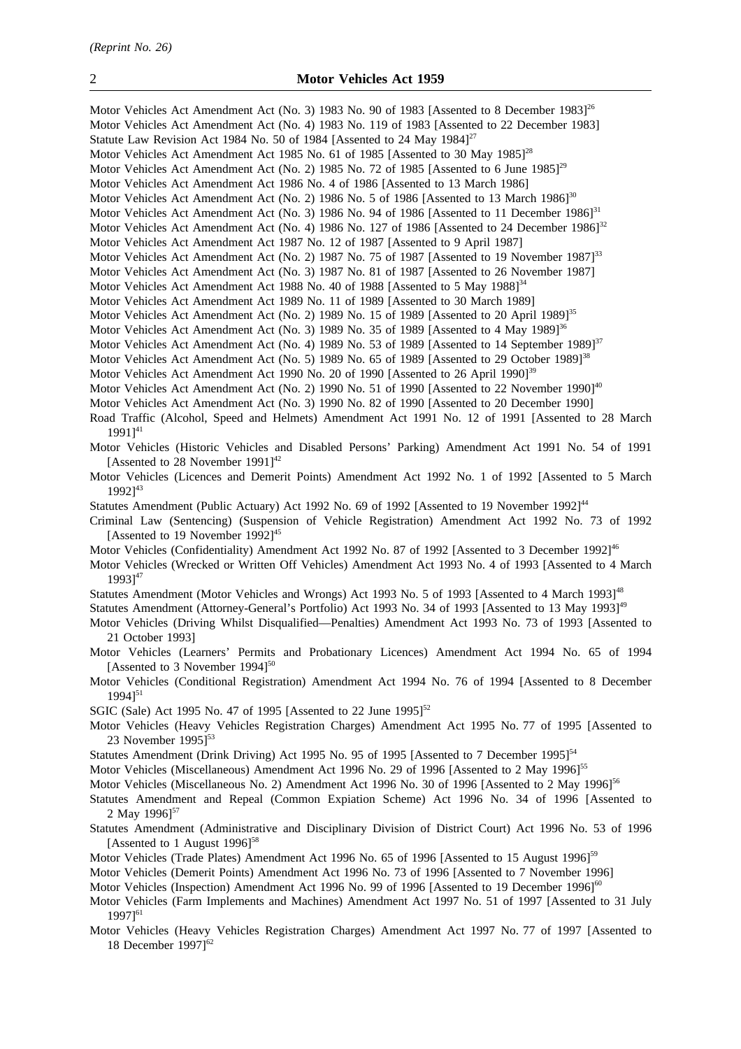Motor Vehicles Act Amendment Act (No. 3) 1983 No. 90 of 1983 [Assented to 8 December 1983][26]

Motor Vehicles Act Amendment Act (No. 4) 1983 No. 119 of 1983 [Assented to 22 December 1983]

Statute Law Revision Act 1984 No. 50 of 1984 [Assented to 24 May 1984][27]

Motor Vehicles Act Amendment Act 1985 No. 61 of 1985 [Assented to 30 May 1985][28]

Motor Vehicles Act Amendment Act (No. 2) 1985 No. 72 of 1985 [Assented to 6 June 1985][29]

Motor Vehicles Act Amendment Act 1986 No. 4 of 1986 [Assented to 13 March 1986]

Motor Vehicles Act Amendment Act (No. 2) 1986 No. 5 of 1986 [Assented to 13 March 1986][30]

Motor Vehicles Act Amendment Act (No. 3) 1986 No. 94 of 1986 [Assented to 11 December 1986][31]

Motor Vehicles Act Amendment Act (No. 4) 1986 No. 127 of 1986 [Assented to 24 December 1986][32]

Motor Vehicles Act Amendment Act 1987 No. 12 of 1987 [Assented to 9 April 1987]

Motor Vehicles Act Amendment Act (No. 2) 1987 No. 75 of 1987 [Assented to 19 November 1987][33]

Motor Vehicles Act Amendment Act (No. 3) 1987 No. 81 of 1987 [Assented to 26 November 1987]

Motor Vehicles Act Amendment Act 1988 No. 40 of 1988 [Assented to 5 May 1988][34]

Motor Vehicles Act Amendment Act 1989 No. 11 of 1989 [Assented to 30 March 1989]

Motor Vehicles Act Amendment Act (No. 2) 1989 No. 15 of 1989 [Assented to 20 April 1989][35]

Motor Vehicles Act Amendment Act (No. 3) 1989 No. 35 of 1989 [Assented to 4 May 1989][36]

Motor Vehicles Act Amendment Act (No. 4) 1989 No. 53 of 1989 [Assented to 14 September 1989][37]

Motor Vehicles Act Amendment Act (No. 5) 1989 No. 65 of 1989 [Assented to 29 October 1989][38]

Motor Vehicles Act Amendment Act 1990 No. 20 of 1990 [Assented to 26 April 1990][39]

Motor Vehicles Act Amendment Act (No. 2) 1990 No. 51 of 1990 [Assented to 22 November 1990][40]

Motor Vehicles Act Amendment Act (No. 3) 1990 No. 82 of 1990 [Assented to 20 December 1990]

Road Traffic (Alcohol, Speed and Helmets) Amendment Act 1991 No. 12 of 1991 [Assented to 28 March 1991][41]

Motor Vehicles (Historic Vehicles and Disabled Persons' Parking) Amendment Act 1991 No. 54 of 1991 [Assented to 28 November 1991][42]

Motor Vehicles (Licences and Demerit Points) Amendment Act 1992 No. 1 of 1992 [Assented to 5 March 1992][43]

Statutes Amendment (Public Actuary) Act 1992 No. 69 of 1992 [Assented to 19 November 1992][44]

Criminal Law (Sentencing) (Suspension of Vehicle Registration) Amendment Act 1992 No. 73 of 1992 [Assented to 19 November 1992][45]

Motor Vehicles (Confidentiality) Amendment Act 1992 No. 87 of 1992 [Assented to 3 December 1992][46]

Motor Vehicles (Wrecked or Written Off Vehicles) Amendment Act 1993 No. 4 of 1993 [Assented to 4 March 1993][47]

Statutes Amendment (Motor Vehicles and Wrongs) Act 1993 No. 5 of 1993 [Assented to 4 March 1993][48]

Statutes Amendment (Attorney-General's Portfolio) Act 1993 No. 34 of 1993 [Assented to 13 May 1993][49]

Motor Vehicles (Driving Whilst Disqualified—Penalties) Amendment Act 1993 No. 73 of 1993 [Assented to 21 October 1993]

Motor Vehicles (Learners' Permits and Probationary Licences) Amendment Act 1994 No. 65 of 1994 [Assented to 3 November 1994][50]

Motor Vehicles (Conditional Registration) Amendment Act 1994 No. 76 of 1994 [Assented to 8 December 1994][51]

SGIC (Sale) Act 1995 No. 47 of 1995 [Assented to 22 June 1995][52]

Motor Vehicles (Heavy Vehicles Registration Charges) Amendment Act 1995 No. 77 of 1995 [Assented to 23 November 1995][53]

Statutes Amendment (Drink Driving) Act 1995 No. 95 of 1995 [Assented to 7 December 1995][54]

Motor Vehicles (Miscellaneous) Amendment Act 1996 No. 29 of 1996 [Assented to 2 May 1996][55]

Motor Vehicles (Miscellaneous No. 2) Amendment Act 1996 No. 30 of 1996 [Assented to 2 May 1996][56]

Statutes Amendment and Repeal (Common Expiation Scheme) Act 1996 No. 34 of 1996 [Assented to 2 May 1996][57]

Statutes Amendment (Administrative and Disciplinary Division of District Court) Act 1996 No. 53 of 1996 [Assented to 1 August 1996][58]

Motor Vehicles (Trade Plates) Amendment Act 1996 No. 65 of 1996 [Assented to 15 August 1996][59]

Motor Vehicles (Demerit Points) Amendment Act 1996 No. 73 of 1996 [Assented to 7 November 1996]

Motor Vehicles (Inspection) Amendment Act 1996 No. 99 of 1996 [Assented to 19 December 1996][60]

Motor Vehicles (Farm Implements and Machines) Amendment Act 1997 No. 51 of 1997 [Assented to 31 July 1997][61]

Motor Vehicles (Heavy Vehicles Registration Charges) Amendment Act 1997 No. 77 of 1997 [Assented to 18 December 1997][62]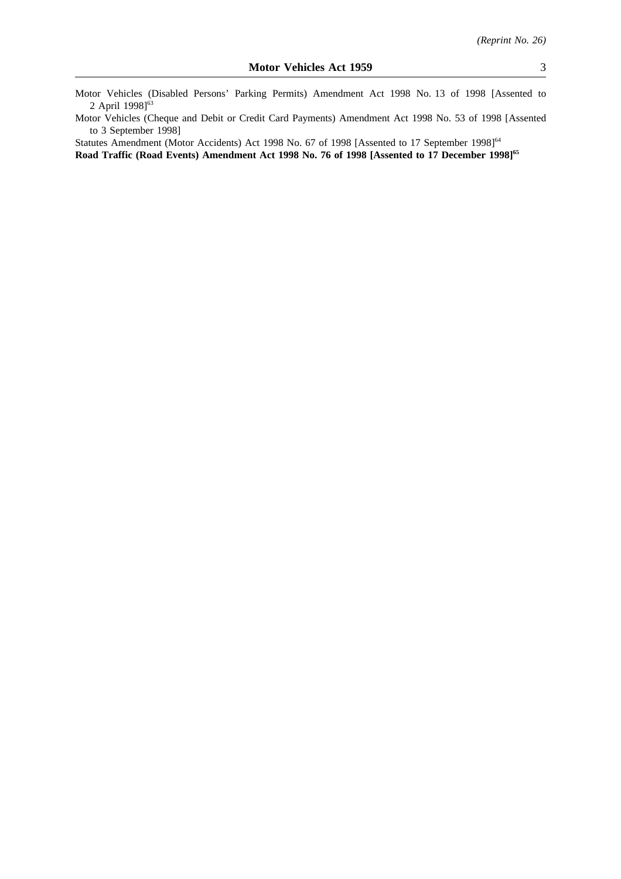Motor Vehicles (Disabled Persons' Parking Permits) Amendment Act 1998 No. 13 of 1998 [Assented to 2 April 1998][63]

Motor Vehicles (Cheque and Debit or Credit Card Payments) Amendment Act 1998 No. 53 of 1998 [Assented to 3 September 1998]

Statutes Amendment (Motor Accidents) Act 1998 No. 67 of 1998 [Assented to 17 September 1998][64]

**Road Traffic (Road Events) Amendment Act 1998 No. 76 of 1998 [Assented to 17 December 1998][65]**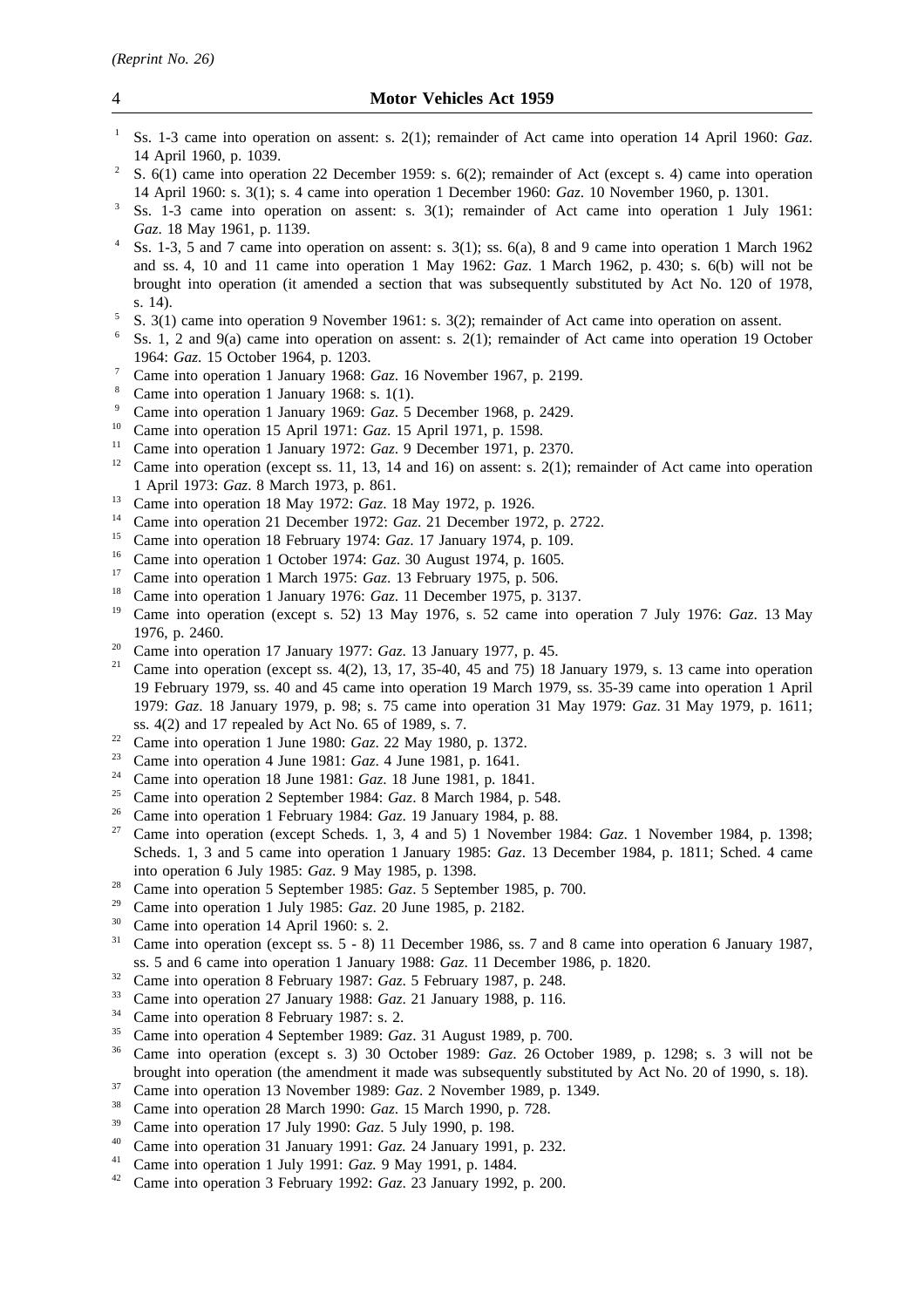[1] Ss. 1-3 came into operation on assent: s. 2(1); remainder of Act came into operation 14 April 1960: *Gaz*. 14 April 1960, p. 1039.

[2] S. 6(1) came into operation 22 December 1959: s. 6(2); remainder of Act (except s. 4) came into operation 14 April 1960: s. 3(1); s. 4 came into operation 1 December 1960: *Gaz*. 10 November 1960, p. 1301.

[3] Ss. 1-3 came into operation on assent: s. 3(1); remainder of Act came into operation 1 July 1961: *Gaz*. 18 May 1961, p. 1139.

[4] Ss. 1-3, 5 and 7 came into operation on assent: s. 3(1); ss. 6(a), 8 and 9 came into operation 1 March 1962 and ss. 4, 10 and 11 came into operation 1 May 1962: *Gaz*. 1 March 1962, p. 430; s. 6(b) will not be brought into operation (it amended a section that was subsequently substituted by Act No. 120 of 1978, s. 14).

[5] S. 3(1) came into operation 9 November 1961: s. 3(2); remainder of Act came into operation on assent.

[6] Ss. 1, 2 and 9(a) came into operation on assent: s. 2(1); remainder of Act came into operation 19 October 1964: *Gaz*. 15 October 1964, p. 1203.

[7] Came into operation 1 January 1968: *Gaz*. 16 November 1967, p. 2199.

[8] Came into operation 1 January 1968: s. 1(1).

[9] Came into operation 1 January 1969: *Gaz*. 5 December 1968, p. 2429.

[10] Came into operation 15 April 1971: *Gaz*. 15 April 1971, p. 1598.

[11] Came into operation 1 January 1972: *Gaz*. 9 December 1971, p. 2370.

[12] Came into operation (except ss. 11, 13, 14 and 16) on assent: s. 2(1); remainder of Act came into operation 1 April 1973: *Gaz*. 8 March 1973, p. 861.

[13] Came into operation 18 May 1972: *Gaz*. 18 May 1972, p. 1926.

[14] Came into operation 21 December 1972: *Gaz*. 21 December 1972, p. 2722.

[15] Came into operation 18 February 1974: *Gaz*. 17 January 1974, p. 109.

[16] Came into operation 1 October 1974: *Gaz*. 30 August 1974, p. 1605.

[17] Came into operation 1 March 1975: *Gaz*. 13 February 1975, p. 506.

[18] Came into operation 1 January 1976: *Gaz*. 11 December 1975, p. 3137.

[19] Came into operation (except s. 52) 13 May 1976, s. 52 came into operation 7 July 1976: *Gaz*. 13 May 1976, p. 2460.

[20] Came into operation 17 January 1977: *Gaz*. 13 January 1977, p. 45.

[21] Came into operation (except ss. 4(2), 13, 17, 35-40, 45 and 75) 18 January 1979, s. 13 came into operation 19 February 1979, ss. 40 and 45 came into operation 19 March 1979, ss. 35-39 came into operation 1 April 1979: *Gaz*. 18 January 1979, p. 98; s. 75 came into operation 31 May 1979: *Gaz*. 31 May 1979, p. 1611; ss. 4(2) and 17 repealed by Act No. 65 of 1989, s. 7.

[22] Came into operation 1 June 1980: *Gaz*. 22 May 1980, p. 1372.

[23] Came into operation 4 June 1981: *Gaz*. 4 June 1981, p. 1641.

[24] Came into operation 18 June 1981: *Gaz*. 18 June 1981, p. 1841.

[25] Came into operation 2 September 1984: *Gaz*. 8 March 1984, p. 548.

[26] Came into operation 1 February 1984: *Gaz*. 19 January 1984, p. 88.

[27] Came into operation (except Scheds. 1, 3, 4 and 5) 1 November 1984: *Gaz*. 1 November 1984, p. 1398; Scheds. 1, 3 and 5 came into operation 1 January 1985: *Gaz*. 13 December 1984, p. 1811; Sched. 4 came into operation 6 July 1985: *Gaz*. 9 May 1985, p. 1398.

[28] Came into operation 5 September 1985: *Gaz*. 5 September 1985, p. 700.

[29] Came into operation 1 July 1985: *Gaz*. 20 June 1985, p. 2182.

[30] Came into operation 14 April 1960: s. 2.

[31] Came into operation (except ss. 5 - 8) 11 December 1986, ss. 7 and 8 came into operation 6 January 1987, ss. 5 and 6 came into operation 1 January 1988: *Gaz*. 11 December 1986, p. 1820.

[32] Came into operation 8 February 1987: *Gaz*. 5 February 1987, p. 248.

[33] Came into operation 27 January 1988: *Gaz*. 21 January 1988, p. 116.

[34] Came into operation 8 February 1987: s. 2.

[35] Came into operation 4 September 1989: *Gaz*. 31 August 1989, p. 700.

[36] Came into operation (except s. 3) 30 October 1989: *Gaz*. 26 October 1989, p. 1298; s. 3 will not be brought into operation (the amendment it made was subsequently substituted by Act No. 20 of 1990, s. 18).

[37] Came into operation 13 November 1989: *Gaz*. 2 November 1989, p. 1349.

[38] Came into operation 28 March 1990: *Gaz*. 15 March 1990, p. 728.

[39] Came into operation 17 July 1990: *Gaz*. 5 July 1990, p. 198.

[40] Came into operation 31 January 1991: *Gaz.* 24 January 1991, p. 232.

[41] Came into operation 1 July 1991: *Gaz.* 9 May 1991, p. 1484.

[42] Came into operation 3 February 1992: *Gaz*. 23 January 1992, p. 200.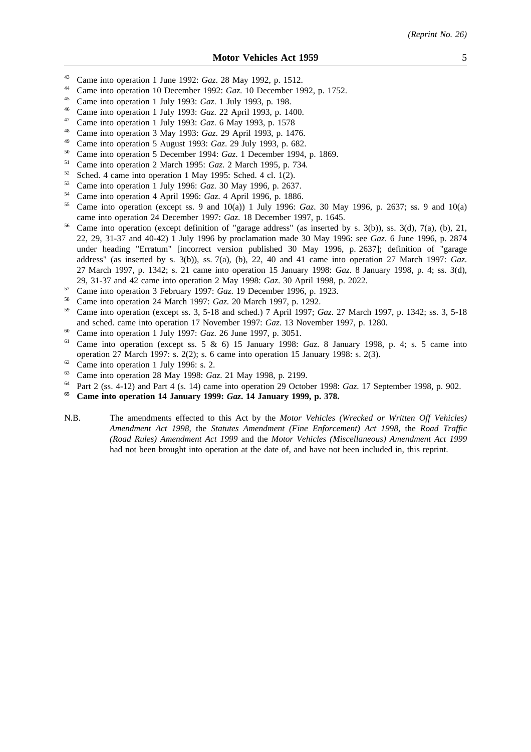[43] Came into operation 1 June 1992: *Gaz*. 28 May 1992, p. 1512.

[44] Came into operation 10 December 1992: *Gaz*. 10 December 1992, p. 1752.

[45] Came into operation 1 July 1993: *Gaz*. 1 July 1993, p. 198.

[46] Came into operation 1 July 1993: *Gaz*. 22 April 1993, p. 1400.

[47] Came into operation 1 July 1993: *Gaz*. 6 May 1993, p. 1578

[48] Came into operation 3 May 1993: *Gaz*. 29 April 1993, p. 1476.

[49] Came into operation 5 August 1993: *Gaz*. 29 July 1993, p. 682.

[50] Came into operation 5 December 1994: *Gaz*. 1 December 1994, p. 1869.

[51] Came into operation 2 March 1995: *Gaz*. 2 March 1995, p. 734.

[52] Sched. 4 came into operation 1 May 1995: Sched. 4 cl. 1(2).

[53] Came into operation 1 July 1996: *Gaz*. 30 May 1996, p. 2637.

[54] Came into operation 4 April 1996: *Gaz*. 4 April 1996, p. 1886.

[55] Came into operation (except ss. 9 and 10(a)) 1 July 1996: *Gaz*. 30 May 1996, p. 2637; ss. 9 and 10(a) came into operation 24 December 1997: *Gaz*. 18 December 1997, p. 1645.

[56] Came into operation (except definition of "garage address" (as inserted by s. 3(b)), ss. 3(d), 7(a), (b), 21, 22, 29, 31-37 and 40-42) 1 July 1996 by proclamation made 30 May 1996: see *Gaz*. 6 June 1996, p. 2874 under heading "Erratum" [incorrect version published 30 May 1996, p. 2637]; definition of "garage address" (as inserted by s. 3(b)), ss. 7(a), (b), 22, 40 and 41 came into operation 27 March 1997: *Gaz*. 27 March 1997, p. 1342; s. 21 came into operation 15 January 1998: *Gaz*. 8 January 1998, p. 4; ss. 3(d), 29, 31-37 and 42 came into operation 2 May 1998: *Gaz*. 30 April 1998, p. 2022.

[57] Came into operation 3 February 1997: *Gaz*. 19 December 1996, p. 1923.

[58] Came into operation 24 March 1997: *Gaz*. 20 March 1997, p. 1292.

[59] Came into operation (except ss. 3, 5-18 and sched.) 7 April 1997; *Gaz*. 27 March 1997, p. 1342; ss. 3, 5-18 and sched. came into operation 17 November 1997: *Gaz*. 13 November 1997, p. 1280.

[60] Came into operation 1 July 1997: *Gaz*. 26 June 1997, p. 3051.

[61] Came into operation (except ss. 5 & 6) 15 January 1998: *Gaz*. 8 January 1998, p. 4; s. 5 came into operation 27 March 1997: s. 2(2); s. 6 came into operation 15 January 1998: s. 2(3).

[62] Came into operation 1 July 1996: s. 2.

[63] Came into operation 28 May 1998: *Gaz*. 21 May 1998, p. 2199.

[64] Part 2 (ss. 4-12) and Part 4 (s. 14) came into operation 29 October 1998: *Gaz*. 17 September 1998, p. 902.

**[65] Came into operation 14 January 1999: *Gaz*. 14 January 1999, p. 378.**

N.B. The amendments effected to this Act by the *Motor Vehicles (Wrecked or Written Off Vehicles) Amendment Act 1998*, the *Statutes Amendment (Fine Enforcement) Act 1998*, the *Road Traffic (Road Rules) Amendment Act 1999* and the *Motor Vehicles (Miscellaneous) Amendment Act 1999* had not been brought into operation at the date of, and have not been included in, this reprint.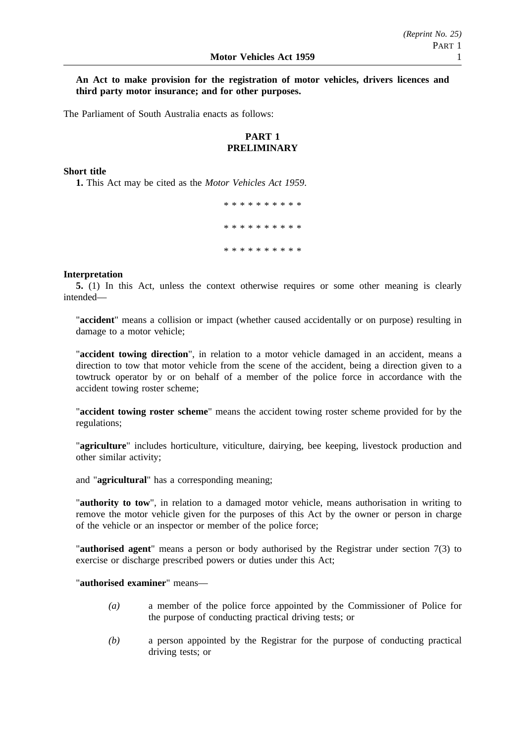**An Act to make provision for the registration of motor vehicles, drivers licences and third party motor insurance; and for other purposes.**

The Parliament of South Australia enacts as follows:

## PART 1
## PRELIMINARY

**Short title**

**1.** This Act may be cited as the *Motor Vehicles Act 1959*.

\* \* \* \* \* \* \* \* \* \*

\* \* \* \* \* \* \* \* \* \*

\* \* \* \* \* \* \* \* \* \*

**Interpretation**

**5.** (1) In this Act, unless the context otherwise requires or some other meaning is clearly intended—

"**accident**" means a collision or impact (whether caused accidentally or on purpose) resulting in damage to a motor vehicle;

"**accident towing direction**", in relation to a motor vehicle damaged in an accident, means a direction to tow that motor vehicle from the scene of the accident, being a direction given to a towtruck operator by or on behalf of a member of the police force in accordance with the accident towing roster scheme;

"**accident towing roster scheme**" means the accident towing roster scheme provided for by the regulations;

"**agriculture**" includes horticulture, viticulture, dairying, bee keeping, livestock production and other similar activity;

and "**agricultural**" has a corresponding meaning;

"**authority to tow**", in relation to a damaged motor vehicle, means authorisation in writing to remove the motor vehicle given for the purposes of this Act by the owner or person in charge of the vehicle or an inspector or member of the police force;

"**authorised agent**" means a person or body authorised by the Registrar under section 7(3) to exercise or discharge prescribed powers or duties under this Act;

"**authorised examiner**" means—

*(a)* a member of the police force appointed by the Commissioner of Police for the purpose of conducting practical driving tests; or

*(b)* a person appointed by the Registrar for the purpose of conducting practical driving tests; or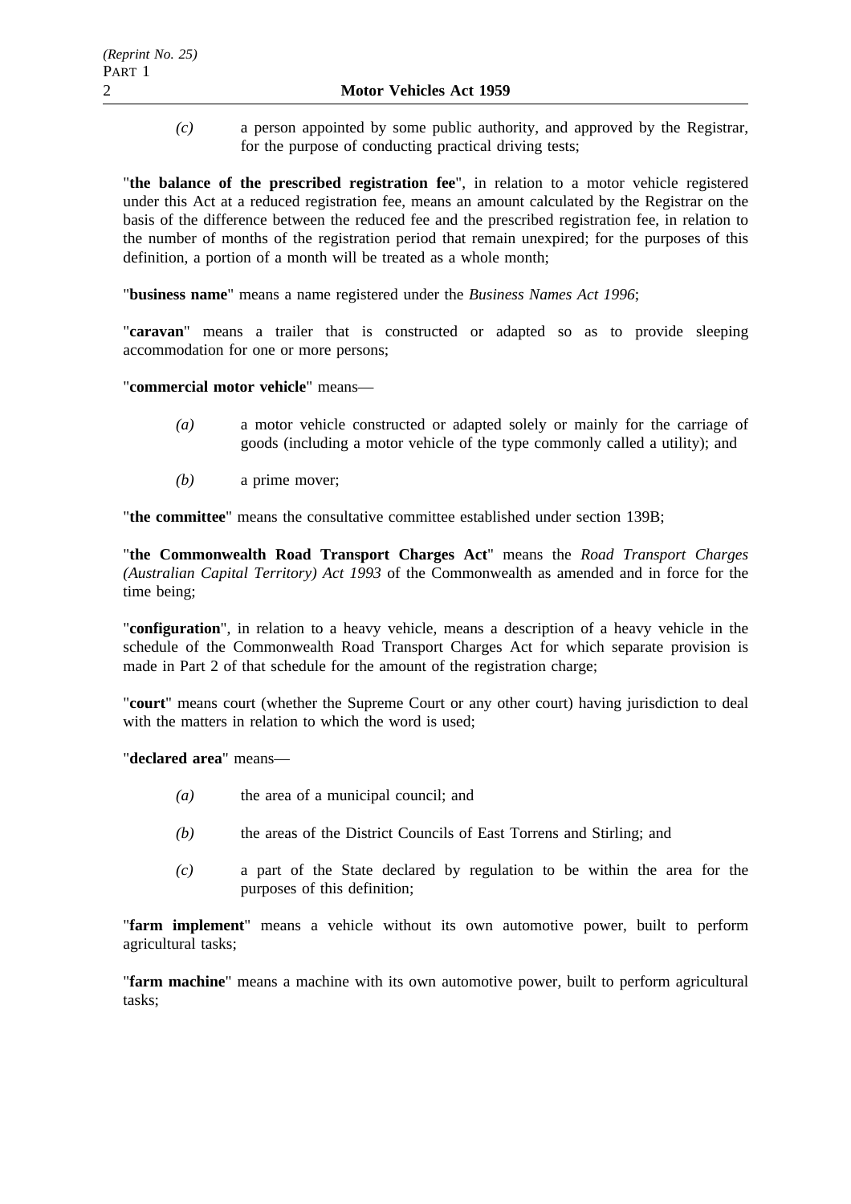*(c)* a person appointed by some public authority, and approved by the Registrar, for the purpose of conducting practical driving tests;

"**the balance of the prescribed registration fee**", in relation to a motor vehicle registered under this Act at a reduced registration fee, means an amount calculated by the Registrar on the basis of the difference between the reduced fee and the prescribed registration fee, in relation to the number of months of the registration period that remain unexpired; for the purposes of this definition, a portion of a month will be treated as a whole month;

"**business name**" means a name registered under the *Business Names Act 1996*;

"**caravan**" means a trailer that is constructed or adapted so as to provide sleeping accommodation for one or more persons;

"**commercial motor vehicle**" means—

*(a)* a motor vehicle constructed or adapted solely or mainly for the carriage of goods (including a motor vehicle of the type commonly called a utility); and

*(b)* a prime mover;

"**the committee**" means the consultative committee established under section 139B;

"**the Commonwealth Road Transport Charges Act**" means the *Road Transport Charges (Australian Capital Territory) Act 1993* of the Commonwealth as amended and in force for the time being;

"**configuration**", in relation to a heavy vehicle, means a description of a heavy vehicle in the schedule of the Commonwealth Road Transport Charges Act for which separate provision is made in Part 2 of that schedule for the amount of the registration charge;

"**court**" means court (whether the Supreme Court or any other court) having jurisdiction to deal with the matters in relation to which the word is used;

"**declared area**" means—

*(a)* the area of a municipal council; and

*(b)* the areas of the District Councils of East Torrens and Stirling; and

*(c)* a part of the State declared by regulation to be within the area for the purposes of this definition;

"**farm implement**" means a vehicle without its own automotive power, built to perform agricultural tasks;

"**farm machine**" means a machine with its own automotive power, built to perform agricultural tasks;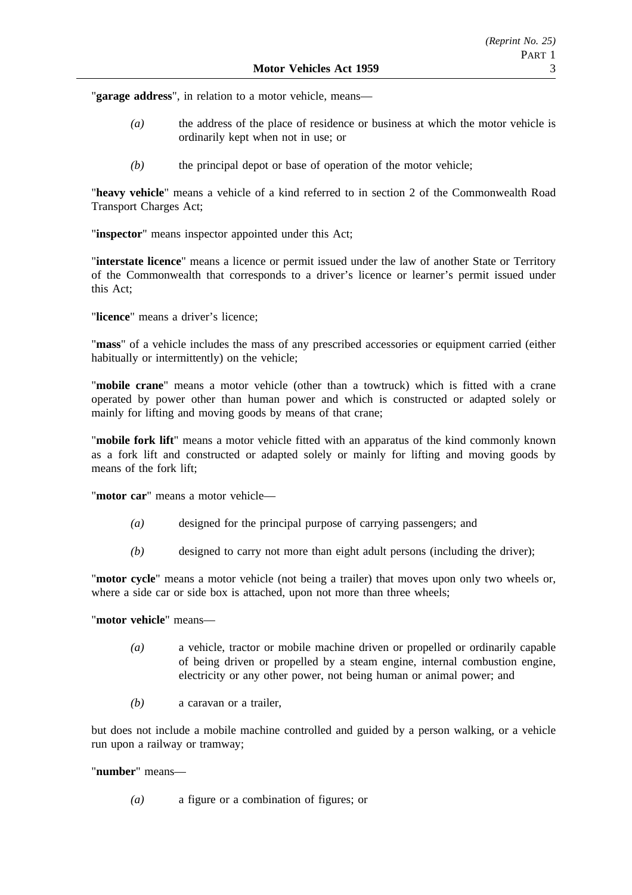"**garage address**", in relation to a motor vehicle, means—

- *(a)* the address of the place of residence or business at which the motor vehicle is ordinarily kept when not in use; or
- *(b)* the principal depot or base of operation of the motor vehicle;

"**heavy vehicle**" means a vehicle of a kind referred to in section 2 of the Commonwealth Road Transport Charges Act;

"**inspector**" means inspector appointed under this Act;

"**interstate licence**" means a licence or permit issued under the law of another State or Territory of the Commonwealth that corresponds to a driver's licence or learner's permit issued under this Act;

"**licence**" means a driver's licence;

"**mass**" of a vehicle includes the mass of any prescribed accessories or equipment carried (either habitually or intermittently) on the vehicle;

"**mobile crane**" means a motor vehicle (other than a towtruck) which is fitted with a crane operated by power other than human power and which is constructed or adapted solely or mainly for lifting and moving goods by means of that crane;

"**mobile fork lift**" means a motor vehicle fitted with an apparatus of the kind commonly known as a fork lift and constructed or adapted solely or mainly for lifting and moving goods by means of the fork lift;

"**motor car**" means a motor vehicle—

- *(a)* designed for the principal purpose of carrying passengers; and
- *(b)* designed to carry not more than eight adult persons (including the driver);

"**motor cycle**" means a motor vehicle (not being a trailer) that moves upon only two wheels or, where a side car or side box is attached, upon not more than three wheels;

"**motor vehicle**" means—

- *(a)* a vehicle, tractor or mobile machine driven or propelled or ordinarily capable of being driven or propelled by a steam engine, internal combustion engine, electricity or any other power, not being human or animal power; and
- *(b)* a caravan or a trailer,

but does not include a mobile machine controlled and guided by a person walking, or a vehicle run upon a railway or tramway;

"**number**" means—

- *(a)* a figure or a combination of figures; or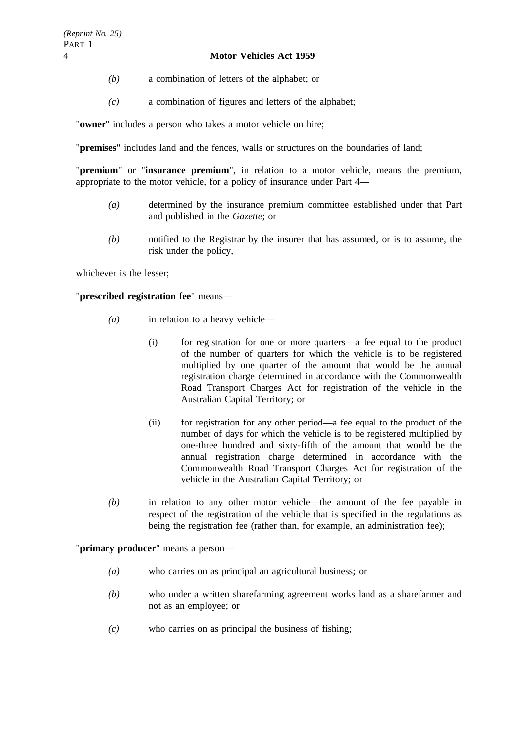*(b)* a combination of letters of the alphabet; or

*(c)* a combination of figures and letters of the alphabet;

"**owner**" includes a person who takes a motor vehicle on hire;

"**premises**" includes land and the fences, walls or structures on the boundaries of land;

"**premium**" or "**insurance premium**", in relation to a motor vehicle, means the premium, appropriate to the motor vehicle, for a policy of insurance under Part 4—

*(a)* determined by the insurance premium committee established under that Part and published in the *Gazette*; or

*(b)* notified to the Registrar by the insurer that has assumed, or is to assume, the risk under the policy,

whichever is the lesser;

"**prescribed registration fee**" means—

*(a)* in relation to a heavy vehicle—

(i) for registration for one or more quarters—a fee equal to the product of the number of quarters for which the vehicle is to be registered multiplied by one quarter of the amount that would be the annual registration charge determined in accordance with the Commonwealth Road Transport Charges Act for registration of the vehicle in the Australian Capital Territory; or

(ii) for registration for any other period—a fee equal to the product of the number of days for which the vehicle is to be registered multiplied by one-three hundred and sixty-fifth of the amount that would be the annual registration charge determined in accordance with the Commonwealth Road Transport Charges Act for registration of the vehicle in the Australian Capital Territory; or

*(b)* in relation to any other motor vehicle—the amount of the fee payable in respect of the registration of the vehicle that is specified in the regulations as being the registration fee (rather than, for example, an administration fee);

"**primary producer**" means a person—

*(a)* who carries on as principal an agricultural business; or

*(b)* who under a written sharefarming agreement works land as a sharefarmer and not as an employee; or

*(c)* who carries on as principal the business of fishing;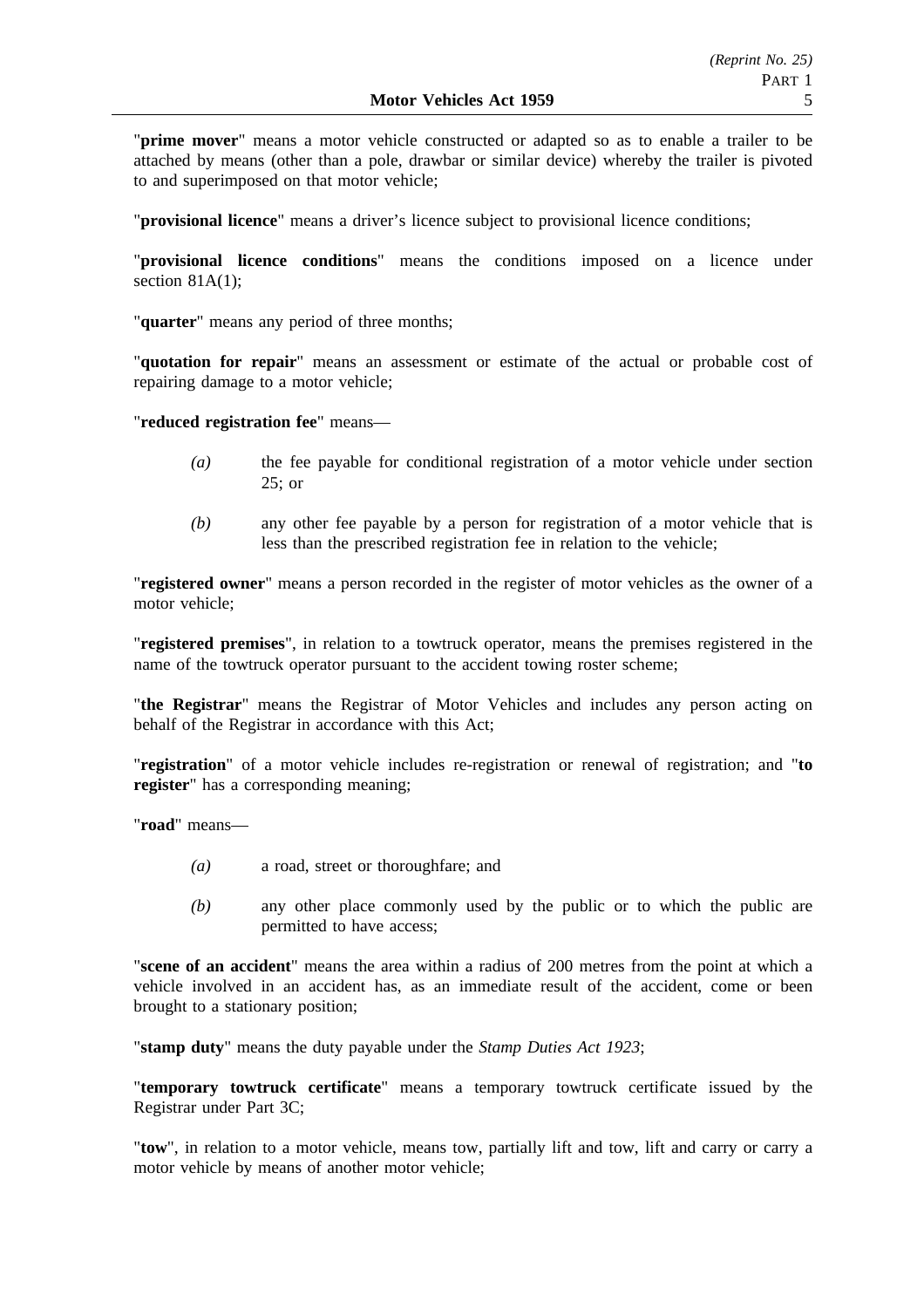"**prime mover**" means a motor vehicle constructed or adapted so as to enable a trailer to be attached by means (other than a pole, drawbar or similar device) whereby the trailer is pivoted to and superimposed on that motor vehicle;

"**provisional licence**" means a driver's licence subject to provisional licence conditions;

"**provisional licence conditions**" means the conditions imposed on a licence under section 81A(1);

"**quarter**" means any period of three months;

"**quotation for repair**" means an assessment or estimate of the actual or probable cost of repairing damage to a motor vehicle;

"**reduced registration fee**" means—

*(a)* the fee payable for conditional registration of a motor vehicle under section 25; or

*(b)* any other fee payable by a person for registration of a motor vehicle that is less than the prescribed registration fee in relation to the vehicle;

"**registered owner**" means a person recorded in the register of motor vehicles as the owner of a motor vehicle;

"**registered premises**", in relation to a towtruck operator, means the premises registered in the name of the towtruck operator pursuant to the accident towing roster scheme;

"**the Registrar**" means the Registrar of Motor Vehicles and includes any person acting on behalf of the Registrar in accordance with this Act;

"**registration**" of a motor vehicle includes re-registration or renewal of registration; and "**to register**" has a corresponding meaning;

"**road**" means—

*(a)* a road, street or thoroughfare; and

*(b)* any other place commonly used by the public or to which the public are permitted to have access;

"**scene of an accident**" means the area within a radius of 200 metres from the point at which a vehicle involved in an accident has, as an immediate result of the accident, come or been brought to a stationary position;

"**stamp duty**" means the duty payable under the *Stamp Duties Act 1923*;

"**temporary towtruck certificate**" means a temporary towtruck certificate issued by the Registrar under Part 3C;

"**tow**", in relation to a motor vehicle, means tow, partially lift and tow, lift and carry or carry a motor vehicle by means of another motor vehicle;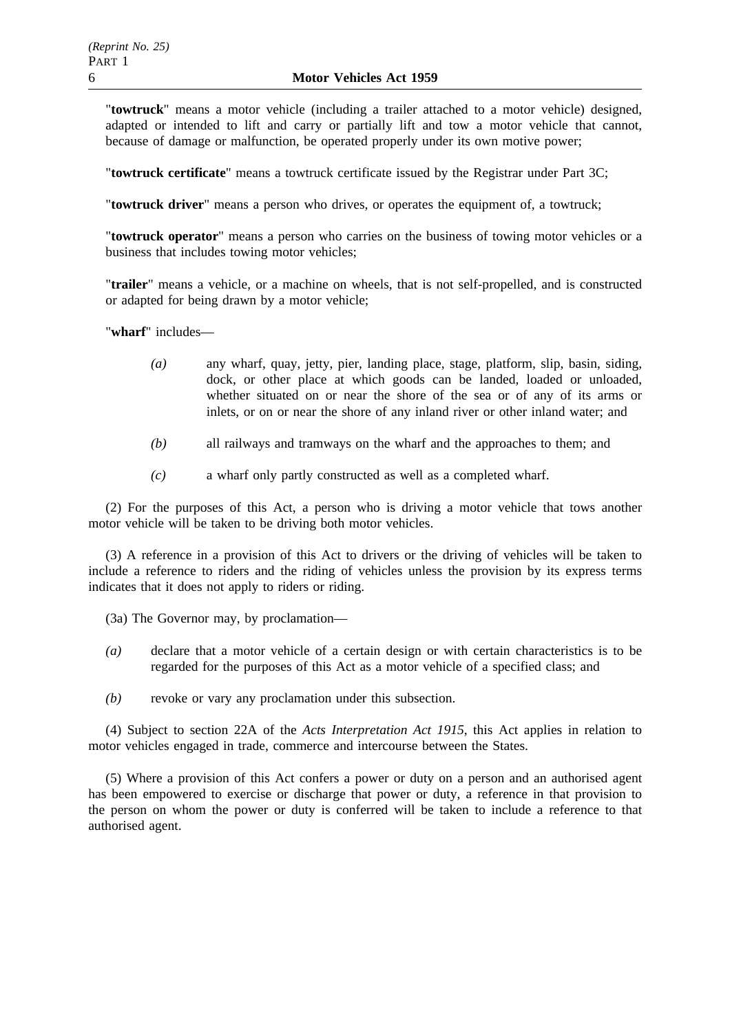"**towtruck**" means a motor vehicle (including a trailer attached to a motor vehicle) designed, adapted or intended to lift and carry or partially lift and tow a motor vehicle that cannot, because of damage or malfunction, be operated properly under its own motive power;

"**towtruck certificate**" means a towtruck certificate issued by the Registrar under Part 3C;

"**towtruck driver**" means a person who drives, or operates the equipment of, a towtruck;

"**towtruck operator**" means a person who carries on the business of towing motor vehicles or a business that includes towing motor vehicles;

"**trailer**" means a vehicle, or a machine on wheels, that is not self-propelled, and is constructed or adapted for being drawn by a motor vehicle;

"**wharf**" includes—

*(a)* any wharf, quay, jetty, pier, landing place, stage, platform, slip, basin, siding, dock, or other place at which goods can be landed, loaded or unloaded, whether situated on or near the shore of the sea or of any of its arms or inlets, or on or near the shore of any inland river or other inland water; and

*(b)* all railways and tramways on the wharf and the approaches to them; and

*(c)* a wharf only partly constructed as well as a completed wharf.

(2) For the purposes of this Act, a person who is driving a motor vehicle that tows another motor vehicle will be taken to be driving both motor vehicles.

(3) A reference in a provision of this Act to drivers or the driving of vehicles will be taken to include a reference to riders and the riding of vehicles unless the provision by its express terms indicates that it does not apply to riders or riding.

(3a) The Governor may, by proclamation—

*(a)* declare that a motor vehicle of a certain design or with certain characteristics is to be regarded for the purposes of this Act as a motor vehicle of a specified class; and

*(b)* revoke or vary any proclamation under this subsection.

(4) Subject to section 22A of the *Acts Interpretation Act 1915*, this Act applies in relation to motor vehicles engaged in trade, commerce and intercourse between the States.

(5) Where a provision of this Act confers a power or duty on a person and an authorised agent has been empowered to exercise or discharge that power or duty, a reference in that provision to the person on whom the power or duty is conferred will be taken to include a reference to that authorised agent.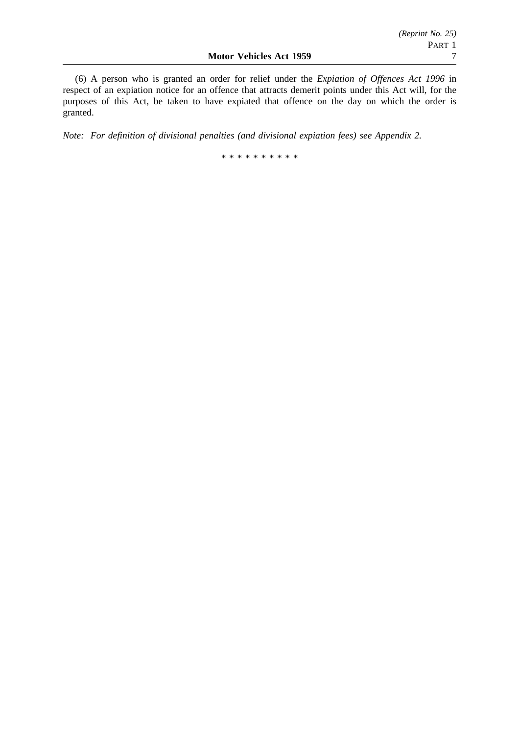(6) A person who is granted an order for relief under the *Expiation of Offences Act 1996* in respect of an expiation notice for an offence that attracts demerit points under this Act will, for the purposes of this Act, be taken to have expiated that offence on the day on which the order is granted.

*Note: For definition of divisional penalties (and divisional expiation fees) see Appendix 2.*

* * * * * * * * * *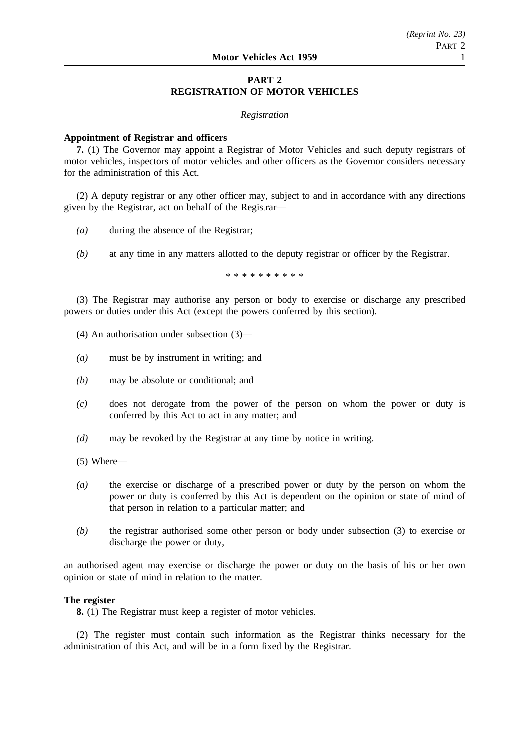# PART 2
# REGISTRATION OF MOTOR VEHICLES

*Registration*

**Appointment of Registrar and officers**

**7.** (1) The Governor may appoint a Registrar of Motor Vehicles and such deputy registrars of motor vehicles, inspectors of motor vehicles and other officers as the Governor considers necessary for the administration of this Act.

(2) A deputy registrar or any other officer may, subject to and in accordance with any directions given by the Registrar, act on behalf of the Registrar—

*(a)* during the absence of the Registrar;

*(b)* at any time in any matters allotted to the deputy registrar or officer by the Registrar.

\* \* \* \* \* \* \* \* \* \*

(3) The Registrar may authorise any person or body to exercise or discharge any prescribed powers or duties under this Act (except the powers conferred by this section).

(4) An authorisation under subsection (3)—

*(a)* must be by instrument in writing; and

*(b)* may be absolute or conditional; and

*(c)* does not derogate from the power of the person on whom the power or duty is conferred by this Act to act in any matter; and

*(d)* may be revoked by the Registrar at any time by notice in writing.

(5) Where—

*(a)* the exercise or discharge of a prescribed power or duty by the person on whom the power or duty is conferred by this Act is dependent on the opinion or state of mind of that person in relation to a particular matter; and

*(b)* the registrar authorised some other person or body under subsection (3) to exercise or discharge the power or duty,

an authorised agent may exercise or discharge the power or duty on the basis of his or her own opinion or state of mind in relation to the matter.

**The register**

**8.** (1) The Registrar must keep a register of motor vehicles.

(2) The register must contain such information as the Registrar thinks necessary for the administration of this Act, and will be in a form fixed by the Registrar.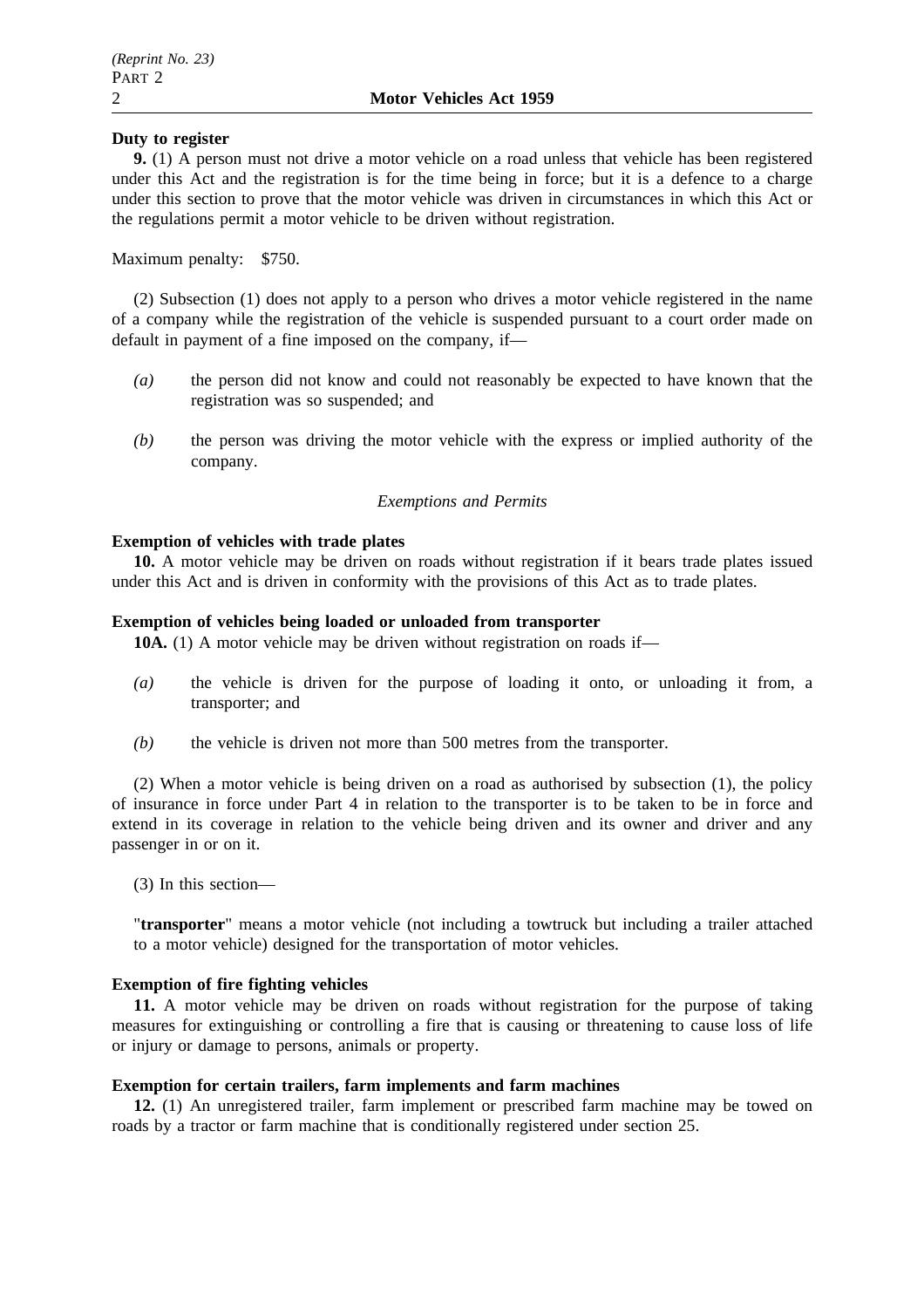**Duty to register**

**9.** (1) A person must not drive a motor vehicle on a road unless that vehicle has been registered under this Act and the registration is for the time being in force; but it is a defence to a charge under this section to prove that the motor vehicle was driven in circumstances in which this Act or the regulations permit a motor vehicle to be driven without registration.

Maximum penalty: $750.

(2) Subsection (1) does not apply to a person who drives a motor vehicle registered in the name of a company while the registration of the vehicle is suspended pursuant to a court order made on default in payment of a fine imposed on the company, if—

*(a)* the person did not know and could not reasonably be expected to have known that the registration was so suspended; and

*(b)* the person was driving the motor vehicle with the express or implied authority of the company.

*Exemptions and Permits*

**Exemption of vehicles with trade plates**

**10.** A motor vehicle may be driven on roads without registration if it bears trade plates issued under this Act and is driven in conformity with the provisions of this Act as to trade plates.

**Exemption of vehicles being loaded or unloaded from transporter**

**10A.** (1) A motor vehicle may be driven without registration on roads if—

*(a)* the vehicle is driven for the purpose of loading it onto, or unloading it from, a transporter; and

*(b)* the vehicle is driven not more than 500 metres from the transporter.

(2) When a motor vehicle is being driven on a road as authorised by subsection (1), the policy of insurance in force under Part 4 in relation to the transporter is to be taken to be in force and extend in its coverage in relation to the vehicle being driven and its owner and driver and any passenger in or on it.

(3) In this section—

"**transporter**" means a motor vehicle (not including a towtruck but including a trailer attached to a motor vehicle) designed for the transportation of motor vehicles.

**Exemption of fire fighting vehicles**

**11.** A motor vehicle may be driven on roads without registration for the purpose of taking measures for extinguishing or controlling a fire that is causing or threatening to cause loss of life or injury or damage to persons, animals or property.

**Exemption for certain trailers, farm implements and farm machines**

**12.** (1) An unregistered trailer, farm implement or prescribed farm machine may be towed on roads by a tractor or farm machine that is conditionally registered under section 25.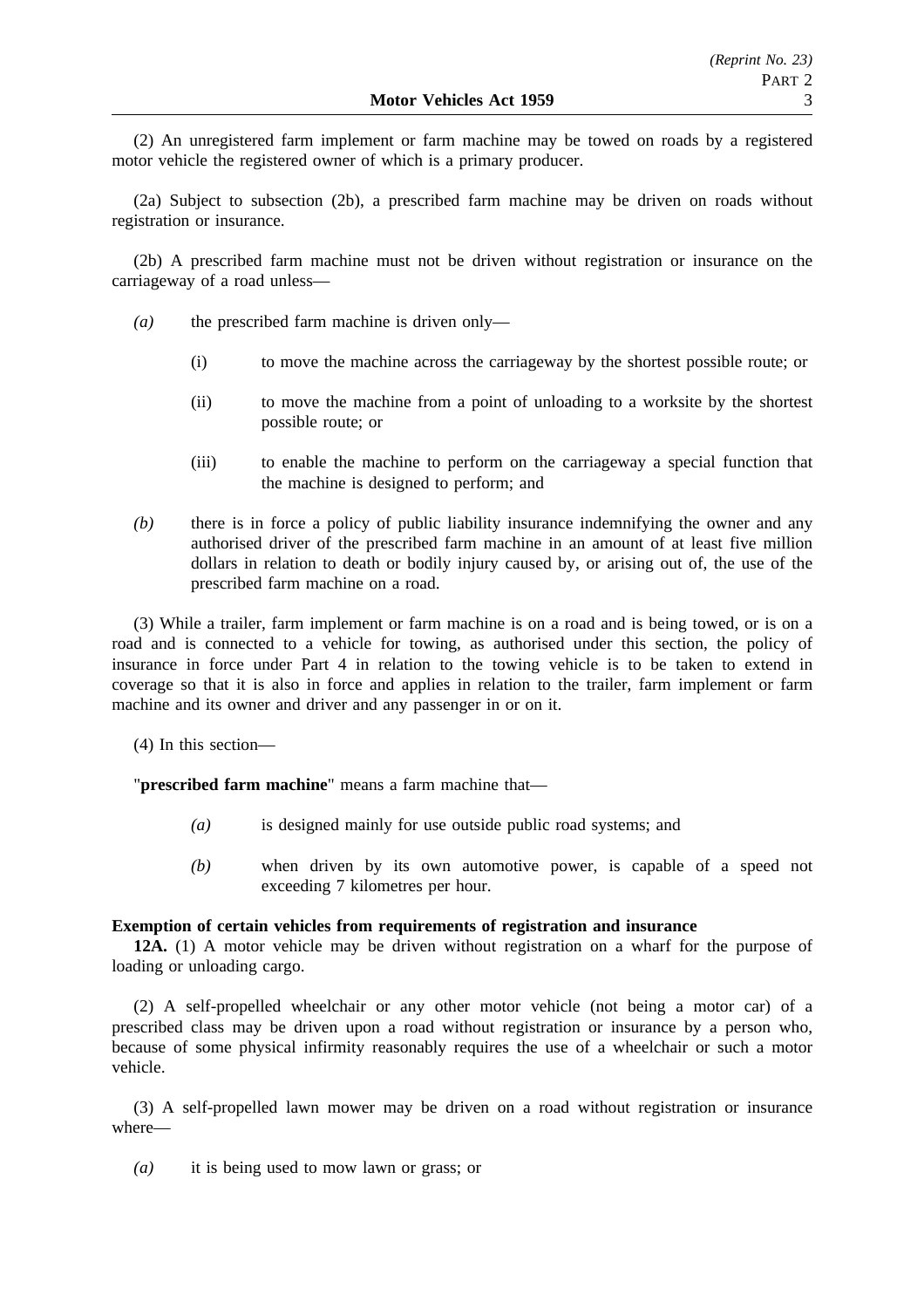(2) An unregistered farm implement or farm machine may be towed on roads by a registered motor vehicle the registered owner of which is a primary producer.

(2a) Subject to subsection (2b), a prescribed farm machine may be driven on roads without registration or insurance.

(2b) A prescribed farm machine must not be driven without registration or insurance on the carriageway of a road unless—

*(a)* the prescribed farm machine is driven only—

(i) to move the machine across the carriageway by the shortest possible route; or

(ii) to move the machine from a point of unloading to a worksite by the shortest possible route; or

(iii) to enable the machine to perform on the carriageway a special function that the machine is designed to perform; and

*(b)* there is in force a policy of public liability insurance indemnifying the owner and any authorised driver of the prescribed farm machine in an amount of at least five million dollars in relation to death or bodily injury caused by, or arising out of, the use of the prescribed farm machine on a road.

(3) While a trailer, farm implement or farm machine is on a road and is being towed, or is on a road and is connected to a vehicle for towing, as authorised under this section, the policy of insurance in force under Part 4 in relation to the towing vehicle is to be taken to extend in coverage so that it is also in force and applies in relation to the trailer, farm implement or farm machine and its owner and driver and any passenger in or on it.

(4) In this section—

"**prescribed farm machine**" means a farm machine that—

*(a)* is designed mainly for use outside public road systems; and

*(b)* when driven by its own automotive power, is capable of a speed not exceeding 7 kilometres per hour.

**Exemption of certain vehicles from requirements of registration and insurance**

**12A.** (1) A motor vehicle may be driven without registration on a wharf for the purpose of loading or unloading cargo.

(2) A self-propelled wheelchair or any other motor vehicle (not being a motor car) of a prescribed class may be driven upon a road without registration or insurance by a person who, because of some physical infirmity reasonably requires the use of a wheelchair or such a motor vehicle.

(3) A self-propelled lawn mower may be driven on a road without registration or insurance where—

*(a)* it is being used to mow lawn or grass; or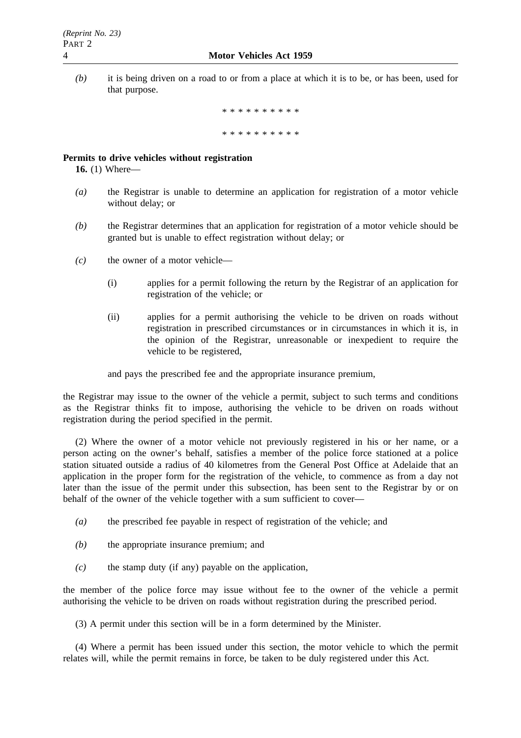*(b)* it is being driven on a road to or from a place at which it is to be, or has been, used for that purpose.

* * * * * * * * * *

* * * * * * * * * *

**Permits to drive vehicles without registration**

**16.** (1) Where—

*(a)* the Registrar is unable to determine an application for registration of a motor vehicle without delay; or

*(b)* the Registrar determines that an application for registration of a motor vehicle should be granted but is unable to effect registration without delay; or

*(c)* the owner of a motor vehicle—

(i) applies for a permit following the return by the Registrar of an application for registration of the vehicle; or

(ii) applies for a permit authorising the vehicle to be driven on roads without registration in prescribed circumstances or in circumstances in which it is, in the opinion of the Registrar, unreasonable or inexpedient to require the vehicle to be registered,

and pays the prescribed fee and the appropriate insurance premium,

the Registrar may issue to the owner of the vehicle a permit, subject to such terms and conditions as the Registrar thinks fit to impose, authorising the vehicle to be driven on roads without registration during the period specified in the permit.

(2) Where the owner of a motor vehicle not previously registered in his or her name, or a person acting on the owner's behalf, satisfies a member of the police force stationed at a police station situated outside a radius of 40 kilometres from the General Post Office at Adelaide that an application in the proper form for the registration of the vehicle, to commence as from a day not later than the issue of the permit under this subsection, has been sent to the Registrar by or on behalf of the owner of the vehicle together with a sum sufficient to cover—

*(a)* the prescribed fee payable in respect of registration of the vehicle; and

*(b)* the appropriate insurance premium; and

*(c)* the stamp duty (if any) payable on the application,

the member of the police force may issue without fee to the owner of the vehicle a permit authorising the vehicle to be driven on roads without registration during the prescribed period.

(3) A permit under this section will be in a form determined by the Minister.

(4) Where a permit has been issued under this section, the motor vehicle to which the permit relates will, while the permit remains in force, be taken to be duly registered under this Act.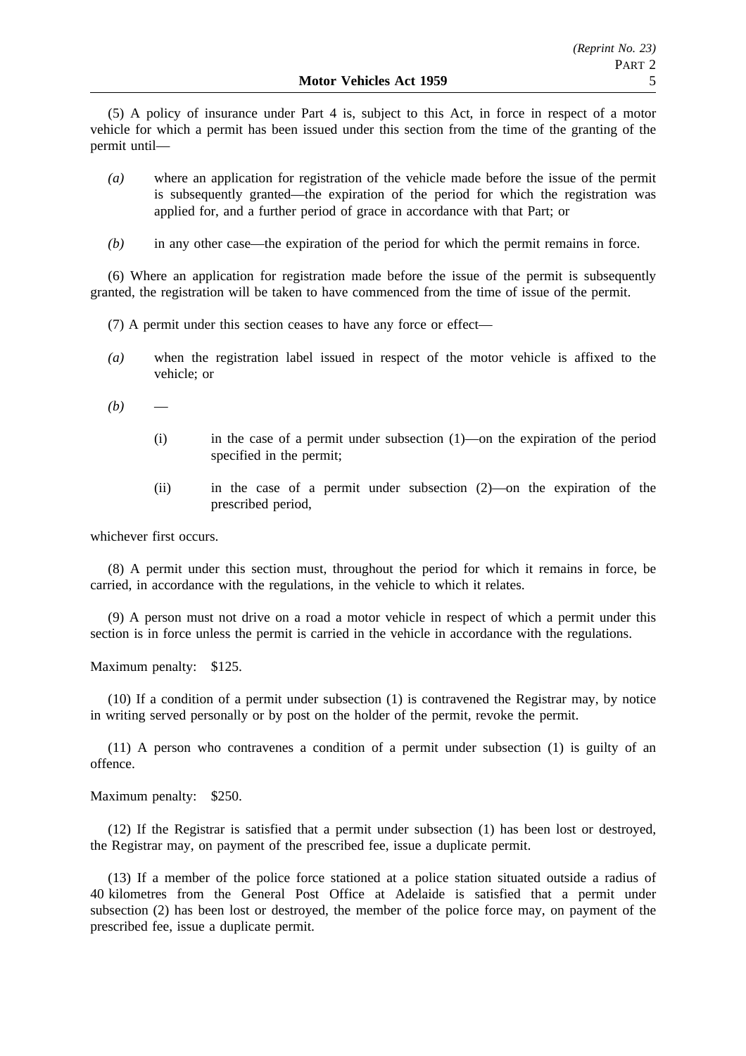(5) A policy of insurance under Part 4 is, subject to this Act, in force in respect of a motor vehicle for which a permit has been issued under this section from the time of the granting of the permit until—

- *(a)* where an application for registration of the vehicle made before the issue of the permit is subsequently granted—the expiration of the period for which the registration was applied for, and a further period of grace in accordance with that Part; or
- *(b)* in any other case—the expiration of the period for which the permit remains in force.

(6) Where an application for registration made before the issue of the permit is subsequently granted, the registration will be taken to have commenced from the time of issue of the permit.

(7) A permit under this section ceases to have any force or effect—

- *(a)* when the registration label issued in respect of the motor vehicle is affixed to the vehicle; or
- *(b)* —
  - (i) in the case of a permit under subsection (1)—on the expiration of the period specified in the permit;
  - (ii) in the case of a permit under subsection (2)—on the expiration of the prescribed period,

whichever first occurs.

(8) A permit under this section must, throughout the period for which it remains in force, be carried, in accordance with the regulations, in the vehicle to which it relates.

(9) A person must not drive on a road a motor vehicle in respect of which a permit under this section is in force unless the permit is carried in the vehicle in accordance with the regulations.

Maximum penalty: $125.

(10) If a condition of a permit under subsection (1) is contravened the Registrar may, by notice in writing served personally or by post on the holder of the permit, revoke the permit.

(11) A person who contravenes a condition of a permit under subsection (1) is guilty of an offence.

Maximum penalty: $250.

(12) If the Registrar is satisfied that a permit under subsection (1) has been lost or destroyed, the Registrar may, on payment of the prescribed fee, issue a duplicate permit.

(13) If a member of the police force stationed at a police station situated outside a radius of 40 kilometres from the General Post Office at Adelaide is satisfied that a permit under subsection (2) has been lost or destroyed, the member of the police force may, on payment of the prescribed fee, issue a duplicate permit.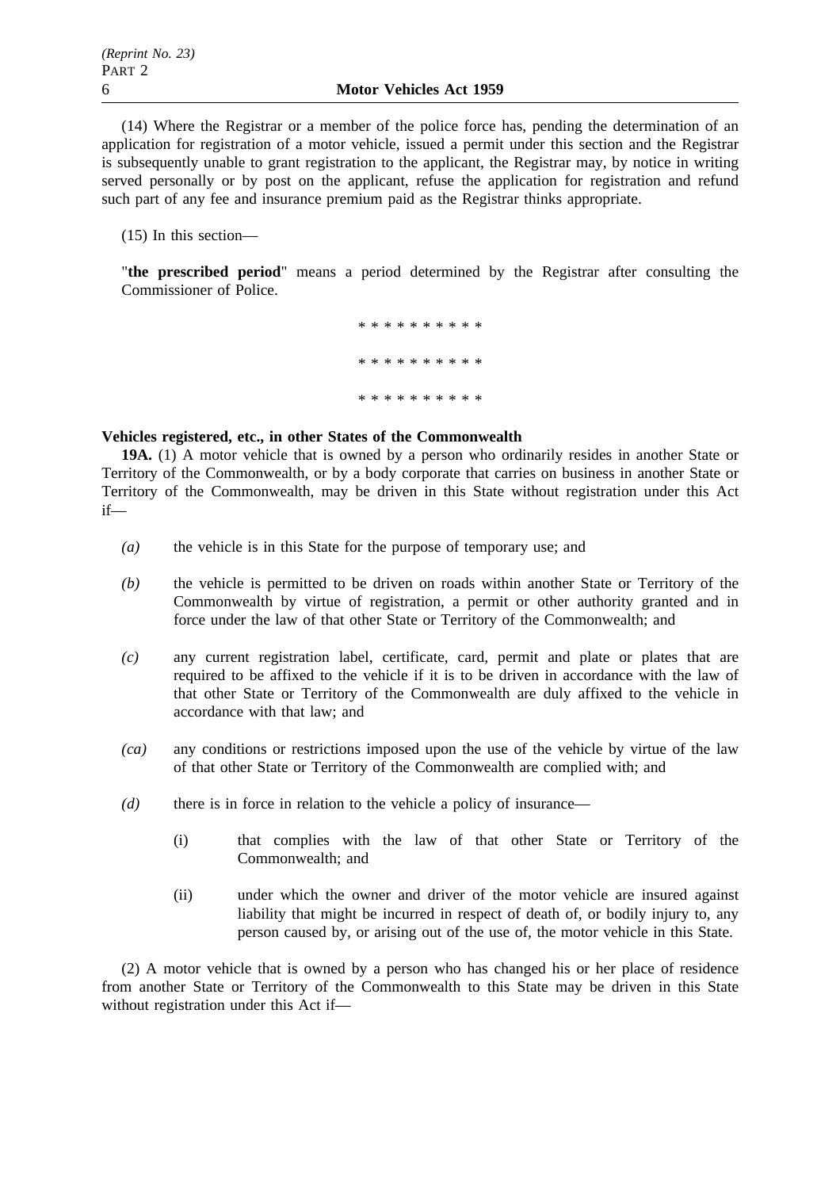(14) Where the Registrar or a member of the police force has, pending the determination of an application for registration of a motor vehicle, issued a permit under this section and the Registrar is subsequently unable to grant registration to the applicant, the Registrar may, by notice in writing served personally or by post on the applicant, refuse the application for registration and refund such part of any fee and insurance premium paid as the Registrar thinks appropriate.

(15) In this section—

"**the prescribed period**" means a period determined by the Registrar after consulting the Commissioner of Police.

* * * * * * * * * *

* * * * * * * * * *

* * * * * * * * * *

**Vehicles registered, etc., in other States of the Commonwealth**

**19A.** (1) A motor vehicle that is owned by a person who ordinarily resides in another State or Territory of the Commonwealth, or by a body corporate that carries on business in another State or Territory of the Commonwealth, may be driven in this State without registration under this Act if—

*(a)* the vehicle is in this State for the purpose of temporary use; and

*(b)* the vehicle is permitted to be driven on roads within another State or Territory of the Commonwealth by virtue of registration, a permit or other authority granted and in force under the law of that other State or Territory of the Commonwealth; and

*(c)* any current registration label, certificate, card, permit and plate or plates that are required to be affixed to the vehicle if it is to be driven in accordance with the law of that other State or Territory of the Commonwealth are duly affixed to the vehicle in accordance with that law; and

*(ca)* any conditions or restrictions imposed upon the use of the vehicle by virtue of the law of that other State or Territory of the Commonwealth are complied with; and

*(d)* there is in force in relation to the vehicle a policy of insurance—

(i) that complies with the law of that other State or Territory of the Commonwealth; and

(ii) under which the owner and driver of the motor vehicle are insured against liability that might be incurred in respect of death of, or bodily injury to, any person caused by, or arising out of the use of, the motor vehicle in this State.

(2) A motor vehicle that is owned by a person who has changed his or her place of residence from another State or Territory of the Commonwealth to this State may be driven in this State without registration under this Act if—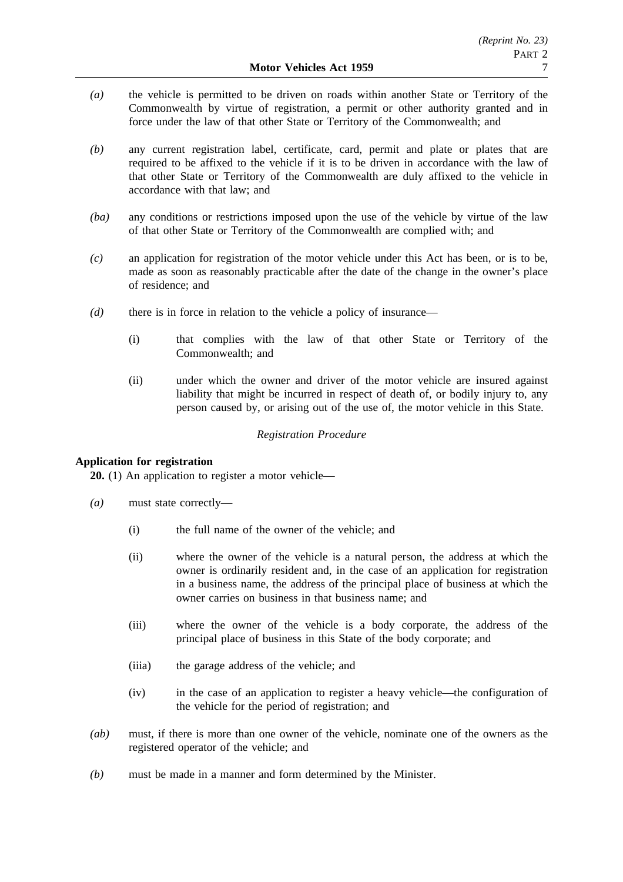*(a)* the vehicle is permitted to be driven on roads within another State or Territory of the Commonwealth by virtue of registration, a permit or other authority granted and in force under the law of that other State or Territory of the Commonwealth; and

*(b)* any current registration label, certificate, card, permit and plate or plates that are required to be affixed to the vehicle if it is to be driven in accordance with the law of that other State or Territory of the Commonwealth are duly affixed to the vehicle in accordance with that law; and

*(ba)* any conditions or restrictions imposed upon the use of the vehicle by virtue of the law of that other State or Territory of the Commonwealth are complied with; and

*(c)* an application for registration of the motor vehicle under this Act has been, or is to be, made as soon as reasonably practicable after the date of the change in the owner's place of residence; and

*(d)* there is in force in relation to the vehicle a policy of insurance—

(i) that complies with the law of that other State or Territory of the Commonwealth; and

(ii) under which the owner and driver of the motor vehicle are insured against liability that might be incurred in respect of death of, or bodily injury to, any person caused by, or arising out of the use of, the motor vehicle in this State.

*Registration Procedure*

**Application for registration**

**20.** (1) An application to register a motor vehicle—

*(a)* must state correctly—

(i) the full name of the owner of the vehicle; and

(ii) where the owner of the vehicle is a natural person, the address at which the owner is ordinarily resident and, in the case of an application for registration in a business name, the address of the principal place of business at which the owner carries on business in that business name; and

(iii) where the owner of the vehicle is a body corporate, the address of the principal place of business in this State of the body corporate; and

(iiia) the garage address of the vehicle; and

(iv) in the case of an application to register a heavy vehicle—the configuration of the vehicle for the period of registration; and

*(ab)* must, if there is more than one owner of the vehicle, nominate one of the owners as the registered operator of the vehicle; and

*(b)* must be made in a manner and form determined by the Minister.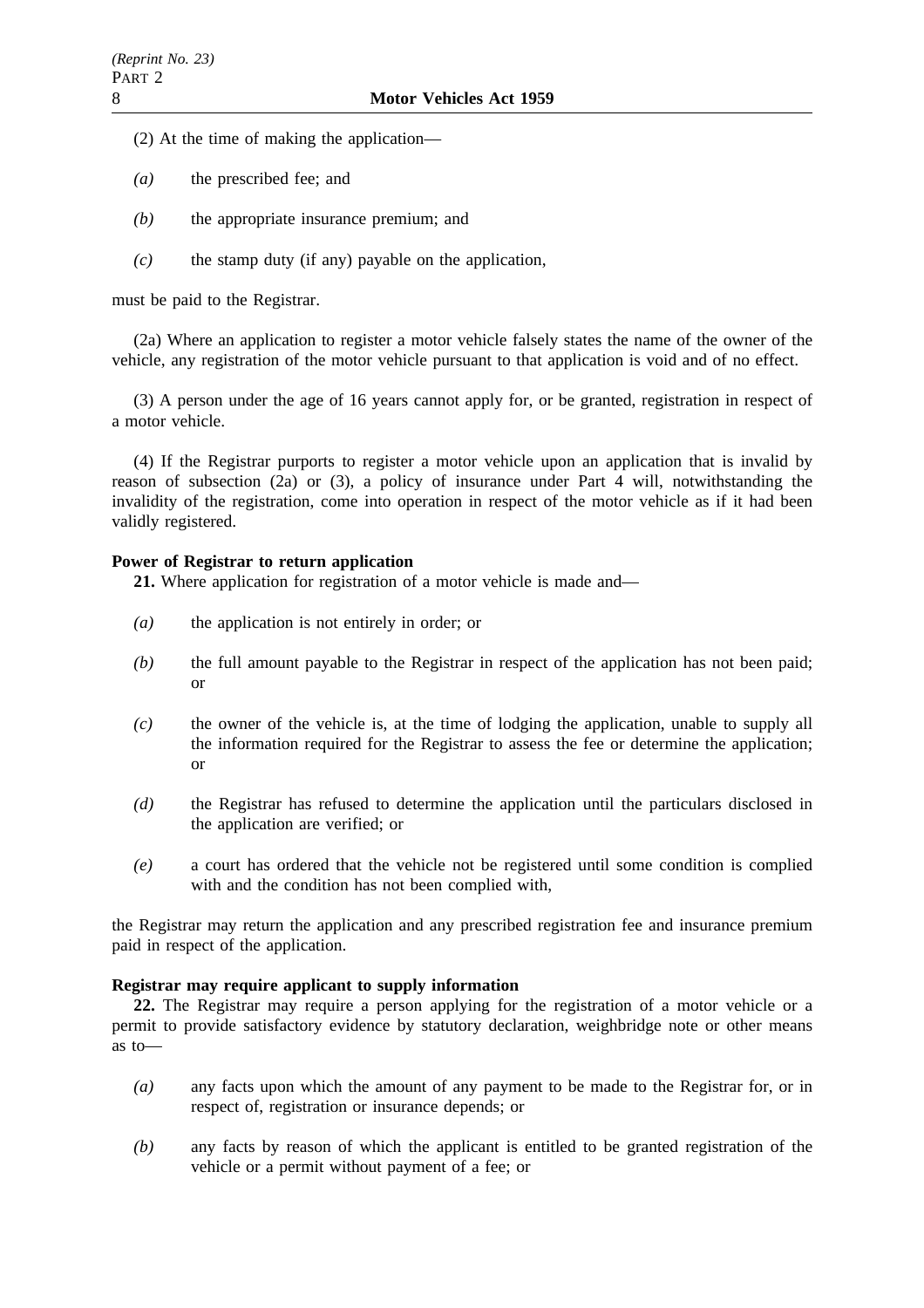(2) At the time of making the application—

*(a)* the prescribed fee; and

*(b)* the appropriate insurance premium; and

*(c)* the stamp duty (if any) payable on the application,

must be paid to the Registrar.

(2a) Where an application to register a motor vehicle falsely states the name of the owner of the vehicle, any registration of the motor vehicle pursuant to that application is void and of no effect.

(3) A person under the age of 16 years cannot apply for, or be granted, registration in respect of a motor vehicle.

(4) If the Registrar purports to register a motor vehicle upon an application that is invalid by reason of subsection (2a) or (3), a policy of insurance under Part 4 will, notwithstanding the invalidity of the registration, come into operation in respect of the motor vehicle as if it had been validly registered.

**Power of Registrar to return application**

**21.** Where application for registration of a motor vehicle is made and—

*(a)* the application is not entirely in order; or

*(b)* the full amount payable to the Registrar in respect of the application has not been paid; or

*(c)* the owner of the vehicle is, at the time of lodging the application, unable to supply all the information required for the Registrar to assess the fee or determine the application; or

*(d)* the Registrar has refused to determine the application until the particulars disclosed in the application are verified; or

*(e)* a court has ordered that the vehicle not be registered until some condition is complied with and the condition has not been complied with,

the Registrar may return the application and any prescribed registration fee and insurance premium paid in respect of the application.

**Registrar may require applicant to supply information**

**22.** The Registrar may require a person applying for the registration of a motor vehicle or a permit to provide satisfactory evidence by statutory declaration, weighbridge note or other means as to—

*(a)* any facts upon which the amount of any payment to be made to the Registrar for, or in respect of, registration or insurance depends; or

*(b)* any facts by reason of which the applicant is entitled to be granted registration of the vehicle or a permit without payment of a fee; or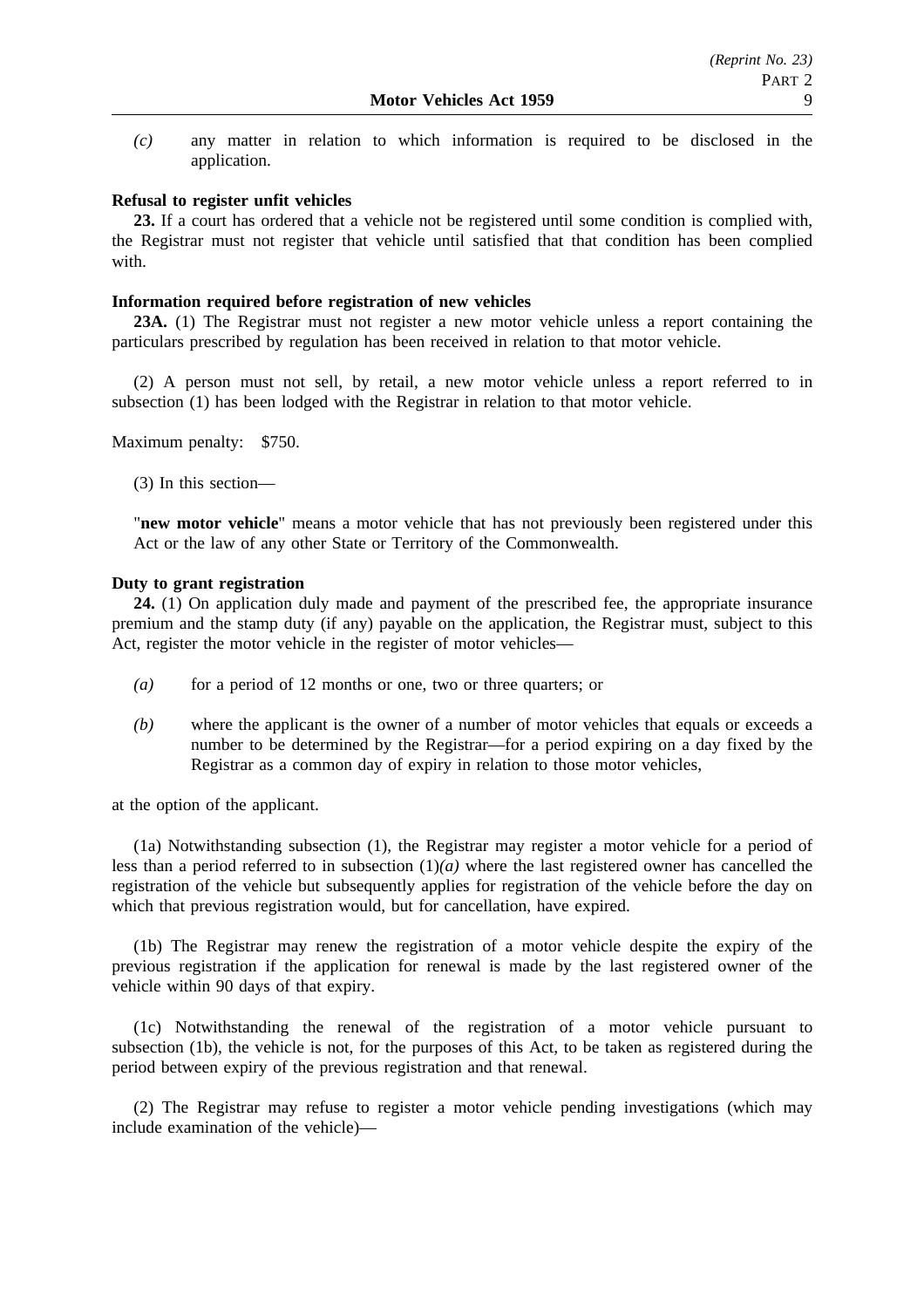*(c)* any matter in relation to which information is required to be disclosed in the application.

**Refusal to register unfit vehicles**

**23.** If a court has ordered that a vehicle not be registered until some condition is complied with, the Registrar must not register that vehicle until satisfied that that condition has been complied with.

**Information required before registration of new vehicles**

**23A.** (1) The Registrar must not register a new motor vehicle unless a report containing the particulars prescribed by regulation has been received in relation to that motor vehicle.

(2) A person must not sell, by retail, a new motor vehicle unless a report referred to in subsection (1) has been lodged with the Registrar in relation to that motor vehicle.

Maximum penalty: $750.

(3) In this section—

"**new motor vehicle**" means a motor vehicle that has not previously been registered under this Act or the law of any other State or Territory of the Commonwealth.

**Duty to grant registration**

**24.** (1) On application duly made and payment of the prescribed fee, the appropriate insurance premium and the stamp duty (if any) payable on the application, the Registrar must, subject to this Act, register the motor vehicle in the register of motor vehicles—

*(a)* for a period of 12 months or one, two or three quarters; or

*(b)* where the applicant is the owner of a number of motor vehicles that equals or exceeds a number to be determined by the Registrar—for a period expiring on a day fixed by the Registrar as a common day of expiry in relation to those motor vehicles,

at the option of the applicant.

(1a) Notwithstanding subsection (1), the Registrar may register a motor vehicle for a period of less than a period referred to in subsection (1)*(a)* where the last registered owner has cancelled the registration of the vehicle but subsequently applies for registration of the vehicle before the day on which that previous registration would, but for cancellation, have expired.

(1b) The Registrar may renew the registration of a motor vehicle despite the expiry of the previous registration if the application for renewal is made by the last registered owner of the vehicle within 90 days of that expiry.

(1c) Notwithstanding the renewal of the registration of a motor vehicle pursuant to subsection (1b), the vehicle is not, for the purposes of this Act, to be taken as registered during the period between expiry of the previous registration and that renewal.

(2) The Registrar may refuse to register a motor vehicle pending investigations (which may include examination of the vehicle)—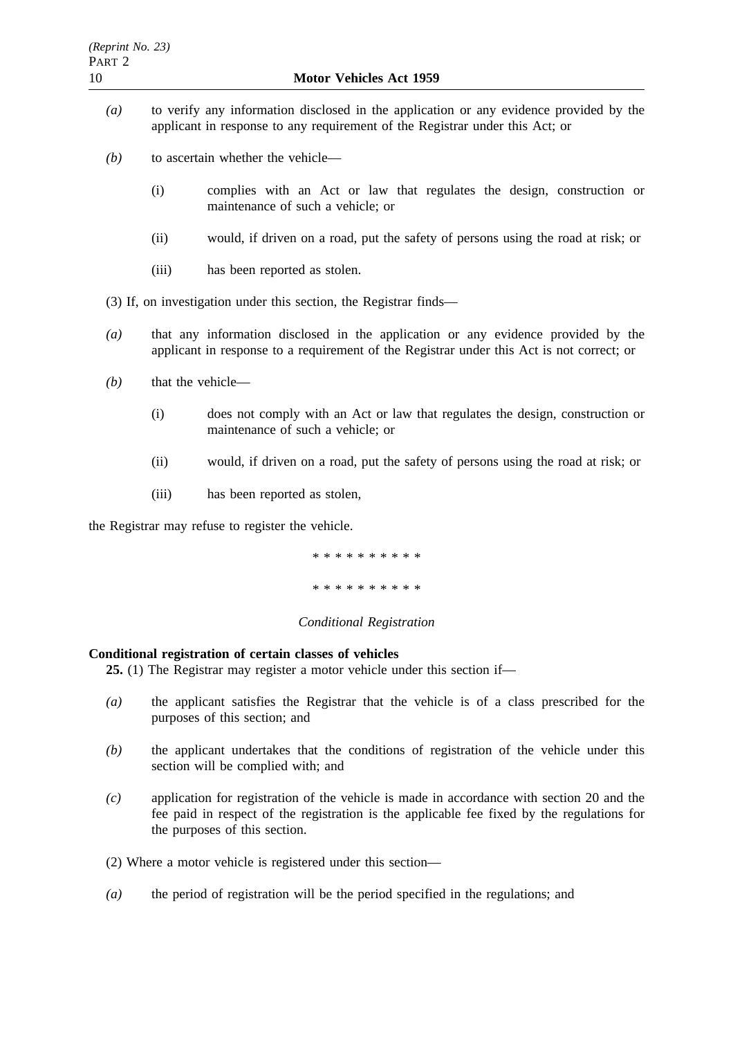*(a)* to verify any information disclosed in the application or any evidence provided by the applicant in response to any requirement of the Registrar under this Act; or

*(b)* to ascertain whether the vehicle—

(i) complies with an Act or law that regulates the design, construction or maintenance of such a vehicle; or

(ii) would, if driven on a road, put the safety of persons using the road at risk; or

(iii) has been reported as stolen.

(3) If, on investigation under this section, the Registrar finds—

*(a)* that any information disclosed in the application or any evidence provided by the applicant in response to a requirement of the Registrar under this Act is not correct; or

*(b)* that the vehicle—

(i) does not comply with an Act or law that regulates the design, construction or maintenance of such a vehicle; or

(ii) would, if driven on a road, put the safety of persons using the road at risk; or

(iii) has been reported as stolen,

the Registrar may refuse to register the vehicle.

\* \* \* \* \* \* \* \* \* \*

\* \* \* \* \* \* \* \* \* \*

*Conditional Registration*

**Conditional registration of certain classes of vehicles**

**25.** (1) The Registrar may register a motor vehicle under this section if—

*(a)* the applicant satisfies the Registrar that the vehicle is of a class prescribed for the purposes of this section; and

*(b)* the applicant undertakes that the conditions of registration of the vehicle under this section will be complied with; and

*(c)* application for registration of the vehicle is made in accordance with section 20 and the fee paid in respect of the registration is the applicable fee fixed by the regulations for the purposes of this section.

(2) Where a motor vehicle is registered under this section—

*(a)* the period of registration will be the period specified in the regulations; and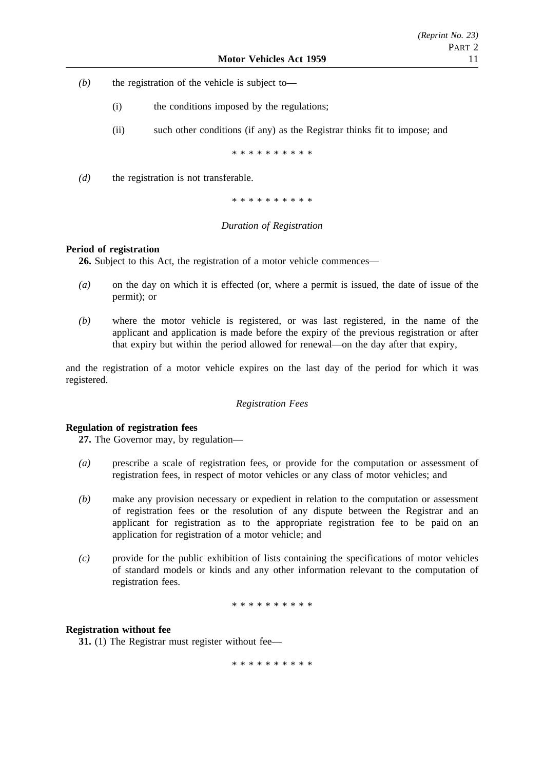*(b)* the registration of the vehicle is subject to—

(i) the conditions imposed by the regulations;

(ii) such other conditions (if any) as the Registrar thinks fit to impose; and

* * * * * * * * * *

*(d)* the registration is not transferable.

* * * * * * * * * *

*Duration of Registration*

**Period of registration**

**26.** Subject to this Act, the registration of a motor vehicle commences—

*(a)* on the day on which it is effected (or, where a permit is issued, the date of issue of the permit); or

*(b)* where the motor vehicle is registered, or was last registered, in the name of the applicant and application is made before the expiry of the previous registration or after that expiry but within the period allowed for renewal—on the day after that expiry,

and the registration of a motor vehicle expires on the last day of the period for which it was registered.

*Registration Fees*

**Regulation of registration fees**

**27.** The Governor may, by regulation—

*(a)* prescribe a scale of registration fees, or provide for the computation or assessment of registration fees, in respect of motor vehicles or any class of motor vehicles; and

*(b)* make any provision necessary or expedient in relation to the computation or assessment of registration fees or the resolution of any dispute between the Registrar and an applicant for registration as to the appropriate registration fee to be paid on an application for registration of a motor vehicle; and

*(c)* provide for the public exhibition of lists containing the specifications of motor vehicles of standard models or kinds and any other information relevant to the computation of registration fees.

* * * * * * * * * *

**Registration without fee**

**31.** (1) The Registrar must register without fee—

* * * * * * * * * *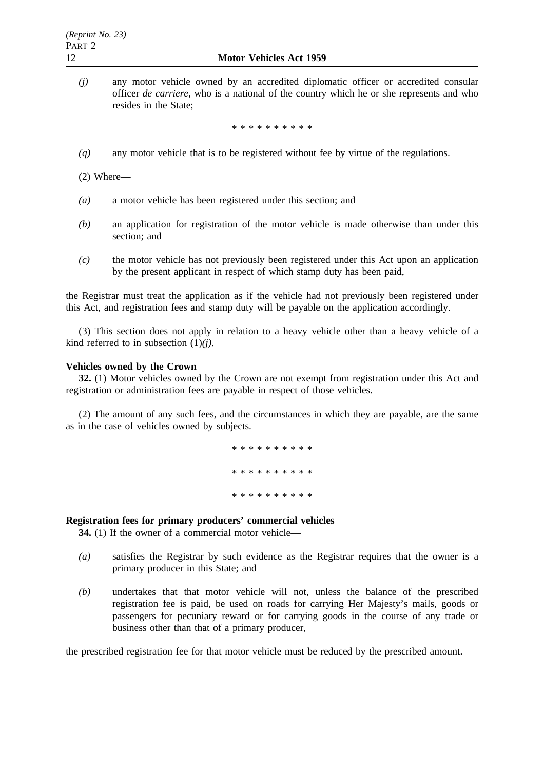*(j)* any motor vehicle owned by an accredited diplomatic officer or accredited consular officer *de carriere*, who is a national of the country which he or she represents and who resides in the State;

* * * * * * * * * *

*(q)* any motor vehicle that is to be registered without fee by virtue of the regulations.

(2) Where—

*(a)* a motor vehicle has been registered under this section; and

*(b)* an application for registration of the motor vehicle is made otherwise than under this section; and

*(c)* the motor vehicle has not previously been registered under this Act upon an application by the present applicant in respect of which stamp duty has been paid,

the Registrar must treat the application as if the vehicle had not previously been registered under this Act, and registration fees and stamp duty will be payable on the application accordingly.

(3) This section does not apply in relation to a heavy vehicle other than a heavy vehicle of a kind referred to in subsection (1)*(j)*.

**Vehicles owned by the Crown**

**32.** (1) Motor vehicles owned by the Crown are not exempt from registration under this Act and registration or administration fees are payable in respect of those vehicles.

(2) The amount of any such fees, and the circumstances in which they are payable, are the same as in the case of vehicles owned by subjects.

* * * * * * * * * *

* * * * * * * * * *

* * * * * * * * * *

**Registration fees for primary producers' commercial vehicles**

**34.** (1) If the owner of a commercial motor vehicle—

*(a)* satisfies the Registrar by such evidence as the Registrar requires that the owner is a primary producer in this State; and

*(b)* undertakes that that motor vehicle will not, unless the balance of the prescribed registration fee is paid, be used on roads for carrying Her Majesty's mails, goods or passengers for pecuniary reward or for carrying goods in the course of any trade or business other than that of a primary producer,

the prescribed registration fee for that motor vehicle must be reduced by the prescribed amount.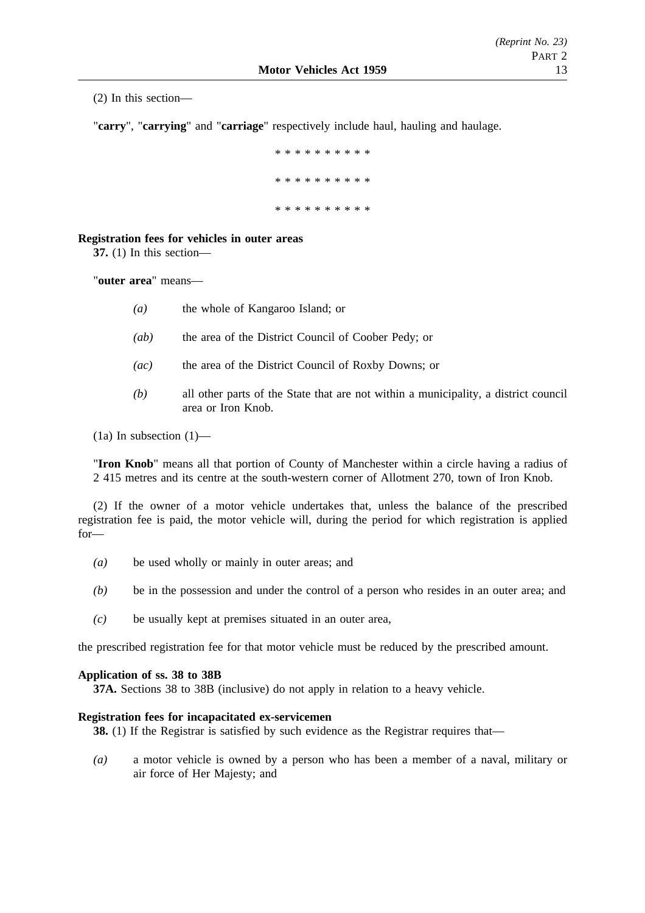(2) In this section—

"**carry**", "**carrying**" and "**carriage**" respectively include haul, hauling and haulage.

* * * * * * * * * *

* * * * * * * * * *

* * * * * * * * * *

**Registration fees for vehicles in outer areas**

**37.** (1) In this section—

"**outer area**" means—

*(a)* the whole of Kangaroo Island; or

*(ab)* the area of the District Council of Coober Pedy; or

*(ac)* the area of the District Council of Roxby Downs; or

*(b)* all other parts of the State that are not within a municipality, a district council area or Iron Knob.

(1a) In subsection (1)—

"**Iron Knob**" means all that portion of County of Manchester within a circle having a radius of 2 415 metres and its centre at the south-western corner of Allotment 270, town of Iron Knob.

(2) If the owner of a motor vehicle undertakes that, unless the balance of the prescribed registration fee is paid, the motor vehicle will, during the period for which registration is applied for—

*(a)* be used wholly or mainly in outer areas; and

*(b)* be in the possession and under the control of a person who resides in an outer area; and

*(c)* be usually kept at premises situated in an outer area,

the prescribed registration fee for that motor vehicle must be reduced by the prescribed amount.

**Application of ss. 38 to 38B**

**37A.** Sections 38 to 38B (inclusive) do not apply in relation to a heavy vehicle.

**Registration fees for incapacitated ex-servicemen**

**38.** (1) If the Registrar is satisfied by such evidence as the Registrar requires that—

*(a)* a motor vehicle is owned by a person who has been a member of a naval, military or air force of Her Majesty; and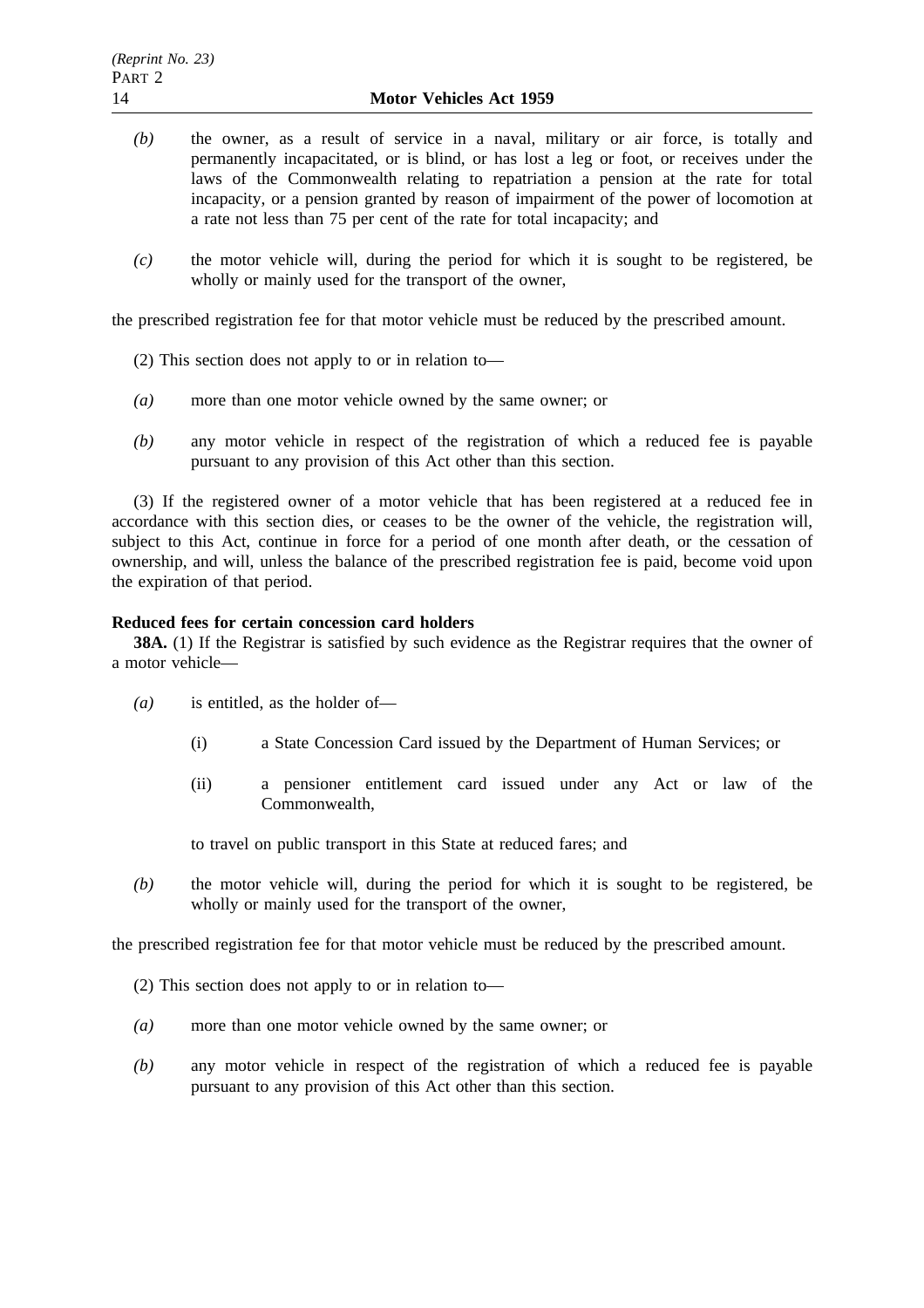*(b)* the owner, as a result of service in a naval, military or air force, is totally and permanently incapacitated, or is blind, or has lost a leg or foot, or receives under the laws of the Commonwealth relating to repatriation a pension at the rate for total incapacity, or a pension granted by reason of impairment of the power of locomotion at a rate not less than 75 per cent of the rate for total incapacity; and

*(c)* the motor vehicle will, during the period for which it is sought to be registered, be wholly or mainly used for the transport of the owner,

the prescribed registration fee for that motor vehicle must be reduced by the prescribed amount.

(2) This section does not apply to or in relation to—

*(a)* more than one motor vehicle owned by the same owner; or

*(b)* any motor vehicle in respect of the registration of which a reduced fee is payable pursuant to any provision of this Act other than this section.

(3) If the registered owner of a motor vehicle that has been registered at a reduced fee in accordance with this section dies, or ceases to be the owner of the vehicle, the registration will, subject to this Act, continue in force for a period of one month after death, or the cessation of ownership, and will, unless the balance of the prescribed registration fee is paid, become void upon the expiration of that period.

**Reduced fees for certain concession card holders**

**38A.** (1) If the Registrar is satisfied by such evidence as the Registrar requires that the owner of a motor vehicle—

*(a)* is entitled, as the holder of—

(i) a State Concession Card issued by the Department of Human Services; or

(ii) a pensioner entitlement card issued under any Act or law of the Commonwealth,

to travel on public transport in this State at reduced fares; and

*(b)* the motor vehicle will, during the period for which it is sought to be registered, be wholly or mainly used for the transport of the owner,

the prescribed registration fee for that motor vehicle must be reduced by the prescribed amount.

(2) This section does not apply to or in relation to—

*(a)* more than one motor vehicle owned by the same owner; or

*(b)* any motor vehicle in respect of the registration of which a reduced fee is payable pursuant to any provision of this Act other than this section.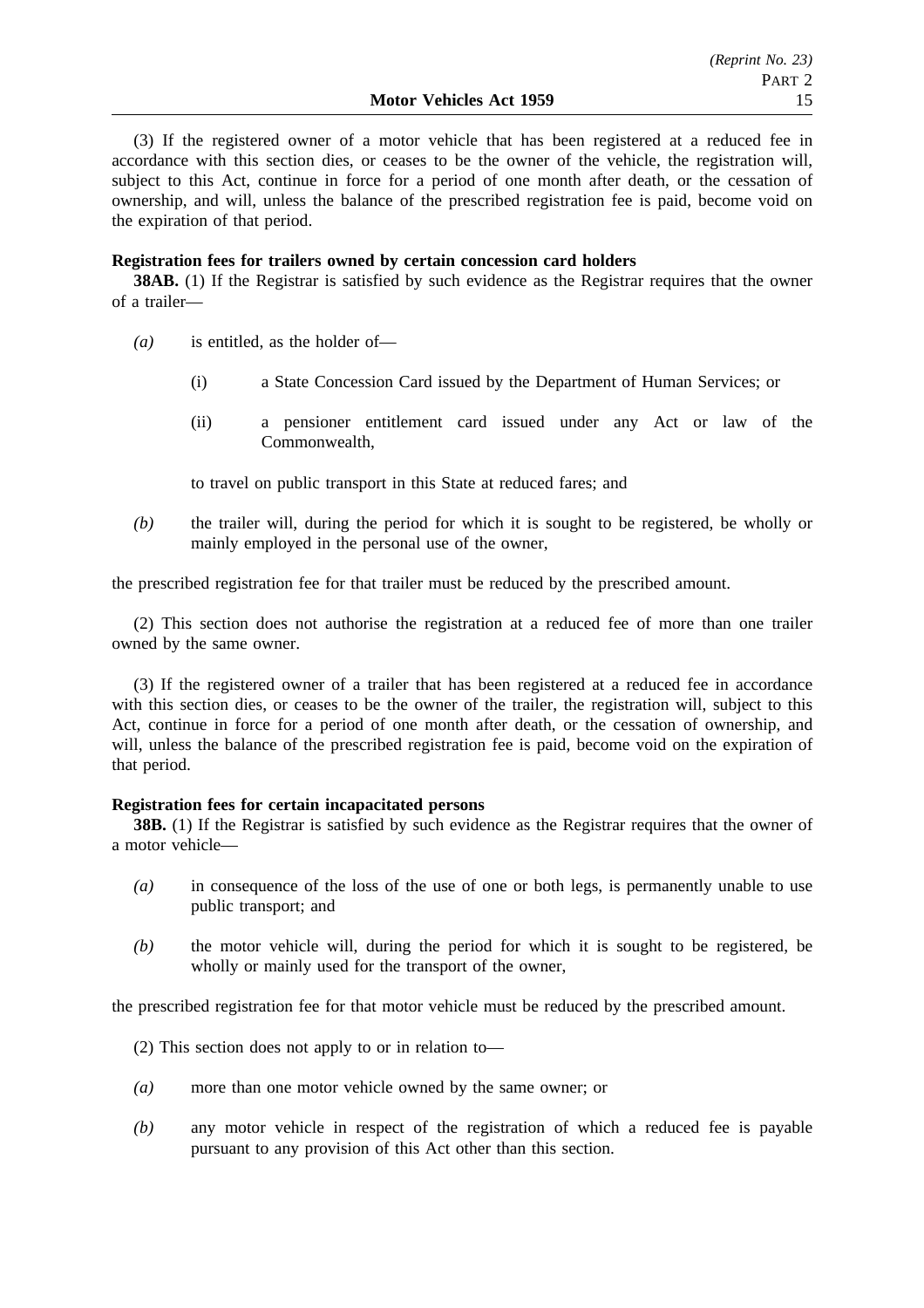(3) If the registered owner of a motor vehicle that has been registered at a reduced fee in accordance with this section dies, or ceases to be the owner of the vehicle, the registration will, subject to this Act, continue in force for a period of one month after death, or the cessation of ownership, and will, unless the balance of the prescribed registration fee is paid, become void on the expiration of that period.

**Registration fees for trailers owned by certain concession card holders**

**38AB.** (1) If the Registrar is satisfied by such evidence as the Registrar requires that the owner of a trailer—

*(a)* is entitled, as the holder of—

(i) a State Concession Card issued by the Department of Human Services; or

(ii) a pensioner entitlement card issued under any Act or law of the Commonwealth,

to travel on public transport in this State at reduced fares; and

*(b)* the trailer will, during the period for which it is sought to be registered, be wholly or mainly employed in the personal use of the owner,

the prescribed registration fee for that trailer must be reduced by the prescribed amount.

(2) This section does not authorise the registration at a reduced fee of more than one trailer owned by the same owner.

(3) If the registered owner of a trailer that has been registered at a reduced fee in accordance with this section dies, or ceases to be the owner of the trailer, the registration will, subject to this Act, continue in force for a period of one month after death, or the cessation of ownership, and will, unless the balance of the prescribed registration fee is paid, become void on the expiration of that period.

**Registration fees for certain incapacitated persons**

**38B.** (1) If the Registrar is satisfied by such evidence as the Registrar requires that the owner of a motor vehicle—

*(a)* in consequence of the loss of the use of one or both legs, is permanently unable to use public transport; and

*(b)* the motor vehicle will, during the period for which it is sought to be registered, be wholly or mainly used for the transport of the owner,

the prescribed registration fee for that motor vehicle must be reduced by the prescribed amount.

(2) This section does not apply to or in relation to—

*(a)* more than one motor vehicle owned by the same owner; or

*(b)* any motor vehicle in respect of the registration of which a reduced fee is payable pursuant to any provision of this Act other than this section.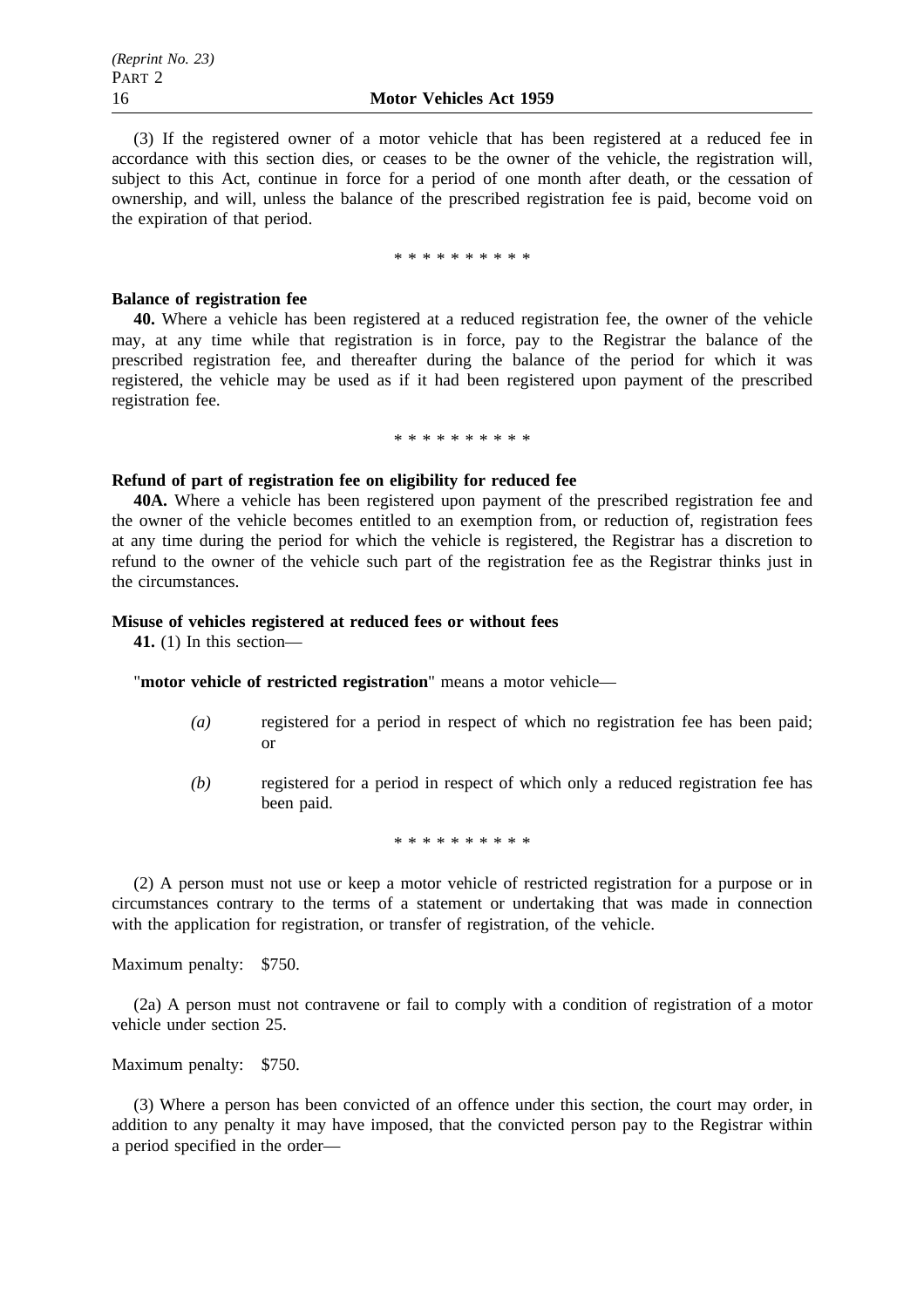(3) If the registered owner of a motor vehicle that has been registered at a reduced fee in accordance with this section dies, or ceases to be the owner of the vehicle, the registration will, subject to this Act, continue in force for a period of one month after death, or the cessation of ownership, and will, unless the balance of the prescribed registration fee is paid, become void on the expiration of that period.

\* \* \* \* \* \* \* \* \* \*

**Balance of registration fee**

**40.** Where a vehicle has been registered at a reduced registration fee, the owner of the vehicle may, at any time while that registration is in force, pay to the Registrar the balance of the prescribed registration fee, and thereafter during the balance of the period for which it was registered, the vehicle may be used as if it had been registered upon payment of the prescribed registration fee.

\* \* \* \* \* \* \* \* \* \*

**Refund of part of registration fee on eligibility for reduced fee**

**40A.** Where a vehicle has been registered upon payment of the prescribed registration fee and the owner of the vehicle becomes entitled to an exemption from, or reduction of, registration fees at any time during the period for which the vehicle is registered, the Registrar has a discretion to refund to the owner of the vehicle such part of the registration fee as the Registrar thinks just in the circumstances.

**Misuse of vehicles registered at reduced fees or without fees**

**41.** (1) In this section—

"**motor vehicle of restricted registration**" means a motor vehicle—

*(a)* registered for a period in respect of which no registration fee has been paid; or

*(b)* registered for a period in respect of which only a reduced registration fee has been paid.

\* \* \* \* \* \* \* \* \* \*

(2) A person must not use or keep a motor vehicle of restricted registration for a purpose or in circumstances contrary to the terms of a statement or undertaking that was made in connection with the application for registration, or transfer of registration, of the vehicle.

Maximum penalty: $750.

(2a) A person must not contravene or fail to comply with a condition of registration of a motor vehicle under section 25.

Maximum penalty: $750.

(3) Where a person has been convicted of an offence under this section, the court may order, in addition to any penalty it may have imposed, that the convicted person pay to the Registrar within a period specified in the order—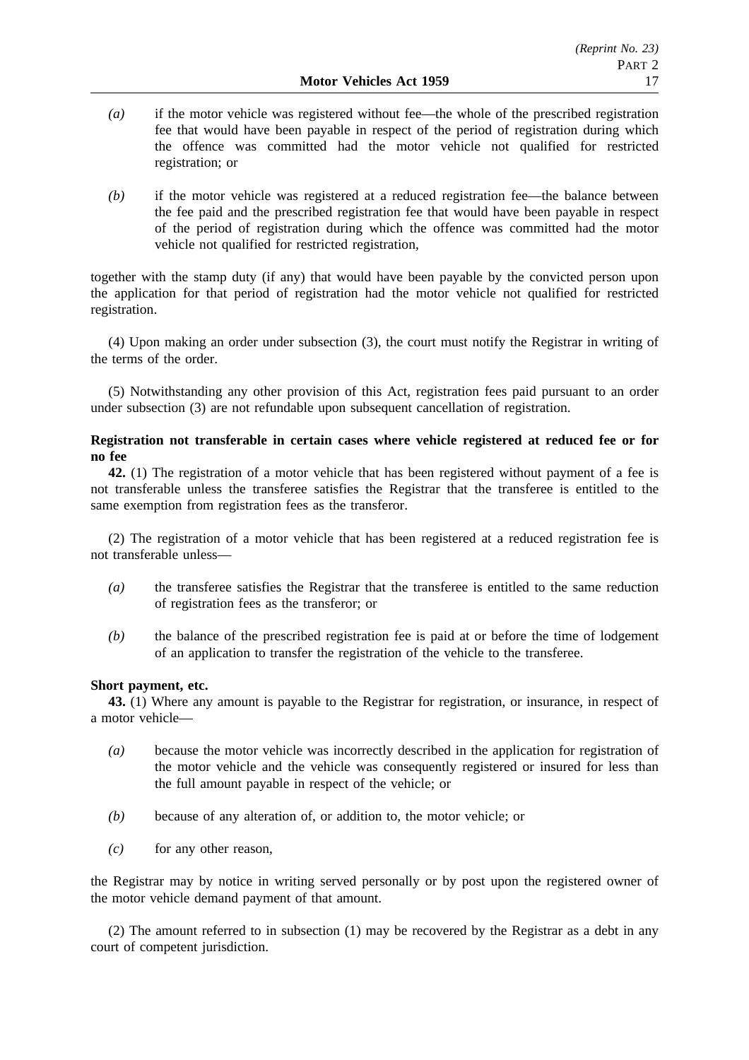*(a)* if the motor vehicle was registered without fee—the whole of the prescribed registration fee that would have been payable in respect of the period of registration during which the offence was committed had the motor vehicle not qualified for restricted registration; or

*(b)* if the motor vehicle was registered at a reduced registration fee—the balance between the fee paid and the prescribed registration fee that would have been payable in respect of the period of registration during which the offence was committed had the motor vehicle not qualified for restricted registration,

together with the stamp duty (if any) that would have been payable by the convicted person upon the application for that period of registration had the motor vehicle not qualified for restricted registration.

(4) Upon making an order under subsection (3), the court must notify the Registrar in writing of the terms of the order.

(5) Notwithstanding any other provision of this Act, registration fees paid pursuant to an order under subsection (3) are not refundable upon subsequent cancellation of registration.

**Registration not transferable in certain cases where vehicle registered at reduced fee or for no fee**

**42.** (1) The registration of a motor vehicle that has been registered without payment of a fee is not transferable unless the transferee satisfies the Registrar that the transferee is entitled to the same exemption from registration fees as the transferor.

(2) The registration of a motor vehicle that has been registered at a reduced registration fee is not transferable unless—

*(a)* the transferee satisfies the Registrar that the transferee is entitled to the same reduction of registration fees as the transferor; or

*(b)* the balance of the prescribed registration fee is paid at or before the time of lodgement of an application to transfer the registration of the vehicle to the transferee.

**Short payment, etc.**

**43.** (1) Where any amount is payable to the Registrar for registration, or insurance, in respect of a motor vehicle—

*(a)* because the motor vehicle was incorrectly described in the application for registration of the motor vehicle and the vehicle was consequently registered or insured for less than the full amount payable in respect of the vehicle; or

*(b)* because of any alteration of, or addition to, the motor vehicle; or

*(c)* for any other reason,

the Registrar may by notice in writing served personally or by post upon the registered owner of the motor vehicle demand payment of that amount.

(2) The amount referred to in subsection (1) may be recovered by the Registrar as a debt in any court of competent jurisdiction.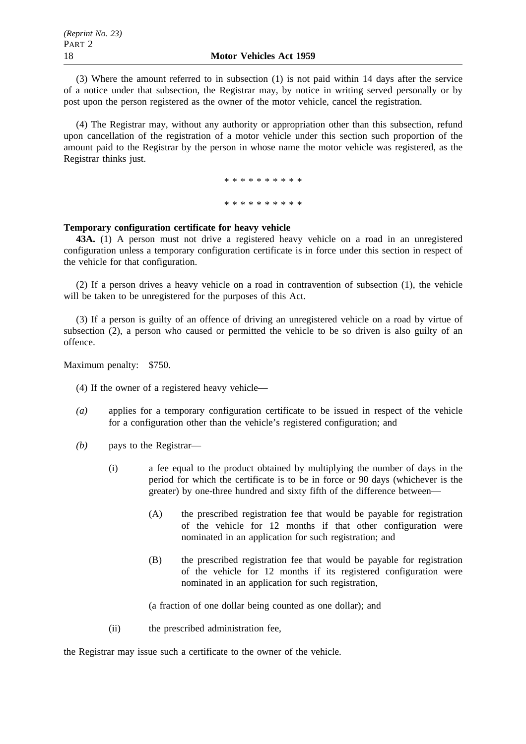(3) Where the amount referred to in subsection (1) is not paid within 14 days after the service of a notice under that subsection, the Registrar may, by notice in writing served personally or by post upon the person registered as the owner of the motor vehicle, cancel the registration.

(4) The Registrar may, without any authority or appropriation other than this subsection, refund upon cancellation of the registration of a motor vehicle under this section such proportion of the amount paid to the Registrar by the person in whose name the motor vehicle was registered, as the Registrar thinks just.

* * * * * * * * * *

* * * * * * * * * *

**Temporary configuration certificate for heavy vehicle**

**43A.** (1) A person must not drive a registered heavy vehicle on a road in an unregistered configuration unless a temporary configuration certificate is in force under this section in respect of the vehicle for that configuration.

(2) If a person drives a heavy vehicle on a road in contravention of subsection (1), the vehicle will be taken to be unregistered for the purposes of this Act.

(3) If a person is guilty of an offence of driving an unregistered vehicle on a road by virtue of subsection (2), a person who caused or permitted the vehicle to be so driven is also guilty of an offence.

Maximum penalty: $750.

(4) If the owner of a registered heavy vehicle—

*(a)* applies for a temporary configuration certificate to be issued in respect of the vehicle for a configuration other than the vehicle's registered configuration; and

*(b)* pays to the Registrar—

(i) a fee equal to the product obtained by multiplying the number of days in the period for which the certificate is to be in force or 90 days (whichever is the greater) by one-three hundred and sixty fifth of the difference between—

(A) the prescribed registration fee that would be payable for registration of the vehicle for 12 months if that other configuration were nominated in an application for such registration; and

(B) the prescribed registration fee that would be payable for registration of the vehicle for 12 months if its registered configuration were nominated in an application for such registration,

(a fraction of one dollar being counted as one dollar); and

(ii) the prescribed administration fee,

the Registrar may issue such a certificate to the owner of the vehicle.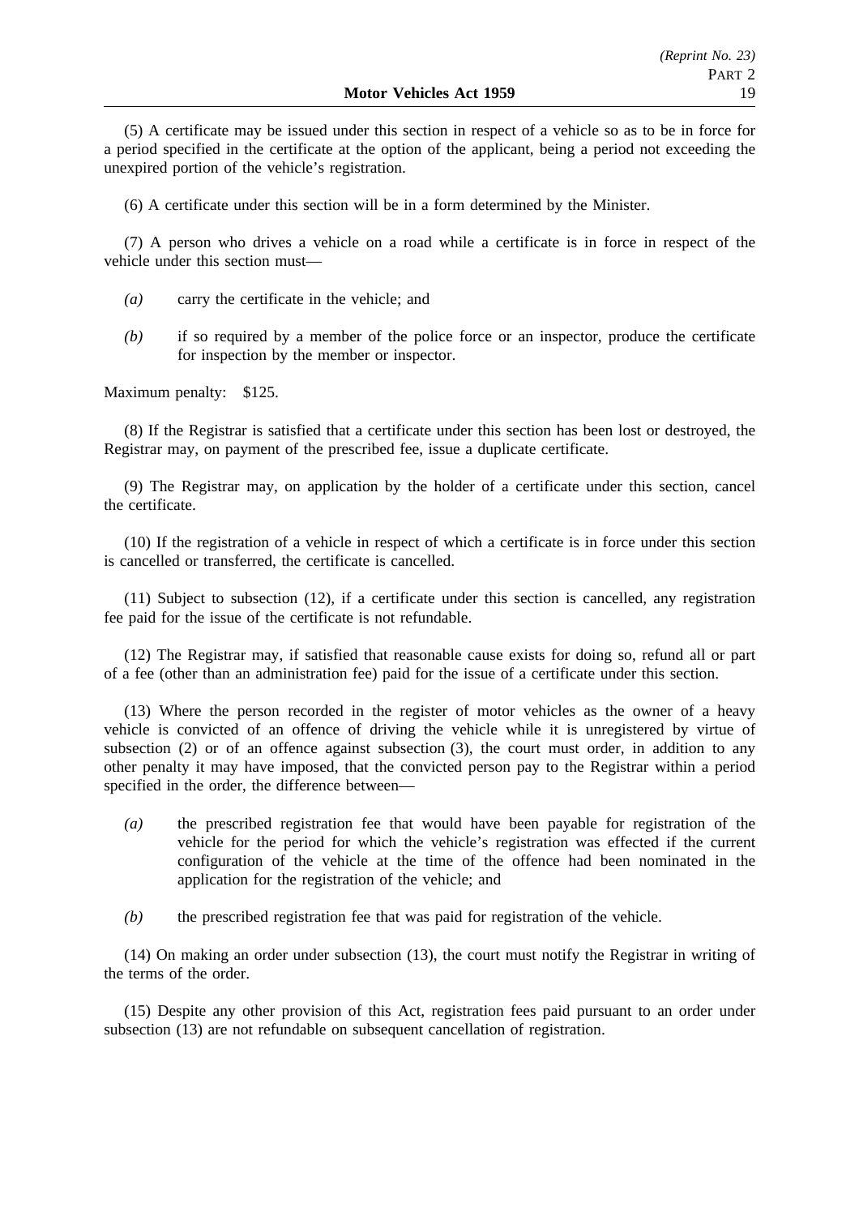(5) A certificate may be issued under this section in respect of a vehicle so as to be in force for a period specified in the certificate at the option of the applicant, being a period not exceeding the unexpired portion of the vehicle's registration.

(6) A certificate under this section will be in a form determined by the Minister.

(7) A person who drives a vehicle on a road while a certificate is in force in respect of the vehicle under this section must—

*(a)* carry the certificate in the vehicle; and

*(b)* if so required by a member of the police force or an inspector, produce the certificate for inspection by the member or inspector.

Maximum penalty: $125.

(8) If the Registrar is satisfied that a certificate under this section has been lost or destroyed, the Registrar may, on payment of the prescribed fee, issue a duplicate certificate.

(9) The Registrar may, on application by the holder of a certificate under this section, cancel the certificate.

(10) If the registration of a vehicle in respect of which a certificate is in force under this section is cancelled or transferred, the certificate is cancelled.

(11) Subject to subsection (12), if a certificate under this section is cancelled, any registration fee paid for the issue of the certificate is not refundable.

(12) The Registrar may, if satisfied that reasonable cause exists for doing so, refund all or part of a fee (other than an administration fee) paid for the issue of a certificate under this section.

(13) Where the person recorded in the register of motor vehicles as the owner of a heavy vehicle is convicted of an offence of driving the vehicle while it is unregistered by virtue of subsection (2) or of an offence against subsection (3), the court must order, in addition to any other penalty it may have imposed, that the convicted person pay to the Registrar within a period specified in the order, the difference between—

*(a)* the prescribed registration fee that would have been payable for registration of the vehicle for the period for which the vehicle's registration was effected if the current configuration of the vehicle at the time of the offence had been nominated in the application for the registration of the vehicle; and

*(b)* the prescribed registration fee that was paid for registration of the vehicle.

(14) On making an order under subsection (13), the court must notify the Registrar in writing of the terms of the order.

(15) Despite any other provision of this Act, registration fees paid pursuant to an order under subsection (13) are not refundable on subsequent cancellation of registration.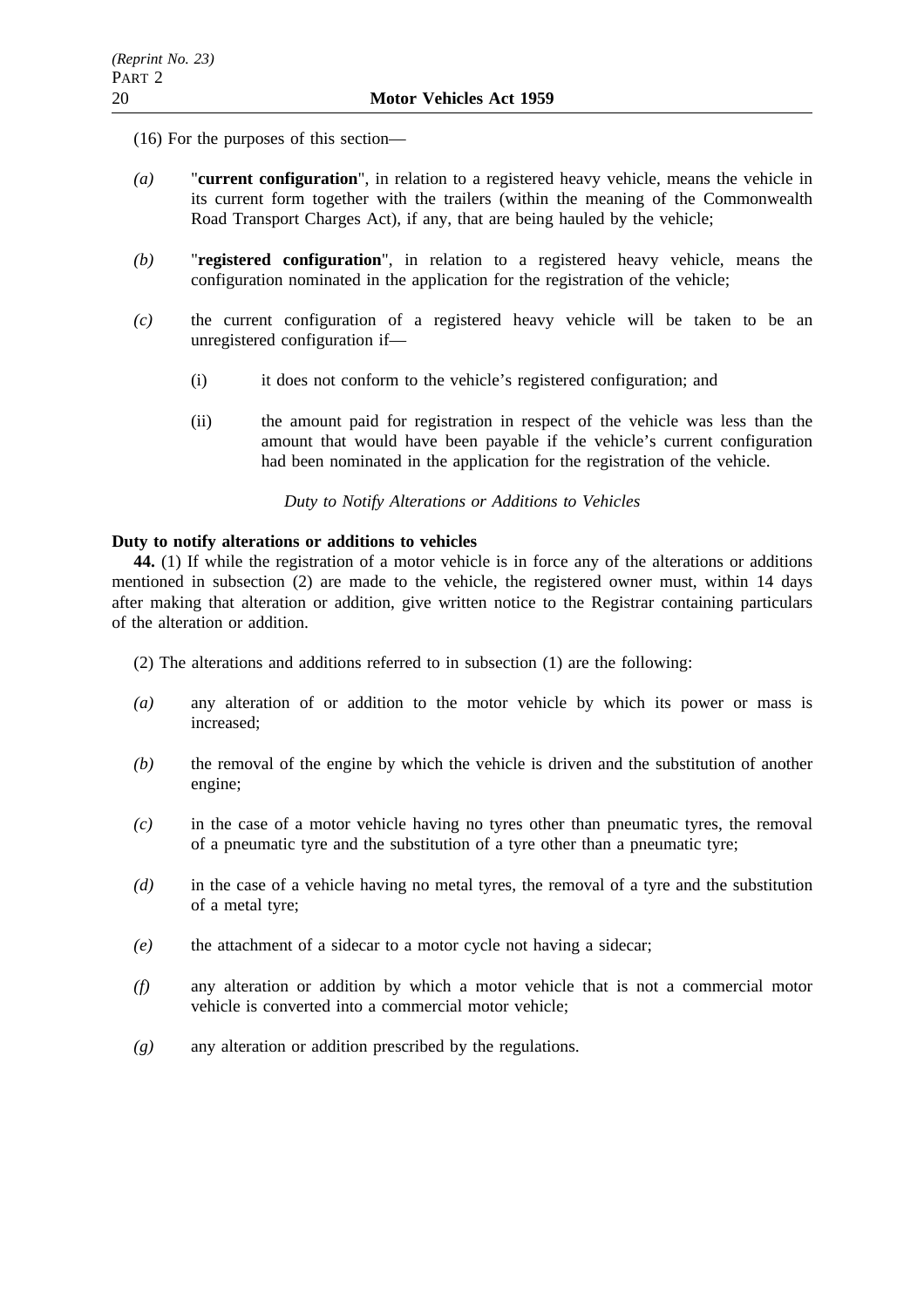(16) For the purposes of this section—

*(a)* "**current configuration**", in relation to a registered heavy vehicle, means the vehicle in its current form together with the trailers (within the meaning of the Commonwealth Road Transport Charges Act), if any, that are being hauled by the vehicle;

*(b)* "**registered configuration**", in relation to a registered heavy vehicle, means the configuration nominated in the application for the registration of the vehicle;

*(c)* the current configuration of a registered heavy vehicle will be taken to be an unregistered configuration if—

(i) it does not conform to the vehicle's registered configuration; and

(ii) the amount paid for registration in respect of the vehicle was less than the amount that would have been payable if the vehicle's current configuration had been nominated in the application for the registration of the vehicle.

*Duty to Notify Alterations or Additions to Vehicles*

**Duty to notify alterations or additions to vehicles**

**44.** (1) If while the registration of a motor vehicle is in force any of the alterations or additions mentioned in subsection (2) are made to the vehicle, the registered owner must, within 14 days after making that alteration or addition, give written notice to the Registrar containing particulars of the alteration or addition.

(2) The alterations and additions referred to in subsection (1) are the following:

*(a)* any alteration of or addition to the motor vehicle by which its power or mass is increased;

*(b)* the removal of the engine by which the vehicle is driven and the substitution of another engine;

*(c)* in the case of a motor vehicle having no tyres other than pneumatic tyres, the removal of a pneumatic tyre and the substitution of a tyre other than a pneumatic tyre;

*(d)* in the case of a vehicle having no metal tyres, the removal of a tyre and the substitution of a metal tyre;

*(e)* the attachment of a sidecar to a motor cycle not having a sidecar;

*(f)* any alteration or addition by which a motor vehicle that is not a commercial motor vehicle is converted into a commercial motor vehicle;

*(g)* any alteration or addition prescribed by the regulations.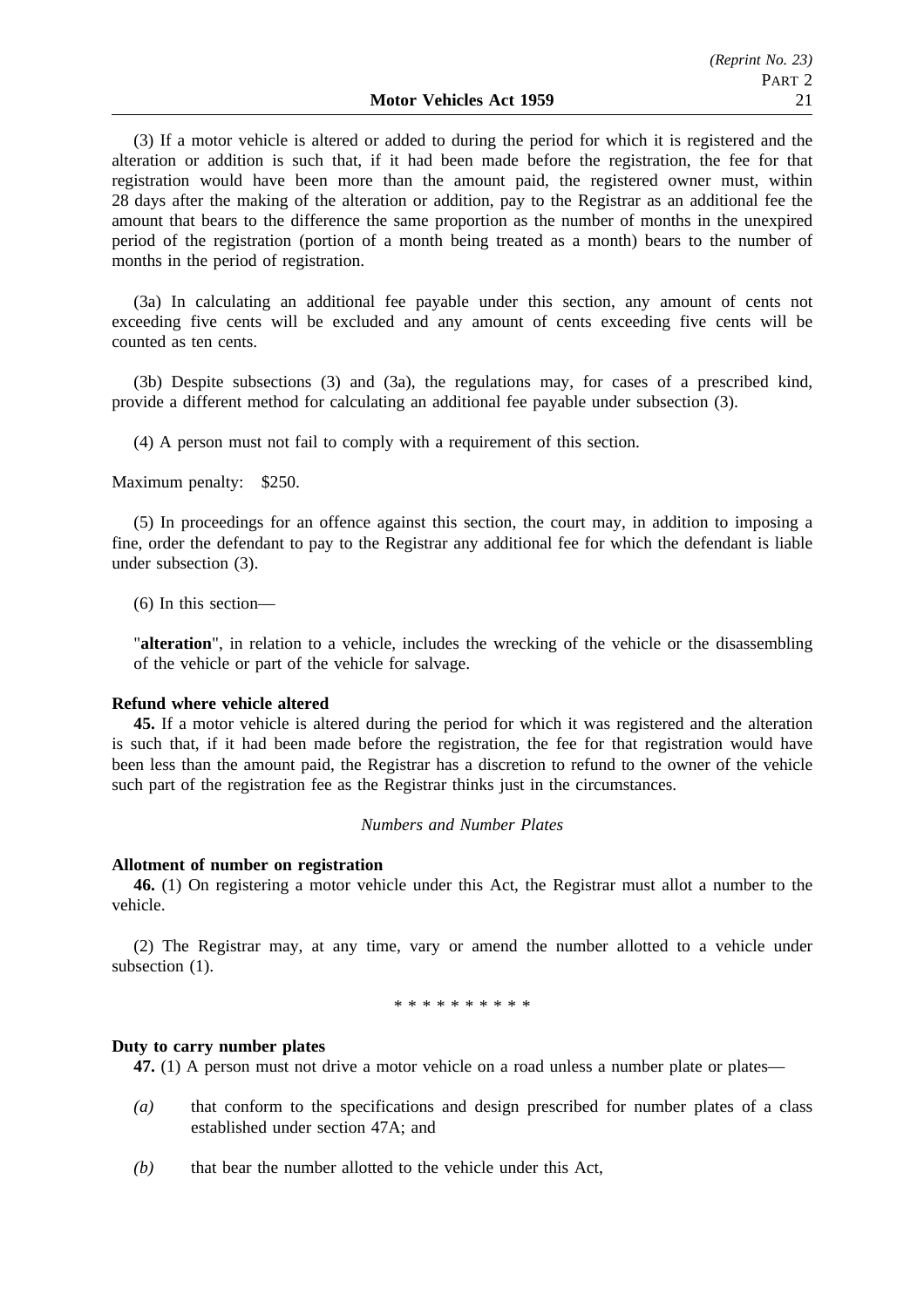(3) If a motor vehicle is altered or added to during the period for which it is registered and the alteration or addition is such that, if it had been made before the registration, the fee for that registration would have been more than the amount paid, the registered owner must, within 28 days after the making of the alteration or addition, pay to the Registrar as an additional fee the amount that bears to the difference the same proportion as the number of months in the unexpired period of the registration (portion of a month being treated as a month) bears to the number of months in the period of registration.

(3a) In calculating an additional fee payable under this section, any amount of cents not exceeding five cents will be excluded and any amount of cents exceeding five cents will be counted as ten cents.

(3b) Despite subsections (3) and (3a), the regulations may, for cases of a prescribed kind, provide a different method for calculating an additional fee payable under subsection (3).

(4) A person must not fail to comply with a requirement of this section.

Maximum penalty: $250.

(5) In proceedings for an offence against this section, the court may, in addition to imposing a fine, order the defendant to pay to the Registrar any additional fee for which the defendant is liable under subsection (3).

(6) In this section—

"**alteration**", in relation to a vehicle, includes the wrecking of the vehicle or the disassembling of the vehicle or part of the vehicle for salvage.

**Refund where vehicle altered**

**45.** If a motor vehicle is altered during the period for which it was registered and the alteration is such that, if it had been made before the registration, the fee for that registration would have been less than the amount paid, the Registrar has a discretion to refund to the owner of the vehicle such part of the registration fee as the Registrar thinks just in the circumstances.

*Numbers and Number Plates*

**Allotment of number on registration**

**46.** (1) On registering a motor vehicle under this Act, the Registrar must allot a number to the vehicle.

(2) The Registrar may, at any time, vary or amend the number allotted to a vehicle under subsection (1).

\* \* \* \* \* \* \* \* \* \*

**Duty to carry number plates**

**47.** (1) A person must not drive a motor vehicle on a road unless a number plate or plates—

*(a)* that conform to the specifications and design prescribed for number plates of a class established under section 47A; and

*(b)* that bear the number allotted to the vehicle under this Act,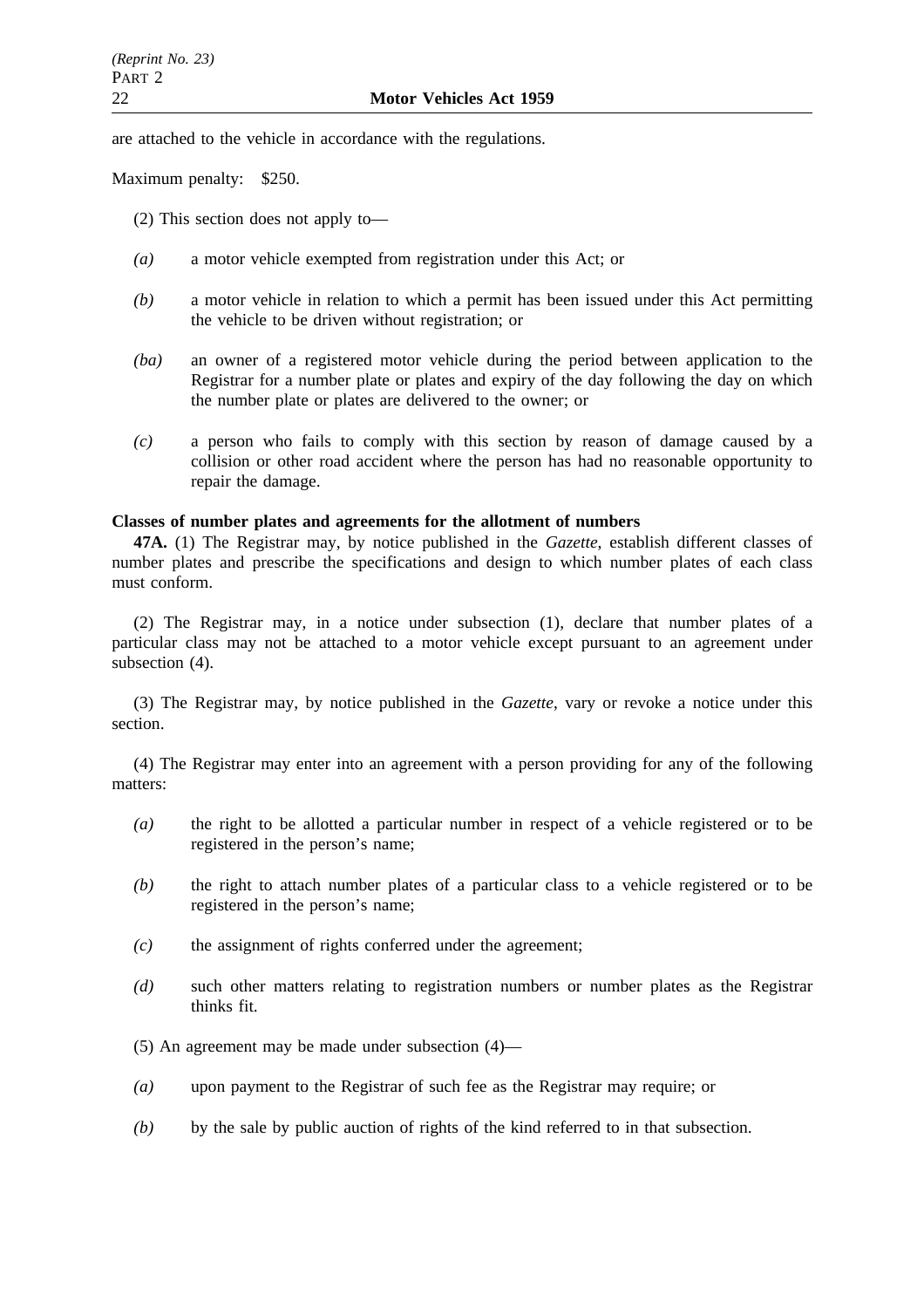are attached to the vehicle in accordance with the regulations.

Maximum penalty: $250.

(2) This section does not apply to—

*(a)* a motor vehicle exempted from registration under this Act; or

*(b)* a motor vehicle in relation to which a permit has been issued under this Act permitting the vehicle to be driven without registration; or

*(ba)* an owner of a registered motor vehicle during the period between application to the Registrar for a number plate or plates and expiry of the day following the day on which the number plate or plates are delivered to the owner; or

*(c)* a person who fails to comply with this section by reason of damage caused by a collision or other road accident where the person has had no reasonable opportunity to repair the damage.

**Classes of number plates and agreements for the allotment of numbers**

**47A.** (1) The Registrar may, by notice published in the *Gazette*, establish different classes of number plates and prescribe the specifications and design to which number plates of each class must conform.

(2) The Registrar may, in a notice under subsection (1), declare that number plates of a particular class may not be attached to a motor vehicle except pursuant to an agreement under subsection (4).

(3) The Registrar may, by notice published in the *Gazette*, vary or revoke a notice under this section.

(4) The Registrar may enter into an agreement with a person providing for any of the following matters:

*(a)* the right to be allotted a particular number in respect of a vehicle registered or to be registered in the person's name;

*(b)* the right to attach number plates of a particular class to a vehicle registered or to be registered in the person's name;

*(c)* the assignment of rights conferred under the agreement;

*(d)* such other matters relating to registration numbers or number plates as the Registrar thinks fit.

(5) An agreement may be made under subsection (4)—

*(a)* upon payment to the Registrar of such fee as the Registrar may require; or

*(b)* by the sale by public auction of rights of the kind referred to in that subsection.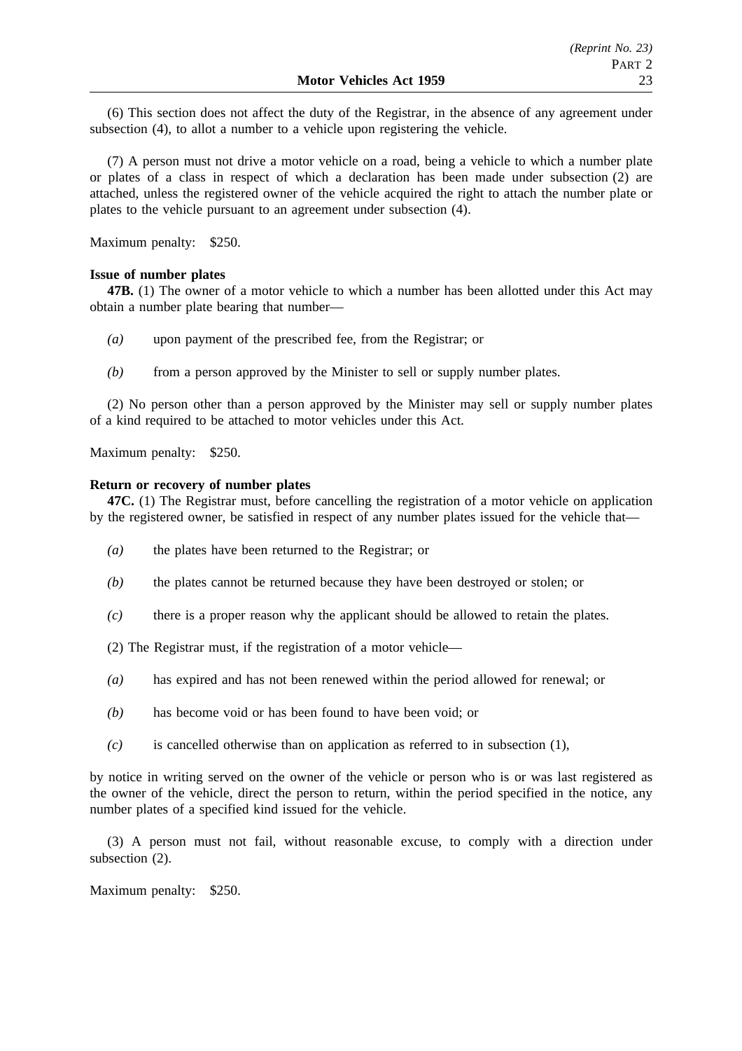(6) This section does not affect the duty of the Registrar, in the absence of any agreement under subsection (4), to allot a number to a vehicle upon registering the vehicle.

(7) A person must not drive a motor vehicle on a road, being a vehicle to which a number plate or plates of a class in respect of which a declaration has been made under subsection (2) are attached, unless the registered owner of the vehicle acquired the right to attach the number plate or plates to the vehicle pursuant to an agreement under subsection (4).

Maximum penalty: $250.

**Issue of number plates**

**47B.** (1) The owner of a motor vehicle to which a number has been allotted under this Act may obtain a number plate bearing that number—

*(a)* upon payment of the prescribed fee, from the Registrar; or

*(b)* from a person approved by the Minister to sell or supply number plates.

(2) No person other than a person approved by the Minister may sell or supply number plates of a kind required to be attached to motor vehicles under this Act.

Maximum penalty: $250.

**Return or recovery of number plates**

**47C.** (1) The Registrar must, before cancelling the registration of a motor vehicle on application by the registered owner, be satisfied in respect of any number plates issued for the vehicle that—

*(a)* the plates have been returned to the Registrar; or

*(b)* the plates cannot be returned because they have been destroyed or stolen; or

*(c)* there is a proper reason why the applicant should be allowed to retain the plates.

(2) The Registrar must, if the registration of a motor vehicle—

*(a)* has expired and has not been renewed within the period allowed for renewal; or

*(b)* has become void or has been found to have been void; or

*(c)* is cancelled otherwise than on application as referred to in subsection (1),

by notice in writing served on the owner of the vehicle or person who is or was last registered as the owner of the vehicle, direct the person to return, within the period specified in the notice, any number plates of a specified kind issued for the vehicle.

(3) A person must not fail, without reasonable excuse, to comply with a direction under subsection (2).

Maximum penalty: $250.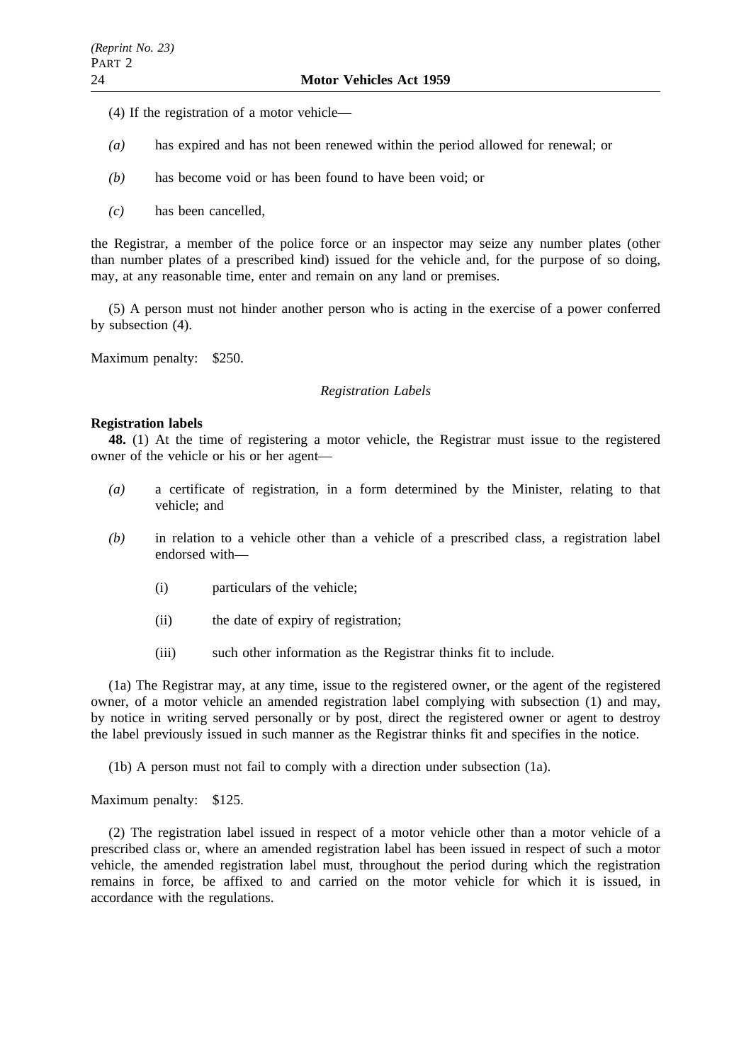(4) If the registration of a motor vehicle—

*(a)* has expired and has not been renewed within the period allowed for renewal; or

*(b)* has become void or has been found to have been void; or

*(c)* has been cancelled,

the Registrar, a member of the police force or an inspector may seize any number plates (other than number plates of a prescribed kind) issued for the vehicle and, for the purpose of so doing, may, at any reasonable time, enter and remain on any land or premises.

(5) A person must not hinder another person who is acting in the exercise of a power conferred by subsection (4).

Maximum penalty: $250.

*Registration Labels*

**Registration labels**

**48.** (1) At the time of registering a motor vehicle, the Registrar must issue to the registered owner of the vehicle or his or her agent—

*(a)* a certificate of registration, in a form determined by the Minister, relating to that vehicle; and

*(b)* in relation to a vehicle other than a vehicle of a prescribed class, a registration label endorsed with—

(i) particulars of the vehicle;

(ii) the date of expiry of registration;

(iii) such other information as the Registrar thinks fit to include.

(1a) The Registrar may, at any time, issue to the registered owner, or the agent of the registered owner, of a motor vehicle an amended registration label complying with subsection (1) and may, by notice in writing served personally or by post, direct the registered owner or agent to destroy the label previously issued in such manner as the Registrar thinks fit and specifies in the notice.

(1b) A person must not fail to comply with a direction under subsection (1a).

Maximum penalty: $125.

(2) The registration label issued in respect of a motor vehicle other than a motor vehicle of a prescribed class or, where an amended registration label has been issued in respect of such a motor vehicle, the amended registration label must, throughout the period during which the registration remains in force, be affixed to and carried on the motor vehicle for which it is issued, in accordance with the regulations.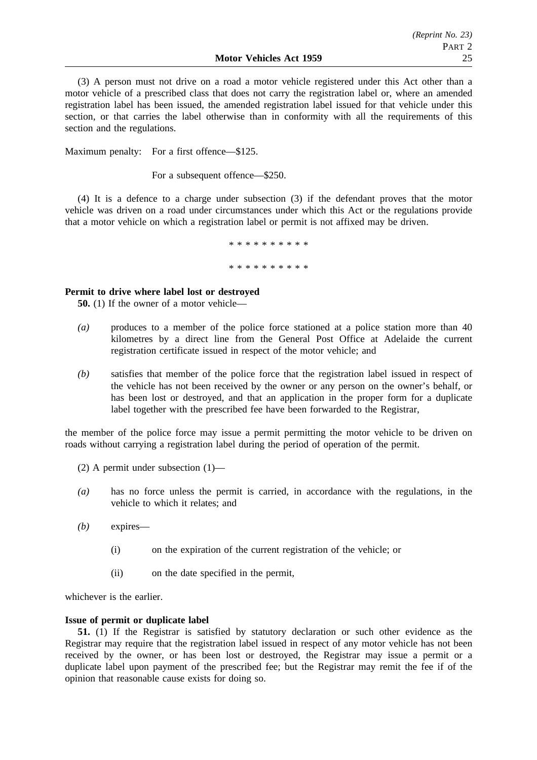(3) A person must not drive on a road a motor vehicle registered under this Act other than a motor vehicle of a prescribed class that does not carry the registration label or, where an amended registration label has been issued, the amended registration label issued for that vehicle under this section, or that carries the label otherwise than in conformity with all the requirements of this section and the regulations.

Maximum penalty: For a first offence—$125.

For a subsequent offence—$250.

(4) It is a defence to a charge under subsection (3) if the defendant proves that the motor vehicle was driven on a road under circumstances under which this Act or the regulations provide that a motor vehicle on which a registration label or permit is not affixed may be driven.

* * * * * * * * * *

* * * * * * * * * *

**Permit to drive where label lost or destroyed**

**50.** (1) If the owner of a motor vehicle—

*(a)* produces to a member of the police force stationed at a police station more than 40 kilometres by a direct line from the General Post Office at Adelaide the current registration certificate issued in respect of the motor vehicle; and

*(b)* satisfies that member of the police force that the registration label issued in respect of the vehicle has not been received by the owner or any person on the owner's behalf, or has been lost or destroyed, and that an application in the proper form for a duplicate label together with the prescribed fee have been forwarded to the Registrar,

the member of the police force may issue a permit permitting the motor vehicle to be driven on roads without carrying a registration label during the period of operation of the permit.

(2) A permit under subsection (1)—

*(a)* has no force unless the permit is carried, in accordance with the regulations, in the vehicle to which it relates; and

*(b)* expires—

(i) on the expiration of the current registration of the vehicle; or

(ii) on the date specified in the permit,

whichever is the earlier.

**Issue of permit or duplicate label**

**51.** (1) If the Registrar is satisfied by statutory declaration or such other evidence as the Registrar may require that the registration label issued in respect of any motor vehicle has not been received by the owner, or has been lost or destroyed, the Registrar may issue a permit or a duplicate label upon payment of the prescribed fee; but the Registrar may remit the fee if of the opinion that reasonable cause exists for doing so.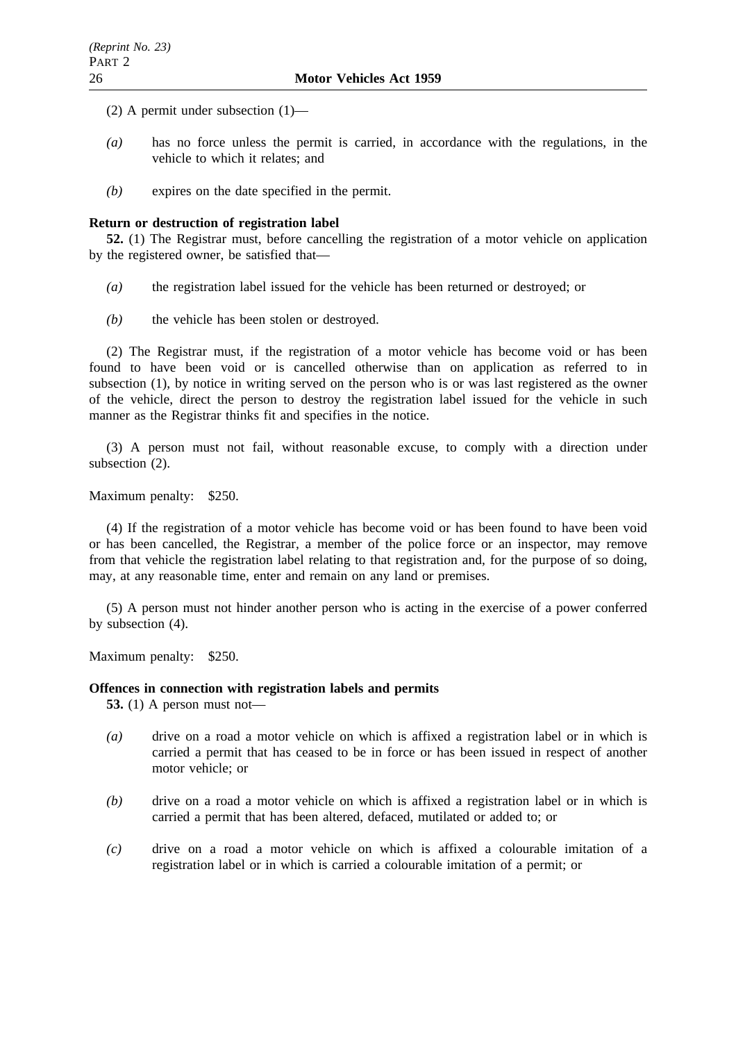(2) A permit under subsection (1)—

*(a)* has no force unless the permit is carried, in accordance with the regulations, in the vehicle to which it relates; and

*(b)* expires on the date specified in the permit.

**Return or destruction of registration label**

**52.** (1) The Registrar must, before cancelling the registration of a motor vehicle on application by the registered owner, be satisfied that—

*(a)* the registration label issued for the vehicle has been returned or destroyed; or

*(b)* the vehicle has been stolen or destroyed.

(2) The Registrar must, if the registration of a motor vehicle has become void or has been found to have been void or is cancelled otherwise than on application as referred to in subsection (1), by notice in writing served on the person who is or was last registered as the owner of the vehicle, direct the person to destroy the registration label issued for the vehicle in such manner as the Registrar thinks fit and specifies in the notice.

(3) A person must not fail, without reasonable excuse, to comply with a direction under subsection (2).

Maximum penalty: $250.

(4) If the registration of a motor vehicle has become void or has been found to have been void or has been cancelled, the Registrar, a member of the police force or an inspector, may remove from that vehicle the registration label relating to that registration and, for the purpose of so doing, may, at any reasonable time, enter and remain on any land or premises.

(5) A person must not hinder another person who is acting in the exercise of a power conferred by subsection (4).

Maximum penalty: $250.

**Offences in connection with registration labels and permits**

**53.** (1) A person must not—

*(a)* drive on a road a motor vehicle on which is affixed a registration label or in which is carried a permit that has ceased to be in force or has been issued in respect of another motor vehicle; or

*(b)* drive on a road a motor vehicle on which is affixed a registration label or in which is carried a permit that has been altered, defaced, mutilated or added to; or

*(c)* drive on a road a motor vehicle on which is affixed a colourable imitation of a registration label or in which is carried a colourable imitation of a permit; or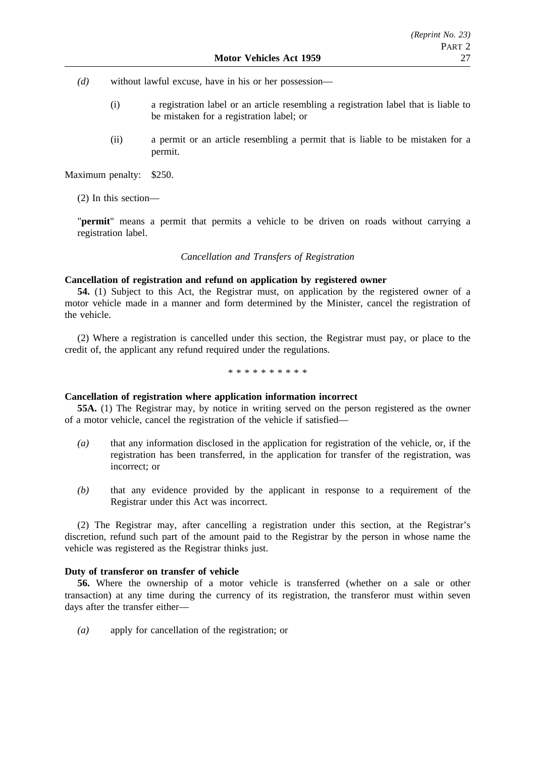*(d)* without lawful excuse, have in his or her possession—

(i) a registration label or an article resembling a registration label that is liable to be mistaken for a registration label; or

(ii) a permit or an article resembling a permit that is liable to be mistaken for a permit.

Maximum penalty: $250.

(2) In this section—

"**permit**" means a permit that permits a vehicle to be driven on roads without carrying a registration label.

*Cancellation and Transfers of Registration*

**Cancellation of registration and refund on application by registered owner**

**54.** (1) Subject to this Act, the Registrar must, on application by the registered owner of a motor vehicle made in a manner and form determined by the Minister, cancel the registration of the vehicle.

(2) Where a registration is cancelled under this section, the Registrar must pay, or place to the credit of, the applicant any refund required under the regulations.

\* \* \* \* \* \* \* \* \* \*

**Cancellation of registration where application information incorrect**

**55A.** (1) The Registrar may, by notice in writing served on the person registered as the owner of a motor vehicle, cancel the registration of the vehicle if satisfied—

*(a)* that any information disclosed in the application for registration of the vehicle, or, if the registration has been transferred, in the application for transfer of the registration, was incorrect; or

*(b)* that any evidence provided by the applicant in response to a requirement of the Registrar under this Act was incorrect.

(2) The Registrar may, after cancelling a registration under this section, at the Registrar's discretion, refund such part of the amount paid to the Registrar by the person in whose name the vehicle was registered as the Registrar thinks just.

**Duty of transferor on transfer of vehicle**

**56.** Where the ownership of a motor vehicle is transferred (whether on a sale or other transaction) at any time during the currency of its registration, the transferor must within seven days after the transfer either—

*(a)* apply for cancellation of the registration; or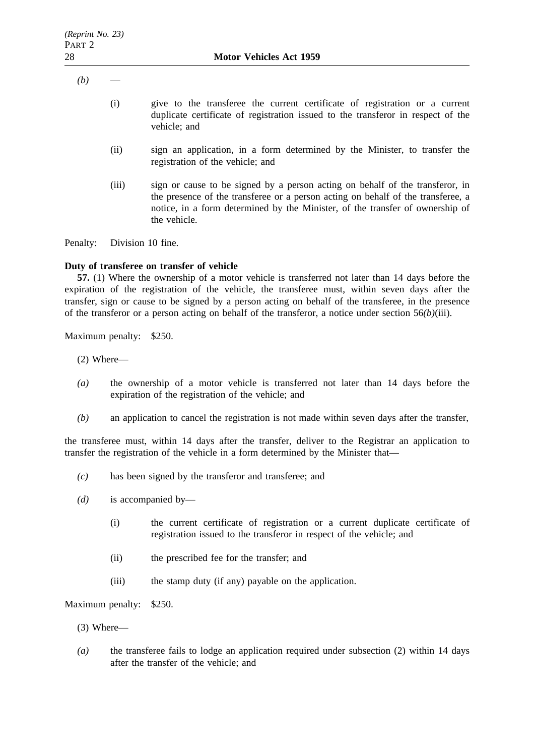*(b)* —

(i) give to the transferee the current certificate of registration or a current duplicate certificate of registration issued to the transferor in respect of the vehicle; and

(ii) sign an application, in a form determined by the Minister, to transfer the registration of the vehicle; and

(iii) sign or cause to be signed by a person acting on behalf of the transferor, in the presence of the transferee or a person acting on behalf of the transferee, a notice, in a form determined by the Minister, of the transfer of ownership of the vehicle.

Penalty: Division 10 fine.

**Duty of transferee on transfer of vehicle**

**57.** (1) Where the ownership of a motor vehicle is transferred not later than 14 days before the expiration of the registration of the vehicle, the transferee must, within seven days after the transfer, sign or cause to be signed by a person acting on behalf of the transferee, in the presence of the transferor or a person acting on behalf of the transferor, a notice under section 56*(b)*(iii).

Maximum penalty: $250.

(2) Where—

*(a)* the ownership of a motor vehicle is transferred not later than 14 days before the expiration of the registration of the vehicle; and

*(b)* an application to cancel the registration is not made within seven days after the transfer,

the transferee must, within 14 days after the transfer, deliver to the Registrar an application to transfer the registration of the vehicle in a form determined by the Minister that—

*(c)* has been signed by the transferor and transferee; and

*(d)* is accompanied by—

(i) the current certificate of registration or a current duplicate certificate of registration issued to the transferor in respect of the vehicle; and

(ii) the prescribed fee for the transfer; and

(iii) the stamp duty (if any) payable on the application.

Maximum penalty: $250.

(3) Where—

*(a)* the transferee fails to lodge an application required under subsection (2) within 14 days after the transfer of the vehicle; and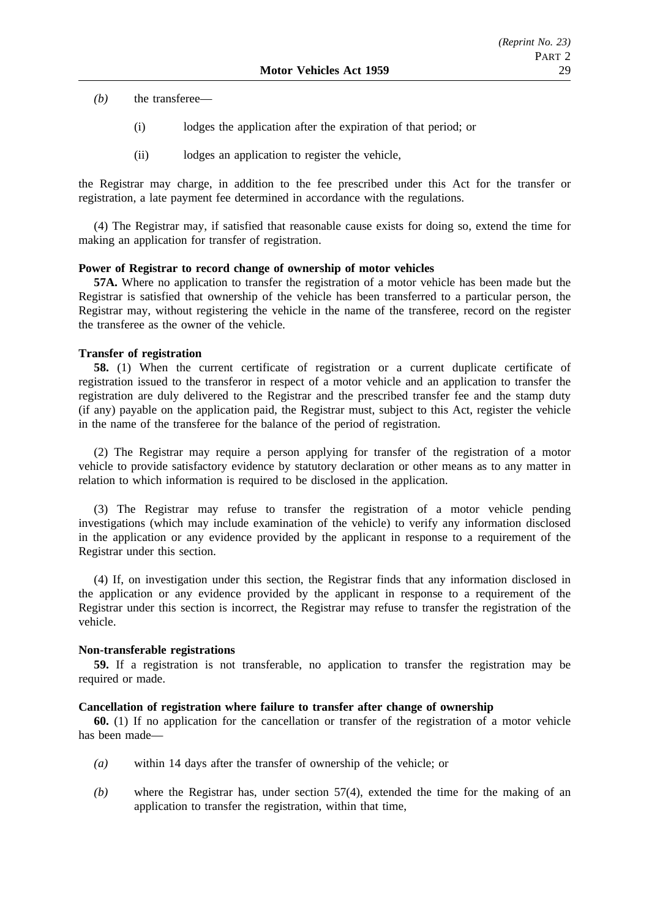*(b)* the transferee—

(i) lodges the application after the expiration of that period; or

(ii) lodges an application to register the vehicle,

the Registrar may charge, in addition to the fee prescribed under this Act for the transfer or registration, a late payment fee determined in accordance with the regulations.

(4) The Registrar may, if satisfied that reasonable cause exists for doing so, extend the time for making an application for transfer of registration.

**Power of Registrar to record change of ownership of motor vehicles**

**57A.** Where no application to transfer the registration of a motor vehicle has been made but the Registrar is satisfied that ownership of the vehicle has been transferred to a particular person, the Registrar may, without registering the vehicle in the name of the transferee, record on the register the transferee as the owner of the vehicle.

**Transfer of registration**

**58.** (1) When the current certificate of registration or a current duplicate certificate of registration issued to the transferor in respect of a motor vehicle and an application to transfer the registration are duly delivered to the Registrar and the prescribed transfer fee and the stamp duty (if any) payable on the application paid, the Registrar must, subject to this Act, register the vehicle in the name of the transferee for the balance of the period of registration.

(2) The Registrar may require a person applying for transfer of the registration of a motor vehicle to provide satisfactory evidence by statutory declaration or other means as to any matter in relation to which information is required to be disclosed in the application.

(3) The Registrar may refuse to transfer the registration of a motor vehicle pending investigations (which may include examination of the vehicle) to verify any information disclosed in the application or any evidence provided by the applicant in response to a requirement of the Registrar under this section.

(4) If, on investigation under this section, the Registrar finds that any information disclosed in the application or any evidence provided by the applicant in response to a requirement of the Registrar under this section is incorrect, the Registrar may refuse to transfer the registration of the vehicle.

**Non-transferable registrations**

**59.** If a registration is not transferable, no application to transfer the registration may be required or made.

**Cancellation of registration where failure to transfer after change of ownership**

**60.** (1) If no application for the cancellation or transfer of the registration of a motor vehicle has been made—

*(a)* within 14 days after the transfer of ownership of the vehicle; or

*(b)* where the Registrar has, under section 57(4), extended the time for the making of an application to transfer the registration, within that time,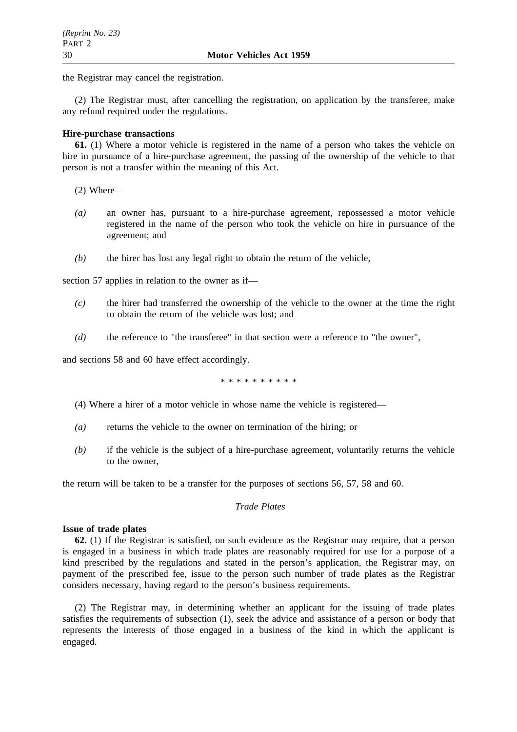the Registrar may cancel the registration.

(2) The Registrar must, after cancelling the registration, on application by the transferee, make any refund required under the regulations.

**Hire-purchase transactions**

**61.** (1) Where a motor vehicle is registered in the name of a person who takes the vehicle on hire in pursuance of a hire-purchase agreement, the passing of the ownership of the vehicle to that person is not a transfer within the meaning of this Act.

(2) Where—

*(a)* an owner has, pursuant to a hire-purchase agreement, repossessed a motor vehicle registered in the name of the person who took the vehicle on hire in pursuance of the agreement; and

*(b)* the hirer has lost any legal right to obtain the return of the vehicle,

section 57 applies in relation to the owner as if—

*(c)* the hirer had transferred the ownership of the vehicle to the owner at the time the right to obtain the return of the vehicle was lost; and

*(d)* the reference to "the transferee" in that section were a reference to "the owner",

and sections 58 and 60 have effect accordingly.

\* \* \* \* \* \* \* \* \* \*

(4) Where a hirer of a motor vehicle in whose name the vehicle is registered—

*(a)* returns the vehicle to the owner on termination of the hiring; or

*(b)* if the vehicle is the subject of a hire-purchase agreement, voluntarily returns the vehicle to the owner,

the return will be taken to be a transfer for the purposes of sections 56, 57, 58 and 60.

*Trade Plates*

**Issue of trade plates**

**62.** (1) If the Registrar is satisfied, on such evidence as the Registrar may require, that a person is engaged in a business in which trade plates are reasonably required for use for a purpose of a kind prescribed by the regulations and stated in the person's application, the Registrar may, on payment of the prescribed fee, issue to the person such number of trade plates as the Registrar considers necessary, having regard to the person's business requirements.

(2) The Registrar may, in determining whether an applicant for the issuing of trade plates satisfies the requirements of subsection (1), seek the advice and assistance of a person or body that represents the interests of those engaged in a business of the kind in which the applicant is engaged.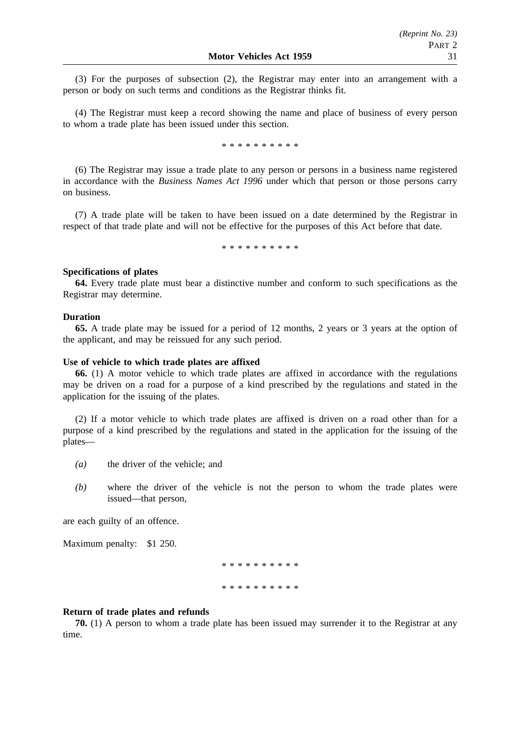(3) For the purposes of subsection (2), the Registrar may enter into an arrangement with a person or body on such terms and conditions as the Registrar thinks fit.

(4) The Registrar must keep a record showing the name and place of business of every person to whom a trade plate has been issued under this section.

* * * * * * * * * *

(6) The Registrar may issue a trade plate to any person or persons in a business name registered in accordance with the *Business Names Act 1996* under which that person or those persons carry on business.

(7) A trade plate will be taken to have been issued on a date determined by the Registrar in respect of that trade plate and will not be effective for the purposes of this Act before that date.

* * * * * * * * * *

**Specifications of plates**

**64.** Every trade plate must bear a distinctive number and conform to such specifications as the Registrar may determine.

**Duration**

**65.** A trade plate may be issued for a period of 12 months, 2 years or 3 years at the option of the applicant, and may be reissued for any such period.

**Use of vehicle to which trade plates are affixed**

**66.** (1) A motor vehicle to which trade plates are affixed in accordance with the regulations may be driven on a road for a purpose of a kind prescribed by the regulations and stated in the application for the issuing of the plates.

(2) If a motor vehicle to which trade plates are affixed is driven on a road other than for a purpose of a kind prescribed by the regulations and stated in the application for the issuing of the plates—

*(a)* the driver of the vehicle; and

*(b)* where the driver of the vehicle is not the person to whom the trade plates were issued—that person,

are each guilty of an offence.

Maximum penalty: $1 250.

* * * * * * * * * *

* * * * * * * * * *

**Return of trade plates and refunds**

**70.** (1) A person to whom a trade plate has been issued may surrender it to the Registrar at any time.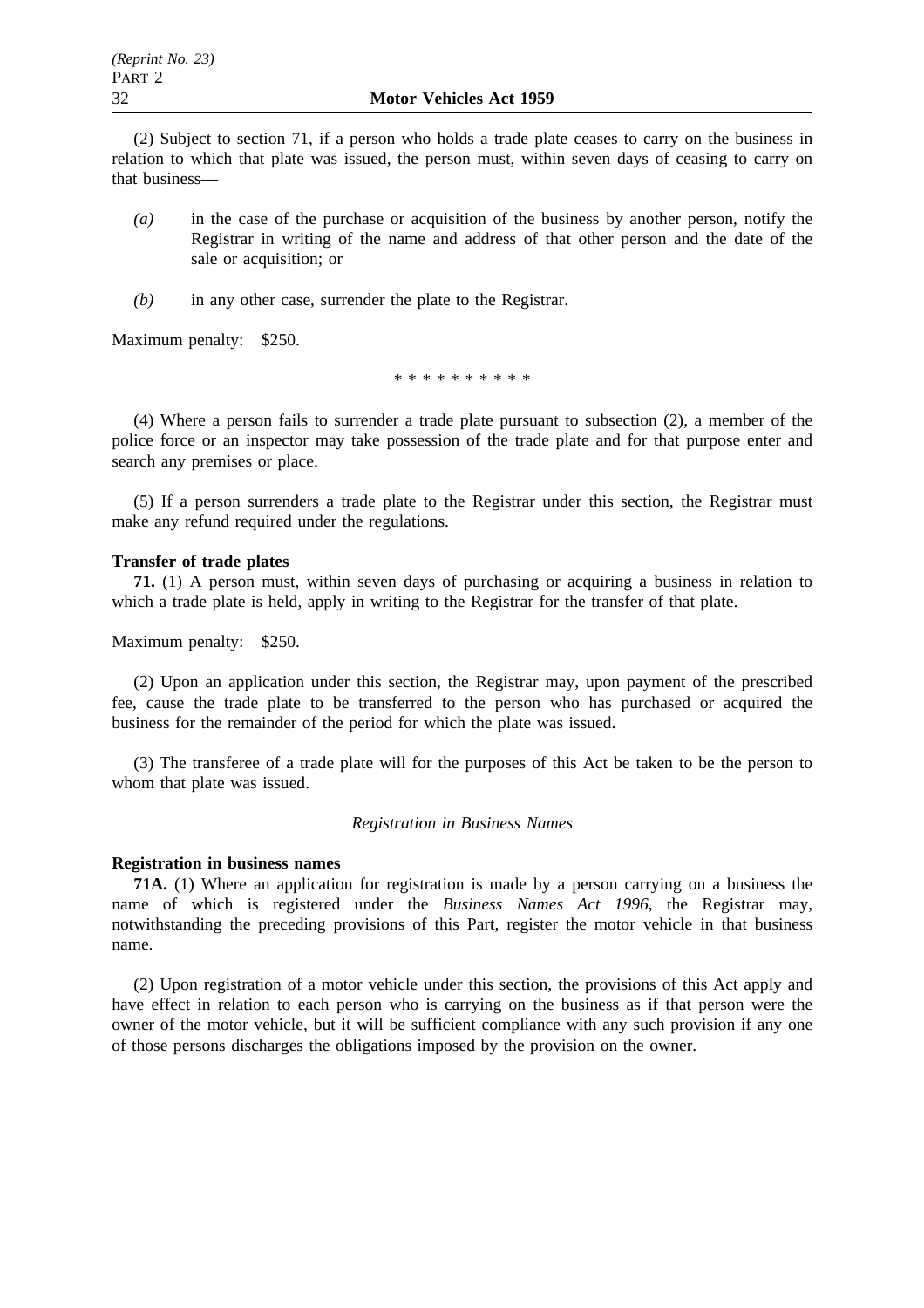(2) Subject to section 71, if a person who holds a trade plate ceases to carry on the business in relation to which that plate was issued, the person must, within seven days of ceasing to carry on that business—

*(a)* in the case of the purchase or acquisition of the business by another person, notify the Registrar in writing of the name and address of that other person and the date of the sale or acquisition; or

*(b)* in any other case, surrender the plate to the Registrar.

Maximum penalty: $250.

\* \* \* \* \* \* \* \* \* \*

(4) Where a person fails to surrender a trade plate pursuant to subsection (2), a member of the police force or an inspector may take possession of the trade plate and for that purpose enter and search any premises or place.

(5) If a person surrenders a trade plate to the Registrar under this section, the Registrar must make any refund required under the regulations.

**Transfer of trade plates**

**71.** (1) A person must, within seven days of purchasing or acquiring a business in relation to which a trade plate is held, apply in writing to the Registrar for the transfer of that plate.

Maximum penalty: $250.

(2) Upon an application under this section, the Registrar may, upon payment of the prescribed fee, cause the trade plate to be transferred to the person who has purchased or acquired the business for the remainder of the period for which the plate was issued.

(3) The transferee of a trade plate will for the purposes of this Act be taken to be the person to whom that plate was issued.

*Registration in Business Names*

**Registration in business names**

**71A.** (1) Where an application for registration is made by a person carrying on a business the name of which is registered under the *Business Names Act 1996*, the Registrar may, notwithstanding the preceding provisions of this Part, register the motor vehicle in that business name.

(2) Upon registration of a motor vehicle under this section, the provisions of this Act apply and have effect in relation to each person who is carrying on the business as if that person were the owner of the motor vehicle, but it will be sufficient compliance with any such provision if any one of those persons discharges the obligations imposed by the provision on the owner.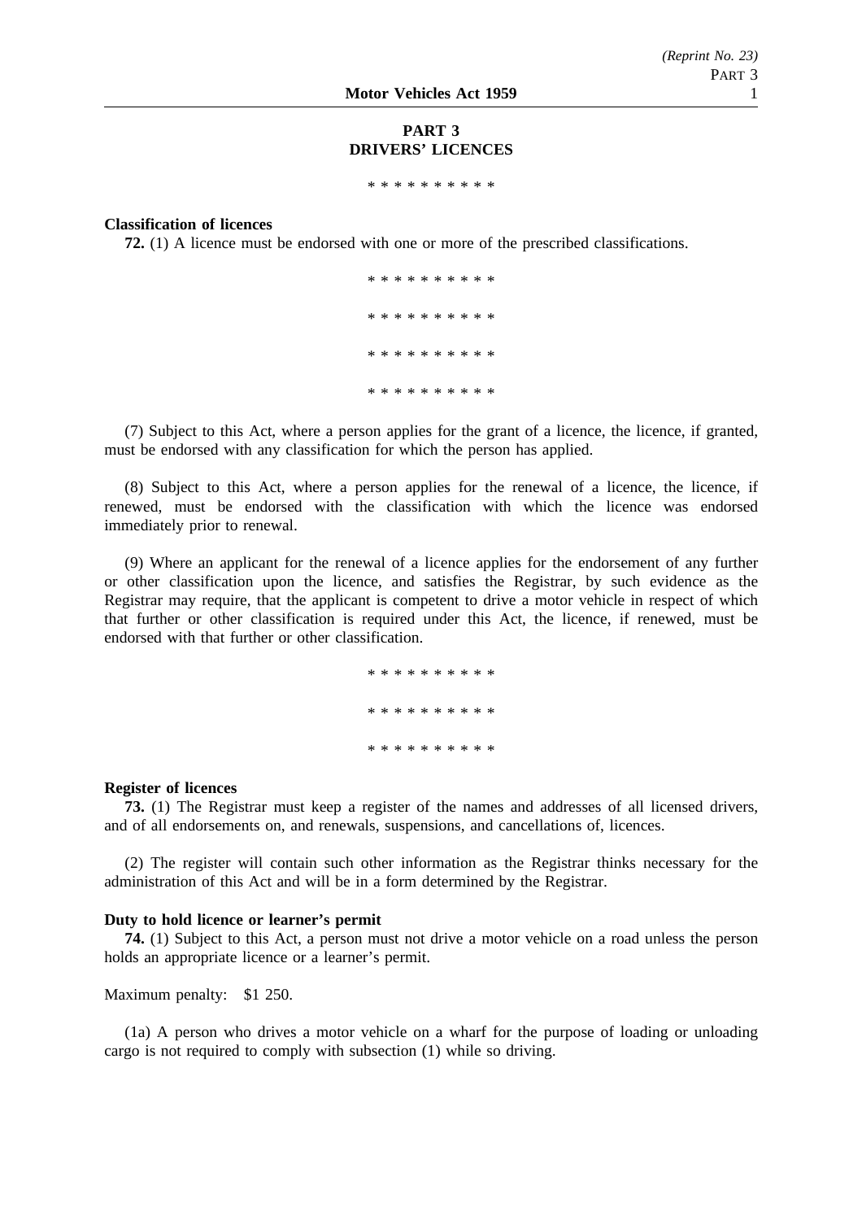## PART 3
## DRIVERS' LICENCES

* * * * * * * * * *

**Classification of licences**

**72.** (1) A licence must be endorsed with one or more of the prescribed classifications.

* * * * * * * * * *

* * * * * * * * * *

* * * * * * * * * *

* * * * * * * * * *

(7) Subject to this Act, where a person applies for the grant of a licence, the licence, if granted, must be endorsed with any classification for which the person has applied.

(8) Subject to this Act, where a person applies for the renewal of a licence, the licence, if renewed, must be endorsed with the classification with which the licence was endorsed immediately prior to renewal.

(9) Where an applicant for the renewal of a licence applies for the endorsement of any further or other classification upon the licence, and satisfies the Registrar, by such evidence as the Registrar may require, that the applicant is competent to drive a motor vehicle in respect of which that further or other classification is required under this Act, the licence, if renewed, must be endorsed with that further or other classification.

* * * * * * * * * *

* * * * * * * * * *

* * * * * * * * * *

**Register of licences**

**73.** (1) The Registrar must keep a register of the names and addresses of all licensed drivers, and of all endorsements on, and renewals, suspensions, and cancellations of, licences.

(2) The register will contain such other information as the Registrar thinks necessary for the administration of this Act and will be in a form determined by the Registrar.

**Duty to hold licence or learner's permit**

**74.** (1) Subject to this Act, a person must not drive a motor vehicle on a road unless the person holds an appropriate licence or a learner's permit.

Maximum penalty: $1 250.

(1a) A person who drives a motor vehicle on a wharf for the purpose of loading or unloading cargo is not required to comply with subsection (1) while so driving.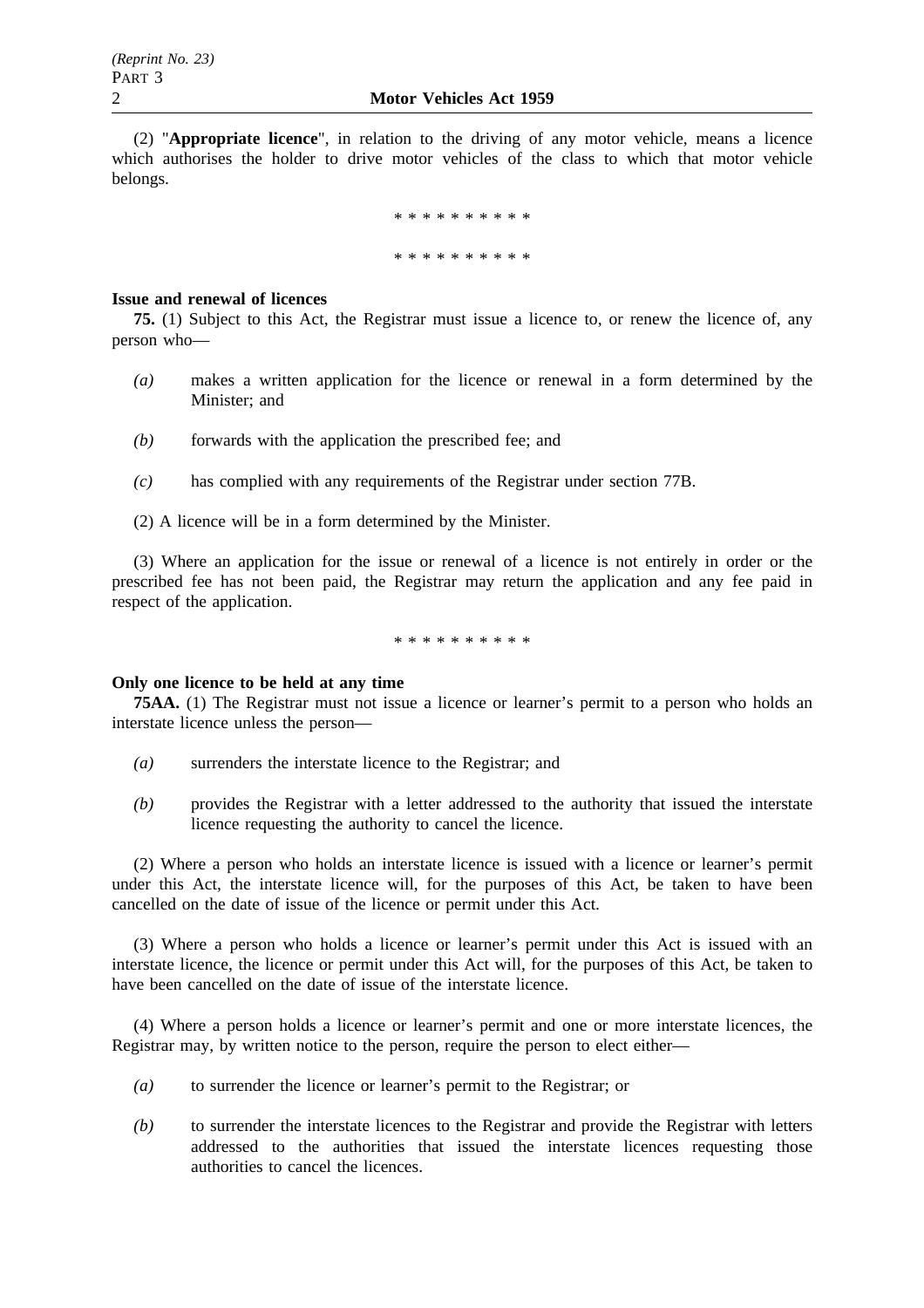(2) "**Appropriate licence**", in relation to the driving of any motor vehicle, means a licence which authorises the holder to drive motor vehicles of the class to which that motor vehicle belongs.

\* \* \* \* \* \* \* \* \* \*

\* \* \* \* \* \* \* \* \* \*

**Issue and renewal of licences**

**75.** (1) Subject to this Act, the Registrar must issue a licence to, or renew the licence of, any person who—

*(a)* makes a written application for the licence or renewal in a form determined by the Minister; and

*(b)* forwards with the application the prescribed fee; and

*(c)* has complied with any requirements of the Registrar under section 77B.

(2) A licence will be in a form determined by the Minister.

(3) Where an application for the issue or renewal of a licence is not entirely in order or the prescribed fee has not been paid, the Registrar may return the application and any fee paid in respect of the application.

\* \* \* \* \* \* \* \* \* \*

**Only one licence to be held at any time**

**75AA.** (1) The Registrar must not issue a licence or learner's permit to a person who holds an interstate licence unless the person—

*(a)* surrenders the interstate licence to the Registrar; and

*(b)* provides the Registrar with a letter addressed to the authority that issued the interstate licence requesting the authority to cancel the licence.

(2) Where a person who holds an interstate licence is issued with a licence or learner's permit under this Act, the interstate licence will, for the purposes of this Act, be taken to have been cancelled on the date of issue of the licence or permit under this Act.

(3) Where a person who holds a licence or learner's permit under this Act is issued with an interstate licence, the licence or permit under this Act will, for the purposes of this Act, be taken to have been cancelled on the date of issue of the interstate licence.

(4) Where a person holds a licence or learner's permit and one or more interstate licences, the Registrar may, by written notice to the person, require the person to elect either—

*(a)* to surrender the licence or learner's permit to the Registrar; or

*(b)* to surrender the interstate licences to the Registrar and provide the Registrar with letters addressed to the authorities that issued the interstate licences requesting those authorities to cancel the licences.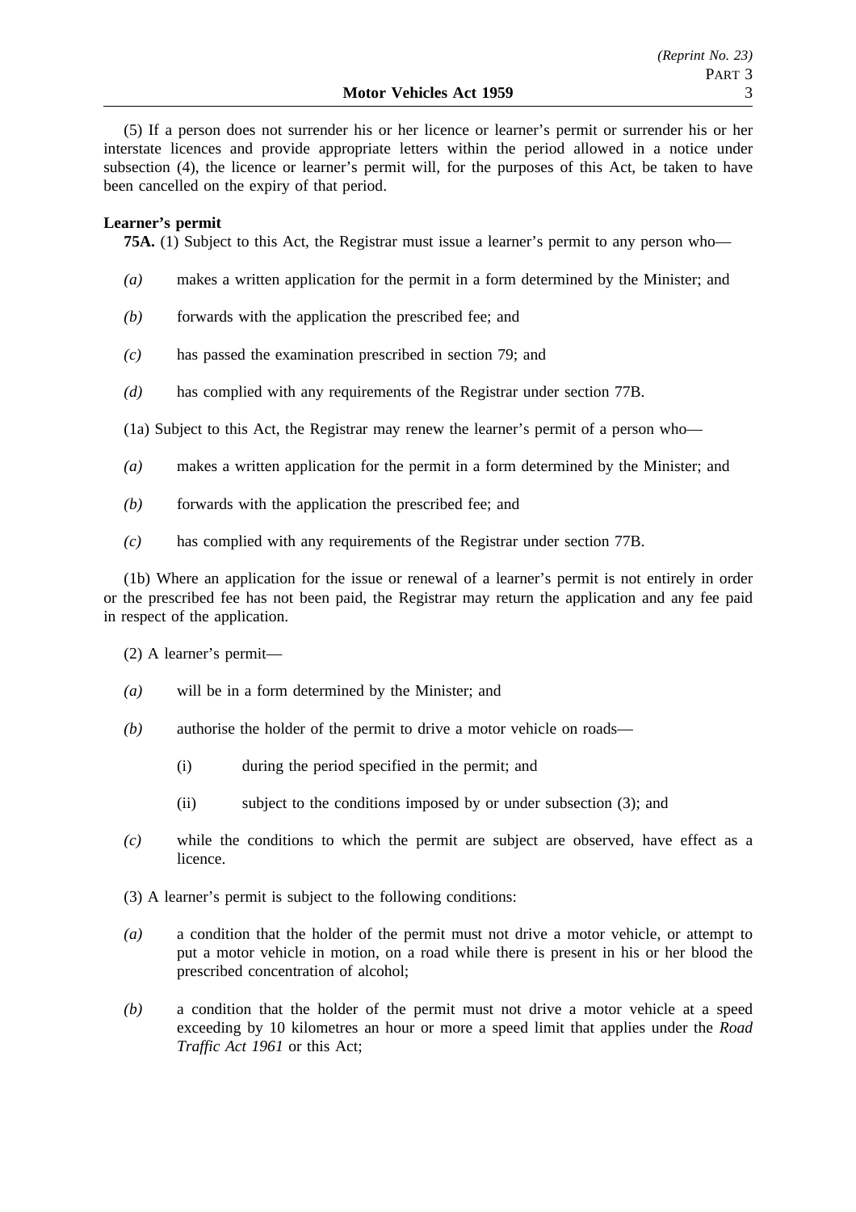(5) If a person does not surrender his or her licence or learner's permit or surrender his or her interstate licences and provide appropriate letters within the period allowed in a notice under subsection (4), the licence or learner's permit will, for the purposes of this Act, be taken to have been cancelled on the expiry of that period.

**Learner's permit**

**75A.** (1) Subject to this Act, the Registrar must issue a learner's permit to any person who—

*(a)* makes a written application for the permit in a form determined by the Minister; and

*(b)* forwards with the application the prescribed fee; and

*(c)* has passed the examination prescribed in section 79; and

*(d)* has complied with any requirements of the Registrar under section 77B.

(1a) Subject to this Act, the Registrar may renew the learner's permit of a person who—

*(a)* makes a written application for the permit in a form determined by the Minister; and

*(b)* forwards with the application the prescribed fee; and

*(c)* has complied with any requirements of the Registrar under section 77B.

(1b) Where an application for the issue or renewal of a learner's permit is not entirely in order or the prescribed fee has not been paid, the Registrar may return the application and any fee paid in respect of the application.

(2) A learner's permit—

*(a)* will be in a form determined by the Minister; and

*(b)* authorise the holder of the permit to drive a motor vehicle on roads—

   (i) during the period specified in the permit; and

   (ii) subject to the conditions imposed by or under subsection (3); and

*(c)* while the conditions to which the permit are subject are observed, have effect as a licence.

(3) A learner's permit is subject to the following conditions:

*(a)* a condition that the holder of the permit must not drive a motor vehicle, or attempt to put a motor vehicle in motion, on a road while there is present in his or her blood the prescribed concentration of alcohol;

*(b)* a condition that the holder of the permit must not drive a motor vehicle at a speed exceeding by 10 kilometres an hour or more a speed limit that applies under the *Road Traffic Act 1961* or this Act;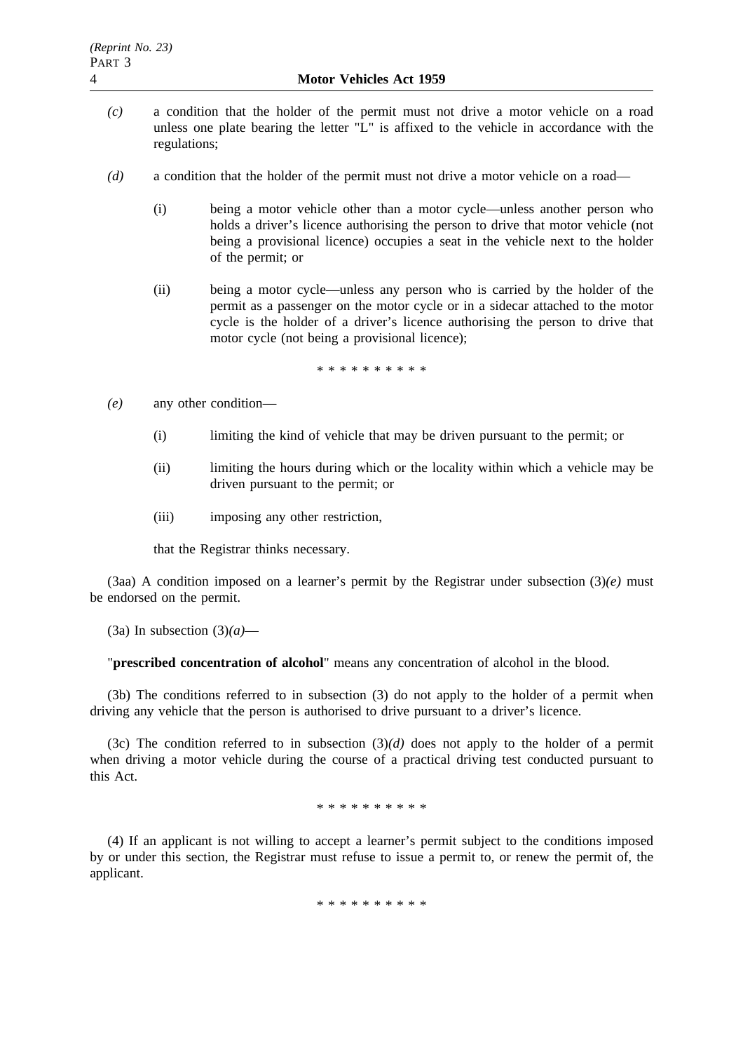*(c)* a condition that the holder of the permit must not drive a motor vehicle on a road unless one plate bearing the letter "L" is affixed to the vehicle in accordance with the regulations;

*(d)* a condition that the holder of the permit must not drive a motor vehicle on a road—

(i) being a motor vehicle other than a motor cycle—unless another person who holds a driver's licence authorising the person to drive that motor vehicle (not being a provisional licence) occupies a seat in the vehicle next to the holder of the permit; or

(ii) being a motor cycle—unless any person who is carried by the holder of the permit as a passenger on the motor cycle or in a sidecar attached to the motor cycle is the holder of a driver's licence authorising the person to drive that motor cycle (not being a provisional licence);

\* \* \* \* \* \* \* \* \* \*

*(e)* any other condition—

(i) limiting the kind of vehicle that may be driven pursuant to the permit; or

(ii) limiting the hours during which or the locality within which a vehicle may be driven pursuant to the permit; or

(iii) imposing any other restriction,

that the Registrar thinks necessary.

(3aa) A condition imposed on a learner's permit by the Registrar under subsection (3)*(e)* must be endorsed on the permit.

(3a) In subsection (3)*(a)*—

"**prescribed concentration of alcohol**" means any concentration of alcohol in the blood.

(3b) The conditions referred to in subsection (3) do not apply to the holder of a permit when driving any vehicle that the person is authorised to drive pursuant to a driver's licence.

(3c) The condition referred to in subsection (3)*(d)* does not apply to the holder of a permit when driving a motor vehicle during the course of a practical driving test conducted pursuant to this Act.

\* \* \* \* \* \* \* \* \* \*

(4) If an applicant is not willing to accept a learner's permit subject to the conditions imposed by or under this section, the Registrar must refuse to issue a permit to, or renew the permit of, the applicant.

\* \* \* \* \* \* \* \* \* \*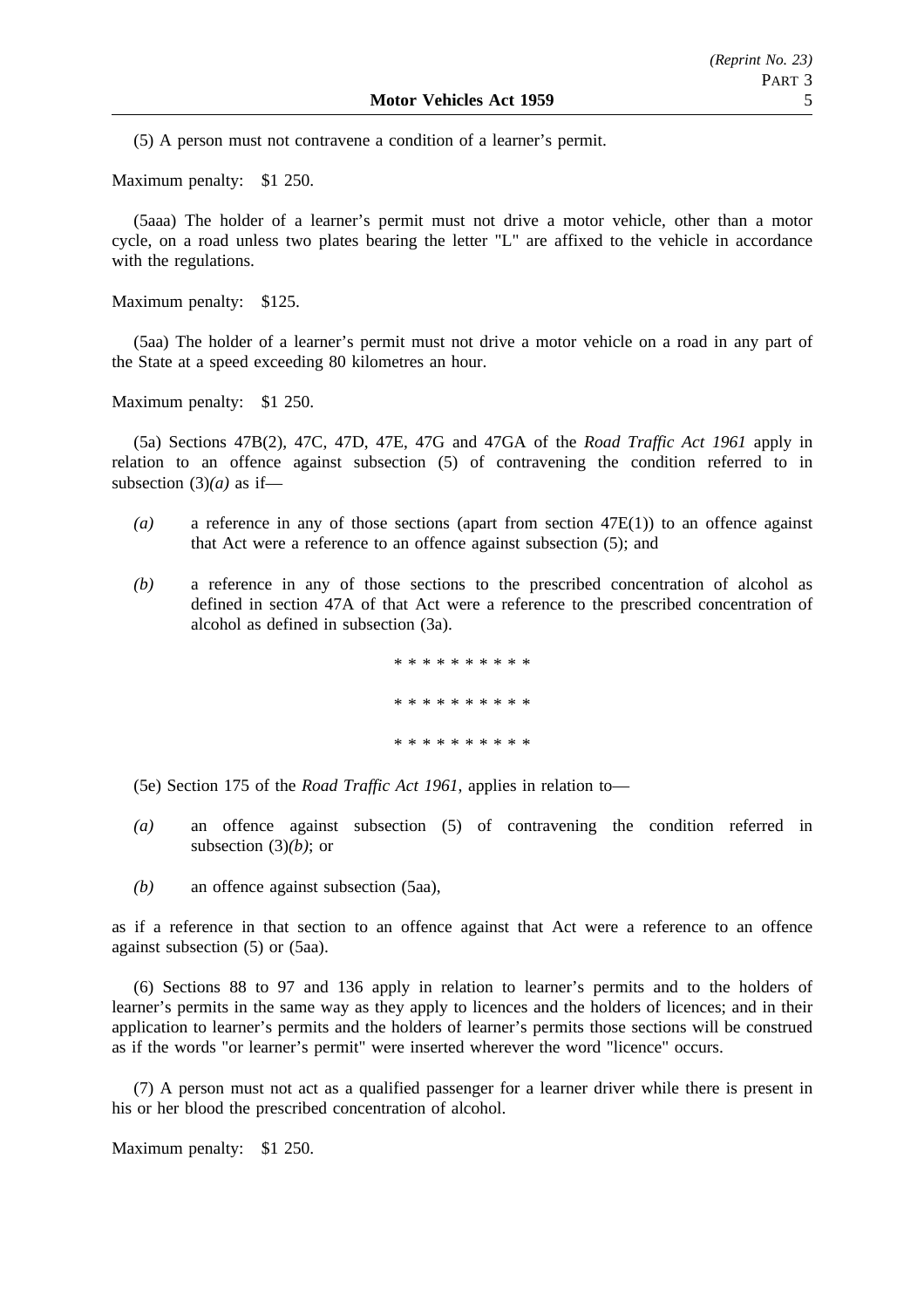(5) A person must not contravene a condition of a learner's permit.

Maximum penalty: $1 250.

(5aaa) The holder of a learner's permit must not drive a motor vehicle, other than a motor cycle, on a road unless two plates bearing the letter "L" are affixed to the vehicle in accordance with the regulations.

Maximum penalty: $125.

(5aa) The holder of a learner's permit must not drive a motor vehicle on a road in any part of the State at a speed exceeding 80 kilometres an hour.

Maximum penalty: $1 250.

(5a) Sections 47B(2), 47C, 47D, 47E, 47G and 47GA of the *Road Traffic Act 1961* apply in relation to an offence against subsection (5) of contravening the condition referred to in subsection (3)*(a)* as if—

- *(a)* a reference in any of those sections (apart from section 47E(1)) to an offence against that Act were a reference to an offence against subsection (5); and
- *(b)* a reference in any of those sections to the prescribed concentration of alcohol as defined in section 47A of that Act were a reference to the prescribed concentration of alcohol as defined in subsection (3a).

\* \* \* \* \* \* \* \* \* \*

\* \* \* \* \* \* \* \* \* \*

\* \* \* \* \* \* \* \* \* \*

(5e) Section 175 of the *Road Traffic Act 1961*, applies in relation to—

- *(a)* an offence against subsection (5) of contravening the condition referred in subsection (3)*(b)*; or
- *(b)* an offence against subsection (5aa),

as if a reference in that section to an offence against that Act were a reference to an offence against subsection (5) or (5aa).

(6) Sections 88 to 97 and 136 apply in relation to learner's permits and to the holders of learner's permits in the same way as they apply to licences and the holders of licences; and in their application to learner's permits and the holders of learner's permits those sections will be construed as if the words "or learner's permit" were inserted wherever the word "licence" occurs.

(7) A person must not act as a qualified passenger for a learner driver while there is present in his or her blood the prescribed concentration of alcohol.

Maximum penalty: $1 250.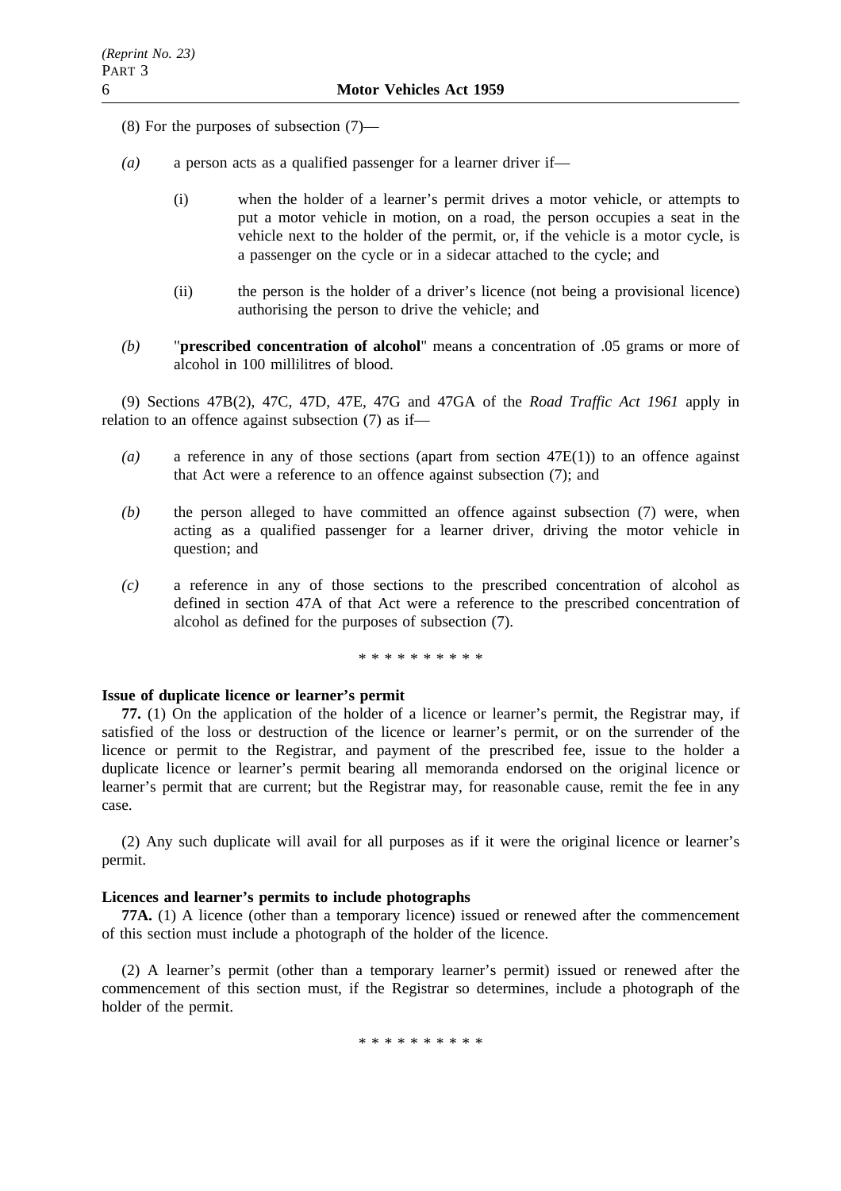(8) For the purposes of subsection (7)—

*(a)* a person acts as a qualified passenger for a learner driver if—

(i) when the holder of a learner's permit drives a motor vehicle, or attempts to put a motor vehicle in motion, on a road, the person occupies a seat in the vehicle next to the holder of the permit, or, if the vehicle is a motor cycle, is a passenger on the cycle or in a sidecar attached to the cycle; and

(ii) the person is the holder of a driver's licence (not being a provisional licence) authorising the person to drive the vehicle; and

*(b)* "**prescribed concentration of alcohol**" means a concentration of .05 grams or more of alcohol in 100 millilitres of blood.

(9) Sections 47B(2), 47C, 47D, 47E, 47G and 47GA of the *Road Traffic Act 1961* apply in relation to an offence against subsection (7) as if—

*(a)* a reference in any of those sections (apart from section 47E(1)) to an offence against that Act were a reference to an offence against subsection (7); and

*(b)* the person alleged to have committed an offence against subsection (7) were, when acting as a qualified passenger for a learner driver, driving the motor vehicle in question; and

*(c)* a reference in any of those sections to the prescribed concentration of alcohol as defined in section 47A of that Act were a reference to the prescribed concentration of alcohol as defined for the purposes of subsection (7).

\* \* \* \* \* \* \* \* \* \*

**Issue of duplicate licence or learner's permit**

**77.** (1) On the application of the holder of a licence or learner's permit, the Registrar may, if satisfied of the loss or destruction of the licence or learner's permit, or on the surrender of the licence or permit to the Registrar, and payment of the prescribed fee, issue to the holder a duplicate licence or learner's permit bearing all memoranda endorsed on the original licence or learner's permit that are current; but the Registrar may, for reasonable cause, remit the fee in any case.

(2) Any such duplicate will avail for all purposes as if it were the original licence or learner's permit.

**Licences and learner's permits to include photographs**

**77A.** (1) A licence (other than a temporary licence) issued or renewed after the commencement of this section must include a photograph of the holder of the licence.

(2) A learner's permit (other than a temporary learner's permit) issued or renewed after the commencement of this section must, if the Registrar so determines, include a photograph of the holder of the permit.

\* \* \* \* \* \* \* \* \* \*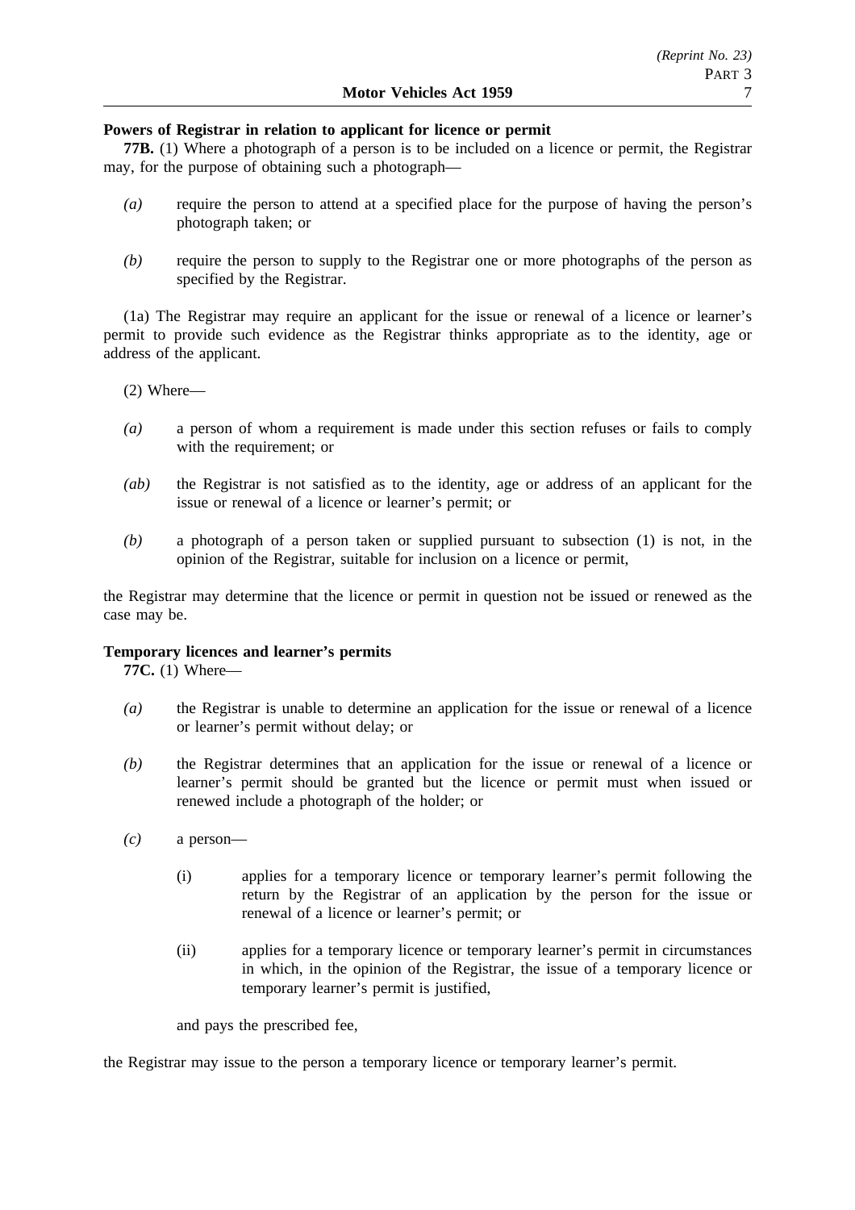**Powers of Registrar in relation to applicant for licence or permit**

**77B.** (1) Where a photograph of a person is to be included on a licence or permit, the Registrar may, for the purpose of obtaining such a photograph—

*(a)* require the person to attend at a specified place for the purpose of having the person's photograph taken; or

*(b)* require the person to supply to the Registrar one or more photographs of the person as specified by the Registrar.

(1a) The Registrar may require an applicant for the issue or renewal of a licence or learner's permit to provide such evidence as the Registrar thinks appropriate as to the identity, age or address of the applicant.

(2) Where—

*(a)* a person of whom a requirement is made under this section refuses or fails to comply with the requirement; or

*(ab)* the Registrar is not satisfied as to the identity, age or address of an applicant for the issue or renewal of a licence or learner's permit; or

*(b)* a photograph of a person taken or supplied pursuant to subsection (1) is not, in the opinion of the Registrar, suitable for inclusion on a licence or permit,

the Registrar may determine that the licence or permit in question not be issued or renewed as the case may be.

**Temporary licences and learner's permits**

**77C.** (1) Where—

*(a)* the Registrar is unable to determine an application for the issue or renewal of a licence or learner's permit without delay; or

*(b)* the Registrar determines that an application for the issue or renewal of a licence or learner's permit should be granted but the licence or permit must when issued or renewed include a photograph of the holder; or

*(c)* a person—

(i) applies for a temporary licence or temporary learner's permit following the return by the Registrar of an application by the person for the issue or renewal of a licence or learner's permit; or

(ii) applies for a temporary licence or temporary learner's permit in circumstances in which, in the opinion of the Registrar, the issue of a temporary licence or temporary learner's permit is justified,

and pays the prescribed fee,

the Registrar may issue to the person a temporary licence or temporary learner's permit.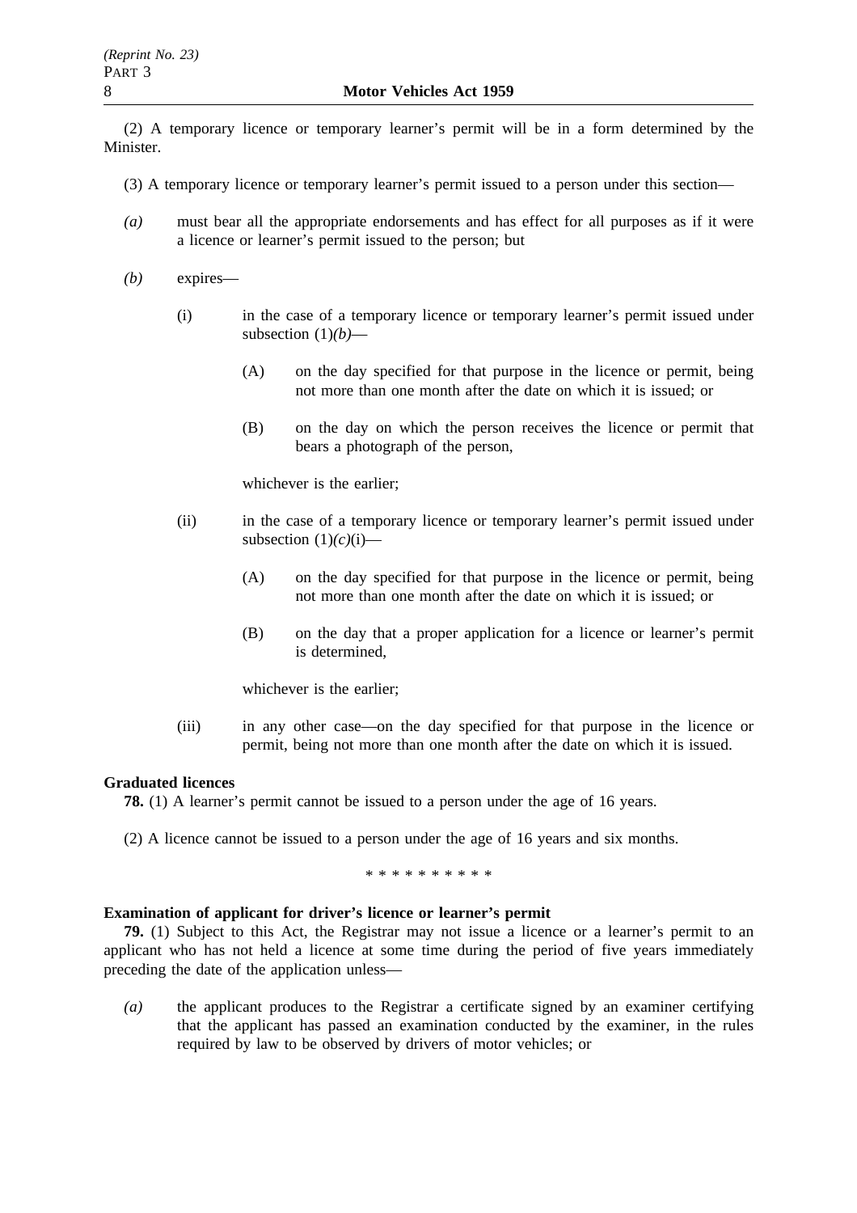(2) A temporary licence or temporary learner's permit will be in a form determined by the Minister.

(3) A temporary licence or temporary learner's permit issued to a person under this section—

*(a)* must bear all the appropriate endorsements and has effect for all purposes as if it were a licence or learner's permit issued to the person; but

*(b)* expires—

(i) in the case of a temporary licence or temporary learner's permit issued under subsection (1)*(b)*—

(A) on the day specified for that purpose in the licence or permit, being not more than one month after the date on which it is issued; or

(B) on the day on which the person receives the licence or permit that bears a photograph of the person,

whichever is the earlier;

(ii) in the case of a temporary licence or temporary learner's permit issued under subsection (1)*(c)*(i)—

(A) on the day specified for that purpose in the licence or permit, being not more than one month after the date on which it is issued; or

(B) on the day that a proper application for a licence or learner's permit is determined,

whichever is the earlier;

(iii) in any other case—on the day specified for that purpose in the licence or permit, being not more than one month after the date on which it is issued.

**Graduated licences**

**78.** (1) A learner's permit cannot be issued to a person under the age of 16 years.

(2) A licence cannot be issued to a person under the age of 16 years and six months.

\* \* \* \* \* \* \* \* \* \*

**Examination of applicant for driver's licence or learner's permit**

**79.** (1) Subject to this Act, the Registrar may not issue a licence or a learner's permit to an applicant who has not held a licence at some time during the period of five years immediately preceding the date of the application unless—

*(a)* the applicant produces to the Registrar a certificate signed by an examiner certifying that the applicant has passed an examination conducted by the examiner, in the rules required by law to be observed by drivers of motor vehicles; or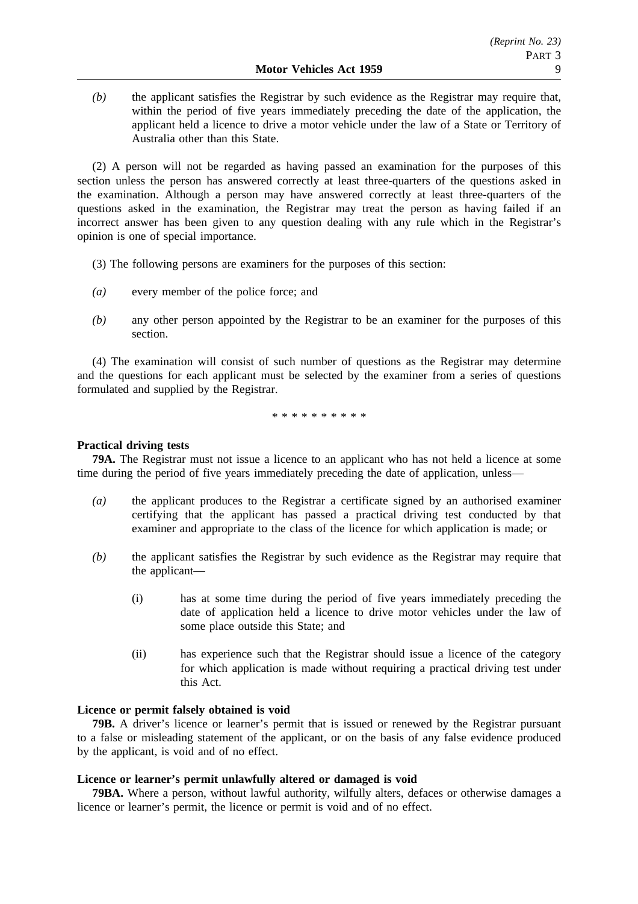*(b)* the applicant satisfies the Registrar by such evidence as the Registrar may require that, within the period of five years immediately preceding the date of the application, the applicant held a licence to drive a motor vehicle under the law of a State or Territory of Australia other than this State.

(2) A person will not be regarded as having passed an examination for the purposes of this section unless the person has answered correctly at least three-quarters of the questions asked in the examination. Although a person may have answered correctly at least three-quarters of the questions asked in the examination, the Registrar may treat the person as having failed if an incorrect answer has been given to any question dealing with any rule which in the Registrar's opinion is one of special importance.

(3) The following persons are examiners for the purposes of this section:

*(a)* every member of the police force; and

*(b)* any other person appointed by the Registrar to be an examiner for the purposes of this section.

(4) The examination will consist of such number of questions as the Registrar may determine and the questions for each applicant must be selected by the examiner from a series of questions formulated and supplied by the Registrar.

\* \* \* \* \* \* \* \* \* \*

**Practical driving tests**

**79A.** The Registrar must not issue a licence to an applicant who has not held a licence at some time during the period of five years immediately preceding the date of application, unless—

*(a)* the applicant produces to the Registrar a certificate signed by an authorised examiner certifying that the applicant has passed a practical driving test conducted by that examiner and appropriate to the class of the licence for which application is made; or

*(b)* the applicant satisfies the Registrar by such evidence as the Registrar may require that the applicant—

(i) has at some time during the period of five years immediately preceding the date of application held a licence to drive motor vehicles under the law of some place outside this State; and

(ii) has experience such that the Registrar should issue a licence of the category for which application is made without requiring a practical driving test under this Act.

**Licence or permit falsely obtained is void**

**79B.** A driver's licence or learner's permit that is issued or renewed by the Registrar pursuant to a false or misleading statement of the applicant, or on the basis of any false evidence produced by the applicant, is void and of no effect.

**Licence or learner's permit unlawfully altered or damaged is void**

**79BA.** Where a person, without lawful authority, wilfully alters, defaces or otherwise damages a licence or learner's permit, the licence or permit is void and of no effect.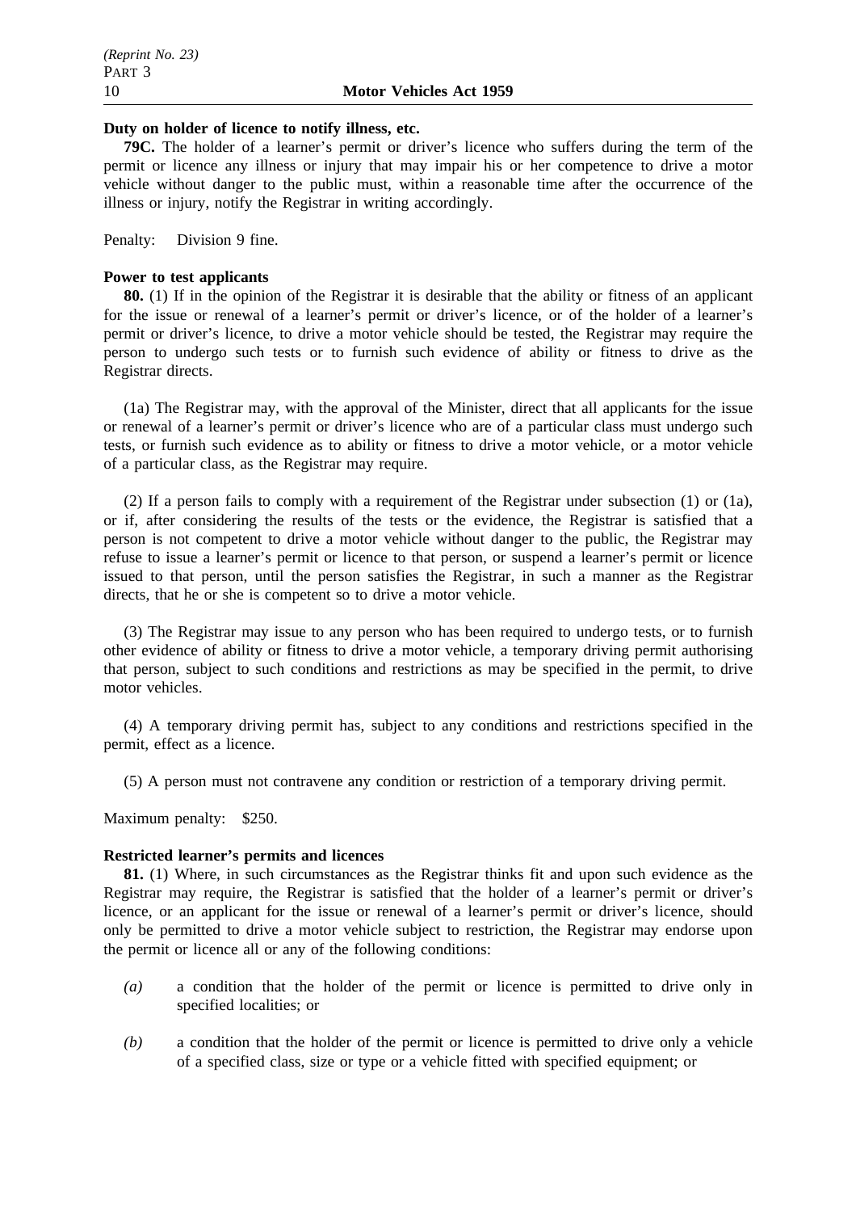**Duty on holder of licence to notify illness, etc.**

**79C.** The holder of a learner's permit or driver's licence who suffers during the term of the permit or licence any illness or injury that may impair his or her competence to drive a motor vehicle without danger to the public must, within a reasonable time after the occurrence of the illness or injury, notify the Registrar in writing accordingly.

Penalty: Division 9 fine.

**Power to test applicants**

**80.** (1) If in the opinion of the Registrar it is desirable that the ability or fitness of an applicant for the issue or renewal of a learner's permit or driver's licence, or of the holder of a learner's permit or driver's licence, to drive a motor vehicle should be tested, the Registrar may require the person to undergo such tests or to furnish such evidence of ability or fitness to drive as the Registrar directs.

(1a) The Registrar may, with the approval of the Minister, direct that all applicants for the issue or renewal of a learner's permit or driver's licence who are of a particular class must undergo such tests, or furnish such evidence as to ability or fitness to drive a motor vehicle, or a motor vehicle of a particular class, as the Registrar may require.

(2) If a person fails to comply with a requirement of the Registrar under subsection (1) or (1a), or if, after considering the results of the tests or the evidence, the Registrar is satisfied that a person is not competent to drive a motor vehicle without danger to the public, the Registrar may refuse to issue a learner's permit or licence to that person, or suspend a learner's permit or licence issued to that person, until the person satisfies the Registrar, in such a manner as the Registrar directs, that he or she is competent so to drive a motor vehicle.

(3) The Registrar may issue to any person who has been required to undergo tests, or to furnish other evidence of ability or fitness to drive a motor vehicle, a temporary driving permit authorising that person, subject to such conditions and restrictions as may be specified in the permit, to drive motor vehicles.

(4) A temporary driving permit has, subject to any conditions and restrictions specified in the permit, effect as a licence.

(5) A person must not contravene any condition or restriction of a temporary driving permit.

Maximum penalty: $250.

**Restricted learner's permits and licences**

**81.** (1) Where, in such circumstances as the Registrar thinks fit and upon such evidence as the Registrar may require, the Registrar is satisfied that the holder of a learner's permit or driver's licence, or an applicant for the issue or renewal of a learner's permit or driver's licence, should only be permitted to drive a motor vehicle subject to restriction, the Registrar may endorse upon the permit or licence all or any of the following conditions:

*(a)* a condition that the holder of the permit or licence is permitted to drive only in specified localities; or

*(b)* a condition that the holder of the permit or licence is permitted to drive only a vehicle of a specified class, size or type or a vehicle fitted with specified equipment; or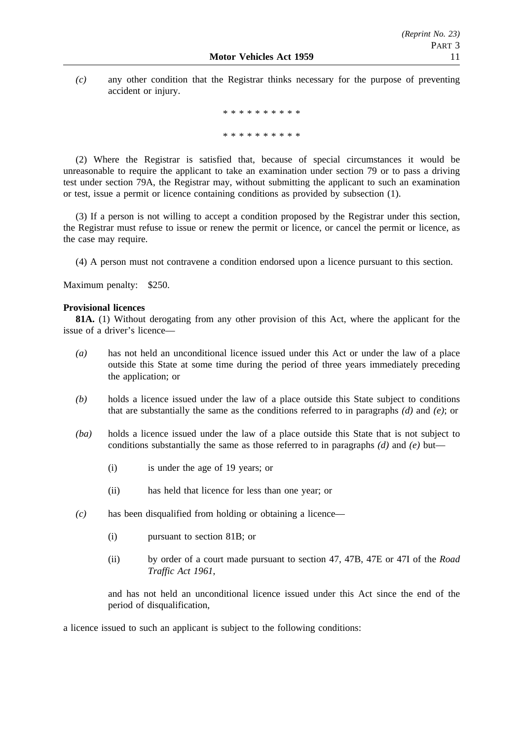*(c)* any other condition that the Registrar thinks necessary for the purpose of preventing accident or injury.

\* \* \* \* \* \* \* \* \* \*

\* \* \* \* \* \* \* \* \* \*

(2) Where the Registrar is satisfied that, because of special circumstances it would be unreasonable to require the applicant to take an examination under section 79 or to pass a driving test under section 79A, the Registrar may, without submitting the applicant to such an examination or test, issue a permit or licence containing conditions as provided by subsection (1).

(3) If a person is not willing to accept a condition proposed by the Registrar under this section, the Registrar must refuse to issue or renew the permit or licence, or cancel the permit or licence, as the case may require.

(4) A person must not contravene a condition endorsed upon a licence pursuant to this section.

Maximum penalty: $250.

**Provisional licences**

**81A.** (1) Without derogating from any other provision of this Act, where the applicant for the issue of a driver's licence—

*(a)* has not held an unconditional licence issued under this Act or under the law of a place outside this State at some time during the period of three years immediately preceding the application; or

*(b)* holds a licence issued under the law of a place outside this State subject to conditions that are substantially the same as the conditions referred to in paragraphs *(d)* and *(e)*; or

*(ba)* holds a licence issued under the law of a place outside this State that is not subject to conditions substantially the same as those referred to in paragraphs *(d)* and *(e)* but—

(i) is under the age of 19 years; or

(ii) has held that licence for less than one year; or

*(c)* has been disqualified from holding or obtaining a licence—

(i) pursuant to section 81B; or

(ii) by order of a court made pursuant to section 47, 47B, 47E or 47I of the *Road Traffic Act 1961*,

and has not held an unconditional licence issued under this Act since the end of the period of disqualification,

a licence issued to such an applicant is subject to the following conditions: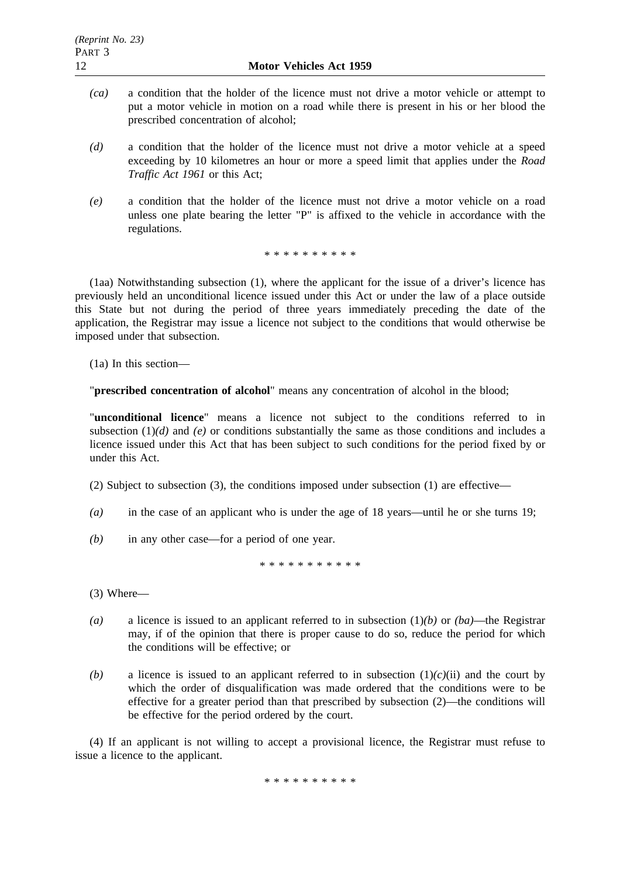*(ca)* a condition that the holder of the licence must not drive a motor vehicle or attempt to put a motor vehicle in motion on a road while there is present in his or her blood the prescribed concentration of alcohol;

*(d)* a condition that the holder of the licence must not drive a motor vehicle at a speed exceeding by 10 kilometres an hour or more a speed limit that applies under the *Road Traffic Act 1961* or this Act;

*(e)* a condition that the holder of the licence must not drive a motor vehicle on a road unless one plate bearing the letter "P" is affixed to the vehicle in accordance with the regulations.

* * * * * * * * * *

(1aa) Notwithstanding subsection (1), where the applicant for the issue of a driver's licence has previously held an unconditional licence issued under this Act or under the law of a place outside this State but not during the period of three years immediately preceding the date of the application, the Registrar may issue a licence not subject to the conditions that would otherwise be imposed under that subsection.

(1a) In this section—

"**prescribed concentration of alcohol**" means any concentration of alcohol in the blood;

"**unconditional licence**" means a licence not subject to the conditions referred to in subsection (1)*(d)* and *(e)* or conditions substantially the same as those conditions and includes a licence issued under this Act that has been subject to such conditions for the period fixed by or under this Act.

(2) Subject to subsection (3), the conditions imposed under subsection (1) are effective—

*(a)* in the case of an applicant who is under the age of 18 years—until he or she turns 19;

*(b)* in any other case—for a period of one year.

* * * * * * * * * * *

(3) Where—

*(a)* a licence is issued to an applicant referred to in subsection (1)*(b)* or *(ba)*—the Registrar may, if of the opinion that there is proper cause to do so, reduce the period for which the conditions will be effective; or

*(b)* a licence is issued to an applicant referred to in subsection (1)*(c)*(ii) and the court by which the order of disqualification was made ordered that the conditions were to be effective for a greater period than that prescribed by subsection (2)—the conditions will be effective for the period ordered by the court.

(4) If an applicant is not willing to accept a provisional licence, the Registrar must refuse to issue a licence to the applicant.

* * * * * * * * * *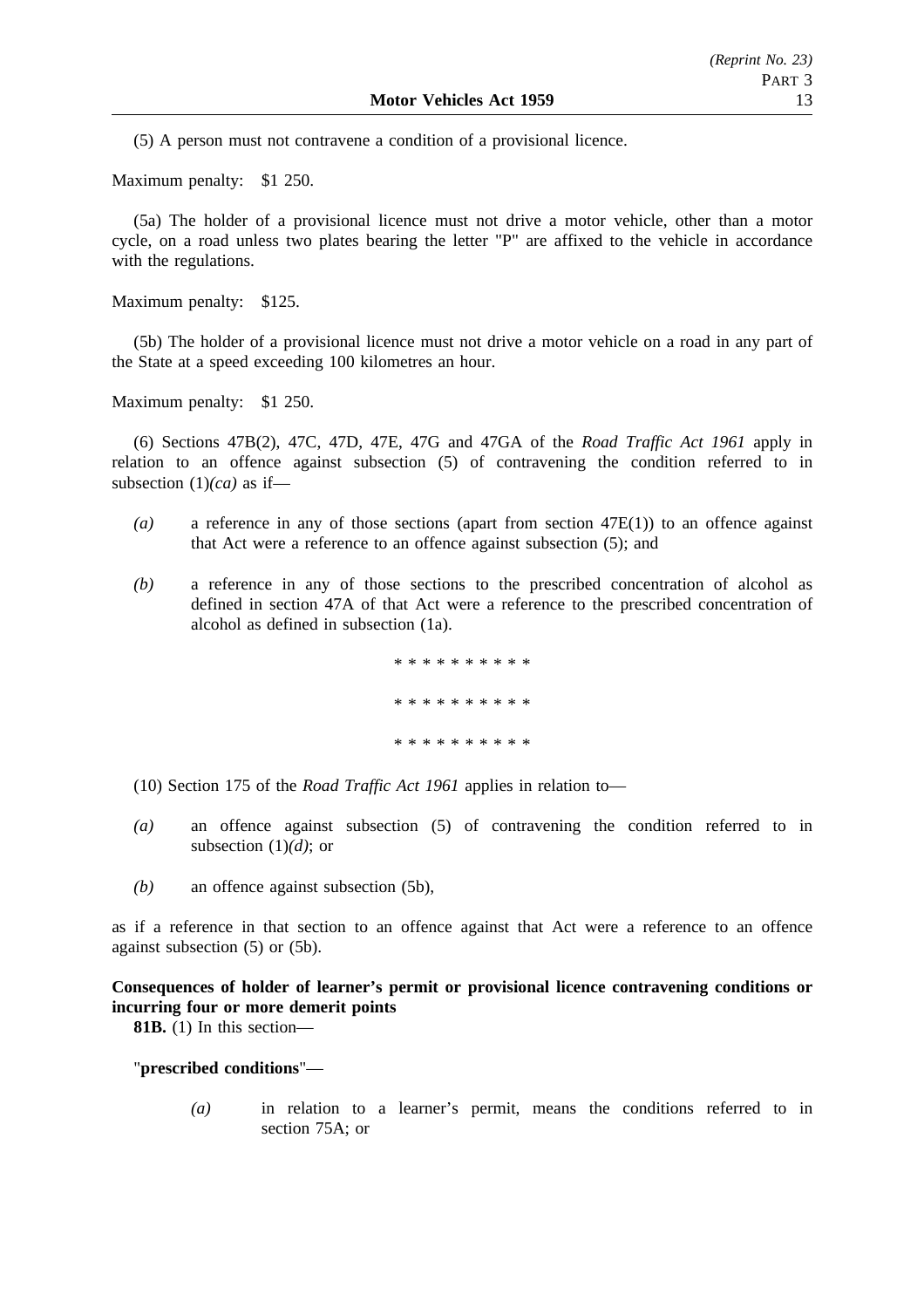(5) A person must not contravene a condition of a provisional licence.

Maximum penalty: $1 250.

(5a) The holder of a provisional licence must not drive a motor vehicle, other than a motor cycle, on a road unless two plates bearing the letter "P" are affixed to the vehicle in accordance with the regulations.

Maximum penalty: $125.

(5b) The holder of a provisional licence must not drive a motor vehicle on a road in any part of the State at a speed exceeding 100 kilometres an hour.

Maximum penalty: $1 250.

(6) Sections 47B(2), 47C, 47D, 47E, 47G and 47GA of the *Road Traffic Act 1961* apply in relation to an offence against subsection (5) of contravening the condition referred to in subsection (1)*(ca)* as if—

*(a)* a reference in any of those sections (apart from section 47E(1)) to an offence against that Act were a reference to an offence against subsection (5); and

*(b)* a reference in any of those sections to the prescribed concentration of alcohol as defined in section 47A of that Act were a reference to the prescribed concentration of alcohol as defined in subsection (1a).

\* \* \* \* \* \* \* \* \* \*

\* \* \* \* \* \* \* \* \* \*

\* \* \* \* \* \* \* \* \* \*

(10) Section 175 of the *Road Traffic Act 1961* applies in relation to—

*(a)* an offence against subsection (5) of contravening the condition referred to in subsection (1)*(d)*; or

*(b)* an offence against subsection (5b),

as if a reference in that section to an offence against that Act were a reference to an offence against subsection (5) or (5b).

**Consequences of holder of learner's permit or provisional licence contravening conditions or incurring four or more demerit points**

**81B.** (1) In this section—

"**prescribed conditions**"—

*(a)* in relation to a learner's permit, means the conditions referred to in section 75A; or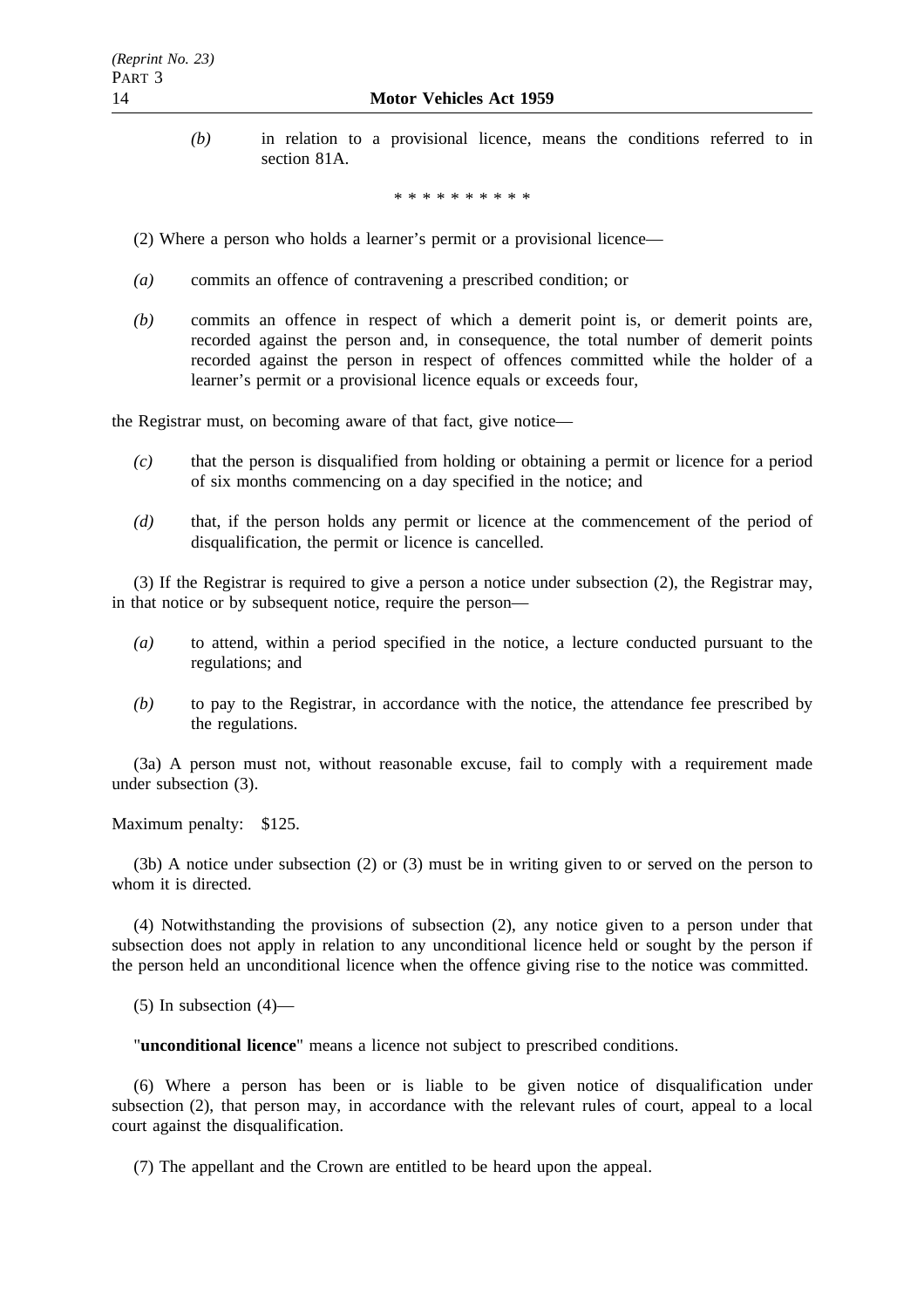*(b)* in relation to a provisional licence, means the conditions referred to in section 81A.

\* \* \* \* \* \* \* \* \* \*

(2) Where a person who holds a learner's permit or a provisional licence—

*(a)* commits an offence of contravening a prescribed condition; or

*(b)* commits an offence in respect of which a demerit point is, or demerit points are, recorded against the person and, in consequence, the total number of demerit points recorded against the person in respect of offences committed while the holder of a learner's permit or a provisional licence equals or exceeds four,

the Registrar must, on becoming aware of that fact, give notice—

*(c)* that the person is disqualified from holding or obtaining a permit or licence for a period of six months commencing on a day specified in the notice; and

*(d)* that, if the person holds any permit or licence at the commencement of the period of disqualification, the permit or licence is cancelled.

(3) If the Registrar is required to give a person a notice under subsection (2), the Registrar may, in that notice or by subsequent notice, require the person—

*(a)* to attend, within a period specified in the notice, a lecture conducted pursuant to the regulations; and

*(b)* to pay to the Registrar, in accordance with the notice, the attendance fee prescribed by the regulations.

(3a) A person must not, without reasonable excuse, fail to comply with a requirement made under subsection (3).

Maximum penalty: $125.

(3b) A notice under subsection (2) or (3) must be in writing given to or served on the person to whom it is directed.

(4) Notwithstanding the provisions of subsection (2), any notice given to a person under that subsection does not apply in relation to any unconditional licence held or sought by the person if the person held an unconditional licence when the offence giving rise to the notice was committed.

(5) In subsection (4)—

"**unconditional licence**" means a licence not subject to prescribed conditions.

(6) Where a person has been or is liable to be given notice of disqualification under subsection (2), that person may, in accordance with the relevant rules of court, appeal to a local court against the disqualification.

(7) The appellant and the Crown are entitled to be heard upon the appeal.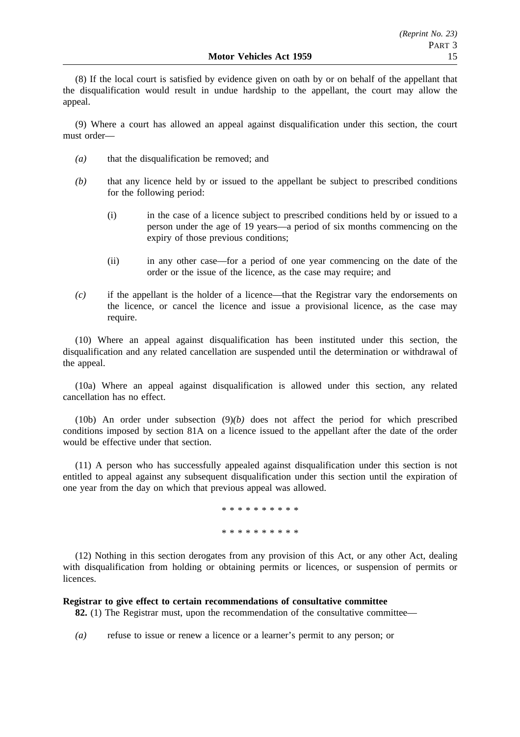(8) If the local court is satisfied by evidence given on oath by or on behalf of the appellant that the disqualification would result in undue hardship to the appellant, the court may allow the appeal.

(9) Where a court has allowed an appeal against disqualification under this section, the court must order—

*(a)* that the disqualification be removed; and

*(b)* that any licence held by or issued to the appellant be subject to prescribed conditions for the following period:

(i) in the case of a licence subject to prescribed conditions held by or issued to a person under the age of 19 years—a period of six months commencing on the expiry of those previous conditions;

(ii) in any other case—for a period of one year commencing on the date of the order or the issue of the licence, as the case may require; and

*(c)* if the appellant is the holder of a licence—that the Registrar vary the endorsements on the licence, or cancel the licence and issue a provisional licence, as the case may require.

(10) Where an appeal against disqualification has been instituted under this section, the disqualification and any related cancellation are suspended until the determination or withdrawal of the appeal.

(10a) Where an appeal against disqualification is allowed under this section, any related cancellation has no effect.

(10b) An order under subsection (9)*(b)* does not affect the period for which prescribed conditions imposed by section 81A on a licence issued to the appellant after the date of the order would be effective under that section.

(11) A person who has successfully appealed against disqualification under this section is not entitled to appeal against any subsequent disqualification under this section until the expiration of one year from the day on which that previous appeal was allowed.

\* \* \* \* \* \* \* \* \* \*

\* \* \* \* \* \* \* \* \* \*

(12) Nothing in this section derogates from any provision of this Act, or any other Act, dealing with disqualification from holding or obtaining permits or licences, or suspension of permits or licences.

**Registrar to give effect to certain recommendations of consultative committee**

**82.** (1) The Registrar must, upon the recommendation of the consultative committee—

*(a)* refuse to issue or renew a licence or a learner's permit to any person; or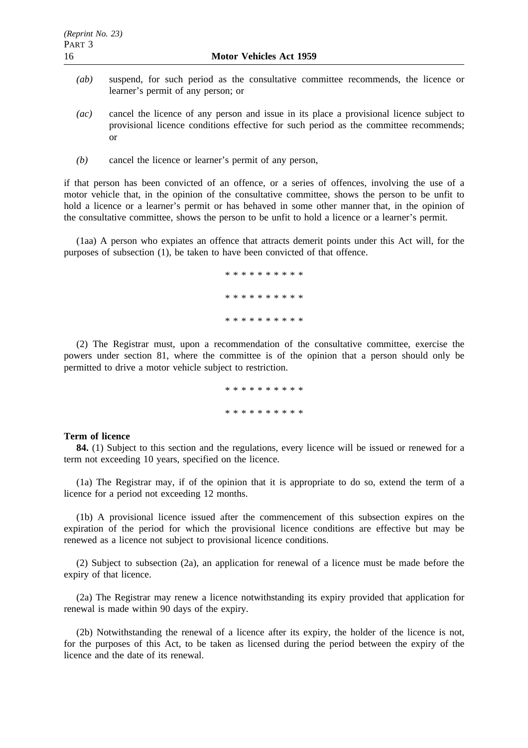*(ab)* suspend, for such period as the consultative committee recommends, the licence or learner's permit of any person; or

*(ac)* cancel the licence of any person and issue in its place a provisional licence subject to provisional licence conditions effective for such period as the committee recommends; or

*(b)* cancel the licence or learner's permit of any person,

if that person has been convicted of an offence, or a series of offences, involving the use of a motor vehicle that, in the opinion of the consultative committee, shows the person to be unfit to hold a licence or a learner's permit or has behaved in some other manner that, in the opinion of the consultative committee, shows the person to be unfit to hold a licence or a learner's permit.

(1aa) A person who expiates an offence that attracts demerit points under this Act will, for the purposes of subsection (1), be taken to have been convicted of that offence.

\* \* \* \* \* \* \* \* \* \*

\* \* \* \* \* \* \* \* \* \*

\* \* \* \* \* \* \* \* \* \*

(2) The Registrar must, upon a recommendation of the consultative committee, exercise the powers under section 81, where the committee is of the opinion that a person should only be permitted to drive a motor vehicle subject to restriction.

\* \* \* \* \* \* \* \* \* \*

\* \* \* \* \* \* \* \* \* \*

**Term of licence**

**84.** (1) Subject to this section and the regulations, every licence will be issued or renewed for a term not exceeding 10 years, specified on the licence.

(1a) The Registrar may, if of the opinion that it is appropriate to do so, extend the term of a licence for a period not exceeding 12 months.

(1b) A provisional licence issued after the commencement of this subsection expires on the expiration of the period for which the provisional licence conditions are effective but may be renewed as a licence not subject to provisional licence conditions.

(2) Subject to subsection (2a), an application for renewal of a licence must be made before the expiry of that licence.

(2a) The Registrar may renew a licence notwithstanding its expiry provided that application for renewal is made within 90 days of the expiry.

(2b) Notwithstanding the renewal of a licence after its expiry, the holder of the licence is not, for the purposes of this Act, to be taken as licensed during the period between the expiry of the licence and the date of its renewal.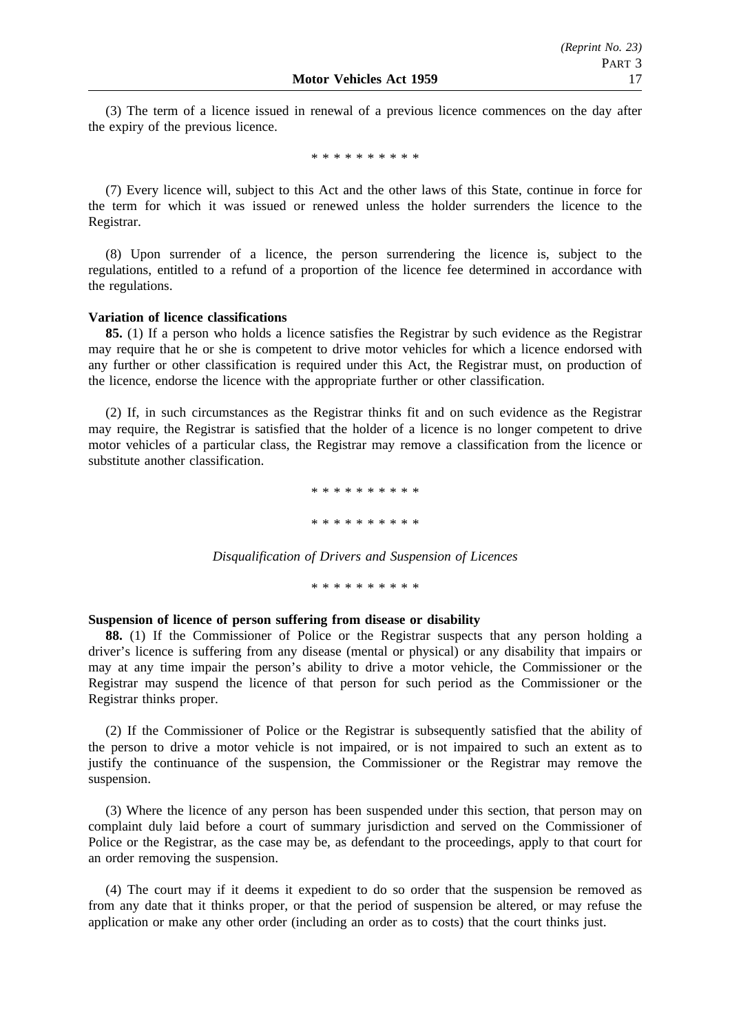(3) The term of a licence issued in renewal of a previous licence commences on the day after the expiry of the previous licence.

\* \* \* \* \* \* \* \* \* \*

(7) Every licence will, subject to this Act and the other laws of this State, continue in force for the term for which it was issued or renewed unless the holder surrenders the licence to the Registrar.

(8) Upon surrender of a licence, the person surrendering the licence is, subject to the regulations, entitled to a refund of a proportion of the licence fee determined in accordance with the regulations.

**Variation of licence classifications**

**85.** (1) If a person who holds a licence satisfies the Registrar by such evidence as the Registrar may require that he or she is competent to drive motor vehicles for which a licence endorsed with any further or other classification is required under this Act, the Registrar must, on production of the licence, endorse the licence with the appropriate further or other classification.

(2) If, in such circumstances as the Registrar thinks fit and on such evidence as the Registrar may require, the Registrar is satisfied that the holder of a licence is no longer competent to drive motor vehicles of a particular class, the Registrar may remove a classification from the licence or substitute another classification.

\* \* \* \* \* \* \* \* \* \*

\* \* \* \* \* \* \* \* \* \*

*Disqualification of Drivers and Suspension of Licences*

\* \* \* \* \* \* \* \* \* \*

**Suspension of licence of person suffering from disease or disability**

**88.** (1) If the Commissioner of Police or the Registrar suspects that any person holding a driver's licence is suffering from any disease (mental or physical) or any disability that impairs or may at any time impair the person's ability to drive a motor vehicle, the Commissioner or the Registrar may suspend the licence of that person for such period as the Commissioner or the Registrar thinks proper.

(2) If the Commissioner of Police or the Registrar is subsequently satisfied that the ability of the person to drive a motor vehicle is not impaired, or is not impaired to such an extent as to justify the continuance of the suspension, the Commissioner or the Registrar may remove the suspension.

(3) Where the licence of any person has been suspended under this section, that person may on complaint duly laid before a court of summary jurisdiction and served on the Commissioner of Police or the Registrar, as the case may be, as defendant to the proceedings, apply to that court for an order removing the suspension.

(4) The court may if it deems it expedient to do so order that the suspension be removed as from any date that it thinks proper, or that the period of suspension be altered, or may refuse the application or make any other order (including an order as to costs) that the court thinks just.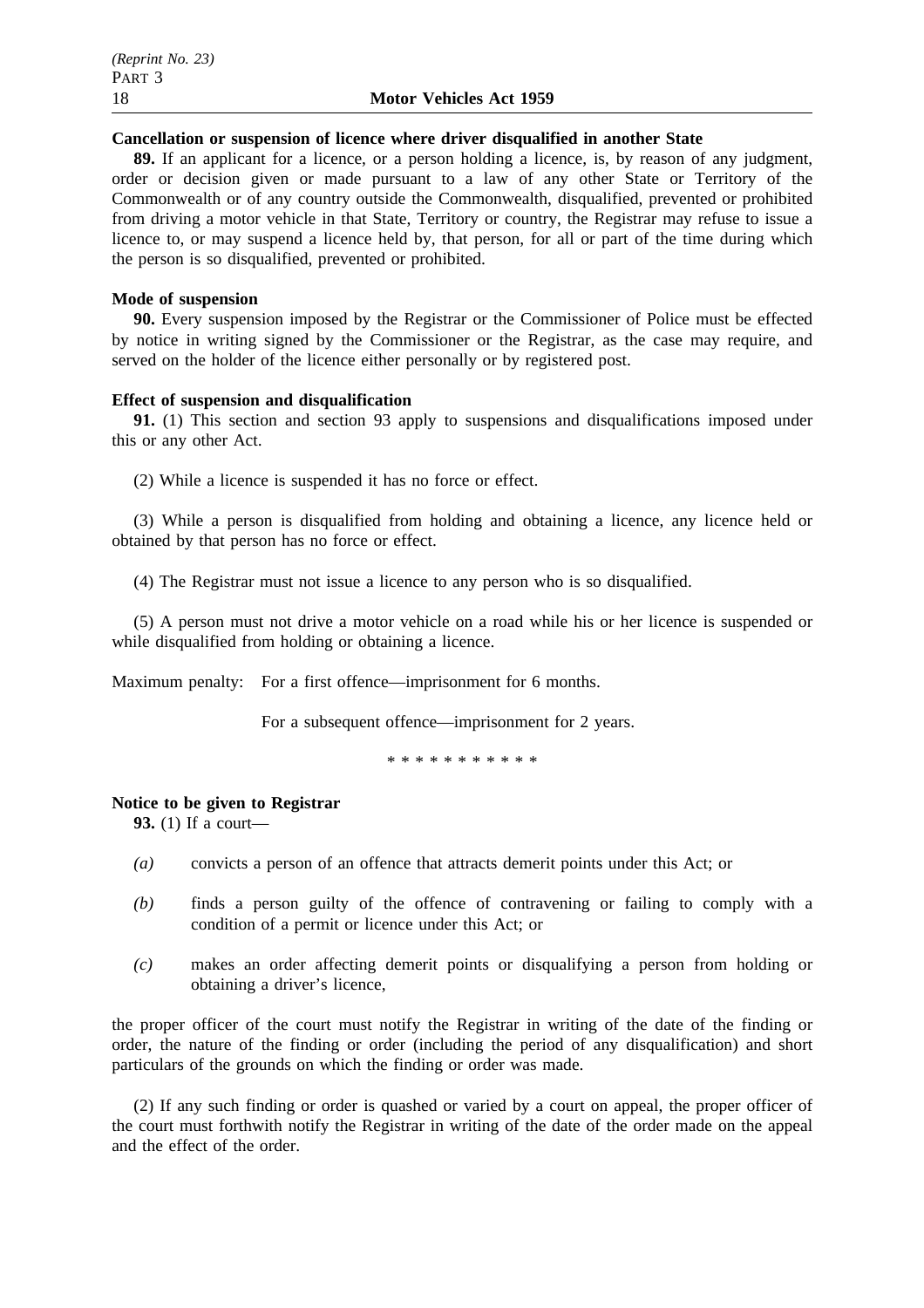**Cancellation or suspension of licence where driver disqualified in another State**

**89.** If an applicant for a licence, or a person holding a licence, is, by reason of any judgment, order or decision given or made pursuant to a law of any other State or Territory of the Commonwealth or of any country outside the Commonwealth, disqualified, prevented or prohibited from driving a motor vehicle in that State, Territory or country, the Registrar may refuse to issue a licence to, or may suspend a licence held by, that person, for all or part of the time during which the person is so disqualified, prevented or prohibited.

**Mode of suspension**

**90.** Every suspension imposed by the Registrar or the Commissioner of Police must be effected by notice in writing signed by the Commissioner or the Registrar, as the case may require, and served on the holder of the licence either personally or by registered post.

**Effect of suspension and disqualification**

**91.** (1) This section and section 93 apply to suspensions and disqualifications imposed under this or any other Act.

(2) While a licence is suspended it has no force or effect.

(3) While a person is disqualified from holding and obtaining a licence, any licence held or obtained by that person has no force or effect.

(4) The Registrar must not issue a licence to any person who is so disqualified.

(5) A person must not drive a motor vehicle on a road while his or her licence is suspended or while disqualified from holding or obtaining a licence.

Maximum penalty: For a first offence—imprisonment for 6 months.

For a subsequent offence—imprisonment for 2 years.

\* \* \* \* \* \* \* \* \* \* \*

**Notice to be given to Registrar**

**93.** (1) If a court—

*(a)* convicts a person of an offence that attracts demerit points under this Act; or

*(b)* finds a person guilty of the offence of contravening or failing to comply with a condition of a permit or licence under this Act; or

*(c)* makes an order affecting demerit points or disqualifying a person from holding or obtaining a driver's licence,

the proper officer of the court must notify the Registrar in writing of the date of the finding or order, the nature of the finding or order (including the period of any disqualification) and short particulars of the grounds on which the finding or order was made.

(2) If any such finding or order is quashed or varied by a court on appeal, the proper officer of the court must forthwith notify the Registrar in writing of the date of the order made on the appeal and the effect of the order.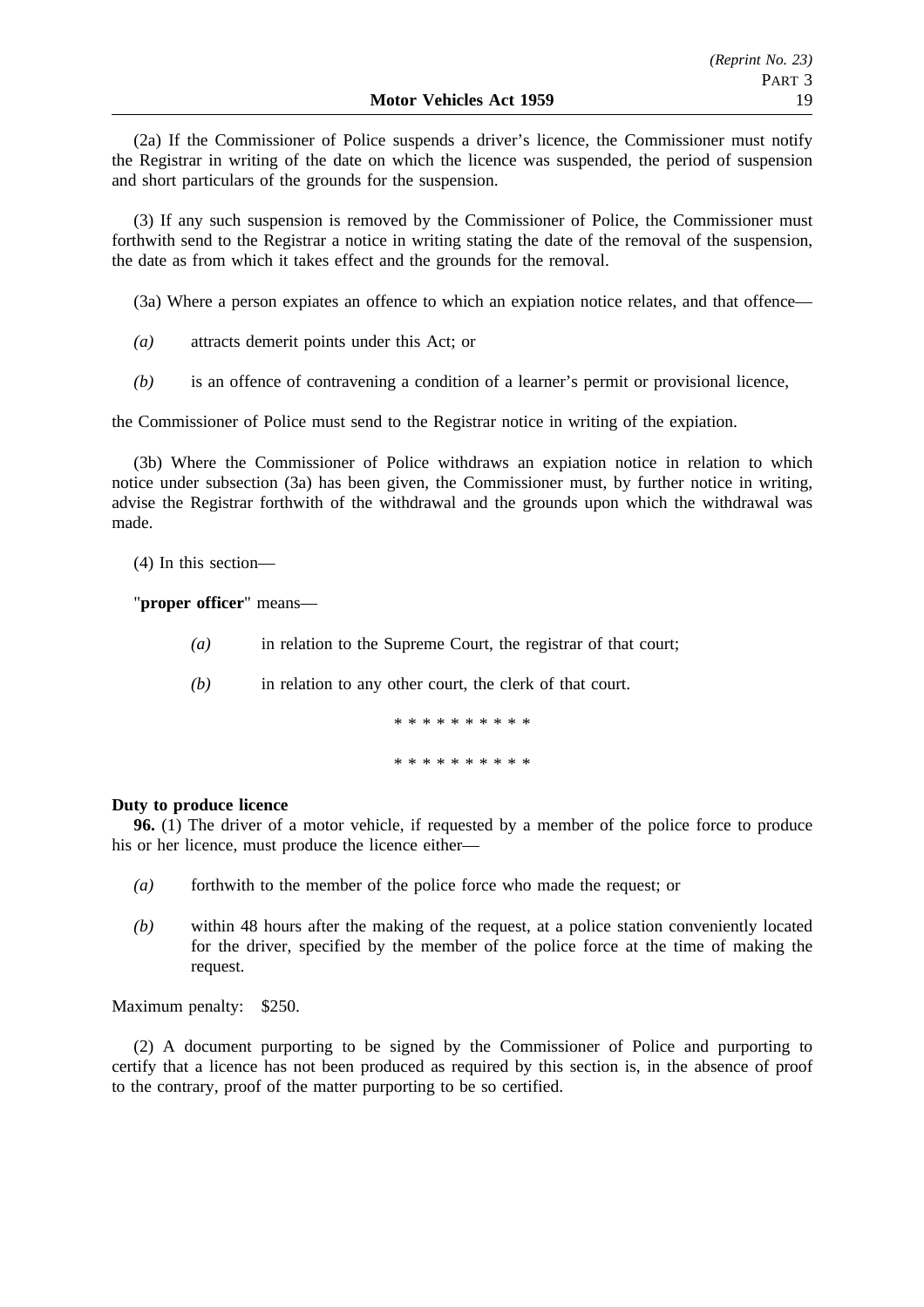(2a) If the Commissioner of Police suspends a driver's licence, the Commissioner must notify the Registrar in writing of the date on which the licence was suspended, the period of suspension and short particulars of the grounds for the suspension.

(3) If any such suspension is removed by the Commissioner of Police, the Commissioner must forthwith send to the Registrar a notice in writing stating the date of the removal of the suspension, the date as from which it takes effect and the grounds for the removal.

(3a) Where a person expiates an offence to which an expiation notice relates, and that offence—

*(a)* attracts demerit points under this Act; or

*(b)* is an offence of contravening a condition of a learner's permit or provisional licence,

the Commissioner of Police must send to the Registrar notice in writing of the expiation.

(3b) Where the Commissioner of Police withdraws an expiation notice in relation to which notice under subsection (3a) has been given, the Commissioner must, by further notice in writing, advise the Registrar forthwith of the withdrawal and the grounds upon which the withdrawal was made.

(4) In this section—

"**proper officer**" means—

*(a)* in relation to the Supreme Court, the registrar of that court;

*(b)* in relation to any other court, the clerk of that court.

\* \* \* \* \* \* \* \* \* \*

\* \* \* \* \* \* \* \* \* \*

**Duty to produce licence**

**96.** (1) The driver of a motor vehicle, if requested by a member of the police force to produce his or her licence, must produce the licence either—

*(a)* forthwith to the member of the police force who made the request; or

*(b)* within 48 hours after the making of the request, at a police station conveniently located for the driver, specified by the member of the police force at the time of making the request.

Maximum penalty: $250.

(2) A document purporting to be signed by the Commissioner of Police and purporting to certify that a licence has not been produced as required by this section is, in the absence of proof to the contrary, proof of the matter purporting to be so certified.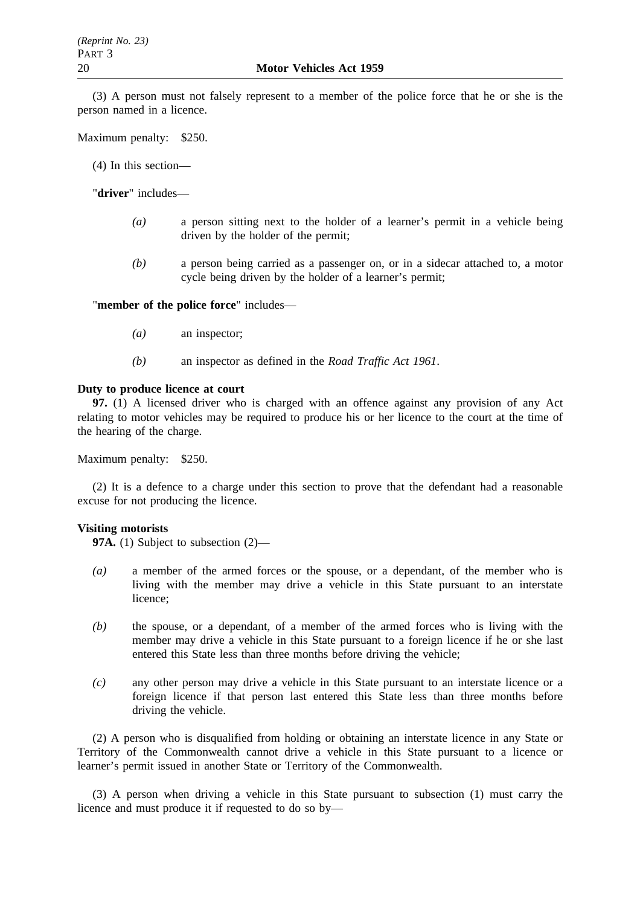(3) A person must not falsely represent to a member of the police force that he or she is the person named in a licence.

Maximum penalty: $250.

(4) In this section—

"**driver**" includes—

*(a)* a person sitting next to the holder of a learner's permit in a vehicle being driven by the holder of the permit;

*(b)* a person being carried as a passenger on, or in a sidecar attached to, a motor cycle being driven by the holder of a learner's permit;

"**member of the police force**" includes—

*(a)* an inspector;

*(b)* an inspector as defined in the *Road Traffic Act 1961*.

**Duty to produce licence at court**

**97.** (1) A licensed driver who is charged with an offence against any provision of any Act relating to motor vehicles may be required to produce his or her licence to the court at the time of the hearing of the charge.

Maximum penalty: $250.

(2) It is a defence to a charge under this section to prove that the defendant had a reasonable excuse for not producing the licence.

**Visiting motorists**

**97A.** (1) Subject to subsection (2)—

*(a)* a member of the armed forces or the spouse, or a dependant, of the member who is living with the member may drive a vehicle in this State pursuant to an interstate licence;

*(b)* the spouse, or a dependant, of a member of the armed forces who is living with the member may drive a vehicle in this State pursuant to a foreign licence if he or she last entered this State less than three months before driving the vehicle;

*(c)* any other person may drive a vehicle in this State pursuant to an interstate licence or a foreign licence if that person last entered this State less than three months before driving the vehicle.

(2) A person who is disqualified from holding or obtaining an interstate licence in any State or Territory of the Commonwealth cannot drive a vehicle in this State pursuant to a licence or learner's permit issued in another State or Territory of the Commonwealth.

(3) A person when driving a vehicle in this State pursuant to subsection (1) must carry the licence and must produce it if requested to do so by—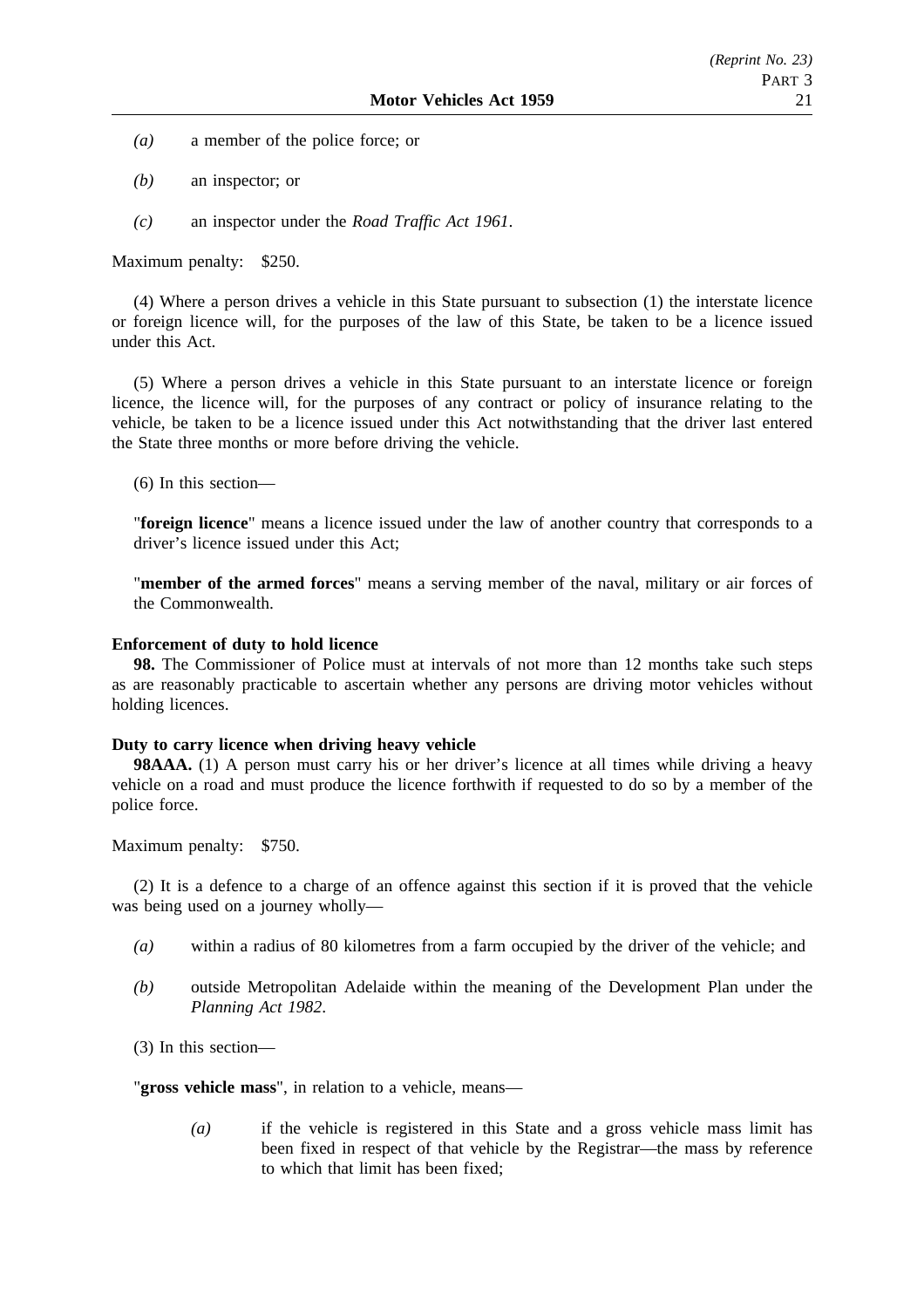*(a)* a member of the police force; or

*(b)* an inspector; or

*(c)* an inspector under the *Road Traffic Act 1961*.

Maximum penalty: $250.

(4) Where a person drives a vehicle in this State pursuant to subsection (1) the interstate licence or foreign licence will, for the purposes of the law of this State, be taken to be a licence issued under this Act.

(5) Where a person drives a vehicle in this State pursuant to an interstate licence or foreign licence, the licence will, for the purposes of any contract or policy of insurance relating to the vehicle, be taken to be a licence issued under this Act notwithstanding that the driver last entered the State three months or more before driving the vehicle.

(6) In this section—

"**foreign licence**" means a licence issued under the law of another country that corresponds to a driver's licence issued under this Act;

"**member of the armed forces**" means a serving member of the naval, military or air forces of the Commonwealth.

**Enforcement of duty to hold licence**

**98.** The Commissioner of Police must at intervals of not more than 12 months take such steps as are reasonably practicable to ascertain whether any persons are driving motor vehicles without holding licences.

**Duty to carry licence when driving heavy vehicle**

**98AAA.** (1) A person must carry his or her driver's licence at all times while driving a heavy vehicle on a road and must produce the licence forthwith if requested to do so by a member of the police force.

Maximum penalty: $750.

(2) It is a defence to a charge of an offence against this section if it is proved that the vehicle was being used on a journey wholly—

*(a)* within a radius of 80 kilometres from a farm occupied by the driver of the vehicle; and

*(b)* outside Metropolitan Adelaide within the meaning of the Development Plan under the *Planning Act 1982*.

(3) In this section—

"**gross vehicle mass**", in relation to a vehicle, means—

*(a)* if the vehicle is registered in this State and a gross vehicle mass limit has been fixed in respect of that vehicle by the Registrar—the mass by reference to which that limit has been fixed;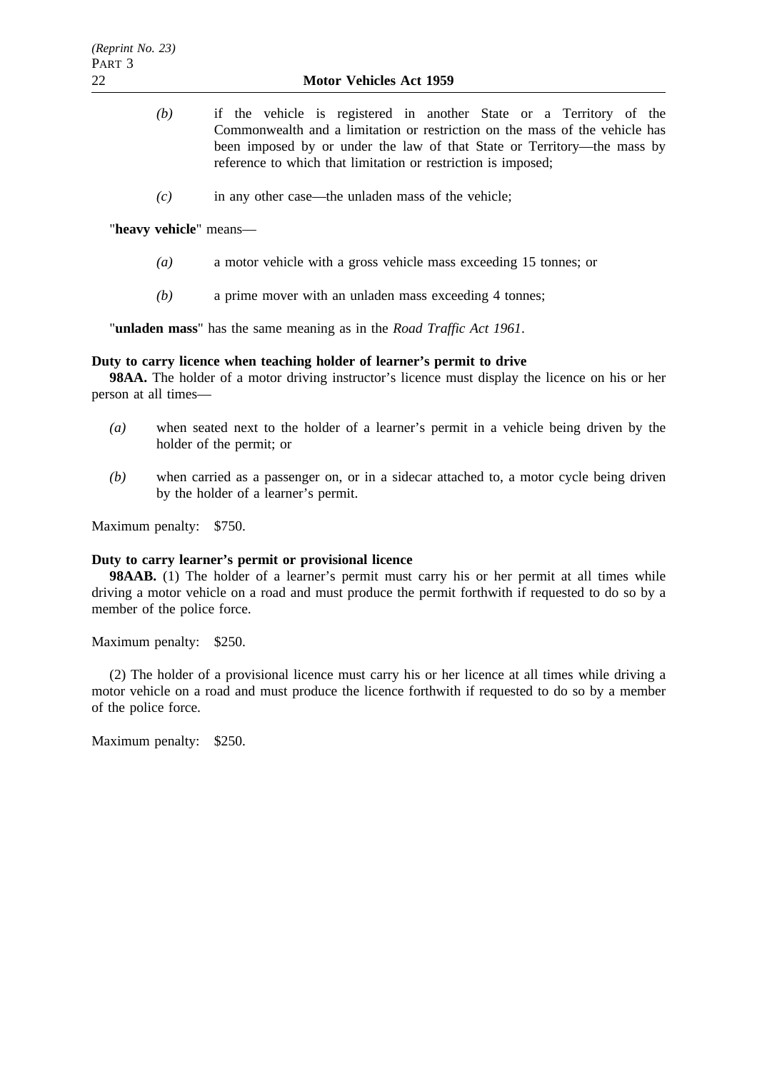*(b)* if the vehicle is registered in another State or a Territory of the Commonwealth and a limitation or restriction on the mass of the vehicle has been imposed by or under the law of that State or Territory—the mass by reference to which that limitation or restriction is imposed;

*(c)* in any other case—the unladen mass of the vehicle;

"**heavy vehicle**" means—

*(a)* a motor vehicle with a gross vehicle mass exceeding 15 tonnes; or

*(b)* a prime mover with an unladen mass exceeding 4 tonnes;

"**unladen mass**" has the same meaning as in the *Road Traffic Act 1961*.

**Duty to carry licence when teaching holder of learner's permit to drive**

**98AA.** The holder of a motor driving instructor's licence must display the licence on his or her person at all times—

*(a)* when seated next to the holder of a learner's permit in a vehicle being driven by the holder of the permit; or

*(b)* when carried as a passenger on, or in a sidecar attached to, a motor cycle being driven by the holder of a learner's permit.

Maximum penalty: $750.

**Duty to carry learner's permit or provisional licence**

**98AAB.** (1) The holder of a learner's permit must carry his or her permit at all times while driving a motor vehicle on a road and must produce the permit forthwith if requested to do so by a member of the police force.

Maximum penalty: $250.

(2) The holder of a provisional licence must carry his or her licence at all times while driving a motor vehicle on a road and must produce the licence forthwith if requested to do so by a member of the police force.

Maximum penalty: $250.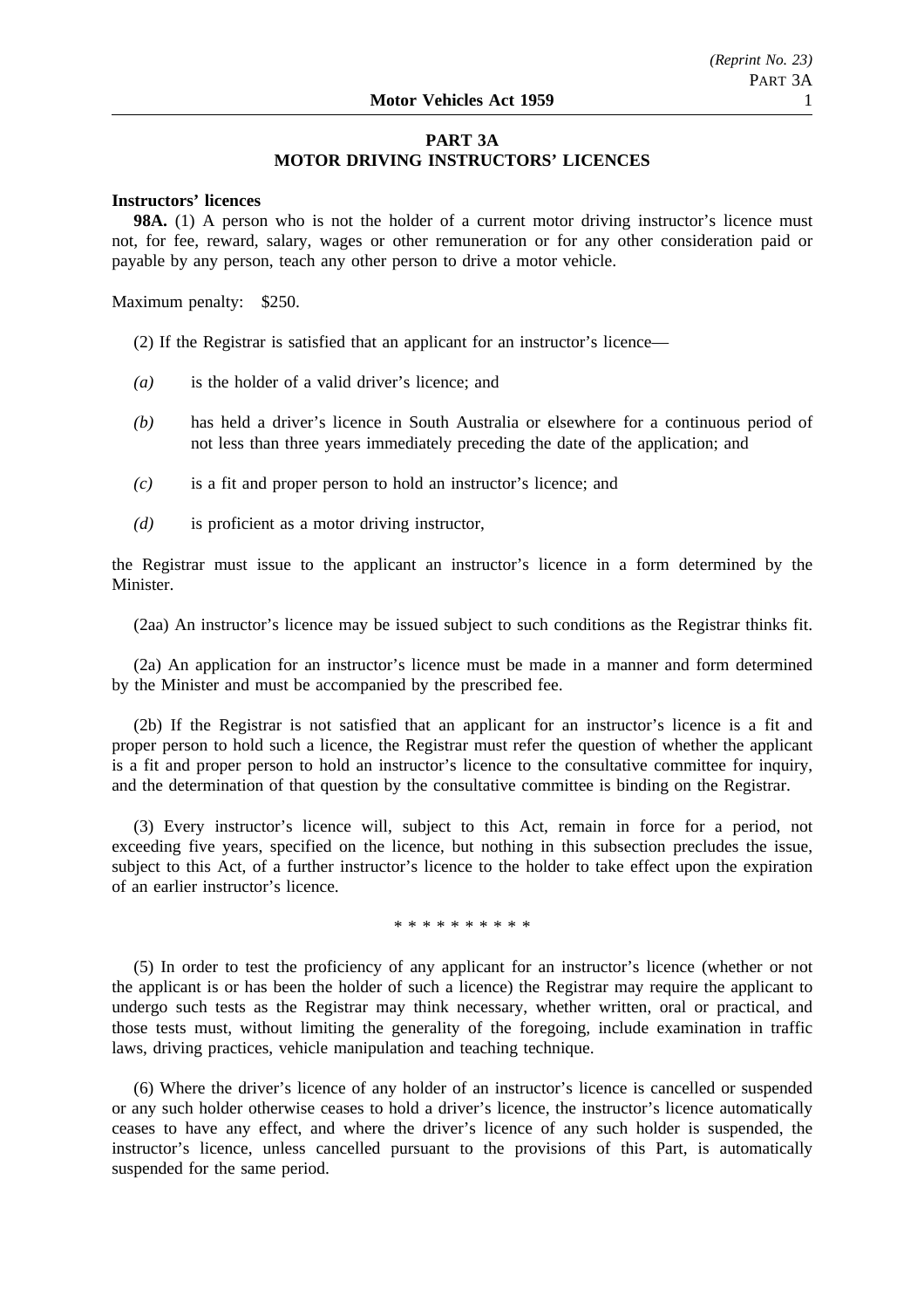## PART 3A
## MOTOR DRIVING INSTRUCTORS' LICENCES

**Instructors' licences**

**98A.** (1) A person who is not the holder of a current motor driving instructor's licence must not, for fee, reward, salary, wages or other remuneration or for any other consideration paid or payable by any person, teach any other person to drive a motor vehicle.

Maximum penalty: $250.

(2) If the Registrar is satisfied that an applicant for an instructor's licence—

*(a)* is the holder of a valid driver's licence; and

*(b)* has held a driver's licence in South Australia or elsewhere for a continuous period of not less than three years immediately preceding the date of the application; and

*(c)* is a fit and proper person to hold an instructor's licence; and

*(d)* is proficient as a motor driving instructor,

the Registrar must issue to the applicant an instructor's licence in a form determined by the Minister.

(2aa) An instructor's licence may be issued subject to such conditions as the Registrar thinks fit.

(2a) An application for an instructor's licence must be made in a manner and form determined by the Minister and must be accompanied by the prescribed fee.

(2b) If the Registrar is not satisfied that an applicant for an instructor's licence is a fit and proper person to hold such a licence, the Registrar must refer the question of whether the applicant is a fit and proper person to hold an instructor's licence to the consultative committee for inquiry, and the determination of that question by the consultative committee is binding on the Registrar.

(3) Every instructor's licence will, subject to this Act, remain in force for a period, not exceeding five years, specified on the licence, but nothing in this subsection precludes the issue, subject to this Act, of a further instructor's licence to the holder to take effect upon the expiration of an earlier instructor's licence.

* * * * * * * * * *

(5) In order to test the proficiency of any applicant for an instructor's licence (whether or not the applicant is or has been the holder of such a licence) the Registrar may require the applicant to undergo such tests as the Registrar may think necessary, whether written, oral or practical, and those tests must, without limiting the generality of the foregoing, include examination in traffic laws, driving practices, vehicle manipulation and teaching technique.

(6) Where the driver's licence of any holder of an instructor's licence is cancelled or suspended or any such holder otherwise ceases to hold a driver's licence, the instructor's licence automatically ceases to have any effect, and where the driver's licence of any such holder is suspended, the instructor's licence, unless cancelled pursuant to the provisions of this Part, is automatically suspended for the same period.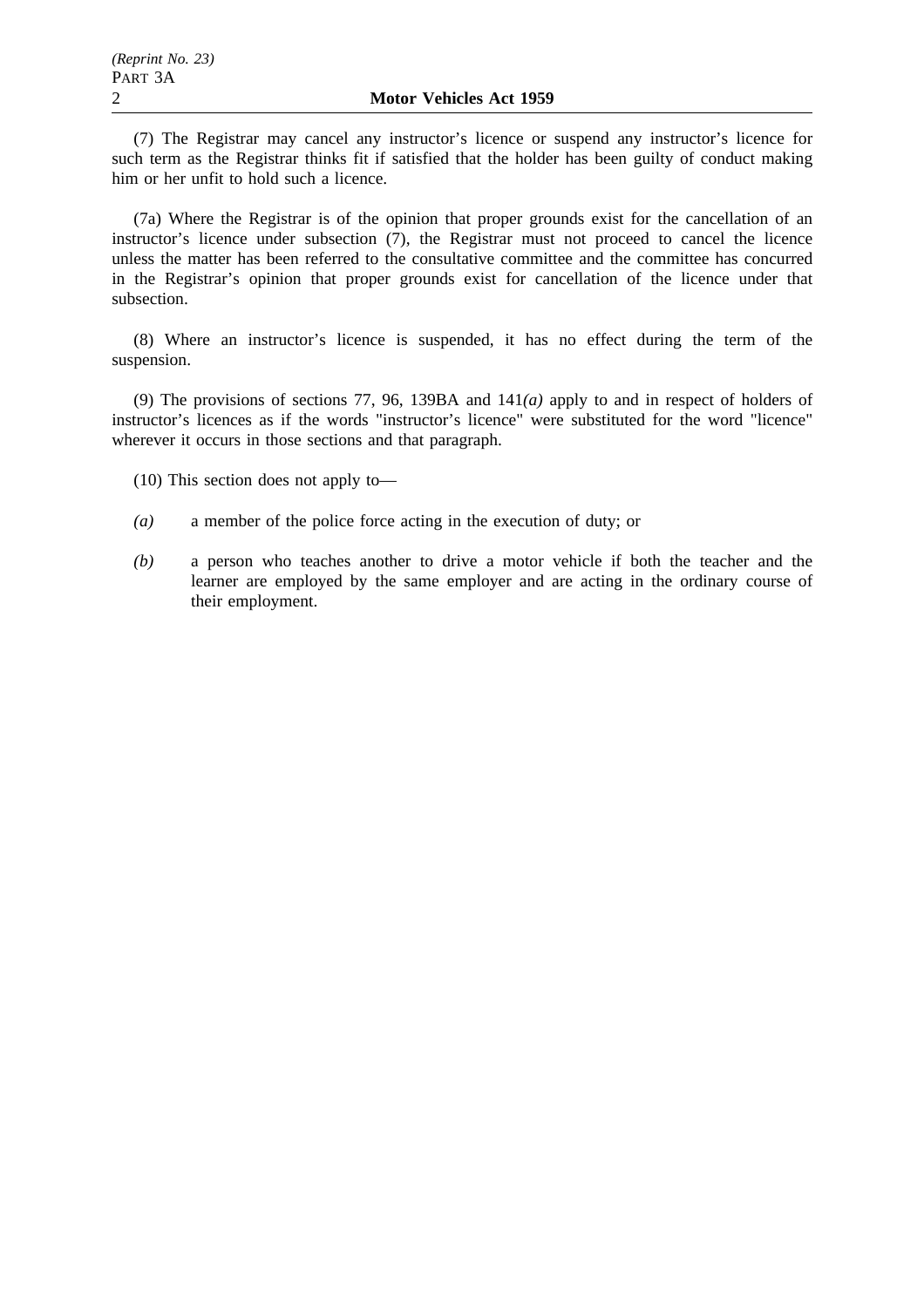(7) The Registrar may cancel any instructor's licence or suspend any instructor's licence for such term as the Registrar thinks fit if satisfied that the holder has been guilty of conduct making him or her unfit to hold such a licence.

(7a) Where the Registrar is of the opinion that proper grounds exist for the cancellation of an instructor's licence under subsection (7), the Registrar must not proceed to cancel the licence unless the matter has been referred to the consultative committee and the committee has concurred in the Registrar's opinion that proper grounds exist for cancellation of the licence under that subsection.

(8) Where an instructor's licence is suspended, it has no effect during the term of the suspension.

(9) The provisions of sections 77, 96, 139BA and 141*(a)* apply to and in respect of holders of instructor's licences as if the words "instructor's licence" were substituted for the word "licence" wherever it occurs in those sections and that paragraph.

(10) This section does not apply to—

*(a)* a member of the police force acting in the execution of duty; or

*(b)* a person who teaches another to drive a motor vehicle if both the teacher and the learner are employed by the same employer and are acting in the ordinary course of their employment.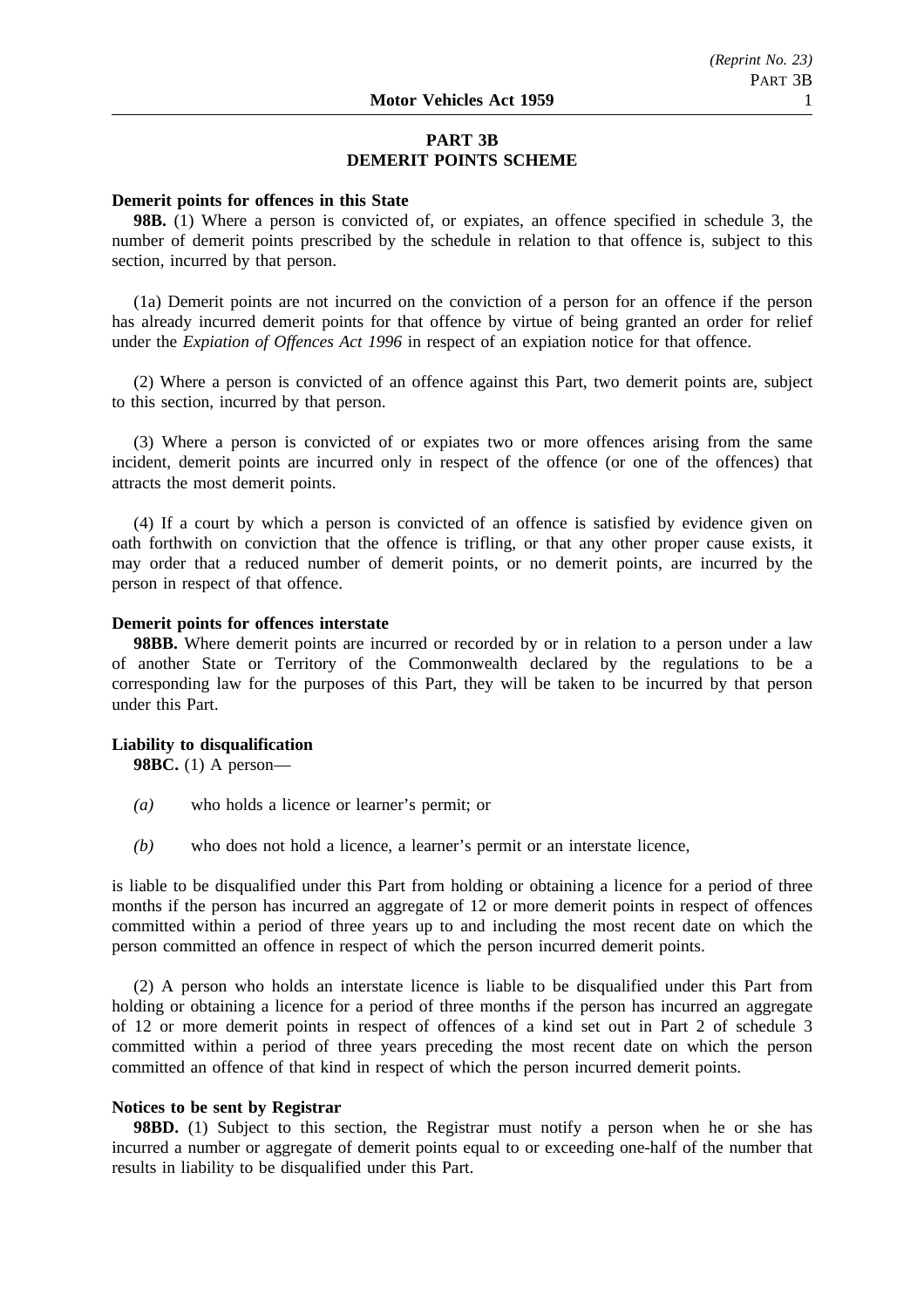# PART 3B
# DEMERIT POINTS SCHEME

**Demerit points for offences in this State**

**98B.** (1) Where a person is convicted of, or expiates, an offence specified in schedule 3, the number of demerit points prescribed by the schedule in relation to that offence is, subject to this section, incurred by that person.

(1a) Demerit points are not incurred on the conviction of a person for an offence if the person has already incurred demerit points for that offence by virtue of being granted an order for relief under the *Expiation of Offences Act 1996* in respect of an expiation notice for that offence.

(2) Where a person is convicted of an offence against this Part, two demerit points are, subject to this section, incurred by that person.

(3) Where a person is convicted of or expiates two or more offences arising from the same incident, demerit points are incurred only in respect of the offence (or one of the offences) that attracts the most demerit points.

(4) If a court by which a person is convicted of an offence is satisfied by evidence given on oath forthwith on conviction that the offence is trifling, or that any other proper cause exists, it may order that a reduced number of demerit points, or no demerit points, are incurred by the person in respect of that offence.

**Demerit points for offences interstate**

**98BB.** Where demerit points are incurred or recorded by or in relation to a person under a law of another State or Territory of the Commonwealth declared by the regulations to be a corresponding law for the purposes of this Part, they will be taken to be incurred by that person under this Part.

**Liability to disqualification**

**98BC.** (1) A person—

*(a)* who holds a licence or learner's permit; or

*(b)* who does not hold a licence, a learner's permit or an interstate licence,

is liable to be disqualified under this Part from holding or obtaining a licence for a period of three months if the person has incurred an aggregate of 12 or more demerit points in respect of offences committed within a period of three years up to and including the most recent date on which the person committed an offence in respect of which the person incurred demerit points.

(2) A person who holds an interstate licence is liable to be disqualified under this Part from holding or obtaining a licence for a period of three months if the person has incurred an aggregate of 12 or more demerit points in respect of offences of a kind set out in Part 2 of schedule 3 committed within a period of three years preceding the most recent date on which the person committed an offence of that kind in respect of which the person incurred demerit points.

**Notices to be sent by Registrar**

**98BD.** (1) Subject to this section, the Registrar must notify a person when he or she has incurred a number or aggregate of demerit points equal to or exceeding one-half of the number that results in liability to be disqualified under this Part.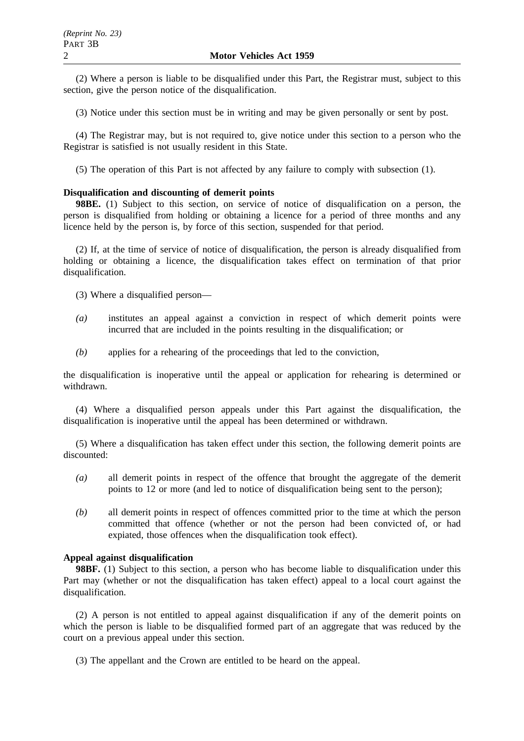(2) Where a person is liable to be disqualified under this Part, the Registrar must, subject to this section, give the person notice of the disqualification.

(3) Notice under this section must be in writing and may be given personally or sent by post.

(4) The Registrar may, but is not required to, give notice under this section to a person who the Registrar is satisfied is not usually resident in this State.

(5) The operation of this Part is not affected by any failure to comply with subsection (1).

**Disqualification and discounting of demerit points**

**98BE.** (1) Subject to this section, on service of notice of disqualification on a person, the person is disqualified from holding or obtaining a licence for a period of three months and any licence held by the person is, by force of this section, suspended for that period.

(2) If, at the time of service of notice of disqualification, the person is already disqualified from holding or obtaining a licence, the disqualification takes effect on termination of that prior disqualification.

(3) Where a disqualified person—

*(a)* institutes an appeal against a conviction in respect of which demerit points were incurred that are included in the points resulting in the disqualification; or

*(b)* applies for a rehearing of the proceedings that led to the conviction,

the disqualification is inoperative until the appeal or application for rehearing is determined or withdrawn.

(4) Where a disqualified person appeals under this Part against the disqualification, the disqualification is inoperative until the appeal has been determined or withdrawn.

(5) Where a disqualification has taken effect under this section, the following demerit points are discounted:

*(a)* all demerit points in respect of the offence that brought the aggregate of the demerit points to 12 or more (and led to notice of disqualification being sent to the person);

*(b)* all demerit points in respect of offences committed prior to the time at which the person committed that offence (whether or not the person had been convicted of, or had expiated, those offences when the disqualification took effect).

**Appeal against disqualification**

**98BF.** (1) Subject to this section, a person who has become liable to disqualification under this Part may (whether or not the disqualification has taken effect) appeal to a local court against the disqualification.

(2) A person is not entitled to appeal against disqualification if any of the demerit points on which the person is liable to be disqualified formed part of an aggregate that was reduced by the court on a previous appeal under this section.

(3) The appellant and the Crown are entitled to be heard on the appeal.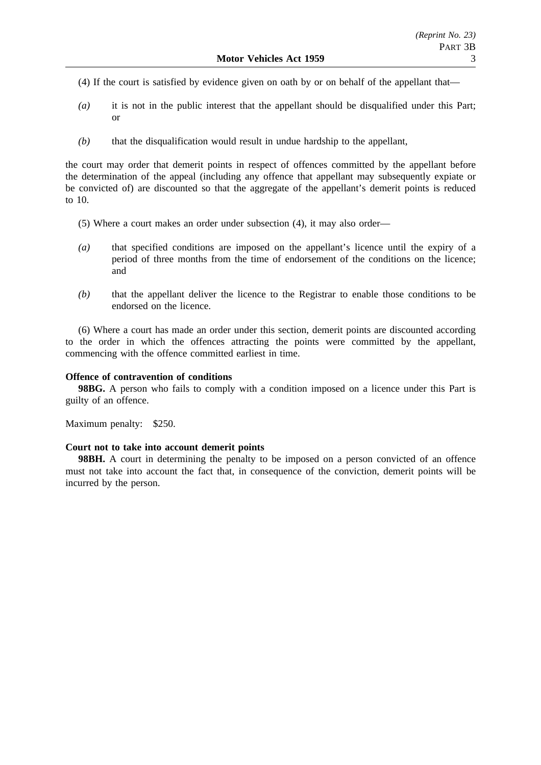(4) If the court is satisfied by evidence given on oath by or on behalf of the appellant that—

*(a)* it is not in the public interest that the appellant should be disqualified under this Part; or

*(b)* that the disqualification would result in undue hardship to the appellant,

the court may order that demerit points in respect of offences committed by the appellant before the determination of the appeal (including any offence that appellant may subsequently expiate or be convicted of) are discounted so that the aggregate of the appellant's demerit points is reduced to 10.

(5) Where a court makes an order under subsection (4), it may also order—

*(a)* that specified conditions are imposed on the appellant's licence until the expiry of a period of three months from the time of endorsement of the conditions on the licence; and

*(b)* that the appellant deliver the licence to the Registrar to enable those conditions to be endorsed on the licence.

(6) Where a court has made an order under this section, demerit points are discounted according to the order in which the offences attracting the points were committed by the appellant, commencing with the offence committed earliest in time.

**Offence of contravention of conditions**

**98BG.** A person who fails to comply with a condition imposed on a licence under this Part is guilty of an offence.

Maximum penalty: $250.

**Court not to take into account demerit points**

**98BH.** A court in determining the penalty to be imposed on a person convicted of an offence must not take into account the fact that, in consequence of the conviction, demerit points will be incurred by the person.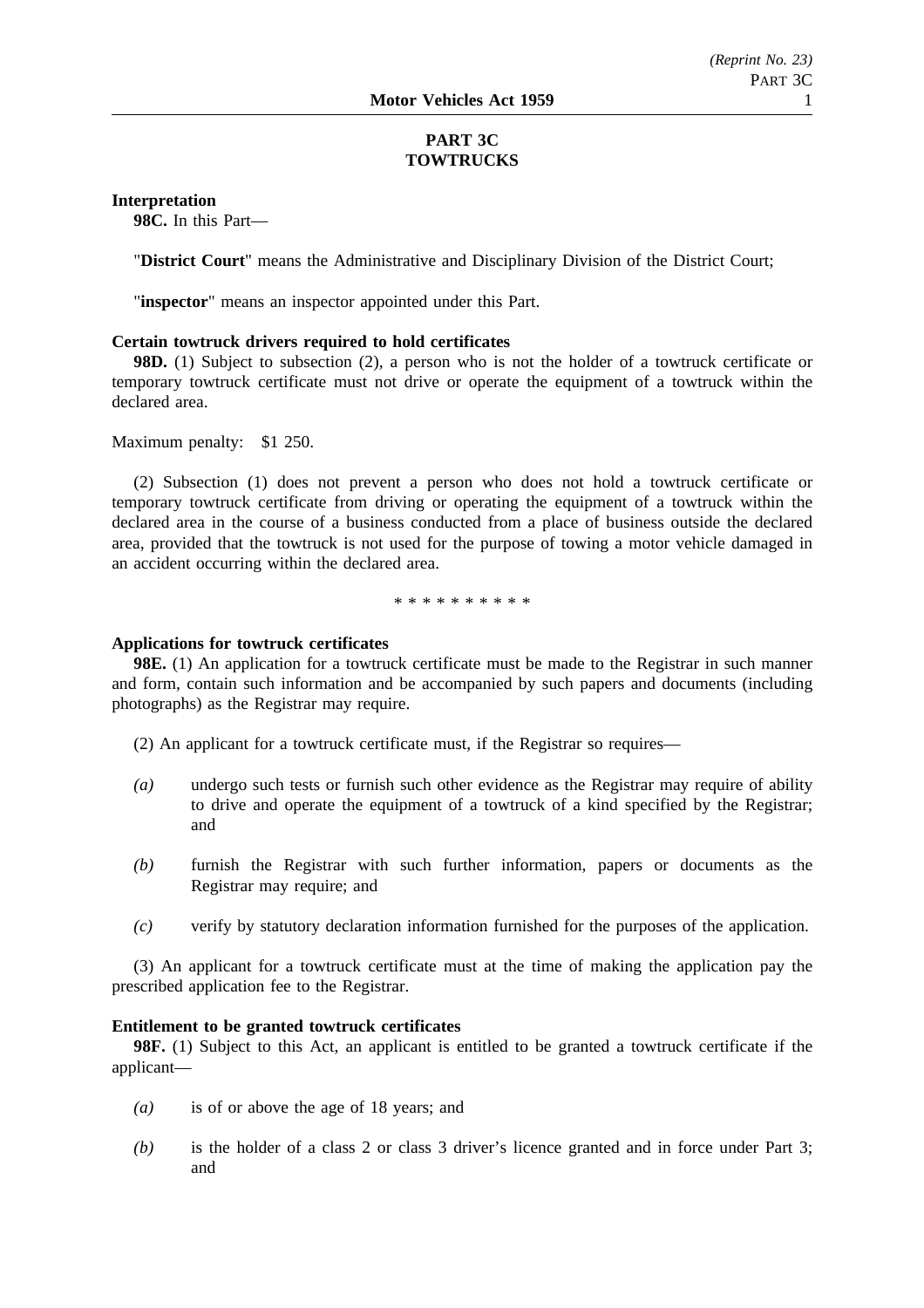# PART 3C
# TOWTRUCKS

**Interpretation**

**98C.** In this Part—

"**District Court**" means the Administrative and Disciplinary Division of the District Court;

"**inspector**" means an inspector appointed under this Part.

**Certain towtruck drivers required to hold certificates**

**98D.** (1) Subject to subsection (2), a person who is not the holder of a towtruck certificate or temporary towtruck certificate must not drive or operate the equipment of a towtruck within the declared area.

Maximum penalty: $1 250.

(2) Subsection (1) does not prevent a person who does not hold a towtruck certificate or temporary towtruck certificate from driving or operating the equipment of a towtruck within the declared area in the course of a business conducted from a place of business outside the declared area, provided that the towtruck is not used for the purpose of towing a motor vehicle damaged in an accident occurring within the declared area.

* * * * * * * * * *

**Applications for towtruck certificates**

**98E.** (1) An application for a towtruck certificate must be made to the Registrar in such manner and form, contain such information and be accompanied by such papers and documents (including photographs) as the Registrar may require.

(2) An applicant for a towtruck certificate must, if the Registrar so requires—

*(a)* undergo such tests or furnish such other evidence as the Registrar may require of ability to drive and operate the equipment of a towtruck of a kind specified by the Registrar; and

*(b)* furnish the Registrar with such further information, papers or documents as the Registrar may require; and

*(c)* verify by statutory declaration information furnished for the purposes of the application.

(3) An applicant for a towtruck certificate must at the time of making the application pay the prescribed application fee to the Registrar.

**Entitlement to be granted towtruck certificates**

**98F.** (1) Subject to this Act, an applicant is entitled to be granted a towtruck certificate if the applicant—

*(a)* is of or above the age of 18 years; and

*(b)* is the holder of a class 2 or class 3 driver's licence granted and in force under Part 3; and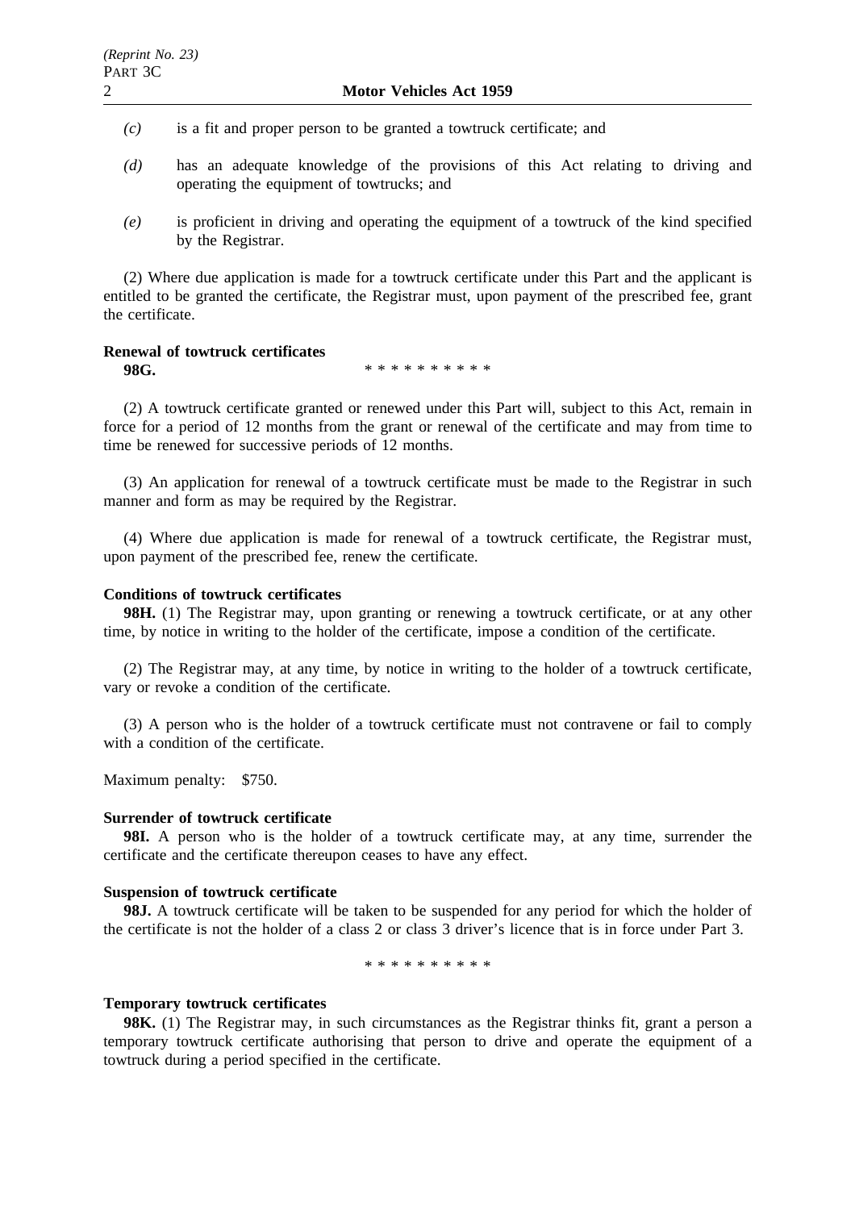*(c)* is a fit and proper person to be granted a towtruck certificate; and

*(d)* has an adequate knowledge of the provisions of this Act relating to driving and operating the equipment of towtrucks; and

*(e)* is proficient in driving and operating the equipment of a towtruck of the kind specified by the Registrar.

(2) Where due application is made for a towtruck certificate under this Part and the applicant is entitled to be granted the certificate, the Registrar must, upon payment of the prescribed fee, grant the certificate.

**Renewal of towtruck certificates**

**98G.** * * * * * * * * * *

(2) A towtruck certificate granted or renewed under this Part will, subject to this Act, remain in force for a period of 12 months from the grant or renewal of the certificate and may from time to time be renewed for successive periods of 12 months.

(3) An application for renewal of a towtruck certificate must be made to the Registrar in such manner and form as may be required by the Registrar.

(4) Where due application is made for renewal of a towtruck certificate, the Registrar must, upon payment of the prescribed fee, renew the certificate.

**Conditions of towtruck certificates**

**98H.** (1) The Registrar may, upon granting or renewing a towtruck certificate, or at any other time, by notice in writing to the holder of the certificate, impose a condition of the certificate.

(2) The Registrar may, at any time, by notice in writing to the holder of a towtruck certificate, vary or revoke a condition of the certificate.

(3) A person who is the holder of a towtruck certificate must not contravene or fail to comply with a condition of the certificate.

Maximum penalty: $750.

**Surrender of towtruck certificate**

**98I.** A person who is the holder of a towtruck certificate may, at any time, surrender the certificate and the certificate thereupon ceases to have any effect.

**Suspension of towtruck certificate**

**98J.** A towtruck certificate will be taken to be suspended for any period for which the holder of the certificate is not the holder of a class 2 or class 3 driver's licence that is in force under Part 3.

* * * * * * * * * *

**Temporary towtruck certificates**

**98K.** (1) The Registrar may, in such circumstances as the Registrar thinks fit, grant a person a temporary towtruck certificate authorising that person to drive and operate the equipment of a towtruck during a period specified in the certificate.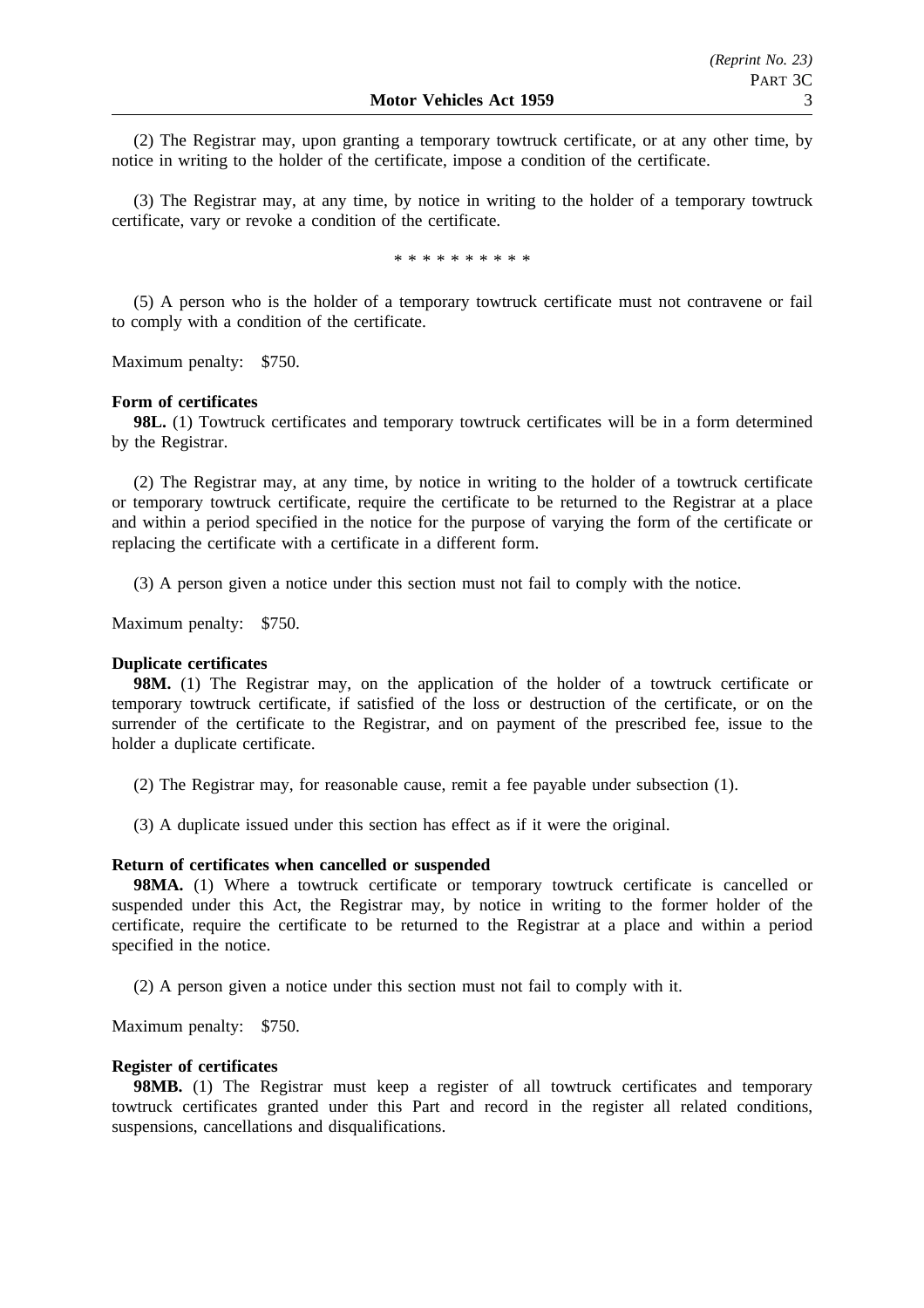(2) The Registrar may, upon granting a temporary towtruck certificate, or at any other time, by notice in writing to the holder of the certificate, impose a condition of the certificate.

(3) The Registrar may, at any time, by notice in writing to the holder of a temporary towtruck certificate, vary or revoke a condition of the certificate.

\* \* \* \* \* \* \* \* \* \*

(5) A person who is the holder of a temporary towtruck certificate must not contravene or fail to comply with a condition of the certificate.

Maximum penalty: $750.

**Form of certificates**

**98L.** (1) Towtruck certificates and temporary towtruck certificates will be in a form determined by the Registrar.

(2) The Registrar may, at any time, by notice in writing to the holder of a towtruck certificate or temporary towtruck certificate, require the certificate to be returned to the Registrar at a place and within a period specified in the notice for the purpose of varying the form of the certificate or replacing the certificate with a certificate in a different form.

(3) A person given a notice under this section must not fail to comply with the notice.

Maximum penalty: $750.

**Duplicate certificates**

**98M.** (1) The Registrar may, on the application of the holder of a towtruck certificate or temporary towtruck certificate, if satisfied of the loss or destruction of the certificate, or on the surrender of the certificate to the Registrar, and on payment of the prescribed fee, issue to the holder a duplicate certificate.

(2) The Registrar may, for reasonable cause, remit a fee payable under subsection (1).

(3) A duplicate issued under this section has effect as if it were the original.

**Return of certificates when cancelled or suspended**

**98MA.** (1) Where a towtruck certificate or temporary towtruck certificate is cancelled or suspended under this Act, the Registrar may, by notice in writing to the former holder of the certificate, require the certificate to be returned to the Registrar at a place and within a period specified in the notice.

(2) A person given a notice under this section must not fail to comply with it.

Maximum penalty: $750.

**Register of certificates**

**98MB.** (1) The Registrar must keep a register of all towtruck certificates and temporary towtruck certificates granted under this Part and record in the register all related conditions, suspensions, cancellations and disqualifications.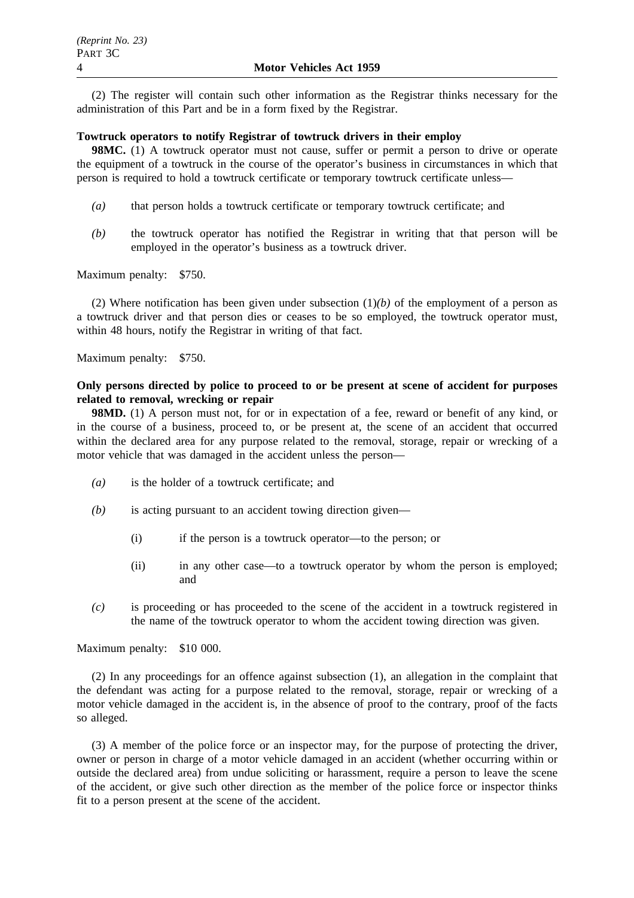(2) The register will contain such other information as the Registrar thinks necessary for the administration of this Part and be in a form fixed by the Registrar.

**Towtruck operators to notify Registrar of towtruck drivers in their employ**

**98MC.** (1) A towtruck operator must not cause, suffer or permit a person to drive or operate the equipment of a towtruck in the course of the operator's business in circumstances in which that person is required to hold a towtruck certificate or temporary towtruck certificate unless—

*(a)* that person holds a towtruck certificate or temporary towtruck certificate; and

*(b)* the towtruck operator has notified the Registrar in writing that that person will be employed in the operator's business as a towtruck driver.

Maximum penalty: $750.

(2) Where notification has been given under subsection (1)*(b)* of the employment of a person as a towtruck driver and that person dies or ceases to be so employed, the towtruck operator must, within 48 hours, notify the Registrar in writing of that fact.

Maximum penalty: $750.

**Only persons directed by police to proceed to or be present at scene of accident for purposes related to removal, wrecking or repair**

**98MD.** (1) A person must not, for or in expectation of a fee, reward or benefit of any kind, or in the course of a business, proceed to, or be present at, the scene of an accident that occurred within the declared area for any purpose related to the removal, storage, repair or wrecking of a motor vehicle that was damaged in the accident unless the person—

*(a)* is the holder of a towtruck certificate; and

*(b)* is acting pursuant to an accident towing direction given—

(i) if the person is a towtruck operator—to the person; or

(ii) in any other case—to a towtruck operator by whom the person is employed; and

*(c)* is proceeding or has proceeded to the scene of the accident in a towtruck registered in the name of the towtruck operator to whom the accident towing direction was given.

Maximum penalty: $10 000.

(2) In any proceedings for an offence against subsection (1), an allegation in the complaint that the defendant was acting for a purpose related to the removal, storage, repair or wrecking of a motor vehicle damaged in the accident is, in the absence of proof to the contrary, proof of the facts so alleged.

(3) A member of the police force or an inspector may, for the purpose of protecting the driver, owner or person in charge of a motor vehicle damaged in an accident (whether occurring within or outside the declared area) from undue soliciting or harassment, require a person to leave the scene of the accident, or give such other direction as the member of the police force or inspector thinks fit to a person present at the scene of the accident.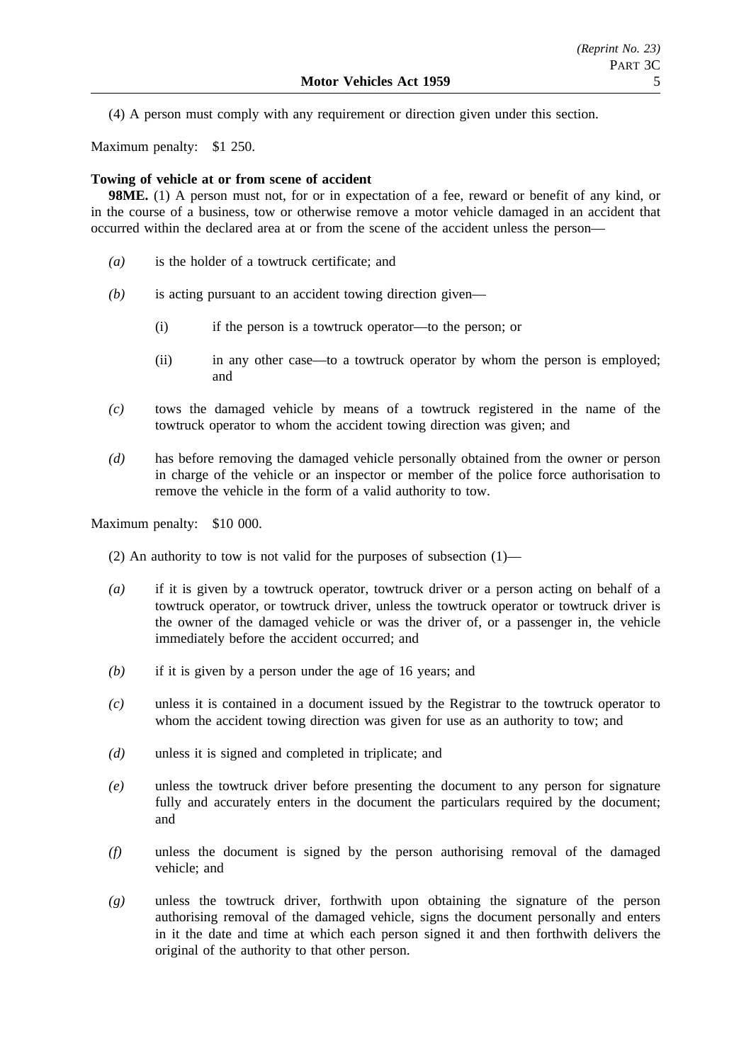(4) A person must comply with any requirement or direction given under this section.

Maximum penalty: $1 250.

**Towing of vehicle at or from scene of accident**

**98ME.** (1) A person must not, for or in expectation of a fee, reward or benefit of any kind, or in the course of a business, tow or otherwise remove a motor vehicle damaged in an accident that occurred within the declared area at or from the scene of the accident unless the person—

*(a)* is the holder of a towtruck certificate; and

*(b)* is acting pursuant to an accident towing direction given—

(i) if the person is a towtruck operator—to the person; or

(ii) in any other case—to a towtruck operator by whom the person is employed; and

*(c)* tows the damaged vehicle by means of a towtruck registered in the name of the towtruck operator to whom the accident towing direction was given; and

*(d)* has before removing the damaged vehicle personally obtained from the owner or person in charge of the vehicle or an inspector or member of the police force authorisation to remove the vehicle in the form of a valid authority to tow.

Maximum penalty: $10 000.

(2) An authority to tow is not valid for the purposes of subsection (1)—

*(a)* if it is given by a towtruck operator, towtruck driver or a person acting on behalf of a towtruck operator, or towtruck driver, unless the towtruck operator or towtruck driver is the owner of the damaged vehicle or was the driver of, or a passenger in, the vehicle immediately before the accident occurred; and

*(b)* if it is given by a person under the age of 16 years; and

*(c)* unless it is contained in a document issued by the Registrar to the towtruck operator to whom the accident towing direction was given for use as an authority to tow; and

*(d)* unless it is signed and completed in triplicate; and

*(e)* unless the towtruck driver before presenting the document to any person for signature fully and accurately enters in the document the particulars required by the document; and

*(f)* unless the document is signed by the person authorising removal of the damaged vehicle; and

*(g)* unless the towtruck driver, forthwith upon obtaining the signature of the person authorising removal of the damaged vehicle, signs the document personally and enters in it the date and time at which each person signed it and then forthwith delivers the original of the authority to that other person.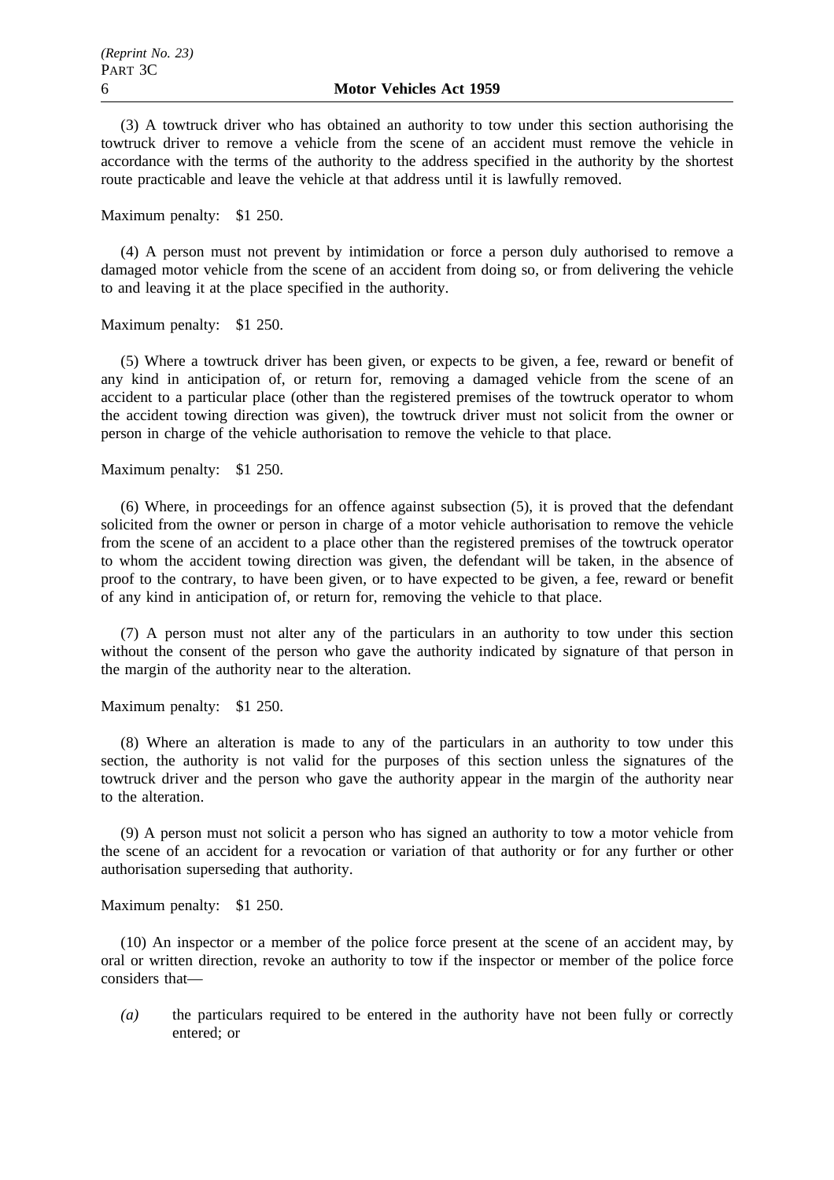(3) A towtruck driver who has obtained an authority to tow under this section authorising the towtruck driver to remove a vehicle from the scene of an accident must remove the vehicle in accordance with the terms of the authority to the address specified in the authority by the shortest route practicable and leave the vehicle at that address until it is lawfully removed.

Maximum penalty: $1 250.

(4) A person must not prevent by intimidation or force a person duly authorised to remove a damaged motor vehicle from the scene of an accident from doing so, or from delivering the vehicle to and leaving it at the place specified in the authority.

Maximum penalty: $1 250.

(5) Where a towtruck driver has been given, or expects to be given, a fee, reward or benefit of any kind in anticipation of, or return for, removing a damaged vehicle from the scene of an accident to a particular place (other than the registered premises of the towtruck operator to whom the accident towing direction was given), the towtruck driver must not solicit from the owner or person in charge of the vehicle authorisation to remove the vehicle to that place.

Maximum penalty: $1 250.

(6) Where, in proceedings for an offence against subsection (5), it is proved that the defendant solicited from the owner or person in charge of a motor vehicle authorisation to remove the vehicle from the scene of an accident to a place other than the registered premises of the towtruck operator to whom the accident towing direction was given, the defendant will be taken, in the absence of proof to the contrary, to have been given, or to have expected to be given, a fee, reward or benefit of any kind in anticipation of, or return for, removing the vehicle to that place.

(7) A person must not alter any of the particulars in an authority to tow under this section without the consent of the person who gave the authority indicated by signature of that person in the margin of the authority near to the alteration.

Maximum penalty: $1 250.

(8) Where an alteration is made to any of the particulars in an authority to tow under this section, the authority is not valid for the purposes of this section unless the signatures of the towtruck driver and the person who gave the authority appear in the margin of the authority near to the alteration.

(9) A person must not solicit a person who has signed an authority to tow a motor vehicle from the scene of an accident for a revocation or variation of that authority or for any further or other authorisation superseding that authority.

Maximum penalty: $1 250.

(10) An inspector or a member of the police force present at the scene of an accident may, by oral or written direction, revoke an authority to tow if the inspector or member of the police force considers that—

*(a)* the particulars required to be entered in the authority have not been fully or correctly entered; or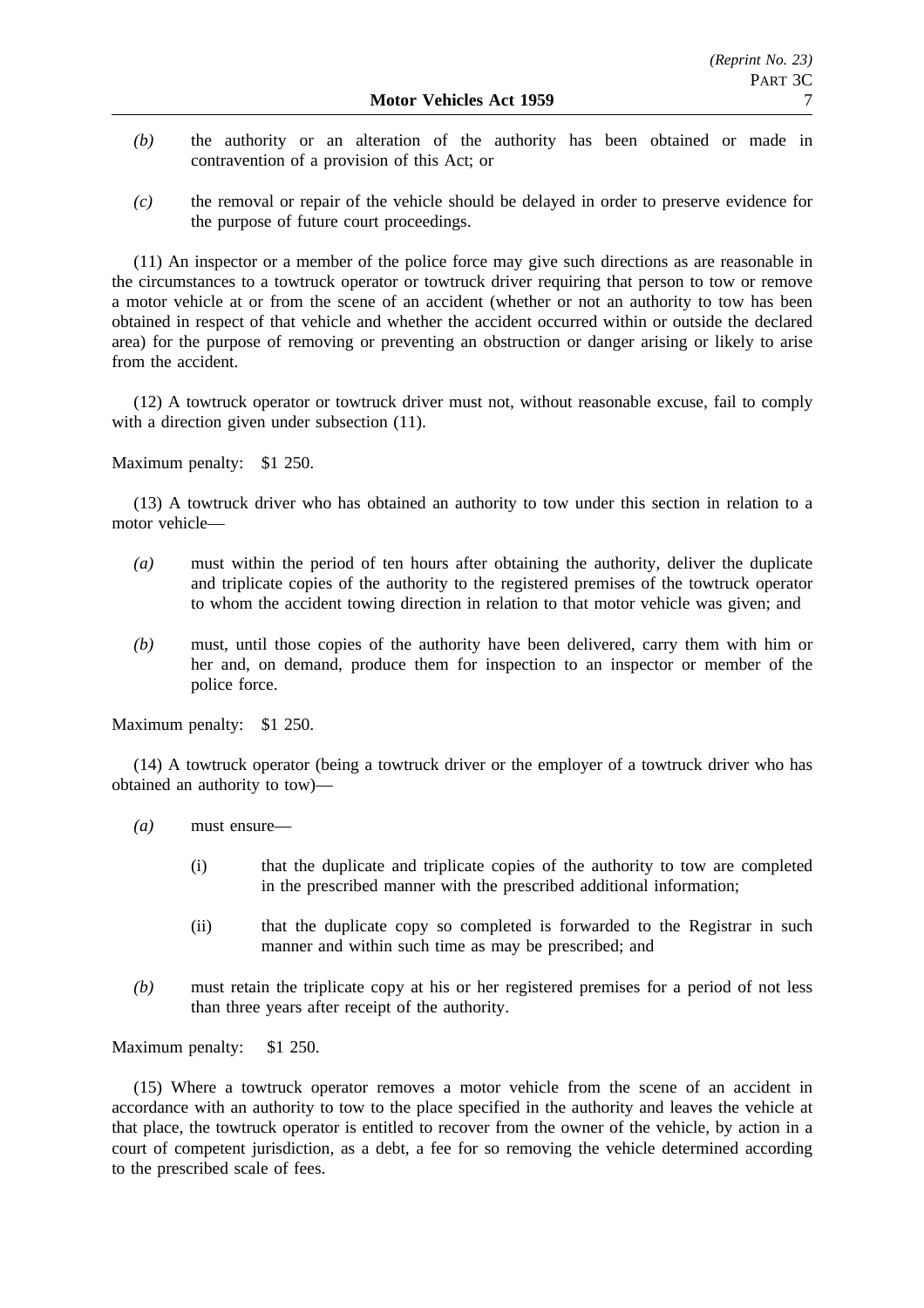*(b)* the authority or an alteration of the authority has been obtained or made in contravention of a provision of this Act; or

*(c)* the removal or repair of the vehicle should be delayed in order to preserve evidence for the purpose of future court proceedings.

(11) An inspector or a member of the police force may give such directions as are reasonable in the circumstances to a towtruck operator or towtruck driver requiring that person to tow or remove a motor vehicle at or from the scene of an accident (whether or not an authority to tow has been obtained in respect of that vehicle and whether the accident occurred within or outside the declared area) for the purpose of removing or preventing an obstruction or danger arising or likely to arise from the accident.

(12) A towtruck operator or towtruck driver must not, without reasonable excuse, fail to comply with a direction given under subsection (11).

Maximum penalty: $1 250.

(13) A towtruck driver who has obtained an authority to tow under this section in relation to a motor vehicle—

*(a)* must within the period of ten hours after obtaining the authority, deliver the duplicate and triplicate copies of the authority to the registered premises of the towtruck operator to whom the accident towing direction in relation to that motor vehicle was given; and

*(b)* must, until those copies of the authority have been delivered, carry them with him or her and, on demand, produce them for inspection to an inspector or member of the police force.

Maximum penalty: $1 250.

(14) A towtruck operator (being a towtruck driver or the employer of a towtruck driver who has obtained an authority to tow)—

*(a)* must ensure—

(i) that the duplicate and triplicate copies of the authority to tow are completed in the prescribed manner with the prescribed additional information;

(ii) that the duplicate copy so completed is forwarded to the Registrar in such manner and within such time as may be prescribed; and

*(b)* must retain the triplicate copy at his or her registered premises for a period of not less than three years after receipt of the authority.

Maximum penalty: $1 250.

(15) Where a towtruck operator removes a motor vehicle from the scene of an accident in accordance with an authority to tow to the place specified in the authority and leaves the vehicle at that place, the towtruck operator is entitled to recover from the owner of the vehicle, by action in a court of competent jurisdiction, as a debt, a fee for so removing the vehicle determined according to the prescribed scale of fees.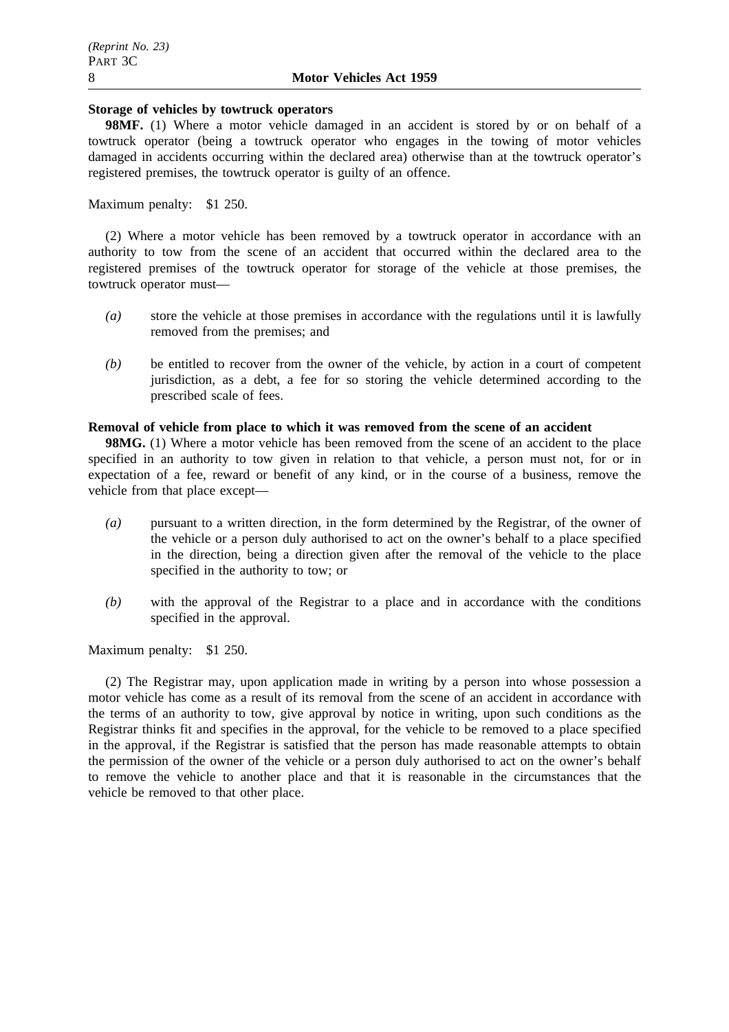**Storage of vehicles by towtruck operators**

**98MF.** (1) Where a motor vehicle damaged in an accident is stored by or on behalf of a towtruck operator (being a towtruck operator who engages in the towing of motor vehicles damaged in accidents occurring within the declared area) otherwise than at the towtruck operator's registered premises, the towtruck operator is guilty of an offence.

Maximum penalty: $1 250.

(2) Where a motor vehicle has been removed by a towtruck operator in accordance with an authority to tow from the scene of an accident that occurred within the declared area to the registered premises of the towtruck operator for storage of the vehicle at those premises, the towtruck operator must—

*(a)* store the vehicle at those premises in accordance with the regulations until it is lawfully removed from the premises; and

*(b)* be entitled to recover from the owner of the vehicle, by action in a court of competent jurisdiction, as a debt, a fee for so storing the vehicle determined according to the prescribed scale of fees.

**Removal of vehicle from place to which it was removed from the scene of an accident**

**98MG.** (1) Where a motor vehicle has been removed from the scene of an accident to the place specified in an authority to tow given in relation to that vehicle, a person must not, for or in expectation of a fee, reward or benefit of any kind, or in the course of a business, remove the vehicle from that place except—

*(a)* pursuant to a written direction, in the form determined by the Registrar, of the owner of the vehicle or a person duly authorised to act on the owner's behalf to a place specified in the direction, being a direction given after the removal of the vehicle to the place specified in the authority to tow; or

*(b)* with the approval of the Registrar to a place and in accordance with the conditions specified in the approval.

Maximum penalty: $1 250.

(2) The Registrar may, upon application made in writing by a person into whose possession a motor vehicle has come as a result of its removal from the scene of an accident in accordance with the terms of an authority to tow, give approval by notice in writing, upon such conditions as the Registrar thinks fit and specifies in the approval, for the vehicle to be removed to a place specified in the approval, if the Registrar is satisfied that the person has made reasonable attempts to obtain the permission of the owner of the vehicle or a person duly authorised to act on the owner's behalf to remove the vehicle to another place and that it is reasonable in the circumstances that the vehicle be removed to that other place.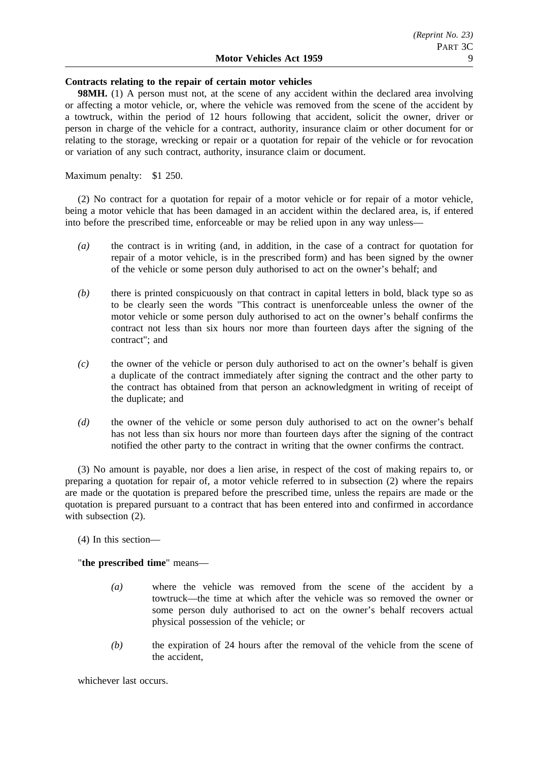**Contracts relating to the repair of certain motor vehicles**

**98MH.** (1) A person must not, at the scene of any accident within the declared area involving or affecting a motor vehicle, or, where the vehicle was removed from the scene of the accident by a towtruck, within the period of 12 hours following that accident, solicit the owner, driver or person in charge of the vehicle for a contract, authority, insurance claim or other document for or relating to the storage, wrecking or repair or a quotation for repair of the vehicle or for revocation or variation of any such contract, authority, insurance claim or document.

Maximum penalty: $1 250.

(2) No contract for a quotation for repair of a motor vehicle or for repair of a motor vehicle, being a motor vehicle that has been damaged in an accident within the declared area, is, if entered into before the prescribed time, enforceable or may be relied upon in any way unless—

*(a)* the contract is in writing (and, in addition, in the case of a contract for quotation for repair of a motor vehicle, is in the prescribed form) and has been signed by the owner of the vehicle or some person duly authorised to act on the owner's behalf; and

*(b)* there is printed conspicuously on that contract in capital letters in bold, black type so as to be clearly seen the words "This contract is unenforceable unless the owner of the motor vehicle or some person duly authorised to act on the owner's behalf confirms the contract not less than six hours nor more than fourteen days after the signing of the contract"; and

*(c)* the owner of the vehicle or person duly authorised to act on the owner's behalf is given a duplicate of the contract immediately after signing the contract and the other party to the contract has obtained from that person an acknowledgment in writing of receipt of the duplicate; and

*(d)* the owner of the vehicle or some person duly authorised to act on the owner's behalf has not less than six hours nor more than fourteen days after the signing of the contract notified the other party to the contract in writing that the owner confirms the contract.

(3) No amount is payable, nor does a lien arise, in respect of the cost of making repairs to, or preparing a quotation for repair of, a motor vehicle referred to in subsection (2) where the repairs are made or the quotation is prepared before the prescribed time, unless the repairs are made or the quotation is prepared pursuant to a contract that has been entered into and confirmed in accordance with subsection (2).

(4) In this section—

"**the prescribed time**" means—

*(a)* where the vehicle was removed from the scene of the accident by a towtruck—the time at which after the vehicle was so removed the owner or some person duly authorised to act on the owner's behalf recovers actual physical possession of the vehicle; or

*(b)* the expiration of 24 hours after the removal of the vehicle from the scene of the accident,

whichever last occurs.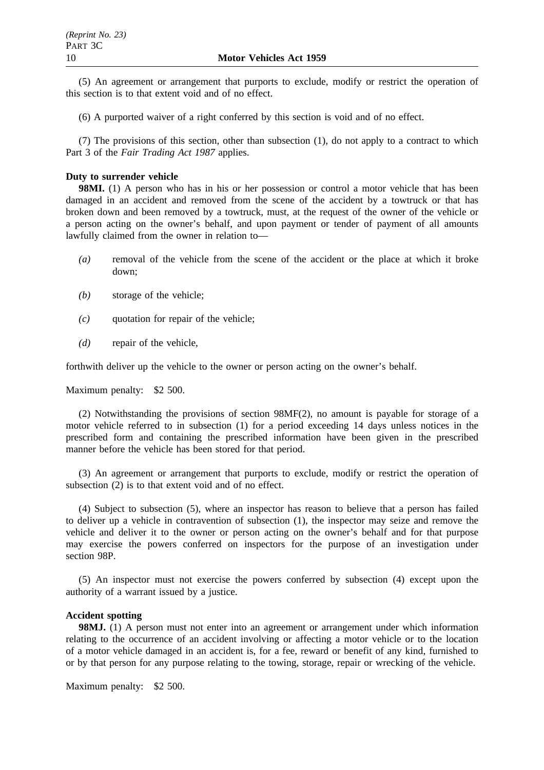(5) An agreement or arrangement that purports to exclude, modify or restrict the operation of this section is to that extent void and of no effect.

(6) A purported waiver of a right conferred by this section is void and of no effect.

(7) The provisions of this section, other than subsection (1), do not apply to a contract to which Part 3 of the *Fair Trading Act 1987* applies.

**Duty to surrender vehicle**

**98MI.** (1) A person who has in his or her possession or control a motor vehicle that has been damaged in an accident and removed from the scene of the accident by a towtruck or that has broken down and been removed by a towtruck, must, at the request of the owner of the vehicle or a person acting on the owner's behalf, and upon payment or tender of payment of all amounts lawfully claimed from the owner in relation to—

*(a)* removal of the vehicle from the scene of the accident or the place at which it broke down;

*(b)* storage of the vehicle;

*(c)* quotation for repair of the vehicle;

*(d)* repair of the vehicle,

forthwith deliver up the vehicle to the owner or person acting on the owner's behalf.

Maximum penalty: $2 500.

(2) Notwithstanding the provisions of section 98MF(2), no amount is payable for storage of a motor vehicle referred to in subsection (1) for a period exceeding 14 days unless notices in the prescribed form and containing the prescribed information have been given in the prescribed manner before the vehicle has been stored for that period.

(3) An agreement or arrangement that purports to exclude, modify or restrict the operation of subsection (2) is to that extent void and of no effect.

(4) Subject to subsection (5), where an inspector has reason to believe that a person has failed to deliver up a vehicle in contravention of subsection (1), the inspector may seize and remove the vehicle and deliver it to the owner or person acting on the owner's behalf and for that purpose may exercise the powers conferred on inspectors for the purpose of an investigation under section 98P.

(5) An inspector must not exercise the powers conferred by subsection (4) except upon the authority of a warrant issued by a justice.

**Accident spotting**

**98MJ.** (1) A person must not enter into an agreement or arrangement under which information relating to the occurrence of an accident involving or affecting a motor vehicle or to the location of a motor vehicle damaged in an accident is, for a fee, reward or benefit of any kind, furnished to or by that person for any purpose relating to the towing, storage, repair or wrecking of the vehicle.

Maximum penalty: $2 500.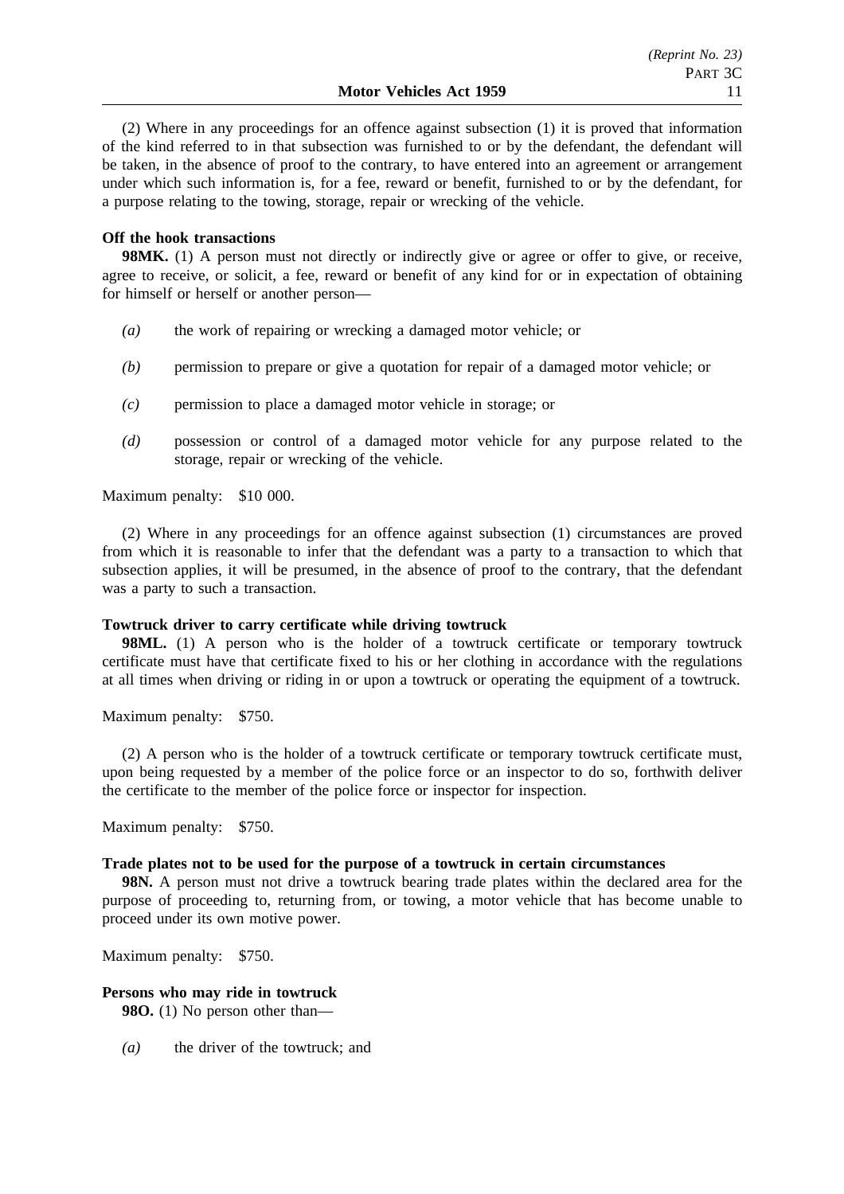(2) Where in any proceedings for an offence against subsection (1) it is proved that information of the kind referred to in that subsection was furnished to or by the defendant, the defendant will be taken, in the absence of proof to the contrary, to have entered into an agreement or arrangement under which such information is, for a fee, reward or benefit, furnished to or by the defendant, for a purpose relating to the towing, storage, repair or wrecking of the vehicle.

**Off the hook transactions**

**98MK.** (1) A person must not directly or indirectly give or agree or offer to give, or receive, agree to receive, or solicit, a fee, reward or benefit of any kind for or in expectation of obtaining for himself or herself or another person—

*(a)* the work of repairing or wrecking a damaged motor vehicle; or

*(b)* permission to prepare or give a quotation for repair of a damaged motor vehicle; or

*(c)* permission to place a damaged motor vehicle in storage; or

*(d)* possession or control of a damaged motor vehicle for any purpose related to the storage, repair or wrecking of the vehicle.

Maximum penalty: $10 000.

(2) Where in any proceedings for an offence against subsection (1) circumstances are proved from which it is reasonable to infer that the defendant was a party to a transaction to which that subsection applies, it will be presumed, in the absence of proof to the contrary, that the defendant was a party to such a transaction.

**Towtruck driver to carry certificate while driving towtruck**

**98ML.** (1) A person who is the holder of a towtruck certificate or temporary towtruck certificate must have that certificate fixed to his or her clothing in accordance with the regulations at all times when driving or riding in or upon a towtruck or operating the equipment of a towtruck.

Maximum penalty: $750.

(2) A person who is the holder of a towtruck certificate or temporary towtruck certificate must, upon being requested by a member of the police force or an inspector to do so, forthwith deliver the certificate to the member of the police force or inspector for inspection.

Maximum penalty: $750.

**Trade plates not to be used for the purpose of a towtruck in certain circumstances**

**98N.** A person must not drive a towtruck bearing trade plates within the declared area for the purpose of proceeding to, returning from, or towing, a motor vehicle that has become unable to proceed under its own motive power.

Maximum penalty: $750.

**Persons who may ride in towtruck**

**98O.** (1) No person other than—

*(a)* the driver of the towtruck; and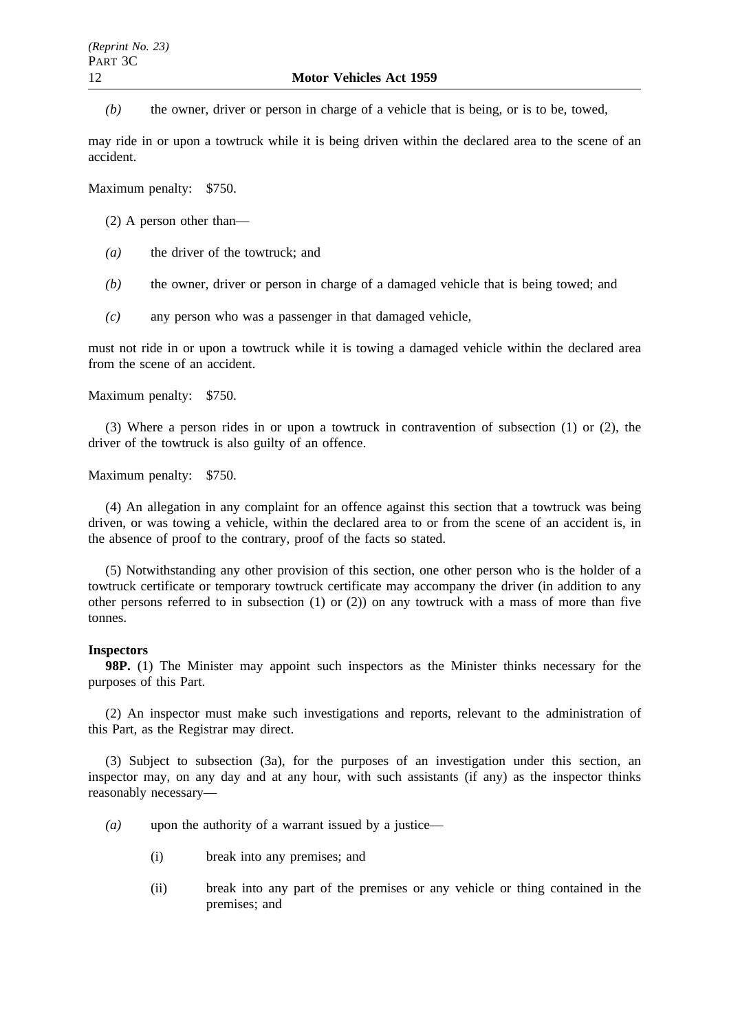*(b)* the owner, driver or person in charge of a vehicle that is being, or is to be, towed,

may ride in or upon a towtruck while it is being driven within the declared area to the scene of an accident.

Maximum penalty: $750.

(2) A person other than—

*(a)* the driver of the towtruck; and

*(b)* the owner, driver or person in charge of a damaged vehicle that is being towed; and

*(c)* any person who was a passenger in that damaged vehicle,

must not ride in or upon a towtruck while it is towing a damaged vehicle within the declared area from the scene of an accident.

Maximum penalty: $750.

(3) Where a person rides in or upon a towtruck in contravention of subsection (1) or (2), the driver of the towtruck is also guilty of an offence.

Maximum penalty: $750.

(4) An allegation in any complaint for an offence against this section that a towtruck was being driven, or was towing a vehicle, within the declared area to or from the scene of an accident is, in the absence of proof to the contrary, proof of the facts so stated.

(5) Notwithstanding any other provision of this section, one other person who is the holder of a towtruck certificate or temporary towtruck certificate may accompany the driver (in addition to any other persons referred to in subsection (1) or (2)) on any towtruck with a mass of more than five tonnes.

**Inspectors**

**98P.** (1) The Minister may appoint such inspectors as the Minister thinks necessary for the purposes of this Part.

(2) An inspector must make such investigations and reports, relevant to the administration of this Part, as the Registrar may direct.

(3) Subject to subsection (3a), for the purposes of an investigation under this section, an inspector may, on any day and at any hour, with such assistants (if any) as the inspector thinks reasonably necessary—

*(a)* upon the authority of a warrant issued by a justice—

(i) break into any premises; and

(ii) break into any part of the premises or any vehicle or thing contained in the premises; and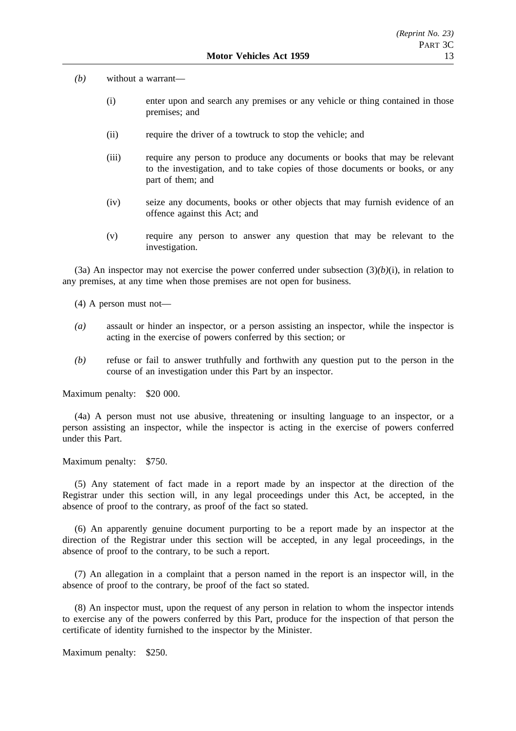*(b)* without a warrant—

(i) enter upon and search any premises or any vehicle or thing contained in those premises; and

(ii) require the driver of a towtruck to stop the vehicle; and

(iii) require any person to produce any documents or books that may be relevant to the investigation, and to take copies of those documents or books, or any part of them; and

(iv) seize any documents, books or other objects that may furnish evidence of an offence against this Act; and

(v) require any person to answer any question that may be relevant to the investigation.

(3a) An inspector may not exercise the power conferred under subsection (3)*(b)*(i), in relation to any premises, at any time when those premises are not open for business.

(4) A person must not—

*(a)* assault or hinder an inspector, or a person assisting an inspector, while the inspector is acting in the exercise of powers conferred by this section; or

*(b)* refuse or fail to answer truthfully and forthwith any question put to the person in the course of an investigation under this Part by an inspector.

Maximum penalty: $20 000.

(4a) A person must not use abusive, threatening or insulting language to an inspector, or a person assisting an inspector, while the inspector is acting in the exercise of powers conferred under this Part.

Maximum penalty: $750.

(5) Any statement of fact made in a report made by an inspector at the direction of the Registrar under this section will, in any legal proceedings under this Act, be accepted, in the absence of proof to the contrary, as proof of the fact so stated.

(6) An apparently genuine document purporting to be a report made by an inspector at the direction of the Registrar under this section will be accepted, in any legal proceedings, in the absence of proof to the contrary, to be such a report.

(7) An allegation in a complaint that a person named in the report is an inspector will, in the absence of proof to the contrary, be proof of the fact so stated.

(8) An inspector must, upon the request of any person in relation to whom the inspector intends to exercise any of the powers conferred by this Part, produce for the inspection of that person the certificate of identity furnished to the inspector by the Minister.

Maximum penalty: $250.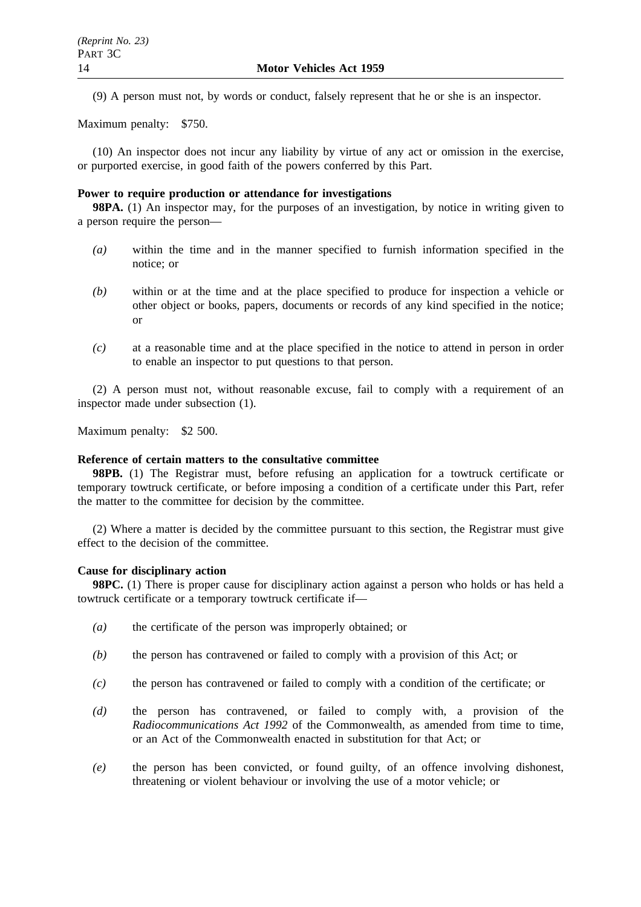(9) A person must not, by words or conduct, falsely represent that he or she is an inspector.

Maximum penalty: $750.

(10) An inspector does not incur any liability by virtue of any act or omission in the exercise, or purported exercise, in good faith of the powers conferred by this Part.

**Power to require production or attendance for investigations**

**98PA.** (1) An inspector may, for the purposes of an investigation, by notice in writing given to a person require the person—

*(a)* within the time and in the manner specified to furnish information specified in the notice; or

*(b)* within or at the time and at the place specified to produce for inspection a vehicle or other object or books, papers, documents or records of any kind specified in the notice; or

*(c)* at a reasonable time and at the place specified in the notice to attend in person in order to enable an inspector to put questions to that person.

(2) A person must not, without reasonable excuse, fail to comply with a requirement of an inspector made under subsection (1).

Maximum penalty: $2 500.

**Reference of certain matters to the consultative committee**

**98PB.** (1) The Registrar must, before refusing an application for a towtruck certificate or temporary towtruck certificate, or before imposing a condition of a certificate under this Part, refer the matter to the committee for decision by the committee.

(2) Where a matter is decided by the committee pursuant to this section, the Registrar must give effect to the decision of the committee.

**Cause for disciplinary action**

**98PC.** (1) There is proper cause for disciplinary action against a person who holds or has held a towtruck certificate or a temporary towtruck certificate if—

*(a)* the certificate of the person was improperly obtained; or

*(b)* the person has contravened or failed to comply with a provision of this Act; or

*(c)* the person has contravened or failed to comply with a condition of the certificate; or

*(d)* the person has contravened, or failed to comply with, a provision of the *Radiocommunications Act 1992* of the Commonwealth, as amended from time to time, or an Act of the Commonwealth enacted in substitution for that Act; or

*(e)* the person has been convicted, or found guilty, of an offence involving dishonest, threatening or violent behaviour or involving the use of a motor vehicle; or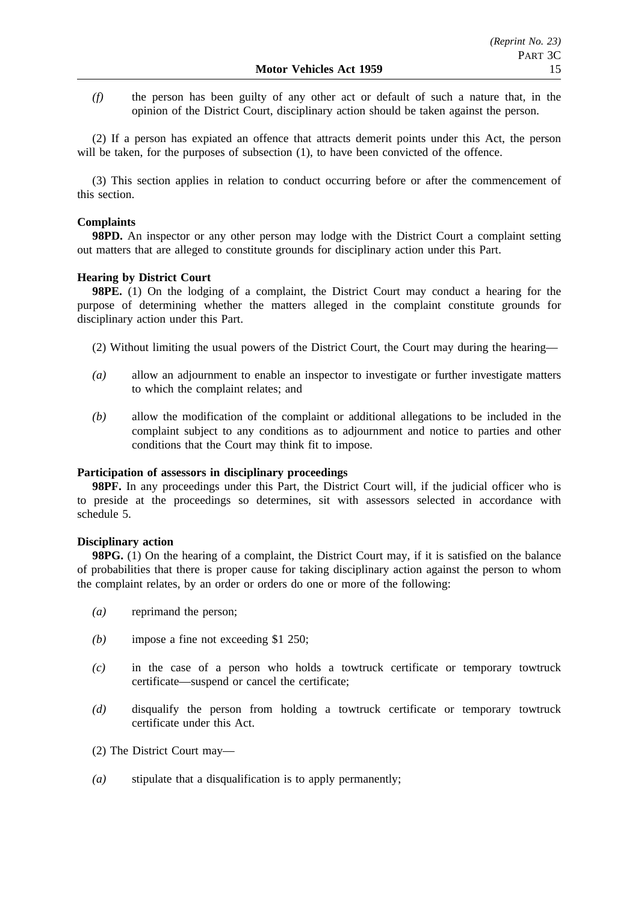*(f)* the person has been guilty of any other act or default of such a nature that, in the opinion of the District Court, disciplinary action should be taken against the person.

(2) If a person has expiated an offence that attracts demerit points under this Act, the person will be taken, for the purposes of subsection (1), to have been convicted of the offence.

(3) This section applies in relation to conduct occurring before or after the commencement of this section.

**Complaints**

**98PD.** An inspector or any other person may lodge with the District Court a complaint setting out matters that are alleged to constitute grounds for disciplinary action under this Part.

**Hearing by District Court**

**98PE.** (1) On the lodging of a complaint, the District Court may conduct a hearing for the purpose of determining whether the matters alleged in the complaint constitute grounds for disciplinary action under this Part.

(2) Without limiting the usual powers of the District Court, the Court may during the hearing—

*(a)* allow an adjournment to enable an inspector to investigate or further investigate matters to which the complaint relates; and

*(b)* allow the modification of the complaint or additional allegations to be included in the complaint subject to any conditions as to adjournment and notice to parties and other conditions that the Court may think fit to impose.

**Participation of assessors in disciplinary proceedings**

**98PF.** In any proceedings under this Part, the District Court will, if the judicial officer who is to preside at the proceedings so determines, sit with assessors selected in accordance with schedule 5.

**Disciplinary action**

**98PG.** (1) On the hearing of a complaint, the District Court may, if it is satisfied on the balance of probabilities that there is proper cause for taking disciplinary action against the person to whom the complaint relates, by an order or orders do one or more of the following:

*(a)* reprimand the person;

*(b)* impose a fine not exceeding $1 250;

*(c)* in the case of a person who holds a towtruck certificate or temporary towtruck certificate—suspend or cancel the certificate;

*(d)* disqualify the person from holding a towtruck certificate or temporary towtruck certificate under this Act.

(2) The District Court may—

*(a)* stipulate that a disqualification is to apply permanently;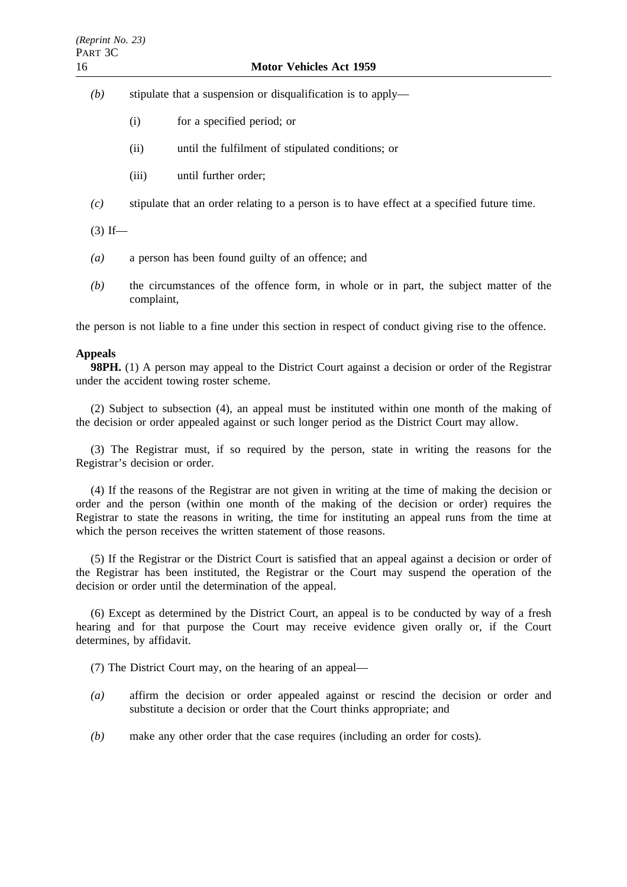*(b)* stipulate that a suspension or disqualification is to apply—

(i) for a specified period; or

(ii) until the fulfilment of stipulated conditions; or

(iii) until further order;

*(c)* stipulate that an order relating to a person is to have effect at a specified future time.

(3) If—

*(a)* a person has been found guilty of an offence; and

*(b)* the circumstances of the offence form, in whole or in part, the subject matter of the complaint,

the person is not liable to a fine under this section in respect of conduct giving rise to the offence.

**Appeals**

**98PH.** (1) A person may appeal to the District Court against a decision or order of the Registrar under the accident towing roster scheme.

(2) Subject to subsection (4), an appeal must be instituted within one month of the making of the decision or order appealed against or such longer period as the District Court may allow.

(3) The Registrar must, if so required by the person, state in writing the reasons for the Registrar's decision or order.

(4) If the reasons of the Registrar are not given in writing at the time of making the decision or order and the person (within one month of the making of the decision or order) requires the Registrar to state the reasons in writing, the time for instituting an appeal runs from the time at which the person receives the written statement of those reasons.

(5) If the Registrar or the District Court is satisfied that an appeal against a decision or order of the Registrar has been instituted, the Registrar or the Court may suspend the operation of the decision or order until the determination of the appeal.

(6) Except as determined by the District Court, an appeal is to be conducted by way of a fresh hearing and for that purpose the Court may receive evidence given orally or, if the Court determines, by affidavit.

(7) The District Court may, on the hearing of an appeal—

*(a)* affirm the decision or order appealed against or rescind the decision or order and substitute a decision or order that the Court thinks appropriate; and

*(b)* make any other order that the case requires (including an order for costs).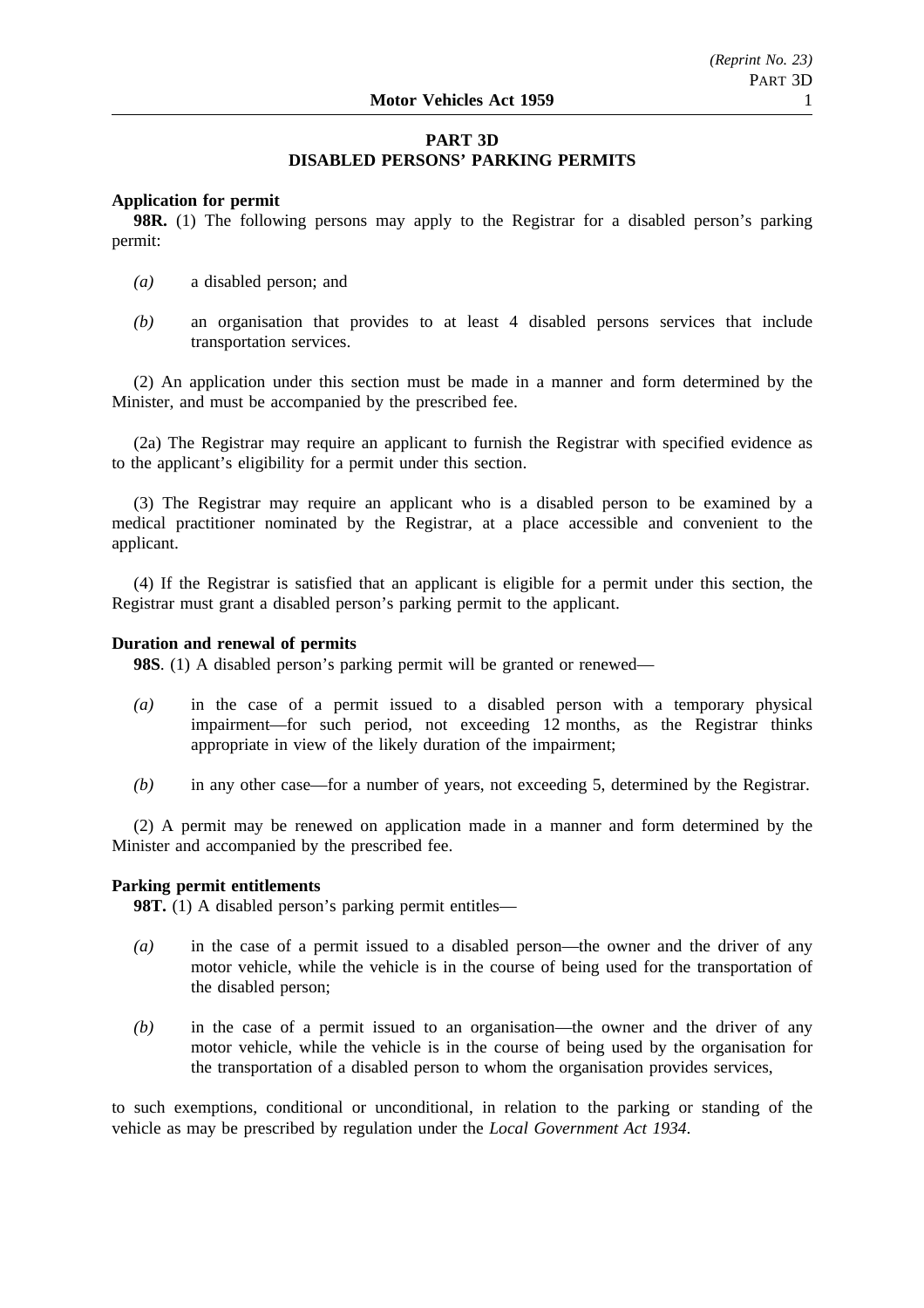## PART 3D
## DISABLED PERSONS' PARKING PERMITS

**Application for permit**

**98R.** (1) The following persons may apply to the Registrar for a disabled person's parking permit:

*(a)* a disabled person; and

*(b)* an organisation that provides to at least 4 disabled persons services that include transportation services.

(2) An application under this section must be made in a manner and form determined by the Minister, and must be accompanied by the prescribed fee.

(2a) The Registrar may require an applicant to furnish the Registrar with specified evidence as to the applicant's eligibility for a permit under this section.

(3) The Registrar may require an applicant who is a disabled person to be examined by a medical practitioner nominated by the Registrar, at a place accessible and convenient to the applicant.

(4) If the Registrar is satisfied that an applicant is eligible for a permit under this section, the Registrar must grant a disabled person's parking permit to the applicant.

**Duration and renewal of permits**

**98S**. (1) A disabled person's parking permit will be granted or renewed—

*(a)* in the case of a permit issued to a disabled person with a temporary physical impairment—for such period, not exceeding 12 months, as the Registrar thinks appropriate in view of the likely duration of the impairment;

*(b)* in any other case—for a number of years, not exceeding 5, determined by the Registrar.

(2) A permit may be renewed on application made in a manner and form determined by the Minister and accompanied by the prescribed fee.

**Parking permit entitlements**

**98T.** (1) A disabled person's parking permit entitles—

*(a)* in the case of a permit issued to a disabled person—the owner and the driver of any motor vehicle, while the vehicle is in the course of being used for the transportation of the disabled person;

*(b)* in the case of a permit issued to an organisation—the owner and the driver of any motor vehicle, while the vehicle is in the course of being used by the organisation for the transportation of a disabled person to whom the organisation provides services,

to such exemptions, conditional or unconditional, in relation to the parking or standing of the vehicle as may be prescribed by regulation under the *Local Government Act 1934*.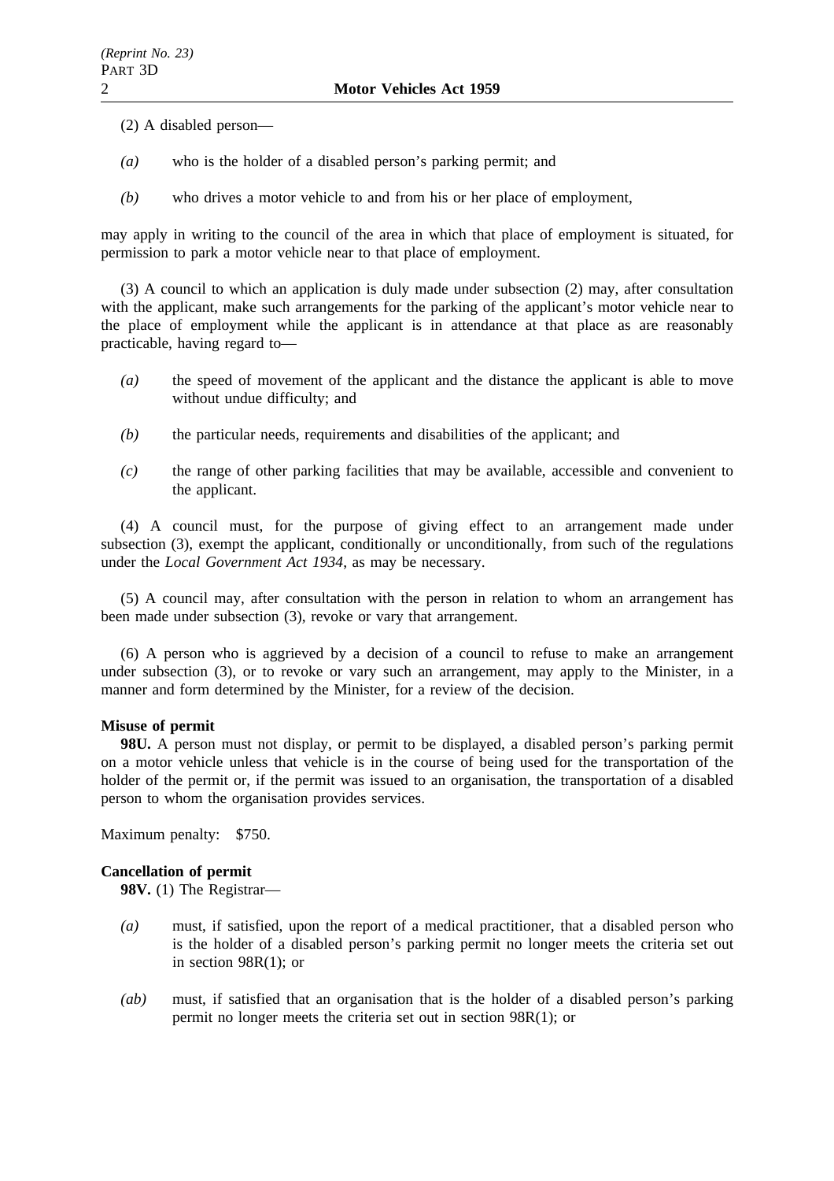(2) A disabled person—

*(a)* who is the holder of a disabled person's parking permit; and

*(b)* who drives a motor vehicle to and from his or her place of employment,

may apply in writing to the council of the area in which that place of employment is situated, for permission to park a motor vehicle near to that place of employment.

(3) A council to which an application is duly made under subsection (2) may, after consultation with the applicant, make such arrangements for the parking of the applicant's motor vehicle near to the place of employment while the applicant is in attendance at that place as are reasonably practicable, having regard to—

*(a)* the speed of movement of the applicant and the distance the applicant is able to move without undue difficulty; and

*(b)* the particular needs, requirements and disabilities of the applicant; and

*(c)* the range of other parking facilities that may be available, accessible and convenient to the applicant.

(4) A council must, for the purpose of giving effect to an arrangement made under subsection (3), exempt the applicant, conditionally or unconditionally, from such of the regulations under the *Local Government Act 1934*, as may be necessary.

(5) A council may, after consultation with the person in relation to whom an arrangement has been made under subsection (3), revoke or vary that arrangement.

(6) A person who is aggrieved by a decision of a council to refuse to make an arrangement under subsection (3), or to revoke or vary such an arrangement, may apply to the Minister, in a manner and form determined by the Minister, for a review of the decision.

**Misuse of permit**

**98U.** A person must not display, or permit to be displayed, a disabled person's parking permit on a motor vehicle unless that vehicle is in the course of being used for the transportation of the holder of the permit or, if the permit was issued to an organisation, the transportation of a disabled person to whom the organisation provides services.

Maximum penalty: $750.

**Cancellation of permit**

**98V.** (1) The Registrar—

*(a)* must, if satisfied, upon the report of a medical practitioner, that a disabled person who is the holder of a disabled person's parking permit no longer meets the criteria set out in section 98R(1); or

*(ab)* must, if satisfied that an organisation that is the holder of a disabled person's parking permit no longer meets the criteria set out in section 98R(1); or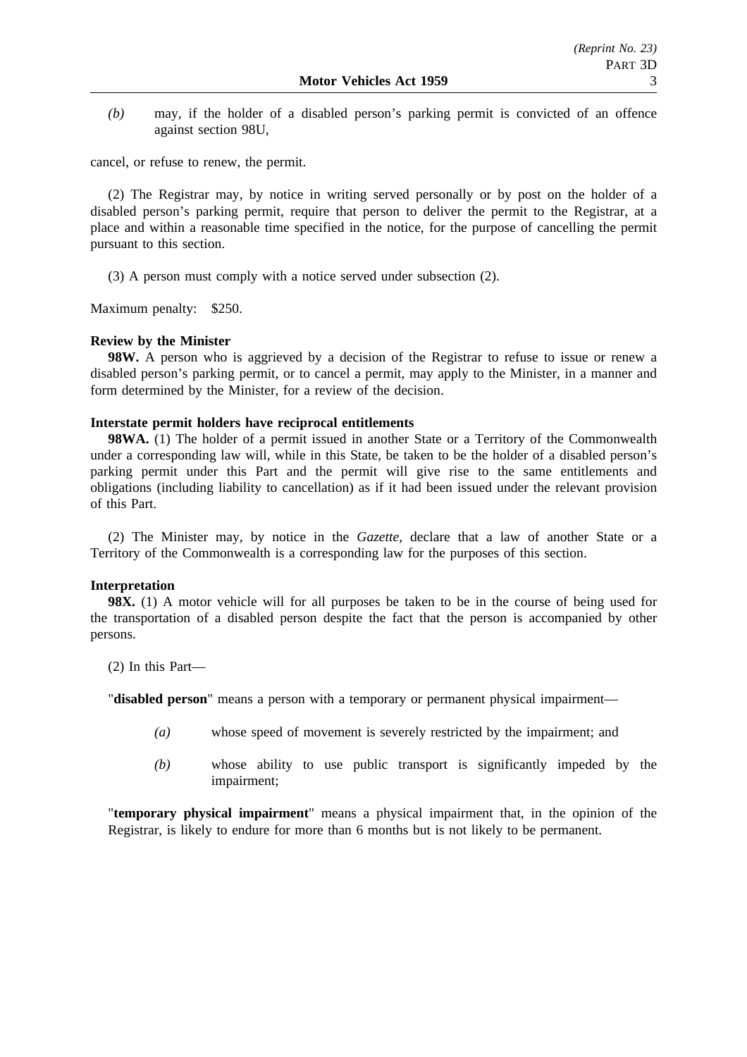*(b)* may, if the holder of a disabled person's parking permit is convicted of an offence against section 98U,

cancel, or refuse to renew, the permit.

(2) The Registrar may, by notice in writing served personally or by post on the holder of a disabled person's parking permit, require that person to deliver the permit to the Registrar, at a place and within a reasonable time specified in the notice, for the purpose of cancelling the permit pursuant to this section.

(3) A person must comply with a notice served under subsection (2).

Maximum penalty: $250.

**Review by the Minister**

**98W.** A person who is aggrieved by a decision of the Registrar to refuse to issue or renew a disabled person's parking permit, or to cancel a permit, may apply to the Minister, in a manner and form determined by the Minister, for a review of the decision.

**Interstate permit holders have reciprocal entitlements**

**98WA.** (1) The holder of a permit issued in another State or a Territory of the Commonwealth under a corresponding law will, while in this State, be taken to be the holder of a disabled person's parking permit under this Part and the permit will give rise to the same entitlements and obligations (including liability to cancellation) as if it had been issued under the relevant provision of this Part.

(2) The Minister may, by notice in the *Gazette*, declare that a law of another State or a Territory of the Commonwealth is a corresponding law for the purposes of this section.

**Interpretation**

**98X.** (1) A motor vehicle will for all purposes be taken to be in the course of being used for the transportation of a disabled person despite the fact that the person is accompanied by other persons.

(2) In this Part—

"**disabled person**" means a person with a temporary or permanent physical impairment—

*(a)* whose speed of movement is severely restricted by the impairment; and

*(b)* whose ability to use public transport is significantly impeded by the impairment;

"**temporary physical impairment**" means a physical impairment that, in the opinion of the Registrar, is likely to endure for more than 6 months but is not likely to be permanent.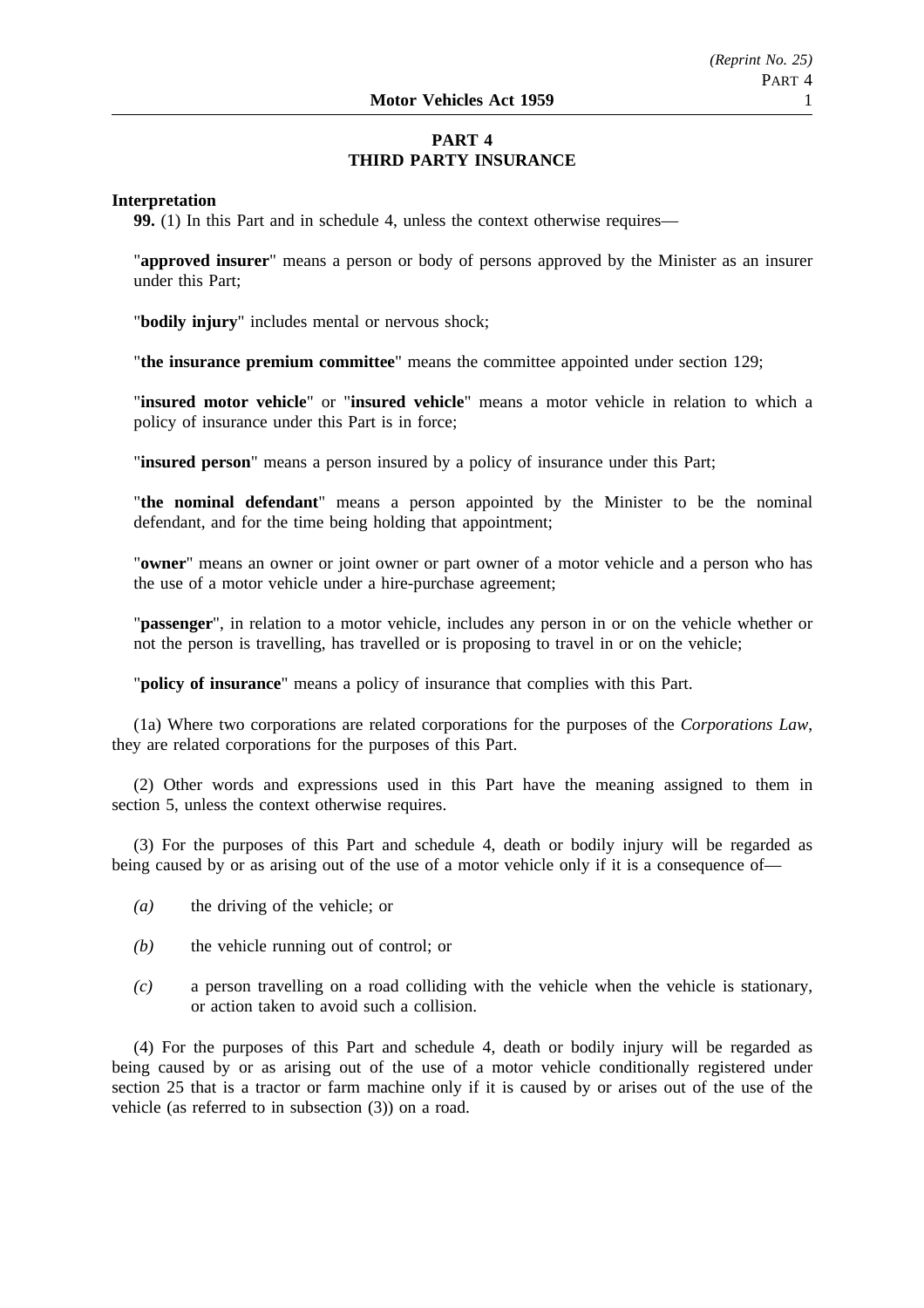# PART 4
# THIRD PARTY INSURANCE

**Interpretation**

**99.** (1) In this Part and in schedule 4, unless the context otherwise requires—

"**approved insurer**" means a person or body of persons approved by the Minister as an insurer under this Part;

"**bodily injury**" includes mental or nervous shock;

"**the insurance premium committee**" means the committee appointed under section 129;

"**insured motor vehicle**" or "**insured vehicle**" means a motor vehicle in relation to which a policy of insurance under this Part is in force;

"**insured person**" means a person insured by a policy of insurance under this Part;

"**the nominal defendant**" means a person appointed by the Minister to be the nominal defendant, and for the time being holding that appointment;

"**owner**" means an owner or joint owner or part owner of a motor vehicle and a person who has the use of a motor vehicle under a hire-purchase agreement;

"**passenger**", in relation to a motor vehicle, includes any person in or on the vehicle whether or not the person is travelling, has travelled or is proposing to travel in or on the vehicle;

"**policy of insurance**" means a policy of insurance that complies with this Part.

(1a) Where two corporations are related corporations for the purposes of the *Corporations Law*, they are related corporations for the purposes of this Part.

(2) Other words and expressions used in this Part have the meaning assigned to them in section 5, unless the context otherwise requires.

(3) For the purposes of this Part and schedule 4, death or bodily injury will be regarded as being caused by or as arising out of the use of a motor vehicle only if it is a consequence of—

*(a)* the driving of the vehicle; or

*(b)* the vehicle running out of control; or

*(c)* a person travelling on a road colliding with the vehicle when the vehicle is stationary, or action taken to avoid such a collision.

(4) For the purposes of this Part and schedule 4, death or bodily injury will be regarded as being caused by or as arising out of the use of a motor vehicle conditionally registered under section 25 that is a tractor or farm machine only if it is caused by or arises out of the use of the vehicle (as referred to in subsection (3)) on a road.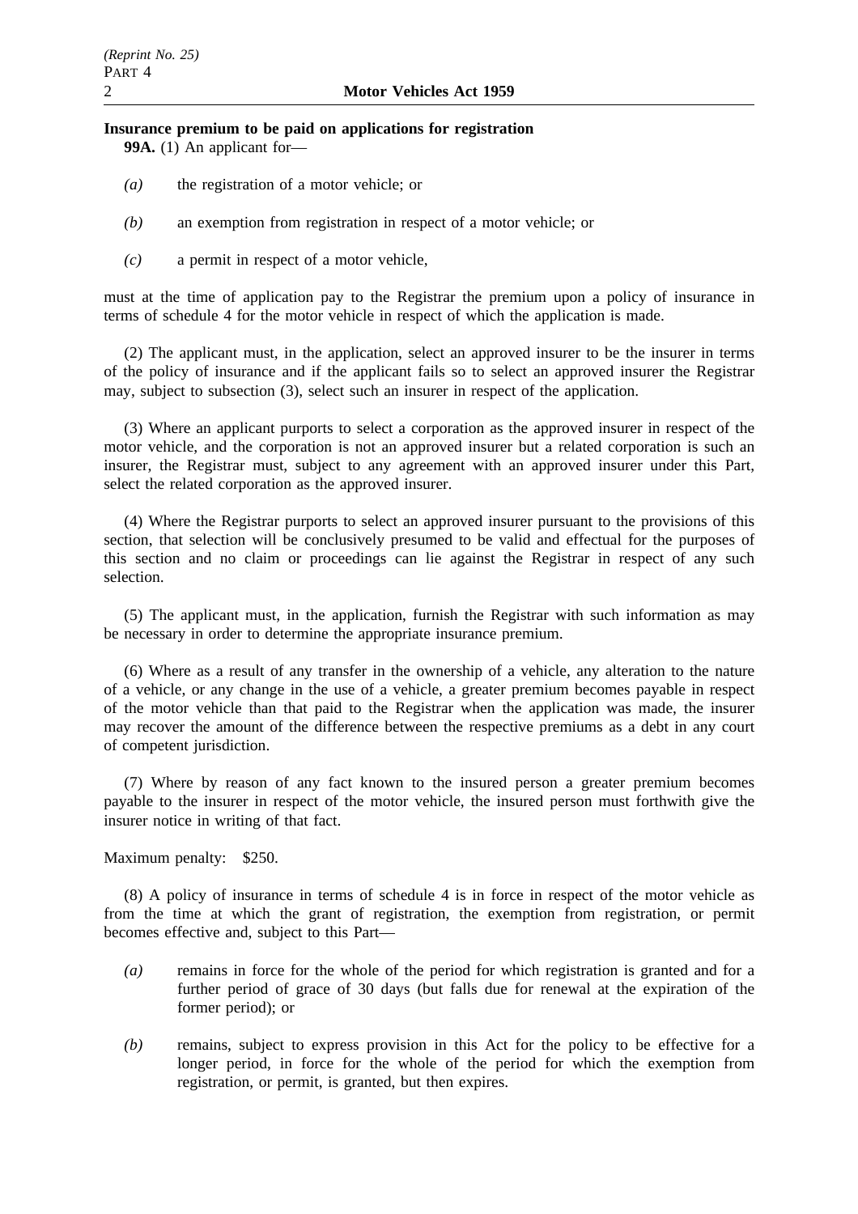**Insurance premium to be paid on applications for registration**

**99A.** (1) An applicant for—

*(a)* the registration of a motor vehicle; or

*(b)* an exemption from registration in respect of a motor vehicle; or

*(c)* a permit in respect of a motor vehicle,

must at the time of application pay to the Registrar the premium upon a policy of insurance in terms of schedule 4 for the motor vehicle in respect of which the application is made.

(2) The applicant must, in the application, select an approved insurer to be the insurer in terms of the policy of insurance and if the applicant fails so to select an approved insurer the Registrar may, subject to subsection (3), select such an insurer in respect of the application.

(3) Where an applicant purports to select a corporation as the approved insurer in respect of the motor vehicle, and the corporation is not an approved insurer but a related corporation is such an insurer, the Registrar must, subject to any agreement with an approved insurer under this Part, select the related corporation as the approved insurer.

(4) Where the Registrar purports to select an approved insurer pursuant to the provisions of this section, that selection will be conclusively presumed to be valid and effectual for the purposes of this section and no claim or proceedings can lie against the Registrar in respect of any such selection.

(5) The applicant must, in the application, furnish the Registrar with such information as may be necessary in order to determine the appropriate insurance premium.

(6) Where as a result of any transfer in the ownership of a vehicle, any alteration to the nature of a vehicle, or any change in the use of a vehicle, a greater premium becomes payable in respect of the motor vehicle than that paid to the Registrar when the application was made, the insurer may recover the amount of the difference between the respective premiums as a debt in any court of competent jurisdiction.

(7) Where by reason of any fact known to the insured person a greater premium becomes payable to the insurer in respect of the motor vehicle, the insured person must forthwith give the insurer notice in writing of that fact.

Maximum penalty: $250.

(8) A policy of insurance in terms of schedule 4 is in force in respect of the motor vehicle as from the time at which the grant of registration, the exemption from registration, or permit becomes effective and, subject to this Part—

*(a)* remains in force for the whole of the period for which registration is granted and for a further period of grace of 30 days (but falls due for renewal at the expiration of the former period); or

*(b)* remains, subject to express provision in this Act for the policy to be effective for a longer period, in force for the whole of the period for which the exemption from registration, or permit, is granted, but then expires.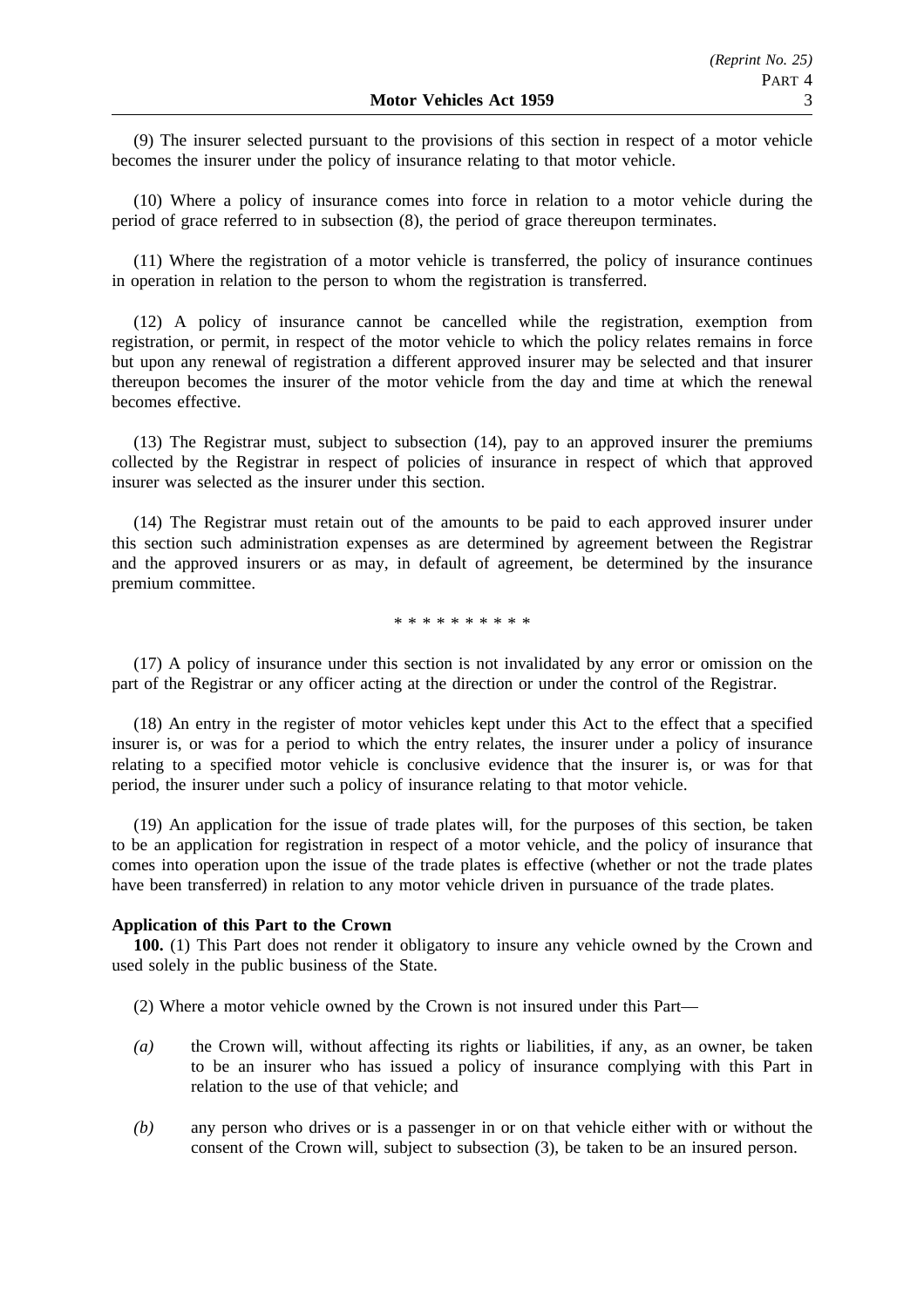(9) The insurer selected pursuant to the provisions of this section in respect of a motor vehicle becomes the insurer under the policy of insurance relating to that motor vehicle.

(10) Where a policy of insurance comes into force in relation to a motor vehicle during the period of grace referred to in subsection (8), the period of grace thereupon terminates.

(11) Where the registration of a motor vehicle is transferred, the policy of insurance continues in operation in relation to the person to whom the registration is transferred.

(12) A policy of insurance cannot be cancelled while the registration, exemption from registration, or permit, in respect of the motor vehicle to which the policy relates remains in force but upon any renewal of registration a different approved insurer may be selected and that insurer thereupon becomes the insurer of the motor vehicle from the day and time at which the renewal becomes effective.

(13) The Registrar must, subject to subsection (14), pay to an approved insurer the premiums collected by the Registrar in respect of policies of insurance in respect of which that approved insurer was selected as the insurer under this section.

(14) The Registrar must retain out of the amounts to be paid to each approved insurer under this section such administration expenses as are determined by agreement between the Registrar and the approved insurers or as may, in default of agreement, be determined by the insurance premium committee.

\* \* \* \* \* \* \* \* \* \*

(17) A policy of insurance under this section is not invalidated by any error or omission on the part of the Registrar or any officer acting at the direction or under the control of the Registrar.

(18) An entry in the register of motor vehicles kept under this Act to the effect that a specified insurer is, or was for a period to which the entry relates, the insurer under a policy of insurance relating to a specified motor vehicle is conclusive evidence that the insurer is, or was for that period, the insurer under such a policy of insurance relating to that motor vehicle.

(19) An application for the issue of trade plates will, for the purposes of this section, be taken to be an application for registration in respect of a motor vehicle, and the policy of insurance that comes into operation upon the issue of the trade plates is effective (whether or not the trade plates have been transferred) in relation to any motor vehicle driven in pursuance of the trade plates.

**Application of this Part to the Crown**

**100.** (1) This Part does not render it obligatory to insure any vehicle owned by the Crown and used solely in the public business of the State.

(2) Where a motor vehicle owned by the Crown is not insured under this Part—

*(a)* the Crown will, without affecting its rights or liabilities, if any, as an owner, be taken to be an insurer who has issued a policy of insurance complying with this Part in relation to the use of that vehicle; and

*(b)* any person who drives or is a passenger in or on that vehicle either with or without the consent of the Crown will, subject to subsection (3), be taken to be an insured person.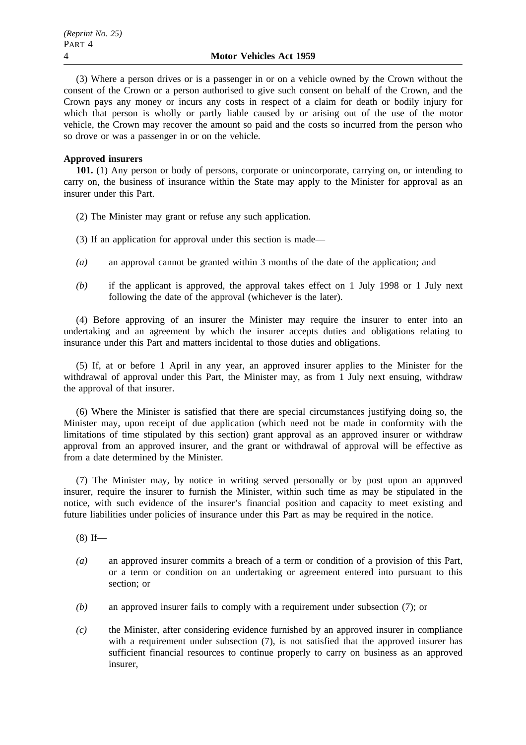(3) Where a person drives or is a passenger in or on a vehicle owned by the Crown without the consent of the Crown or a person authorised to give such consent on behalf of the Crown, and the Crown pays any money or incurs any costs in respect of a claim for death or bodily injury for which that person is wholly or partly liable caused by or arising out of the use of the motor vehicle, the Crown may recover the amount so paid and the costs so incurred from the person who so drove or was a passenger in or on the vehicle.

**Approved insurers**

**101.** (1) Any person or body of persons, corporate or unincorporate, carrying on, or intending to carry on, the business of insurance within the State may apply to the Minister for approval as an insurer under this Part.

(2) The Minister may grant or refuse any such application.

(3) If an application for approval under this section is made—

*(a)* an approval cannot be granted within 3 months of the date of the application; and

*(b)* if the applicant is approved, the approval takes effect on 1 July 1998 or 1 July next following the date of the approval (whichever is the later).

(4) Before approving of an insurer the Minister may require the insurer to enter into an undertaking and an agreement by which the insurer accepts duties and obligations relating to insurance under this Part and matters incidental to those duties and obligations.

(5) If, at or before 1 April in any year, an approved insurer applies to the Minister for the withdrawal of approval under this Part, the Minister may, as from 1 July next ensuing, withdraw the approval of that insurer.

(6) Where the Minister is satisfied that there are special circumstances justifying doing so, the Minister may, upon receipt of due application (which need not be made in conformity with the limitations of time stipulated by this section) grant approval as an approved insurer or withdraw approval from an approved insurer, and the grant or withdrawal of approval will be effective as from a date determined by the Minister.

(7) The Minister may, by notice in writing served personally or by post upon an approved insurer, require the insurer to furnish the Minister, within such time as may be stipulated in the notice, with such evidence of the insurer's financial position and capacity to meet existing and future liabilities under policies of insurance under this Part as may be required in the notice.

(8) If—

*(a)* an approved insurer commits a breach of a term or condition of a provision of this Part, or a term or condition on an undertaking or agreement entered into pursuant to this section; or

*(b)* an approved insurer fails to comply with a requirement under subsection (7); or

*(c)* the Minister, after considering evidence furnished by an approved insurer in compliance with a requirement under subsection (7), is not satisfied that the approved insurer has sufficient financial resources to continue properly to carry on business as an approved insurer,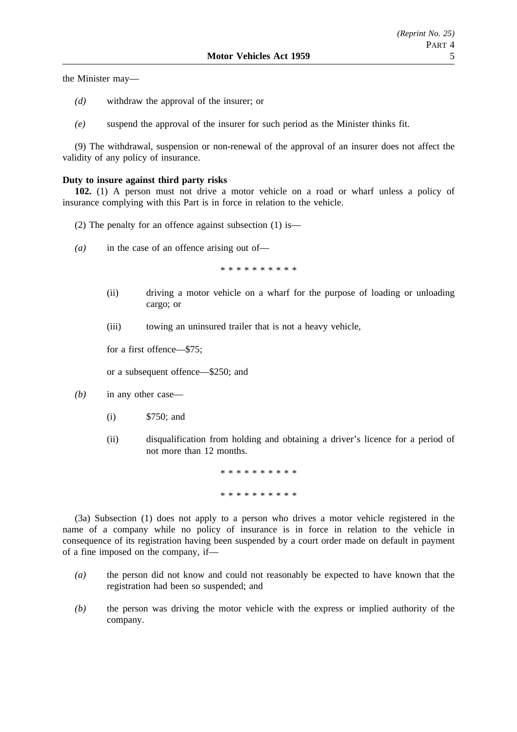the Minister may—

*(d)* withdraw the approval of the insurer; or

*(e)* suspend the approval of the insurer for such period as the Minister thinks fit.

(9) The withdrawal, suspension or non-renewal of the approval of an insurer does not affect the validity of any policy of insurance.

**Duty to insure against third party risks**

**102.** (1) A person must not drive a motor vehicle on a road or wharf unless a policy of insurance complying with this Part is in force in relation to the vehicle.

(2) The penalty for an offence against subsection (1) is—

*(a)* in the case of an offence arising out of—

\* \* \* \* \* \* \* \* \* \*

(ii) driving a motor vehicle on a wharf for the purpose of loading or unloading cargo; or

(iii) towing an uninsured trailer that is not a heavy vehicle,

for a first offence—$75;

or a subsequent offence—$250; and

*(b)* in any other case—

(i) $750; and

(ii) disqualification from holding and obtaining a driver's licence for a period of not more than 12 months.

\* \* \* \* \* \* \* \* \* \*

\* \* \* \* \* \* \* \* \* \*

(3a) Subsection (1) does not apply to a person who drives a motor vehicle registered in the name of a company while no policy of insurance is in force in relation to the vehicle in consequence of its registration having been suspended by a court order made on default in payment of a fine imposed on the company, if—

*(a)* the person did not know and could not reasonably be expected to have known that the registration had been so suspended; and

*(b)* the person was driving the motor vehicle with the express or implied authority of the company.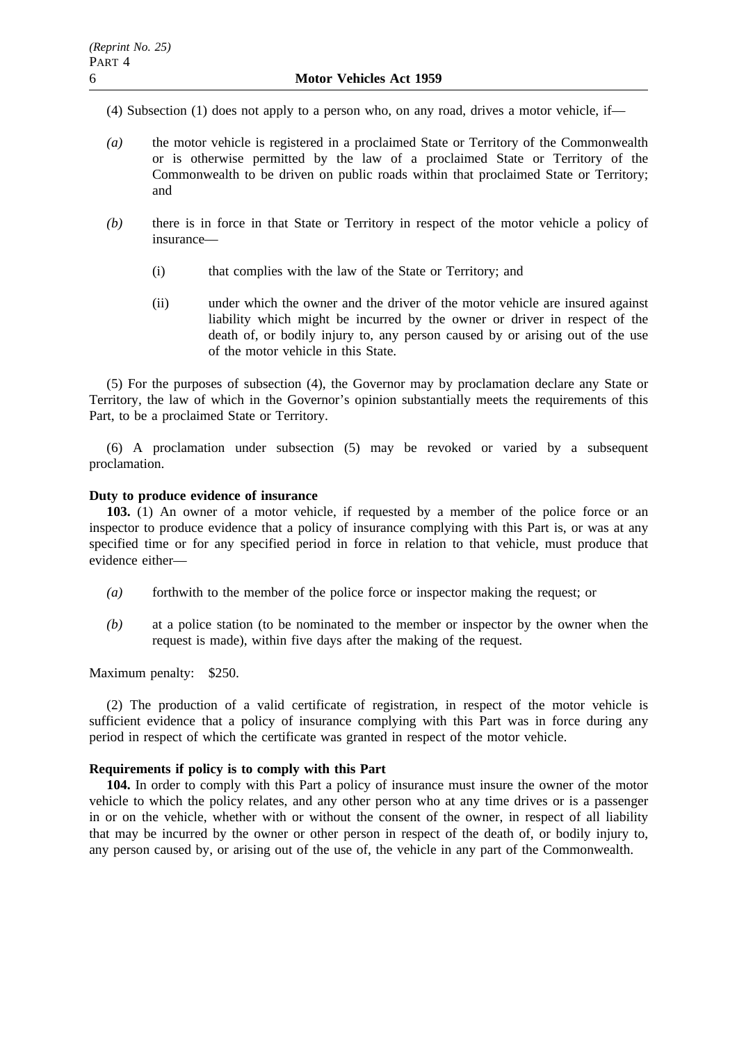(4) Subsection (1) does not apply to a person who, on any road, drives a motor vehicle, if—

*(a)* the motor vehicle is registered in a proclaimed State or Territory of the Commonwealth or is otherwise permitted by the law of a proclaimed State or Territory of the Commonwealth to be driven on public roads within that proclaimed State or Territory; and

*(b)* there is in force in that State or Territory in respect of the motor vehicle a policy of insurance—

(i) that complies with the law of the State or Territory; and

(ii) under which the owner and the driver of the motor vehicle are insured against liability which might be incurred by the owner or driver in respect of the death of, or bodily injury to, any person caused by or arising out of the use of the motor vehicle in this State.

(5) For the purposes of subsection (4), the Governor may by proclamation declare any State or Territory, the law of which in the Governor's opinion substantially meets the requirements of this Part, to be a proclaimed State or Territory.

(6) A proclamation under subsection (5) may be revoked or varied by a subsequent proclamation.

**Duty to produce evidence of insurance**

**103.** (1) An owner of a motor vehicle, if requested by a member of the police force or an inspector to produce evidence that a policy of insurance complying with this Part is, or was at any specified time or for any specified period in force in relation to that vehicle, must produce that evidence either—

*(a)* forthwith to the member of the police force or inspector making the request; or

*(b)* at a police station (to be nominated to the member or inspector by the owner when the request is made), within five days after the making of the request.

Maximum penalty: $250.

(2) The production of a valid certificate of registration, in respect of the motor vehicle is sufficient evidence that a policy of insurance complying with this Part was in force during any period in respect of which the certificate was granted in respect of the motor vehicle.

**Requirements if policy is to comply with this Part**

**104.** In order to comply with this Part a policy of insurance must insure the owner of the motor vehicle to which the policy relates, and any other person who at any time drives or is a passenger in or on the vehicle, whether with or without the consent of the owner, in respect of all liability that may be incurred by the owner or other person in respect of the death of, or bodily injury to, any person caused by, or arising out of the use of, the vehicle in any part of the Commonwealth.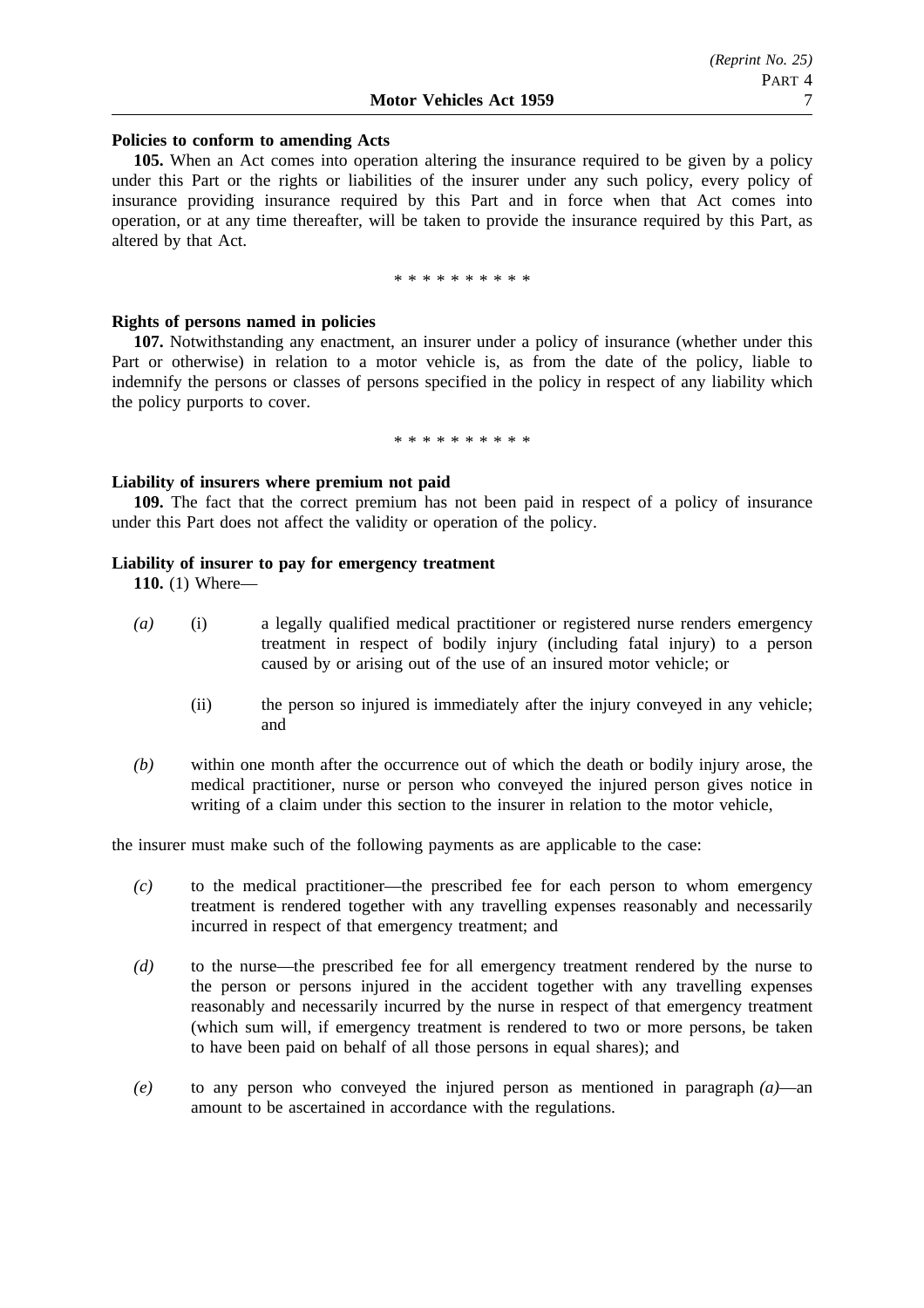**Policies to conform to amending Acts**

**105.** When an Act comes into operation altering the insurance required to be given by a policy under this Part or the rights or liabilities of the insurer under any such policy, every policy of insurance providing insurance required by this Part and in force when that Act comes into operation, or at any time thereafter, will be taken to provide the insurance required by this Part, as altered by that Act.

\* \* \* \* \* \* \* \* \* \*

**Rights of persons named in policies**

**107.** Notwithstanding any enactment, an insurer under a policy of insurance (whether under this Part or otherwise) in relation to a motor vehicle is, as from the date of the policy, liable to indemnify the persons or classes of persons specified in the policy in respect of any liability which the policy purports to cover.

\* \* \* \* \* \* \* \* \* \*

**Liability of insurers where premium not paid**

**109.** The fact that the correct premium has not been paid in respect of a policy of insurance under this Part does not affect the validity or operation of the policy.

**Liability of insurer to pay for emergency treatment**

**110.** (1) Where—

*(a)* (i) a legally qualified medical practitioner or registered nurse renders emergency treatment in respect of bodily injury (including fatal injury) to a person caused by or arising out of the use of an insured motor vehicle; or

(ii) the person so injured is immediately after the injury conveyed in any vehicle; and

*(b)* within one month after the occurrence out of which the death or bodily injury arose, the medical practitioner, nurse or person who conveyed the injured person gives notice in writing of a claim under this section to the insurer in relation to the motor vehicle,

the insurer must make such of the following payments as are applicable to the case:

*(c)* to the medical practitioner—the prescribed fee for each person to whom emergency treatment is rendered together with any travelling expenses reasonably and necessarily incurred in respect of that emergency treatment; and

*(d)* to the nurse—the prescribed fee for all emergency treatment rendered by the nurse to the person or persons injured in the accident together with any travelling expenses reasonably and necessarily incurred by the nurse in respect of that emergency treatment (which sum will, if emergency treatment is rendered to two or more persons, be taken to have been paid on behalf of all those persons in equal shares); and

*(e)* to any person who conveyed the injured person as mentioned in paragraph *(a)*—an amount to be ascertained in accordance with the regulations.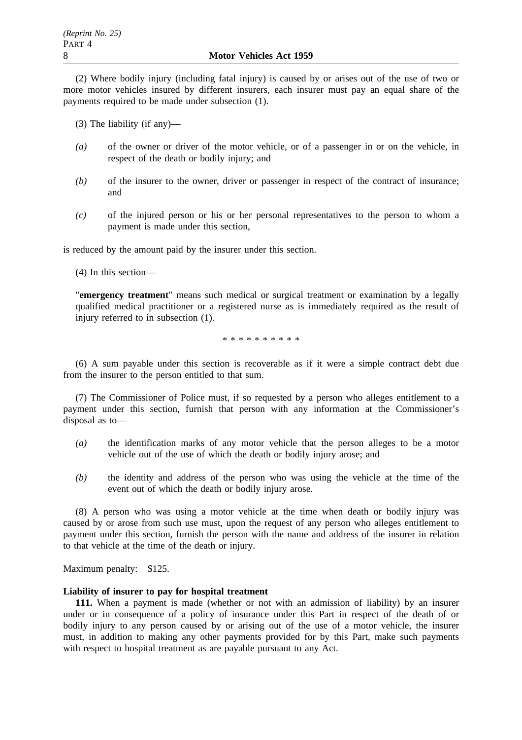(2) Where bodily injury (including fatal injury) is caused by or arises out of the use of two or more motor vehicles insured by different insurers, each insurer must pay an equal share of the payments required to be made under subsection (1).

(3) The liability (if any)—

*(a)* of the owner or driver of the motor vehicle, or of a passenger in or on the vehicle, in respect of the death or bodily injury; and

*(b)* of the insurer to the owner, driver or passenger in respect of the contract of insurance; and

*(c)* of the injured person or his or her personal representatives to the person to whom a payment is made under this section,

is reduced by the amount paid by the insurer under this section.

(4) In this section—

"**emergency treatment**" means such medical or surgical treatment or examination by a legally qualified medical practitioner or a registered nurse as is immediately required as the result of injury referred to in subsection (1).

* * * * * * * * * *

(6) A sum payable under this section is recoverable as if it were a simple contract debt due from the insurer to the person entitled to that sum.

(7) The Commissioner of Police must, if so requested by a person who alleges entitlement to a payment under this section, furnish that person with any information at the Commissioner's disposal as to—

*(a)* the identification marks of any motor vehicle that the person alleges to be a motor vehicle out of the use of which the death or bodily injury arose; and

*(b)* the identity and address of the person who was using the vehicle at the time of the event out of which the death or bodily injury arose.

(8) A person who was using a motor vehicle at the time when death or bodily injury was caused by or arose from such use must, upon the request of any person who alleges entitlement to payment under this section, furnish the person with the name and address of the insurer in relation to that vehicle at the time of the death or injury.

Maximum penalty: $125.

**Liability of insurer to pay for hospital treatment**

**111.** When a payment is made (whether or not with an admission of liability) by an insurer under or in consequence of a policy of insurance under this Part in respect of the death of or bodily injury to any person caused by or arising out of the use of a motor vehicle, the insurer must, in addition to making any other payments provided for by this Part, make such payments with respect to hospital treatment as are payable pursuant to any Act.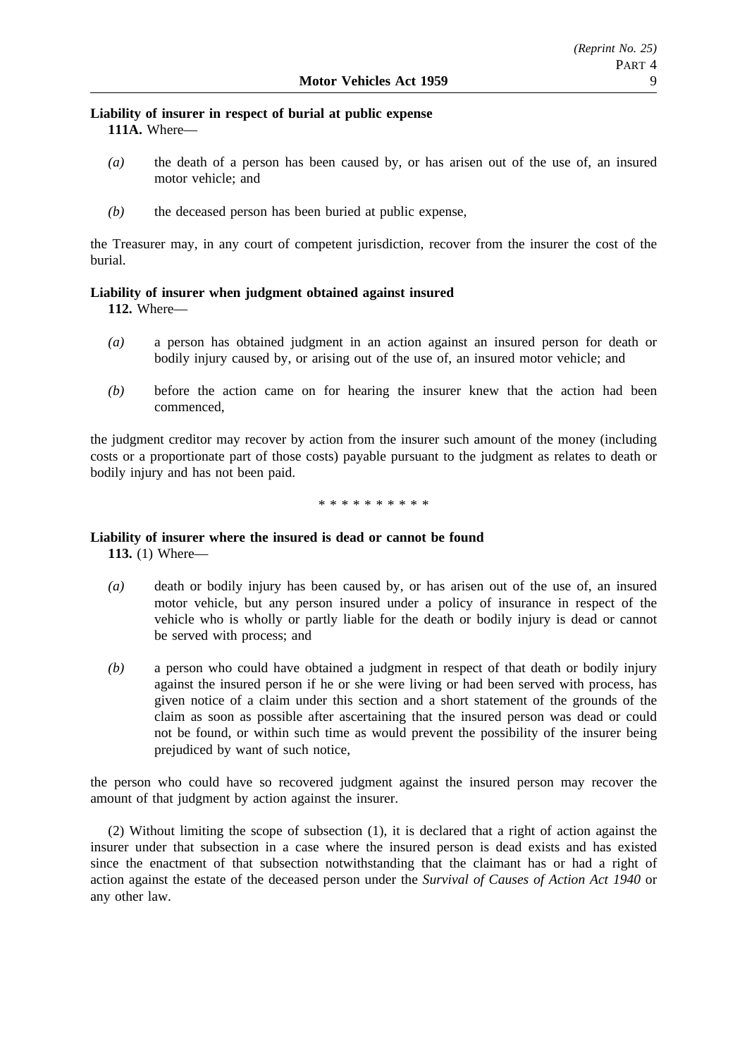**Liability of insurer in respect of burial at public expense**

**111A.** Where—

*(a)* the death of a person has been caused by, or has arisen out of the use of, an insured motor vehicle; and

*(b)* the deceased person has been buried at public expense,

the Treasurer may, in any court of competent jurisdiction, recover from the insurer the cost of the burial.

**Liability of insurer when judgment obtained against insured**

**112.** Where—

*(a)* a person has obtained judgment in an action against an insured person for death or bodily injury caused by, or arising out of the use of, an insured motor vehicle; and

*(b)* before the action came on for hearing the insurer knew that the action had been commenced,

the judgment creditor may recover by action from the insurer such amount of the money (including costs or a proportionate part of those costs) payable pursuant to the judgment as relates to death or bodily injury and has not been paid.

\* \* \* \* \* \* \* \* \* \*

**Liability of insurer where the insured is dead or cannot be found**

**113.** (1) Where—

*(a)* death or bodily injury has been caused by, or has arisen out of the use of, an insured motor vehicle, but any person insured under a policy of insurance in respect of the vehicle who is wholly or partly liable for the death or bodily injury is dead or cannot be served with process; and

*(b)* a person who could have obtained a judgment in respect of that death or bodily injury against the insured person if he or she were living or had been served with process, has given notice of a claim under this section and a short statement of the grounds of the claim as soon as possible after ascertaining that the insured person was dead or could not be found, or within such time as would prevent the possibility of the insurer being prejudiced by want of such notice,

the person who could have so recovered judgment against the insured person may recover the amount of that judgment by action against the insurer.

(2) Without limiting the scope of subsection (1), it is declared that a right of action against the insurer under that subsection in a case where the insured person is dead exists and has existed since the enactment of that subsection notwithstanding that the claimant has or had a right of action against the estate of the deceased person under the *Survival of Causes of Action Act 1940* or any other law.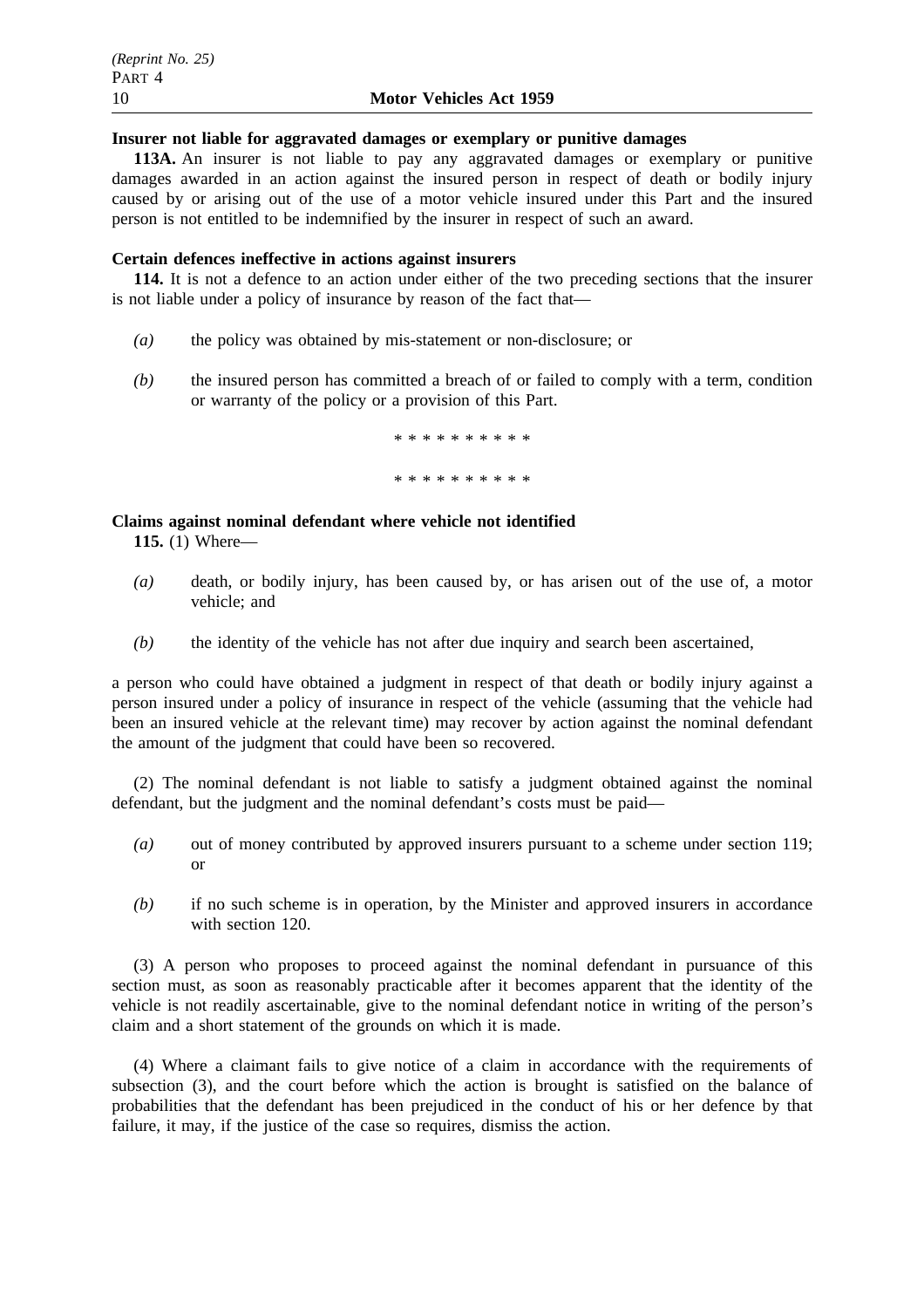**Insurer not liable for aggravated damages or exemplary or punitive damages**

**113A.** An insurer is not liable to pay any aggravated damages or exemplary or punitive damages awarded in an action against the insured person in respect of death or bodily injury caused by or arising out of the use of a motor vehicle insured under this Part and the insured person is not entitled to be indemnified by the insurer in respect of such an award.

**Certain defences ineffective in actions against insurers**

**114.** It is not a defence to an action under either of the two preceding sections that the insurer is not liable under a policy of insurance by reason of the fact that—

*(a)* the policy was obtained by mis-statement or non-disclosure; or

*(b)* the insured person has committed a breach of or failed to comply with a term, condition or warranty of the policy or a provision of this Part.

* * * * * * * * * *

* * * * * * * * * *

**Claims against nominal defendant where vehicle not identified**

**115.** (1) Where—

*(a)* death, or bodily injury, has been caused by, or has arisen out of the use of, a motor vehicle; and

*(b)* the identity of the vehicle has not after due inquiry and search been ascertained,

a person who could have obtained a judgment in respect of that death or bodily injury against a person insured under a policy of insurance in respect of the vehicle (assuming that the vehicle had been an insured vehicle at the relevant time) may recover by action against the nominal defendant the amount of the judgment that could have been so recovered.

(2) The nominal defendant is not liable to satisfy a judgment obtained against the nominal defendant, but the judgment and the nominal defendant's costs must be paid—

*(a)* out of money contributed by approved insurers pursuant to a scheme under section 119; or

*(b)* if no such scheme is in operation, by the Minister and approved insurers in accordance with section 120.

(3) A person who proposes to proceed against the nominal defendant in pursuance of this section must, as soon as reasonably practicable after it becomes apparent that the identity of the vehicle is not readily ascertainable, give to the nominal defendant notice in writing of the person's claim and a short statement of the grounds on which it is made.

(4) Where a claimant fails to give notice of a claim in accordance with the requirements of subsection (3), and the court before which the action is brought is satisfied on the balance of probabilities that the defendant has been prejudiced in the conduct of his or her defence by that failure, it may, if the justice of the case so requires, dismiss the action.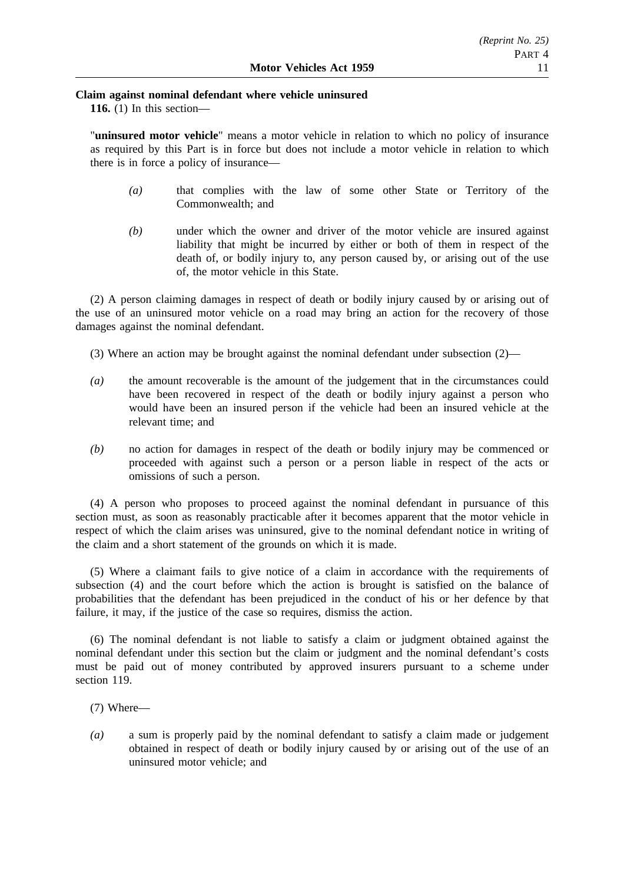**Claim against nominal defendant where vehicle uninsured**

**116.** (1) In this section—

"**uninsured motor vehicle**" means a motor vehicle in relation to which no policy of insurance as required by this Part is in force but does not include a motor vehicle in relation to which there is in force a policy of insurance—

*(a)* that complies with the law of some other State or Territory of the Commonwealth; and

*(b)* under which the owner and driver of the motor vehicle are insured against liability that might be incurred by either or both of them in respect of the death of, or bodily injury to, any person caused by, or arising out of the use of, the motor vehicle in this State.

(2) A person claiming damages in respect of death or bodily injury caused by or arising out of the use of an uninsured motor vehicle on a road may bring an action for the recovery of those damages against the nominal defendant.

(3) Where an action may be brought against the nominal defendant under subsection (2)—

*(a)* the amount recoverable is the amount of the judgement that in the circumstances could have been recovered in respect of the death or bodily injury against a person who would have been an insured person if the vehicle had been an insured vehicle at the relevant time; and

*(b)* no action for damages in respect of the death or bodily injury may be commenced or proceeded with against such a person or a person liable in respect of the acts or omissions of such a person.

(4) A person who proposes to proceed against the nominal defendant in pursuance of this section must, as soon as reasonably practicable after it becomes apparent that the motor vehicle in respect of which the claim arises was uninsured, give to the nominal defendant notice in writing of the claim and a short statement of the grounds on which it is made.

(5) Where a claimant fails to give notice of a claim in accordance with the requirements of subsection (4) and the court before which the action is brought is satisfied on the balance of probabilities that the defendant has been prejudiced in the conduct of his or her defence by that failure, it may, if the justice of the case so requires, dismiss the action.

(6) The nominal defendant is not liable to satisfy a claim or judgment obtained against the nominal defendant under this section but the claim or judgment and the nominal defendant's costs must be paid out of money contributed by approved insurers pursuant to a scheme under section 119.

(7) Where—

*(a)* a sum is properly paid by the nominal defendant to satisfy a claim made or judgement obtained in respect of death or bodily injury caused by or arising out of the use of an uninsured motor vehicle; and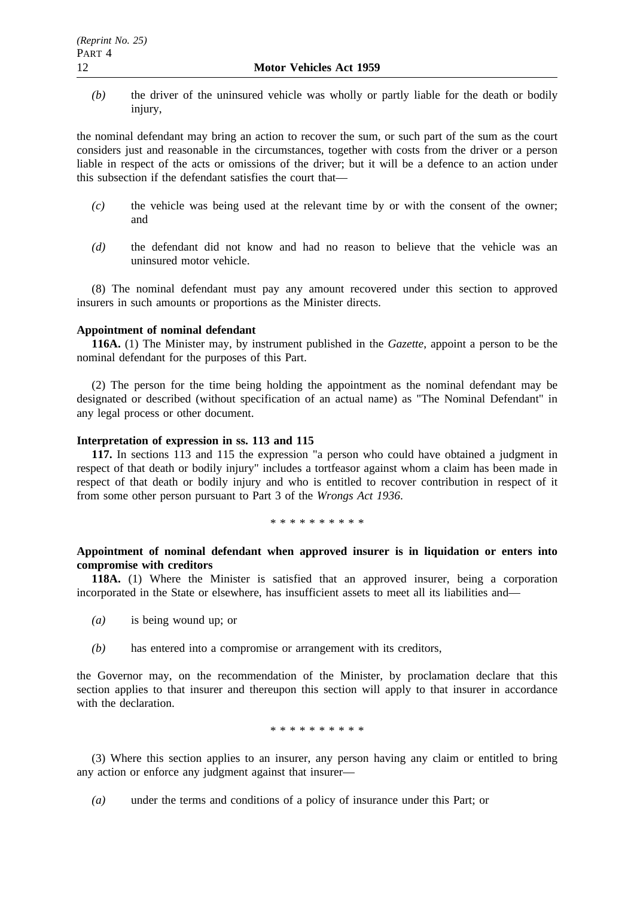*(b)* the driver of the uninsured vehicle was wholly or partly liable for the death or bodily injury,

the nominal defendant may bring an action to recover the sum, or such part of the sum as the court considers just and reasonable in the circumstances, together with costs from the driver or a person liable in respect of the acts or omissions of the driver; but it will be a defence to an action under this subsection if the defendant satisfies the court that—

*(c)* the vehicle was being used at the relevant time by or with the consent of the owner; and

*(d)* the defendant did not know and had no reason to believe that the vehicle was an uninsured motor vehicle.

(8) The nominal defendant must pay any amount recovered under this section to approved insurers in such amounts or proportions as the Minister directs.

**Appointment of nominal defendant**

**116A.** (1) The Minister may, by instrument published in the *Gazette*, appoint a person to be the nominal defendant for the purposes of this Part.

(2) The person for the time being holding the appointment as the nominal defendant may be designated or described (without specification of an actual name) as "The Nominal Defendant" in any legal process or other document.

**Interpretation of expression in ss. 113 and 115**

**117.** In sections 113 and 115 the expression "a person who could have obtained a judgment in respect of that death or bodily injury" includes a tortfeasor against whom a claim has been made in respect of that death or bodily injury and who is entitled to recover contribution in respect of it from some other person pursuant to Part 3 of the *Wrongs Act 1936*.

\* \* \* \* \* \* \* \* \* \*

**Appointment of nominal defendant when approved insurer is in liquidation or enters into compromise with creditors**

**118A.** (1) Where the Minister is satisfied that an approved insurer, being a corporation incorporated in the State or elsewhere, has insufficient assets to meet all its liabilities and—

*(a)* is being wound up; or

*(b)* has entered into a compromise or arrangement with its creditors,

the Governor may, on the recommendation of the Minister, by proclamation declare that this section applies to that insurer and thereupon this section will apply to that insurer in accordance with the declaration.

\* \* \* \* \* \* \* \* \* \*

(3) Where this section applies to an insurer, any person having any claim or entitled to bring any action or enforce any judgment against that insurer—

*(a)* under the terms and conditions of a policy of insurance under this Part; or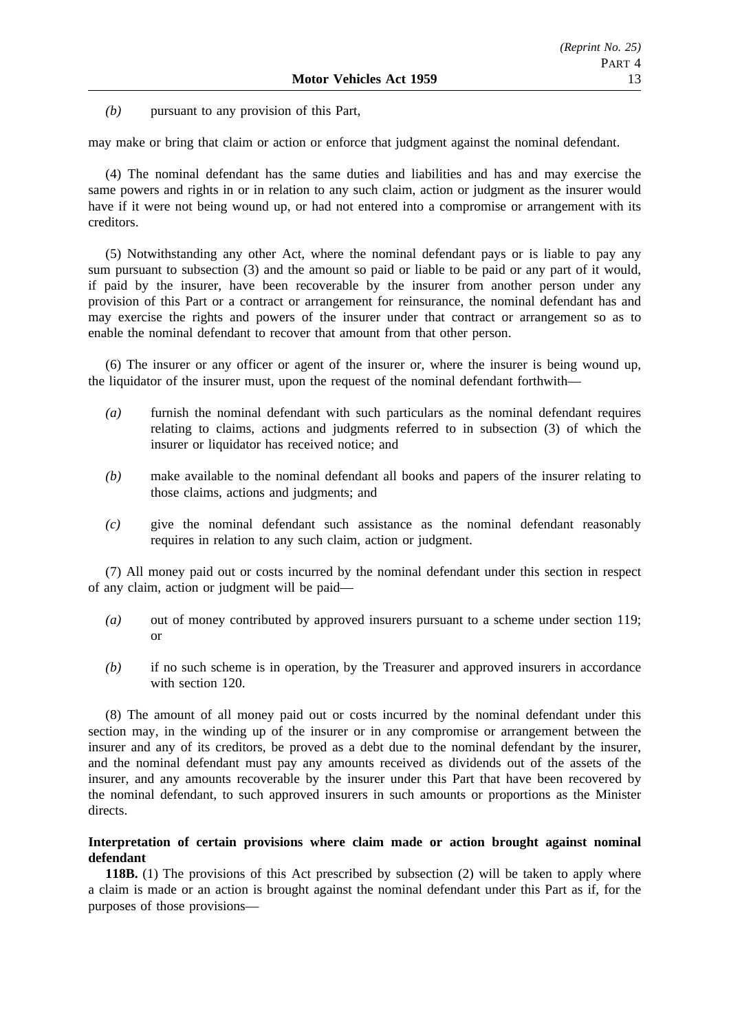*(b)* pursuant to any provision of this Part,

may make or bring that claim or action or enforce that judgment against the nominal defendant.

(4) The nominal defendant has the same duties and liabilities and has and may exercise the same powers and rights in or in relation to any such claim, action or judgment as the insurer would have if it were not being wound up, or had not entered into a compromise or arrangement with its creditors.

(5) Notwithstanding any other Act, where the nominal defendant pays or is liable to pay any sum pursuant to subsection (3) and the amount so paid or liable to be paid or any part of it would, if paid by the insurer, have been recoverable by the insurer from another person under any provision of this Part or a contract or arrangement for reinsurance, the nominal defendant has and may exercise the rights and powers of the insurer under that contract or arrangement so as to enable the nominal defendant to recover that amount from that other person.

(6) The insurer or any officer or agent of the insurer or, where the insurer is being wound up, the liquidator of the insurer must, upon the request of the nominal defendant forthwith—

*(a)* furnish the nominal defendant with such particulars as the nominal defendant requires relating to claims, actions and judgments referred to in subsection (3) of which the insurer or liquidator has received notice; and

*(b)* make available to the nominal defendant all books and papers of the insurer relating to those claims, actions and judgments; and

*(c)* give the nominal defendant such assistance as the nominal defendant reasonably requires in relation to any such claim, action or judgment.

(7) All money paid out or costs incurred by the nominal defendant under this section in respect of any claim, action or judgment will be paid—

*(a)* out of money contributed by approved insurers pursuant to a scheme under section 119; or

*(b)* if no such scheme is in operation, by the Treasurer and approved insurers in accordance with section 120.

(8) The amount of all money paid out or costs incurred by the nominal defendant under this section may, in the winding up of the insurer or in any compromise or arrangement between the insurer and any of its creditors, be proved as a debt due to the nominal defendant by the insurer, and the nominal defendant must pay any amounts received as dividends out of the assets of the insurer, and any amounts recoverable by the insurer under this Part that have been recovered by the nominal defendant, to such approved insurers in such amounts or proportions as the Minister directs.

**Interpretation of certain provisions where claim made or action brought against nominal defendant**

**118B.** (1) The provisions of this Act prescribed by subsection (2) will be taken to apply where a claim is made or an action is brought against the nominal defendant under this Part as if, for the purposes of those provisions—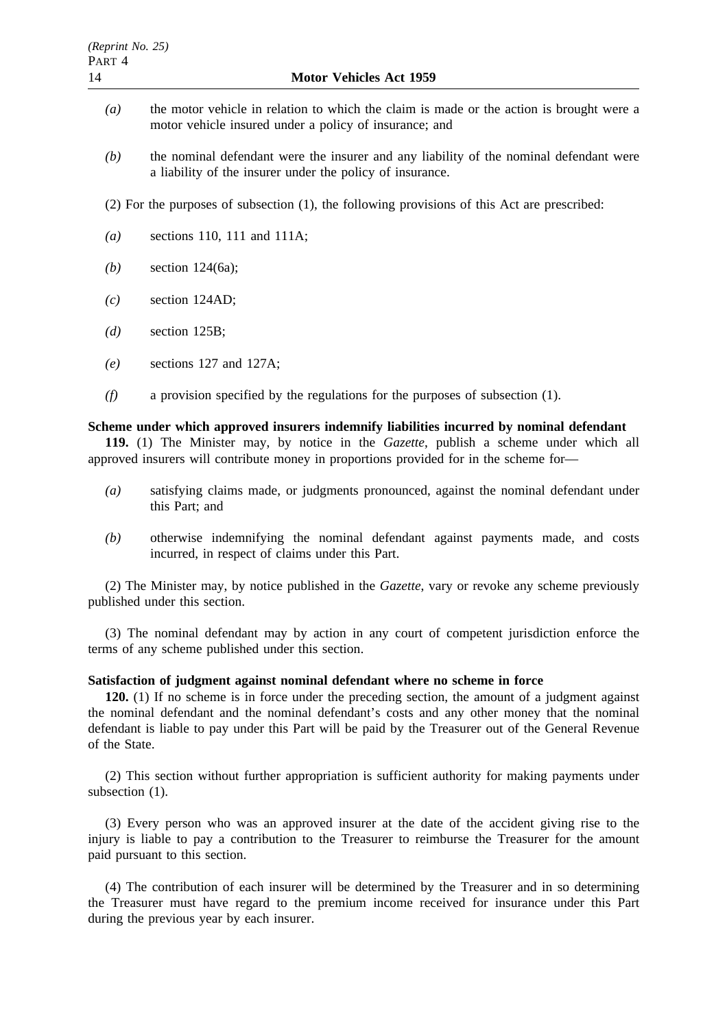*(a)* the motor vehicle in relation to which the claim is made or the action is brought were a motor vehicle insured under a policy of insurance; and

*(b)* the nominal defendant were the insurer and any liability of the nominal defendant were a liability of the insurer under the policy of insurance.

(2) For the purposes of subsection (1), the following provisions of this Act are prescribed:

*(a)* sections 110, 111 and 111A;

*(b)* section 124(6a);

*(c)* section 124AD;

*(d)* section 125B;

*(e)* sections 127 and 127A;

*(f)* a provision specified by the regulations for the purposes of subsection (1).

**Scheme under which approved insurers indemnify liabilities incurred by nominal defendant**

**119.** (1) The Minister may, by notice in the *Gazette*, publish a scheme under which all approved insurers will contribute money in proportions provided for in the scheme for—

*(a)* satisfying claims made, or judgments pronounced, against the nominal defendant under this Part; and

*(b)* otherwise indemnifying the nominal defendant against payments made, and costs incurred, in respect of claims under this Part.

(2) The Minister may, by notice published in the *Gazette*, vary or revoke any scheme previously published under this section.

(3) The nominal defendant may by action in any court of competent jurisdiction enforce the terms of any scheme published under this section.

**Satisfaction of judgment against nominal defendant where no scheme in force**

**120.** (1) If no scheme is in force under the preceding section, the amount of a judgment against the nominal defendant and the nominal defendant's costs and any other money that the nominal defendant is liable to pay under this Part will be paid by the Treasurer out of the General Revenue of the State.

(2) This section without further appropriation is sufficient authority for making payments under subsection (1).

(3) Every person who was an approved insurer at the date of the accident giving rise to the injury is liable to pay a contribution to the Treasurer to reimburse the Treasurer for the amount paid pursuant to this section.

(4) The contribution of each insurer will be determined by the Treasurer and in so determining the Treasurer must have regard to the premium income received for insurance under this Part during the previous year by each insurer.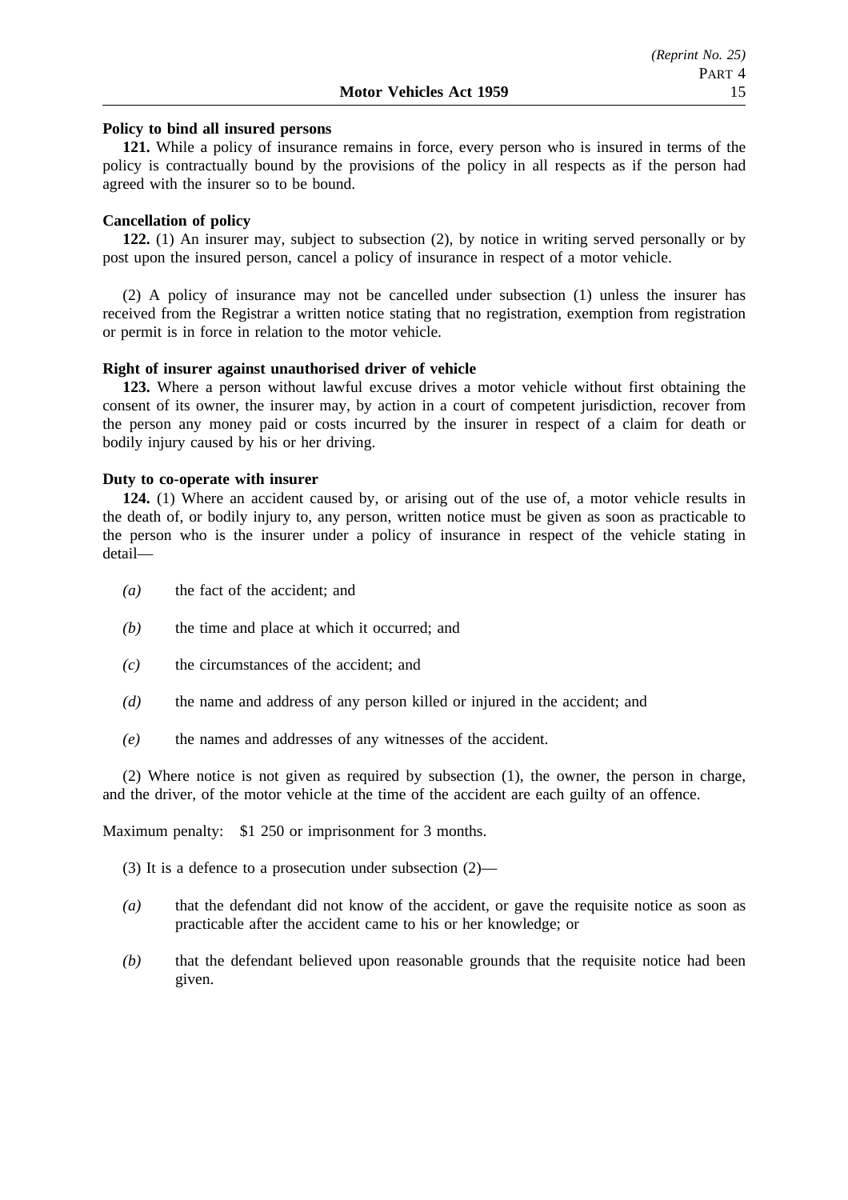**Policy to bind all insured persons**

**121.** While a policy of insurance remains in force, every person who is insured in terms of the policy is contractually bound by the provisions of the policy in all respects as if the person had agreed with the insurer so to be bound.

**Cancellation of policy**

**122.** (1) An insurer may, subject to subsection (2), by notice in writing served personally or by post upon the insured person, cancel a policy of insurance in respect of a motor vehicle.

(2) A policy of insurance may not be cancelled under subsection (1) unless the insurer has received from the Registrar a written notice stating that no registration, exemption from registration or permit is in force in relation to the motor vehicle.

**Right of insurer against unauthorised driver of vehicle**

**123.** Where a person without lawful excuse drives a motor vehicle without first obtaining the consent of its owner, the insurer may, by action in a court of competent jurisdiction, recover from the person any money paid or costs incurred by the insurer in respect of a claim for death or bodily injury caused by his or her driving.

**Duty to co-operate with insurer**

**124.** (1) Where an accident caused by, or arising out of the use of, a motor vehicle results in the death of, or bodily injury to, any person, written notice must be given as soon as practicable to the person who is the insurer under a policy of insurance in respect of the vehicle stating in detail—

*(a)* the fact of the accident; and

*(b)* the time and place at which it occurred; and

*(c)* the circumstances of the accident; and

*(d)* the name and address of any person killed or injured in the accident; and

*(e)* the names and addresses of any witnesses of the accident.

(2) Where notice is not given as required by subsection (1), the owner, the person in charge, and the driver, of the motor vehicle at the time of the accident are each guilty of an offence.

Maximum penalty: $1 250 or imprisonment for 3 months.

(3) It is a defence to a prosecution under subsection (2)—

*(a)* that the defendant did not know of the accident, or gave the requisite notice as soon as practicable after the accident came to his or her knowledge; or

*(b)* that the defendant believed upon reasonable grounds that the requisite notice had been given.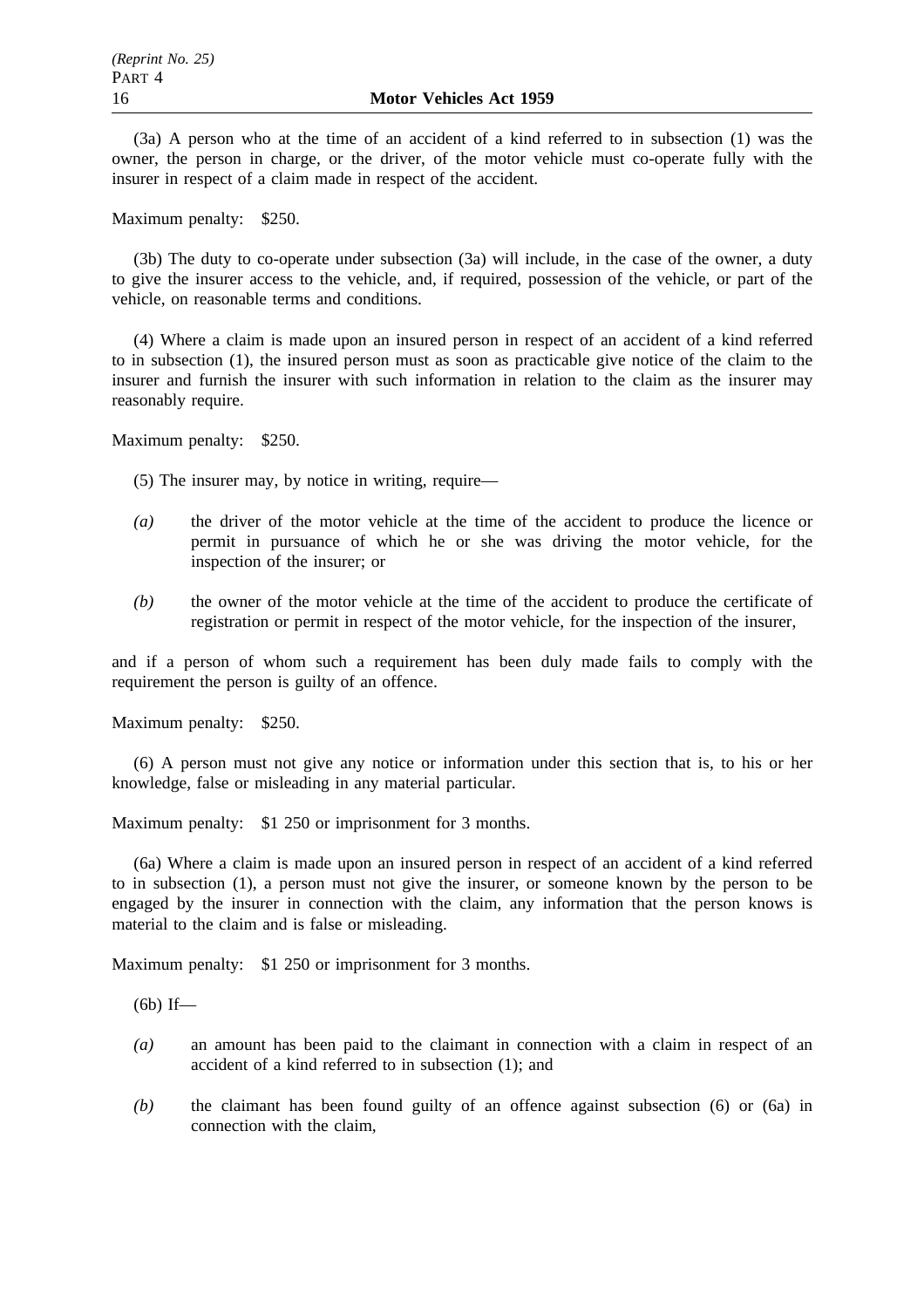(3a) A person who at the time of an accident of a kind referred to in subsection (1) was the owner, the person in charge, or the driver, of the motor vehicle must co-operate fully with the insurer in respect of a claim made in respect of the accident.

Maximum penalty: $250.

(3b) The duty to co-operate under subsection (3a) will include, in the case of the owner, a duty to give the insurer access to the vehicle, and, if required, possession of the vehicle, or part of the vehicle, on reasonable terms and conditions.

(4) Where a claim is made upon an insured person in respect of an accident of a kind referred to in subsection (1), the insured person must as soon as practicable give notice of the claim to the insurer and furnish the insurer with such information in relation to the claim as the insurer may reasonably require.

Maximum penalty: $250.

(5) The insurer may, by notice in writing, require—

*(a)* the driver of the motor vehicle at the time of the accident to produce the licence or permit in pursuance of which he or she was driving the motor vehicle, for the inspection of the insurer; or

*(b)* the owner of the motor vehicle at the time of the accident to produce the certificate of registration or permit in respect of the motor vehicle, for the inspection of the insurer,

and if a person of whom such a requirement has been duly made fails to comply with the requirement the person is guilty of an offence.

Maximum penalty: $250.

(6) A person must not give any notice or information under this section that is, to his or her knowledge, false or misleading in any material particular.

Maximum penalty: $1 250 or imprisonment for 3 months.

(6a) Where a claim is made upon an insured person in respect of an accident of a kind referred to in subsection (1), a person must not give the insurer, or someone known by the person to be engaged by the insurer in connection with the claim, any information that the person knows is material to the claim and is false or misleading.

Maximum penalty: $1 250 or imprisonment for 3 months.

(6b) If—

*(a)* an amount has been paid to the claimant in connection with a claim in respect of an accident of a kind referred to in subsection (1); and

*(b)* the claimant has been found guilty of an offence against subsection (6) or (6a) in connection with the claim,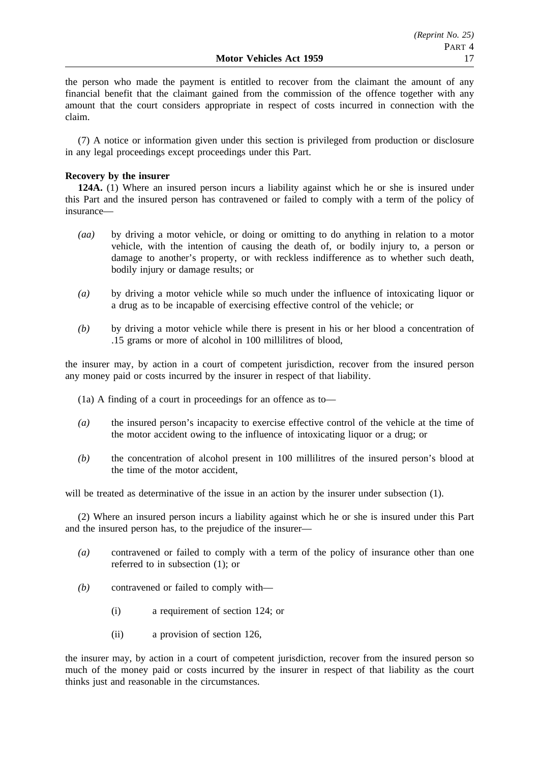the person who made the payment is entitled to recover from the claimant the amount of any financial benefit that the claimant gained from the commission of the offence together with any amount that the court considers appropriate in respect of costs incurred in connection with the claim.

(7) A notice or information given under this section is privileged from production or disclosure in any legal proceedings except proceedings under this Part.

**Recovery by the insurer**

**124A.** (1) Where an insured person incurs a liability against which he or she is insured under this Part and the insured person has contravened or failed to comply with a term of the policy of insurance—

*(aa)* by driving a motor vehicle, or doing or omitting to do anything in relation to a motor vehicle, with the intention of causing the death of, or bodily injury to, a person or damage to another's property, or with reckless indifference as to whether such death, bodily injury or damage results; or

*(a)* by driving a motor vehicle while so much under the influence of intoxicating liquor or a drug as to be incapable of exercising effective control of the vehicle; or

*(b)* by driving a motor vehicle while there is present in his or her blood a concentration of .15 grams or more of alcohol in 100 millilitres of blood,

the insurer may, by action in a court of competent jurisdiction, recover from the insured person any money paid or costs incurred by the insurer in respect of that liability.

(1a) A finding of a court in proceedings for an offence as to—

*(a)* the insured person's incapacity to exercise effective control of the vehicle at the time of the motor accident owing to the influence of intoxicating liquor or a drug; or

*(b)* the concentration of alcohol present in 100 millilitres of the insured person's blood at the time of the motor accident,

will be treated as determinative of the issue in an action by the insurer under subsection (1).

(2) Where an insured person incurs a liability against which he or she is insured under this Part and the insured person has, to the prejudice of the insurer—

*(a)* contravened or failed to comply with a term of the policy of insurance other than one referred to in subsection (1); or

*(b)* contravened or failed to comply with—

(i) a requirement of section 124; or

(ii) a provision of section 126,

the insurer may, by action in a court of competent jurisdiction, recover from the insured person so much of the money paid or costs incurred by the insurer in respect of that liability as the court thinks just and reasonable in the circumstances.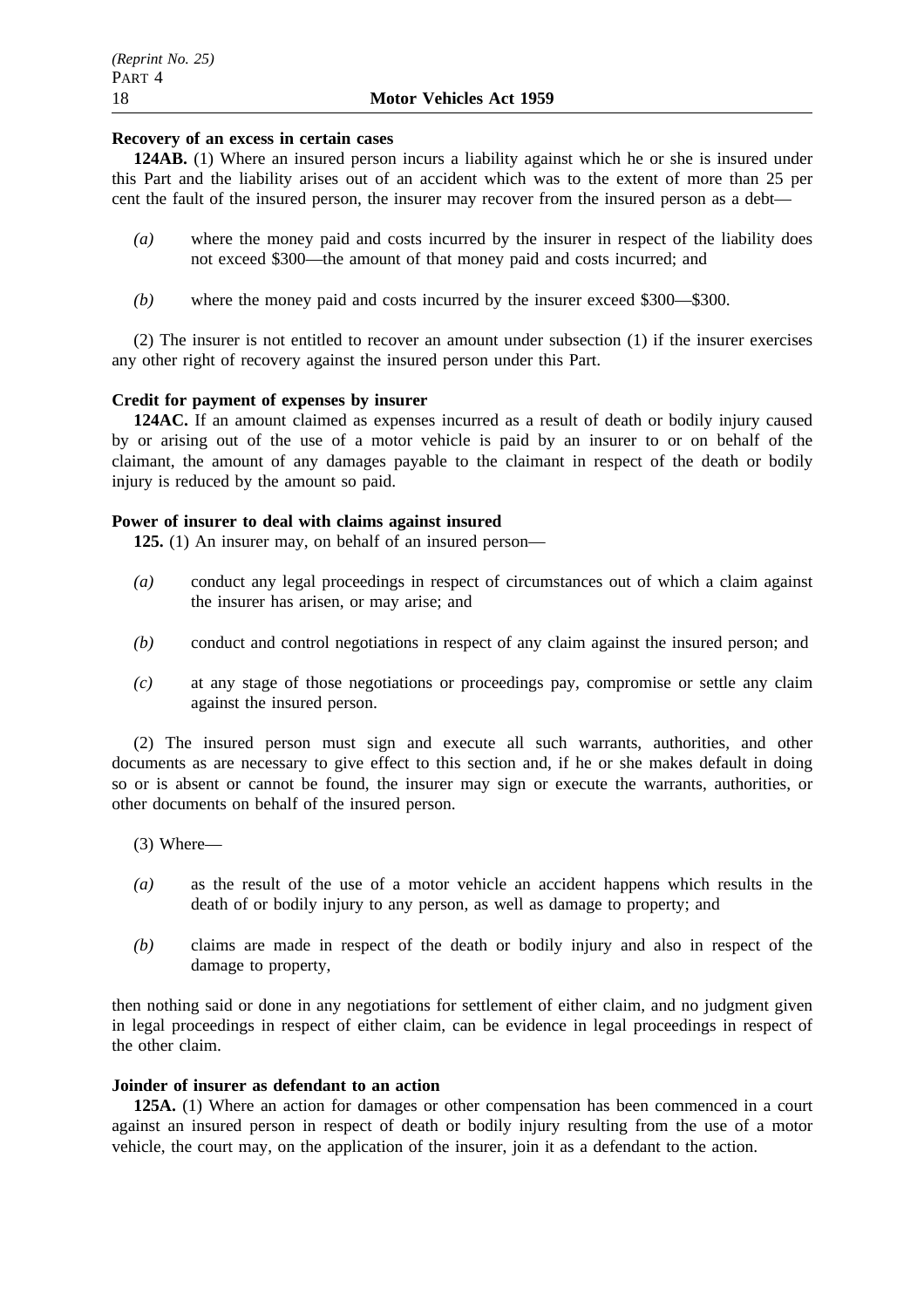**Recovery of an excess in certain cases**

**124AB.** (1) Where an insured person incurs a liability against which he or she is insured under this Part and the liability arises out of an accident which was to the extent of more than 25 per cent the fault of the insured person, the insurer may recover from the insured person as a debt—

*(a)* where the money paid and costs incurred by the insurer in respect of the liability does not exceed $300—the amount of that money paid and costs incurred; and

*(b)* where the money paid and costs incurred by the insurer exceed $300—$300.

(2) The insurer is not entitled to recover an amount under subsection (1) if the insurer exercises any other right of recovery against the insured person under this Part.

**Credit for payment of expenses by insurer**

**124AC.** If an amount claimed as expenses incurred as a result of death or bodily injury caused by or arising out of the use of a motor vehicle is paid by an insurer to or on behalf of the claimant, the amount of any damages payable to the claimant in respect of the death or bodily injury is reduced by the amount so paid.

**Power of insurer to deal with claims against insured**

**125.** (1) An insurer may, on behalf of an insured person—

*(a)* conduct any legal proceedings in respect of circumstances out of which a claim against the insurer has arisen, or may arise; and

*(b)* conduct and control negotiations in respect of any claim against the insured person; and

*(c)* at any stage of those negotiations or proceedings pay, compromise or settle any claim against the insured person.

(2) The insured person must sign and execute all such warrants, authorities, and other documents as are necessary to give effect to this section and, if he or she makes default in doing so or is absent or cannot be found, the insurer may sign or execute the warrants, authorities, or other documents on behalf of the insured person.

(3) Where—

*(a)* as the result of the use of a motor vehicle an accident happens which results in the death of or bodily injury to any person, as well as damage to property; and

*(b)* claims are made in respect of the death or bodily injury and also in respect of the damage to property,

then nothing said or done in any negotiations for settlement of either claim, and no judgment given in legal proceedings in respect of either claim, can be evidence in legal proceedings in respect of the other claim.

**Joinder of insurer as defendant to an action**

**125A.** (1) Where an action for damages or other compensation has been commenced in a court against an insured person in respect of death or bodily injury resulting from the use of a motor vehicle, the court may, on the application of the insurer, join it as a defendant to the action.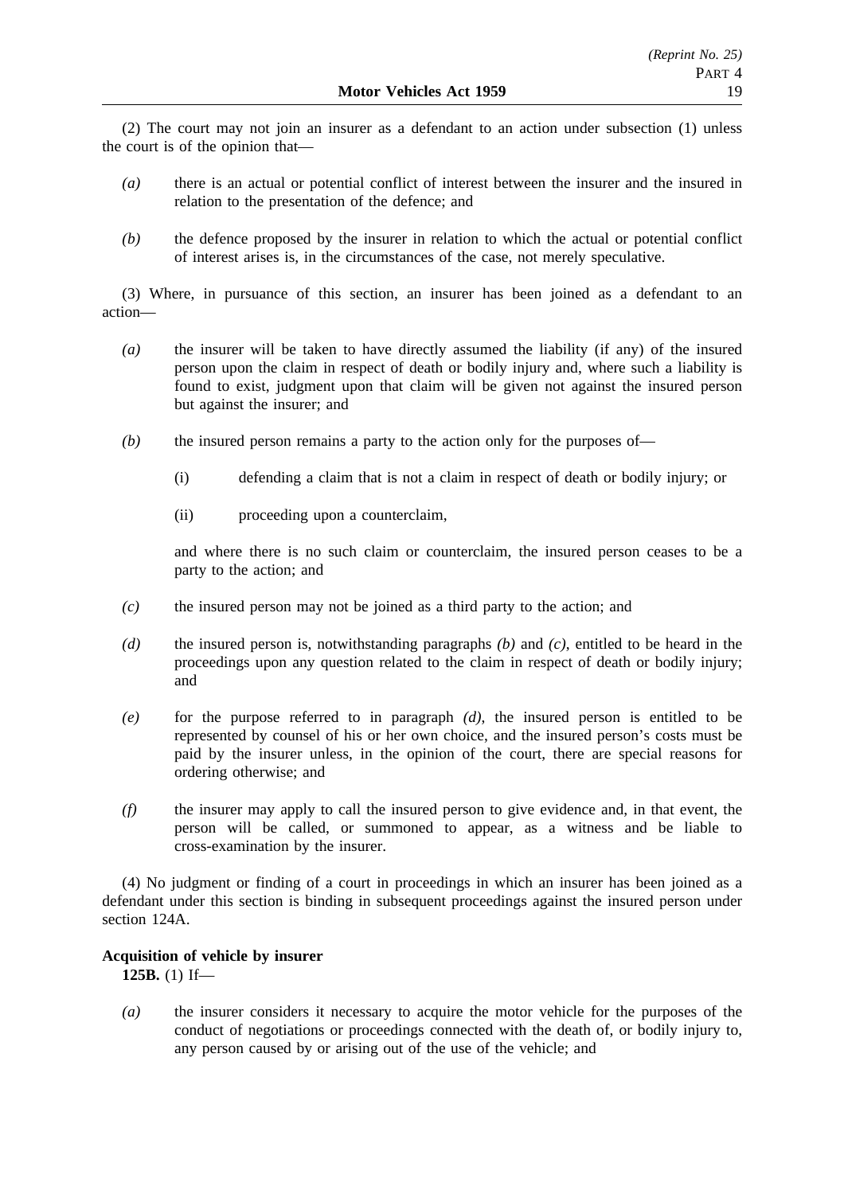(2) The court may not join an insurer as a defendant to an action under subsection (1) unless the court is of the opinion that—

*(a)* there is an actual or potential conflict of interest between the insurer and the insured in relation to the presentation of the defence; and

*(b)* the defence proposed by the insurer in relation to which the actual or potential conflict of interest arises is, in the circumstances of the case, not merely speculative.

(3) Where, in pursuance of this section, an insurer has been joined as a defendant to an action—

*(a)* the insurer will be taken to have directly assumed the liability (if any) of the insured person upon the claim in respect of death or bodily injury and, where such a liability is found to exist, judgment upon that claim will be given not against the insured person but against the insurer; and

*(b)* the insured person remains a party to the action only for the purposes of—

(i) defending a claim that is not a claim in respect of death or bodily injury; or

(ii) proceeding upon a counterclaim,

and where there is no such claim or counterclaim, the insured person ceases to be a party to the action; and

*(c)* the insured person may not be joined as a third party to the action; and

*(d)* the insured person is, notwithstanding paragraphs *(b)* and *(c)*, entitled to be heard in the proceedings upon any question related to the claim in respect of death or bodily injury; and

*(e)* for the purpose referred to in paragraph *(d)*, the insured person is entitled to be represented by counsel of his or her own choice, and the insured person's costs must be paid by the insurer unless, in the opinion of the court, there are special reasons for ordering otherwise; and

*(f)* the insurer may apply to call the insured person to give evidence and, in that event, the person will be called, or summoned to appear, as a witness and be liable to cross-examination by the insurer.

(4) No judgment or finding of a court in proceedings in which an insurer has been joined as a defendant under this section is binding in subsequent proceedings against the insured person under section 124A.

**Acquisition of vehicle by insurer**

**125B.** (1) If—

*(a)* the insurer considers it necessary to acquire the motor vehicle for the purposes of the conduct of negotiations or proceedings connected with the death of, or bodily injury to, any person caused by or arising out of the use of the vehicle; and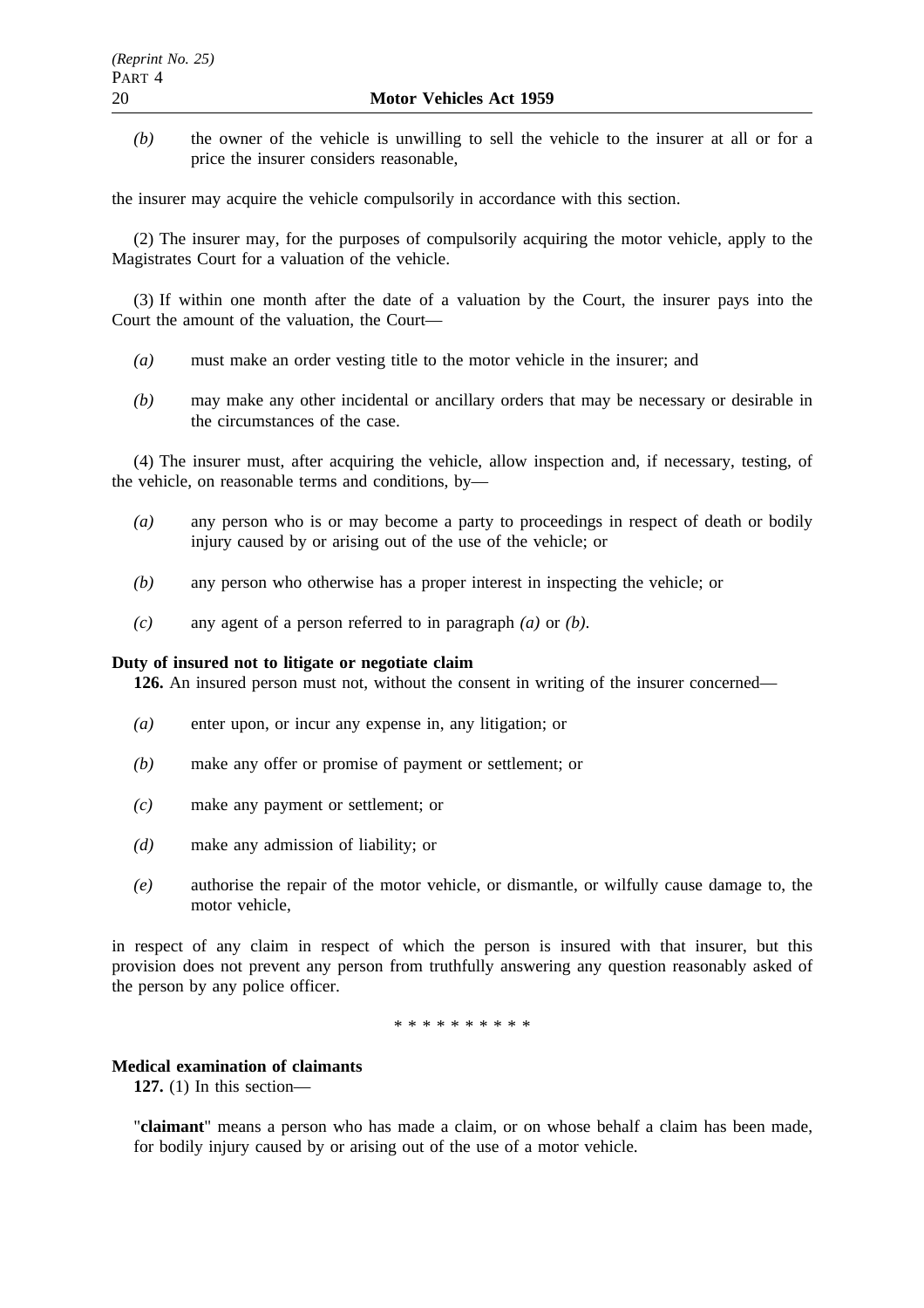*(b)* the owner of the vehicle is unwilling to sell the vehicle to the insurer at all or for a price the insurer considers reasonable,

the insurer may acquire the vehicle compulsorily in accordance with this section.

(2) The insurer may, for the purposes of compulsorily acquiring the motor vehicle, apply to the Magistrates Court for a valuation of the vehicle.

(3) If within one month after the date of a valuation by the Court, the insurer pays into the Court the amount of the valuation, the Court—

*(a)* must make an order vesting title to the motor vehicle in the insurer; and

*(b)* may make any other incidental or ancillary orders that may be necessary or desirable in the circumstances of the case.

(4) The insurer must, after acquiring the vehicle, allow inspection and, if necessary, testing, of the vehicle, on reasonable terms and conditions, by—

*(a)* any person who is or may become a party to proceedings in respect of death or bodily injury caused by or arising out of the use of the vehicle; or

*(b)* any person who otherwise has a proper interest in inspecting the vehicle; or

*(c)* any agent of a person referred to in paragraph *(a)* or *(b)*.

**Duty of insured not to litigate or negotiate claim**

**126.** An insured person must not, without the consent in writing of the insurer concerned—

*(a)* enter upon, or incur any expense in, any litigation; or

*(b)* make any offer or promise of payment or settlement; or

*(c)* make any payment or settlement; or

*(d)* make any admission of liability; or

*(e)* authorise the repair of the motor vehicle, or dismantle, or wilfully cause damage to, the motor vehicle,

in respect of any claim in respect of which the person is insured with that insurer, but this provision does not prevent any person from truthfully answering any question reasonably asked of the person by any police officer.

\* \* \* \* \* \* \* \* \* \*

**Medical examination of claimants**

**127.** (1) In this section—

"**claimant**" means a person who has made a claim, or on whose behalf a claim has been made, for bodily injury caused by or arising out of the use of a motor vehicle.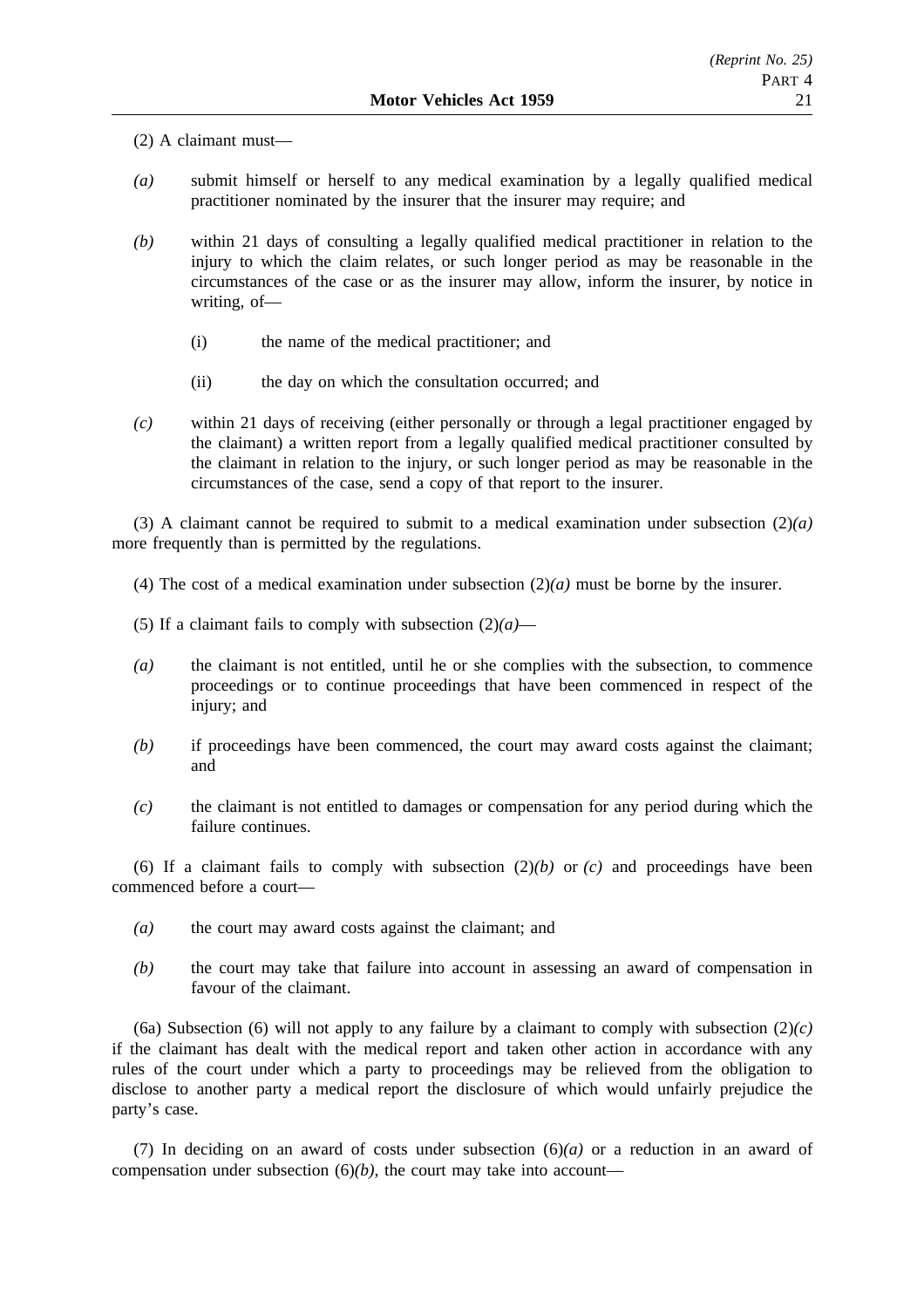(2) A claimant must—

*(a)* submit himself or herself to any medical examination by a legally qualified medical practitioner nominated by the insurer that the insurer may require; and

*(b)* within 21 days of consulting a legally qualified medical practitioner in relation to the injury to which the claim relates, or such longer period as may be reasonable in the circumstances of the case or as the insurer may allow, inform the insurer, by notice in writing, of—

(i) the name of the medical practitioner; and

(ii) the day on which the consultation occurred; and

*(c)* within 21 days of receiving (either personally or through a legal practitioner engaged by the claimant) a written report from a legally qualified medical practitioner consulted by the claimant in relation to the injury, or such longer period as may be reasonable in the circumstances of the case, send a copy of that report to the insurer.

(3) A claimant cannot be required to submit to a medical examination under subsection (2)*(a)* more frequently than is permitted by the regulations.

(4) The cost of a medical examination under subsection (2)*(a)* must be borne by the insurer.

(5) If a claimant fails to comply with subsection (2)*(a)*—

*(a)* the claimant is not entitled, until he or she complies with the subsection, to commence proceedings or to continue proceedings that have been commenced in respect of the injury; and

*(b)* if proceedings have been commenced, the court may award costs against the claimant; and

*(c)* the claimant is not entitled to damages or compensation for any period during which the failure continues.

(6) If a claimant fails to comply with subsection (2)*(b)* or *(c)* and proceedings have been commenced before a court—

*(a)* the court may award costs against the claimant; and

*(b)* the court may take that failure into account in assessing an award of compensation in favour of the claimant.

(6a) Subsection (6) will not apply to any failure by a claimant to comply with subsection (2)*(c)* if the claimant has dealt with the medical report and taken other action in accordance with any rules of the court under which a party to proceedings may be relieved from the obligation to disclose to another party a medical report the disclosure of which would unfairly prejudice the party's case.

(7) In deciding on an award of costs under subsection (6)*(a)* or a reduction in an award of compensation under subsection (6)*(b)*, the court may take into account—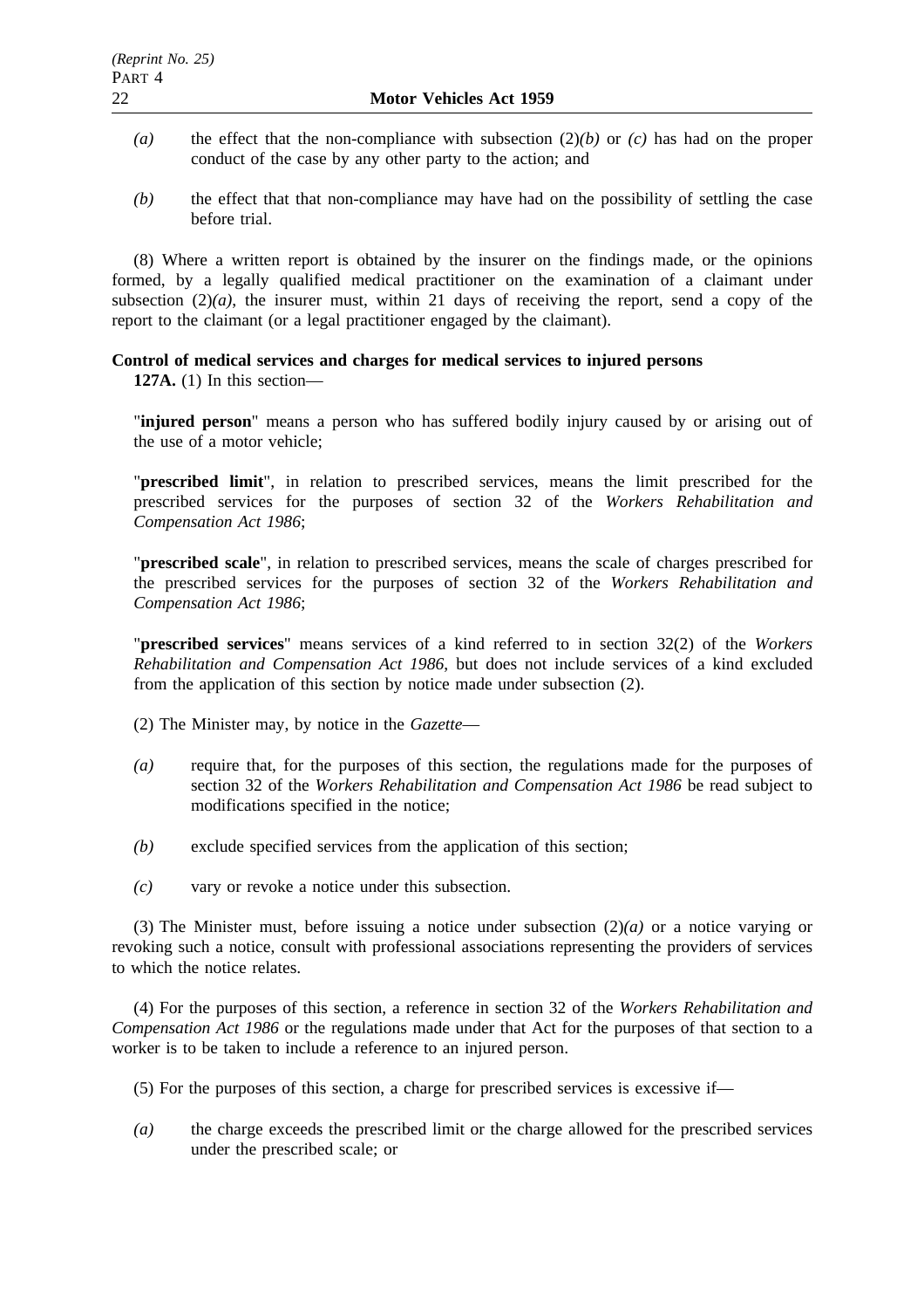*(a)* the effect that the non-compliance with subsection (2)*(b)* or *(c)* has had on the proper conduct of the case by any other party to the action; and

*(b)* the effect that that non-compliance may have had on the possibility of settling the case before trial.

(8) Where a written report is obtained by the insurer on the findings made, or the opinions formed, by a legally qualified medical practitioner on the examination of a claimant under subsection (2)*(a)*, the insurer must, within 21 days of receiving the report, send a copy of the report to the claimant (or a legal practitioner engaged by the claimant).

**Control of medical services and charges for medical services to injured persons**

**127A.** (1) In this section—

"**injured person**" means a person who has suffered bodily injury caused by or arising out of the use of a motor vehicle;

"**prescribed limit**", in relation to prescribed services, means the limit prescribed for the prescribed services for the purposes of section 32 of the *Workers Rehabilitation and Compensation Act 1986*;

"**prescribed scale**", in relation to prescribed services, means the scale of charges prescribed for the prescribed services for the purposes of section 32 of the *Workers Rehabilitation and Compensation Act 1986*;

"**prescribed services**" means services of a kind referred to in section 32(2) of the *Workers Rehabilitation and Compensation Act 1986*, but does not include services of a kind excluded from the application of this section by notice made under subsection (2).

(2) The Minister may, by notice in the *Gazette*—

*(a)* require that, for the purposes of this section, the regulations made for the purposes of section 32 of the *Workers Rehabilitation and Compensation Act 1986* be read subject to modifications specified in the notice;

*(b)* exclude specified services from the application of this section;

*(c)* vary or revoke a notice under this subsection.

(3) The Minister must, before issuing a notice under subsection (2)*(a)* or a notice varying or revoking such a notice, consult with professional associations representing the providers of services to which the notice relates.

(4) For the purposes of this section, a reference in section 32 of the *Workers Rehabilitation and Compensation Act 1986* or the regulations made under that Act for the purposes of that section to a worker is to be taken to include a reference to an injured person.

(5) For the purposes of this section, a charge for prescribed services is excessive if—

*(a)* the charge exceeds the prescribed limit or the charge allowed for the prescribed services under the prescribed scale; or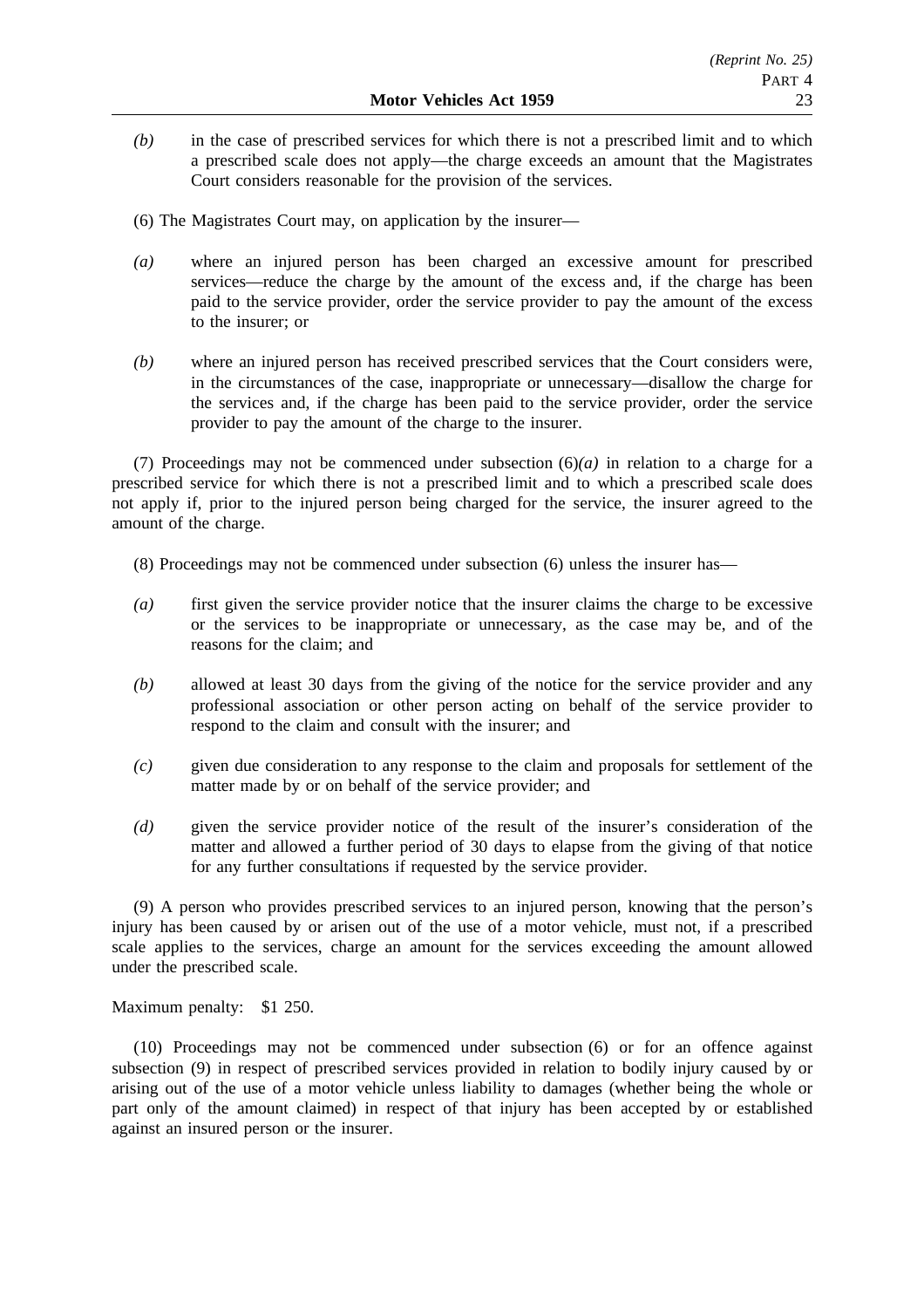*(b)* in the case of prescribed services for which there is not a prescribed limit and to which a prescribed scale does not apply—the charge exceeds an amount that the Magistrates Court considers reasonable for the provision of the services.

(6) The Magistrates Court may, on application by the insurer—

*(a)* where an injured person has been charged an excessive amount for prescribed services—reduce the charge by the amount of the excess and, if the charge has been paid to the service provider, order the service provider to pay the amount of the excess to the insurer; or

*(b)* where an injured person has received prescribed services that the Court considers were, in the circumstances of the case, inappropriate or unnecessary—disallow the charge for the services and, if the charge has been paid to the service provider, order the service provider to pay the amount of the charge to the insurer.

(7) Proceedings may not be commenced under subsection (6)*(a)* in relation to a charge for a prescribed service for which there is not a prescribed limit and to which a prescribed scale does not apply if, prior to the injured person being charged for the service, the insurer agreed to the amount of the charge.

(8) Proceedings may not be commenced under subsection (6) unless the insurer has—

*(a)* first given the service provider notice that the insurer claims the charge to be excessive or the services to be inappropriate or unnecessary, as the case may be, and of the reasons for the claim; and

*(b)* allowed at least 30 days from the giving of the notice for the service provider and any professional association or other person acting on behalf of the service provider to respond to the claim and consult with the insurer; and

*(c)* given due consideration to any response to the claim and proposals for settlement of the matter made by or on behalf of the service provider; and

*(d)* given the service provider notice of the result of the insurer's consideration of the matter and allowed a further period of 30 days to elapse from the giving of that notice for any further consultations if requested by the service provider.

(9) A person who provides prescribed services to an injured person, knowing that the person's injury has been caused by or arisen out of the use of a motor vehicle, must not, if a prescribed scale applies to the services, charge an amount for the services exceeding the amount allowed under the prescribed scale.

Maximum penalty: $1 250.

(10) Proceedings may not be commenced under subsection (6) or for an offence against subsection (9) in respect of prescribed services provided in relation to bodily injury caused by or arising out of the use of a motor vehicle unless liability to damages (whether being the whole or part only of the amount claimed) in respect of that injury has been accepted by or established against an insured person or the insurer.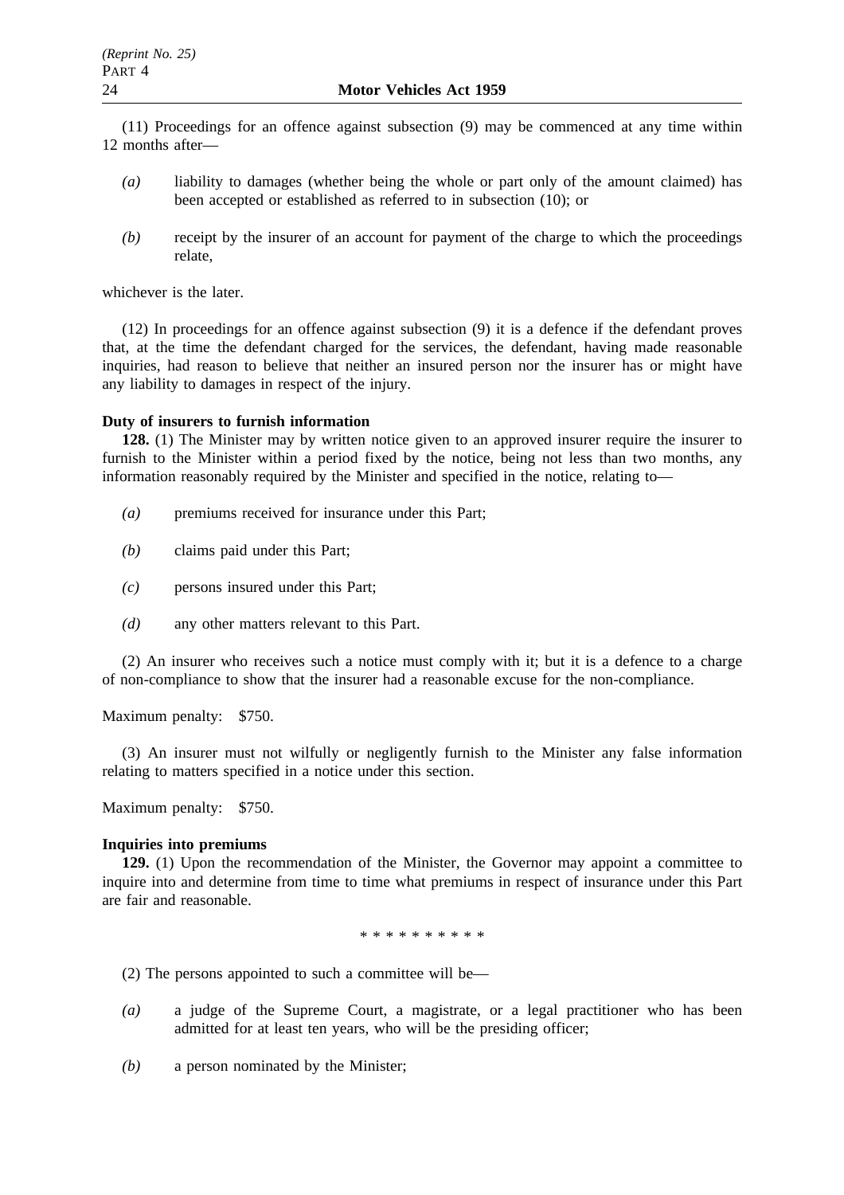(11) Proceedings for an offence against subsection (9) may be commenced at any time within 12 months after—

*(a)* liability to damages (whether being the whole or part only of the amount claimed) has been accepted or established as referred to in subsection (10); or

*(b)* receipt by the insurer of an account for payment of the charge to which the proceedings relate,

whichever is the later.

(12) In proceedings for an offence against subsection (9) it is a defence if the defendant proves that, at the time the defendant charged for the services, the defendant, having made reasonable inquiries, had reason to believe that neither an insured person nor the insurer has or might have any liability to damages in respect of the injury.

**Duty of insurers to furnish information**

**128.** (1) The Minister may by written notice given to an approved insurer require the insurer to furnish to the Minister within a period fixed by the notice, being not less than two months, any information reasonably required by the Minister and specified in the notice, relating to—

*(a)* premiums received for insurance under this Part;

*(b)* claims paid under this Part;

*(c)* persons insured under this Part;

*(d)* any other matters relevant to this Part.

(2) An insurer who receives such a notice must comply with it; but it is a defence to a charge of non-compliance to show that the insurer had a reasonable excuse for the non-compliance.

Maximum penalty: $750.

(3) An insurer must not wilfully or negligently furnish to the Minister any false information relating to matters specified in a notice under this section.

Maximum penalty: $750.

**Inquiries into premiums**

**129.** (1) Upon the recommendation of the Minister, the Governor may appoint a committee to inquire into and determine from time to time what premiums in respect of insurance under this Part are fair and reasonable.

* * * * * * * * * *

(2) The persons appointed to such a committee will be—

*(a)* a judge of the Supreme Court, a magistrate, or a legal practitioner who has been admitted for at least ten years, who will be the presiding officer;

*(b)* a person nominated by the Minister;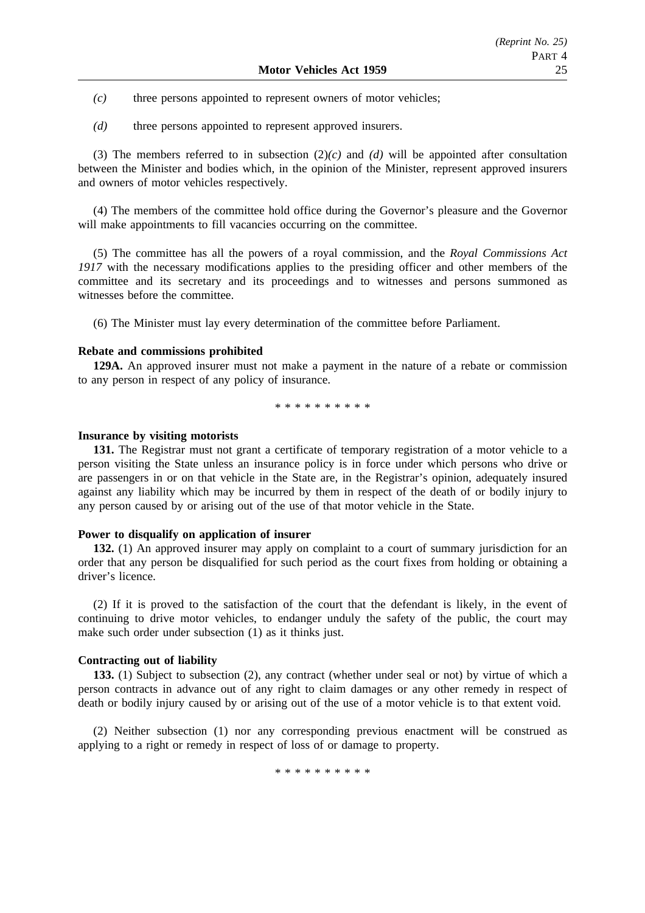*(c)* three persons appointed to represent owners of motor vehicles;

*(d)* three persons appointed to represent approved insurers.

(3) The members referred to in subsection (2)*(c)* and *(d)* will be appointed after consultation between the Minister and bodies which, in the opinion of the Minister, represent approved insurers and owners of motor vehicles respectively.

(4) The members of the committee hold office during the Governor's pleasure and the Governor will make appointments to fill vacancies occurring on the committee.

(5) The committee has all the powers of a royal commission, and the *Royal Commissions Act 1917* with the necessary modifications applies to the presiding officer and other members of the committee and its secretary and its proceedings and to witnesses and persons summoned as witnesses before the committee.

(6) The Minister must lay every determination of the committee before Parliament.

**Rebate and commissions prohibited**

**129A.** An approved insurer must not make a payment in the nature of a rebate or commission to any person in respect of any policy of insurance.

\* \* \* \* \* \* \* \* \* \*

**Insurance by visiting motorists**

**131.** The Registrar must not grant a certificate of temporary registration of a motor vehicle to a person visiting the State unless an insurance policy is in force under which persons who drive or are passengers in or on that vehicle in the State are, in the Registrar's opinion, adequately insured against any liability which may be incurred by them in respect of the death of or bodily injury to any person caused by or arising out of the use of that motor vehicle in the State.

**Power to disqualify on application of insurer**

**132.** (1) An approved insurer may apply on complaint to a court of summary jurisdiction for an order that any person be disqualified for such period as the court fixes from holding or obtaining a driver's licence.

(2) If it is proved to the satisfaction of the court that the defendant is likely, in the event of continuing to drive motor vehicles, to endanger unduly the safety of the public, the court may make such order under subsection (1) as it thinks just.

**Contracting out of liability**

**133.** (1) Subject to subsection (2), any contract (whether under seal or not) by virtue of which a person contracts in advance out of any right to claim damages or any other remedy in respect of death or bodily injury caused by or arising out of the use of a motor vehicle is to that extent void.

(2) Neither subsection (1) nor any corresponding previous enactment will be construed as applying to a right or remedy in respect of loss of or damage to property.

\* \* \* \* \* \* \* \* \* \*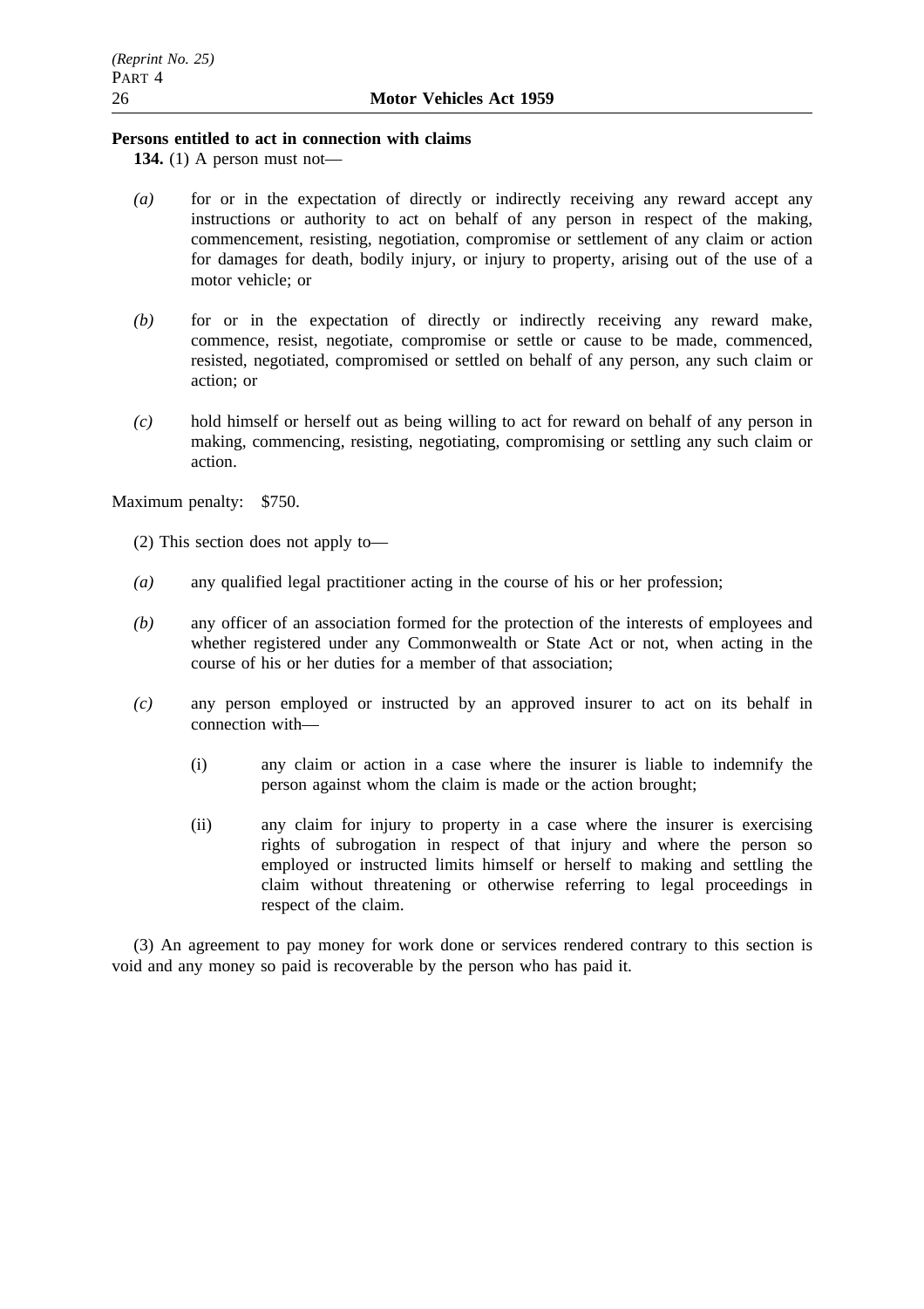**Persons entitled to act in connection with claims**

**134.** (1) A person must not—

*(a)* for or in the expectation of directly or indirectly receiving any reward accept any instructions or authority to act on behalf of any person in respect of the making, commencement, resisting, negotiation, compromise or settlement of any claim or action for damages for death, bodily injury, or injury to property, arising out of the use of a motor vehicle; or

*(b)* for or in the expectation of directly or indirectly receiving any reward make, commence, resist, negotiate, compromise or settle or cause to be made, commenced, resisted, negotiated, compromised or settled on behalf of any person, any such claim or action; or

*(c)* hold himself or herself out as being willing to act for reward on behalf of any person in making, commencing, resisting, negotiating, compromising or settling any such claim or action.

Maximum penalty: $750.

(2) This section does not apply to—

*(a)* any qualified legal practitioner acting in the course of his or her profession;

*(b)* any officer of an association formed for the protection of the interests of employees and whether registered under any Commonwealth or State Act or not, when acting in the course of his or her duties for a member of that association;

*(c)* any person employed or instructed by an approved insurer to act on its behalf in connection with—

(i) any claim or action in a case where the insurer is liable to indemnify the person against whom the claim is made or the action brought;

(ii) any claim for injury to property in a case where the insurer is exercising rights of subrogation in respect of that injury and where the person so employed or instructed limits himself or herself to making and settling the claim without threatening or otherwise referring to legal proceedings in respect of the claim.

(3) An agreement to pay money for work done or services rendered contrary to this section is void and any money so paid is recoverable by the person who has paid it.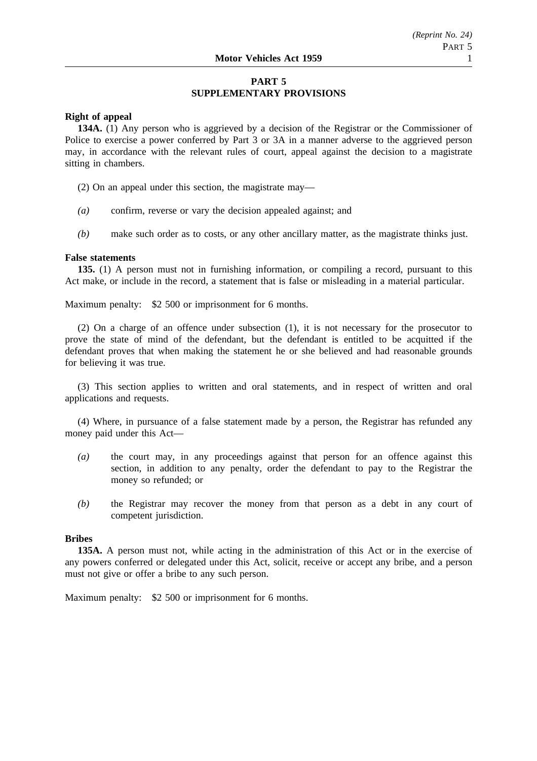## PART 5
## SUPPLEMENTARY PROVISIONS

**Right of appeal**

**134A.** (1) Any person who is aggrieved by a decision of the Registrar or the Commissioner of Police to exercise a power conferred by Part 3 or 3A in a manner adverse to the aggrieved person may, in accordance with the relevant rules of court, appeal against the decision to a magistrate sitting in chambers.

(2) On an appeal under this section, the magistrate may—

*(a)* confirm, reverse or vary the decision appealed against; and

*(b)* make such order as to costs, or any other ancillary matter, as the magistrate thinks just.

**False statements**

**135.** (1) A person must not in furnishing information, or compiling a record, pursuant to this Act make, or include in the record, a statement that is false or misleading in a material particular.

Maximum penalty: $2 500 or imprisonment for 6 months.

(2) On a charge of an offence under subsection (1), it is not necessary for the prosecutor to prove the state of mind of the defendant, but the defendant is entitled to be acquitted if the defendant proves that when making the statement he or she believed and had reasonable grounds for believing it was true.

(3) This section applies to written and oral statements, and in respect of written and oral applications and requests.

(4) Where, in pursuance of a false statement made by a person, the Registrar has refunded any money paid under this Act—

*(a)* the court may, in any proceedings against that person for an offence against this section, in addition to any penalty, order the defendant to pay to the Registrar the money so refunded; or

*(b)* the Registrar may recover the money from that person as a debt in any court of competent jurisdiction.

**Bribes**

**135A.** A person must not, while acting in the administration of this Act or in the exercise of any powers conferred or delegated under this Act, solicit, receive or accept any bribe, and a person must not give or offer a bribe to any such person.

Maximum penalty: $2 500 or imprisonment for 6 months.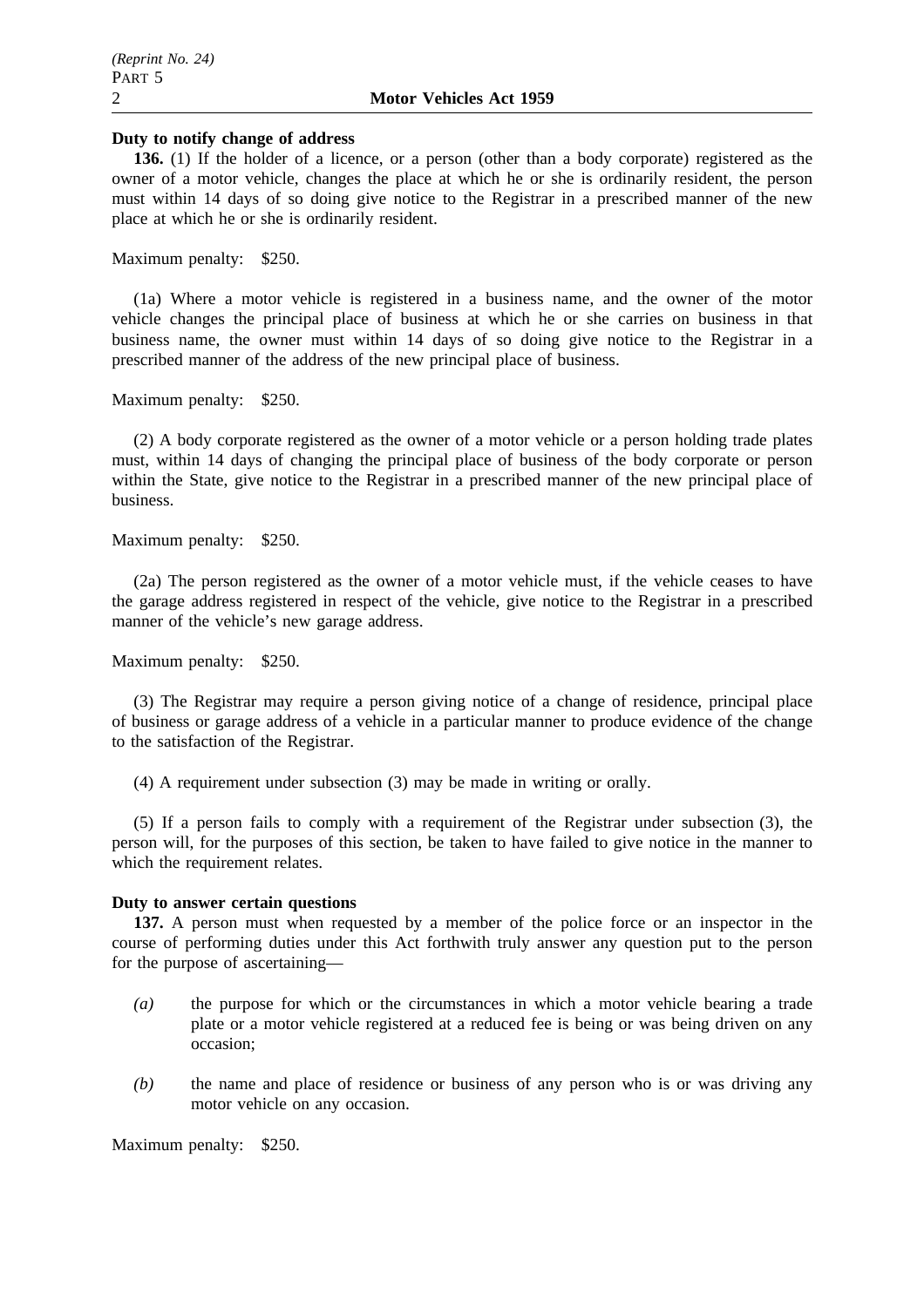**Duty to notify change of address**

**136.** (1) If the holder of a licence, or a person (other than a body corporate) registered as the owner of a motor vehicle, changes the place at which he or she is ordinarily resident, the person must within 14 days of so doing give notice to the Registrar in a prescribed manner of the new place at which he or she is ordinarily resident.

Maximum penalty: $250.

(1a) Where a motor vehicle is registered in a business name, and the owner of the motor vehicle changes the principal place of business at which he or she carries on business in that business name, the owner must within 14 days of so doing give notice to the Registrar in a prescribed manner of the address of the new principal place of business.

Maximum penalty: $250.

(2) A body corporate registered as the owner of a motor vehicle or a person holding trade plates must, within 14 days of changing the principal place of business of the body corporate or person within the State, give notice to the Registrar in a prescribed manner of the new principal place of business.

Maximum penalty: $250.

(2a) The person registered as the owner of a motor vehicle must, if the vehicle ceases to have the garage address registered in respect of the vehicle, give notice to the Registrar in a prescribed manner of the vehicle's new garage address.

Maximum penalty: $250.

(3) The Registrar may require a person giving notice of a change of residence, principal place of business or garage address of a vehicle in a particular manner to produce evidence of the change to the satisfaction of the Registrar.

(4) A requirement under subsection (3) may be made in writing or orally.

(5) If a person fails to comply with a requirement of the Registrar under subsection (3), the person will, for the purposes of this section, be taken to have failed to give notice in the manner to which the requirement relates.

**Duty to answer certain questions**

**137.** A person must when requested by a member of the police force or an inspector in the course of performing duties under this Act forthwith truly answer any question put to the person for the purpose of ascertaining—

*(a)* the purpose for which or the circumstances in which a motor vehicle bearing a trade plate or a motor vehicle registered at a reduced fee is being or was being driven on any occasion;

*(b)* the name and place of residence or business of any person who is or was driving any motor vehicle on any occasion.

Maximum penalty: $250.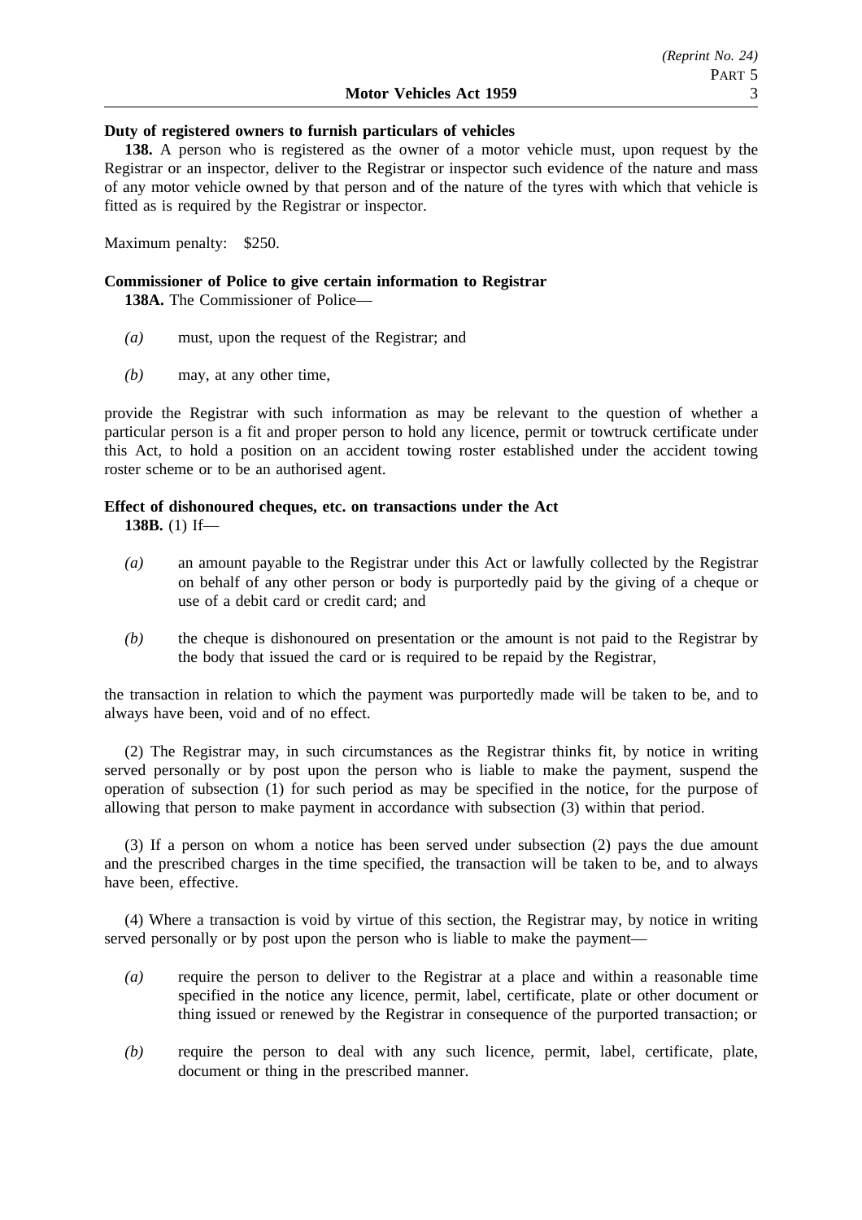**Duty of registered owners to furnish particulars of vehicles**

**138.** A person who is registered as the owner of a motor vehicle must, upon request by the Registrar or an inspector, deliver to the Registrar or inspector such evidence of the nature and mass of any motor vehicle owned by that person and of the nature of the tyres with which that vehicle is fitted as is required by the Registrar or inspector.

Maximum penalty: $250.

**Commissioner of Police to give certain information to Registrar**

**138A.** The Commissioner of Police—

*(a)* must, upon the request of the Registrar; and

*(b)* may, at any other time,

provide the Registrar with such information as may be relevant to the question of whether a particular person is a fit and proper person to hold any licence, permit or towtruck certificate under this Act, to hold a position on an accident towing roster established under the accident towing roster scheme or to be an authorised agent.

**Effect of dishonoured cheques, etc. on transactions under the Act**

**138B.** (1) If—

*(a)* an amount payable to the Registrar under this Act or lawfully collected by the Registrar on behalf of any other person or body is purportedly paid by the giving of a cheque or use of a debit card or credit card; and

*(b)* the cheque is dishonoured on presentation or the amount is not paid to the Registrar by the body that issued the card or is required to be repaid by the Registrar,

the transaction in relation to which the payment was purportedly made will be taken to be, and to always have been, void and of no effect.

(2) The Registrar may, in such circumstances as the Registrar thinks fit, by notice in writing served personally or by post upon the person who is liable to make the payment, suspend the operation of subsection (1) for such period as may be specified in the notice, for the purpose of allowing that person to make payment in accordance with subsection (3) within that period.

(3) If a person on whom a notice has been served under subsection (2) pays the due amount and the prescribed charges in the time specified, the transaction will be taken to be, and to always have been, effective.

(4) Where a transaction is void by virtue of this section, the Registrar may, by notice in writing served personally or by post upon the person who is liable to make the payment—

*(a)* require the person to deliver to the Registrar at a place and within a reasonable time specified in the notice any licence, permit, label, certificate, plate or other document or thing issued or renewed by the Registrar in consequence of the purported transaction; or

*(b)* require the person to deal with any such licence, permit, label, certificate, plate, document or thing in the prescribed manner.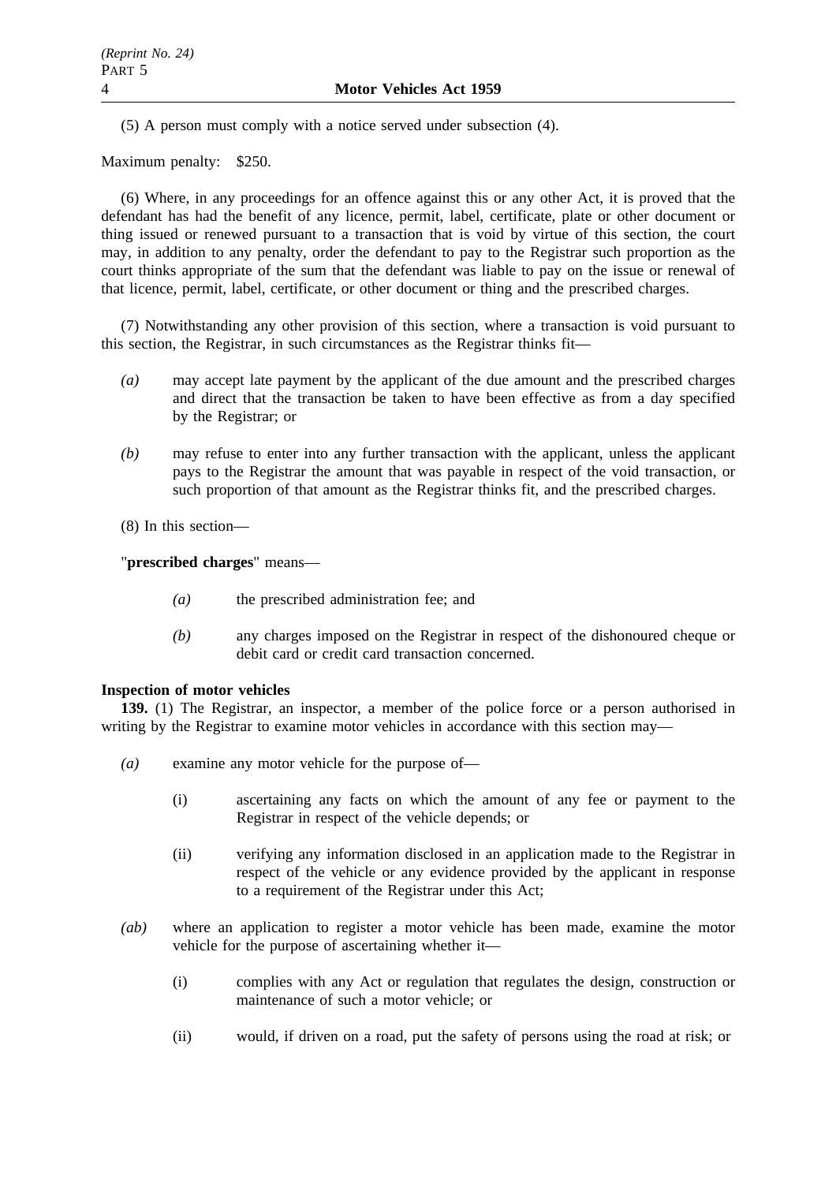(5) A person must comply with a notice served under subsection (4).

Maximum penalty: $250.

(6) Where, in any proceedings for an offence against this or any other Act, it is proved that the defendant has had the benefit of any licence, permit, label, certificate, plate or other document or thing issued or renewed pursuant to a transaction that is void by virtue of this section, the court may, in addition to any penalty, order the defendant to pay to the Registrar such proportion as the court thinks appropriate of the sum that the defendant was liable to pay on the issue or renewal of that licence, permit, label, certificate, or other document or thing and the prescribed charges.

(7) Notwithstanding any other provision of this section, where a transaction is void pursuant to this section, the Registrar, in such circumstances as the Registrar thinks fit—

- *(a)* may accept late payment by the applicant of the due amount and the prescribed charges and direct that the transaction be taken to have been effective as from a day specified by the Registrar; or
- *(b)* may refuse to enter into any further transaction with the applicant, unless the applicant pays to the Registrar the amount that was payable in respect of the void transaction, or such proportion of that amount as the Registrar thinks fit, and the prescribed charges.

(8) In this section—

"**prescribed charges**" means—

- *(a)* the prescribed administration fee; and
- *(b)* any charges imposed on the Registrar in respect of the dishonoured cheque or debit card or credit card transaction concerned.

**Inspection of motor vehicles**

**139.** (1) The Registrar, an inspector, a member of the police force or a person authorised in writing by the Registrar to examine motor vehicles in accordance with this section may—

- *(a)* examine any motor vehicle for the purpose of—
  - (i) ascertaining any facts on which the amount of any fee or payment to the Registrar in respect of the vehicle depends; or
  - (ii) verifying any information disclosed in an application made to the Registrar in respect of the vehicle or any evidence provided by the applicant in response to a requirement of the Registrar under this Act;
- *(ab)* where an application to register a motor vehicle has been made, examine the motor vehicle for the purpose of ascertaining whether it—
  - (i) complies with any Act or regulation that regulates the design, construction or maintenance of such a motor vehicle; or
  - (ii) would, if driven on a road, put the safety of persons using the road at risk; or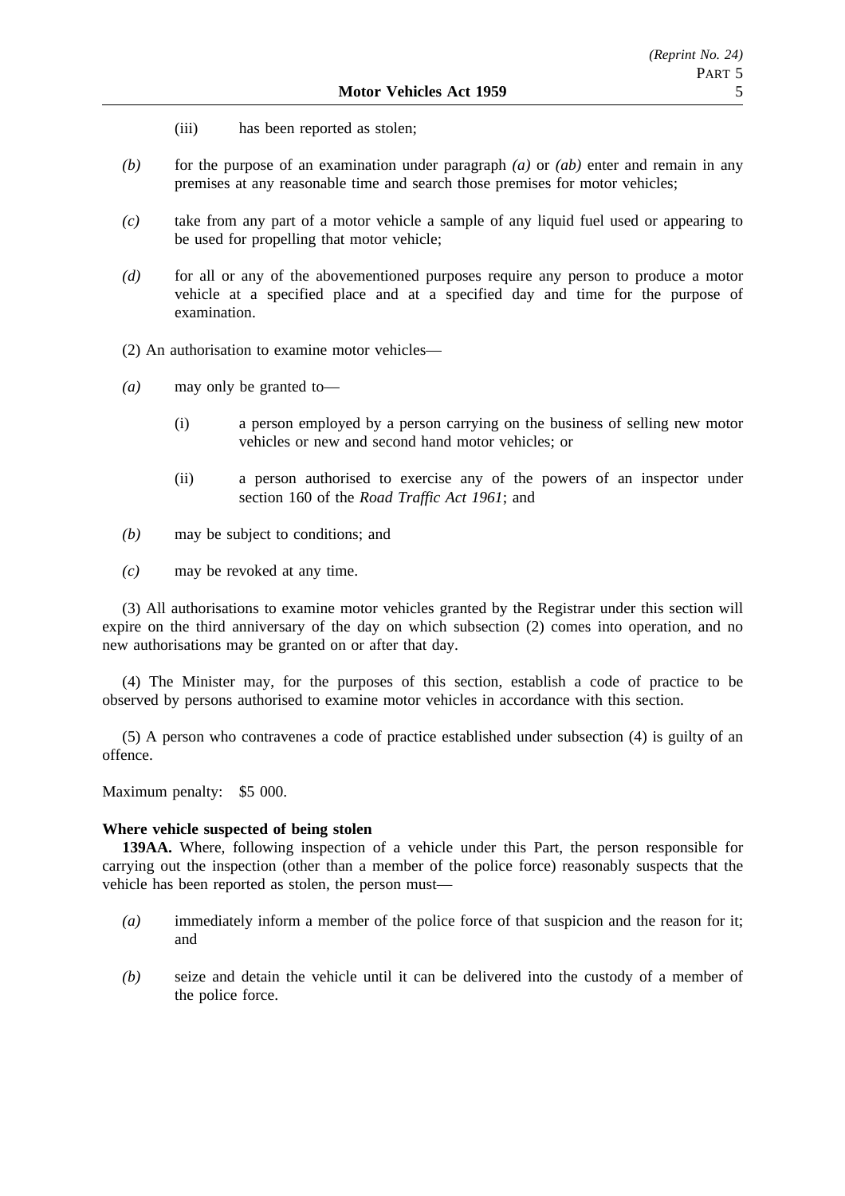(iii) has been reported as stolen;

*(b)* for the purpose of an examination under paragraph *(a)* or *(ab)* enter and remain in any premises at any reasonable time and search those premises for motor vehicles;

*(c)* take from any part of a motor vehicle a sample of any liquid fuel used or appearing to be used for propelling that motor vehicle;

*(d)* for all or any of the abovementioned purposes require any person to produce a motor vehicle at a specified place and at a specified day and time for the purpose of examination.

(2) An authorisation to examine motor vehicles—

*(a)* may only be granted to—

(i) a person employed by a person carrying on the business of selling new motor vehicles or new and second hand motor vehicles; or

(ii) a person authorised to exercise any of the powers of an inspector under section 160 of the *Road Traffic Act 1961*; and

*(b)* may be subject to conditions; and

*(c)* may be revoked at any time.

(3) All authorisations to examine motor vehicles granted by the Registrar under this section will expire on the third anniversary of the day on which subsection (2) comes into operation, and no new authorisations may be granted on or after that day.

(4) The Minister may, for the purposes of this section, establish a code of practice to be observed by persons authorised to examine motor vehicles in accordance with this section.

(5) A person who contravenes a code of practice established under subsection (4) is guilty of an offence.

Maximum penalty: $5 000.

**Where vehicle suspected of being stolen**

**139AA.** Where, following inspection of a vehicle under this Part, the person responsible for carrying out the inspection (other than a member of the police force) reasonably suspects that the vehicle has been reported as stolen, the person must—

*(a)* immediately inform a member of the police force of that suspicion and the reason for it; and

*(b)* seize and detain the vehicle until it can be delivered into the custody of a member of the police force.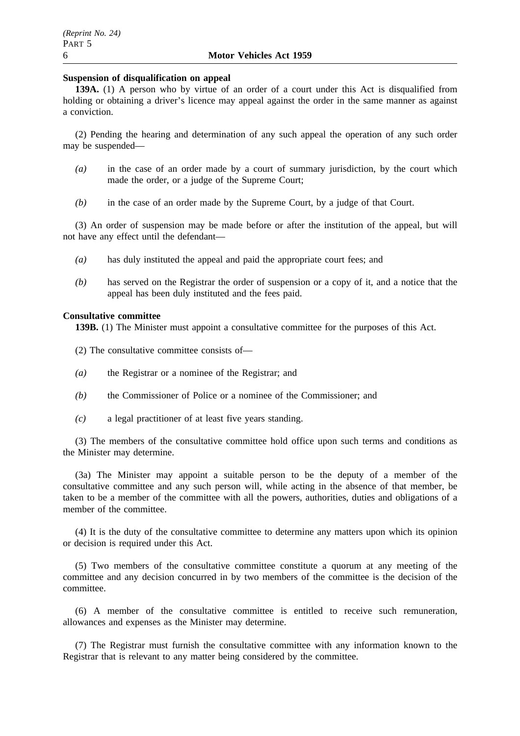**Suspension of disqualification on appeal**

**139A.** (1) A person who by virtue of an order of a court under this Act is disqualified from holding or obtaining a driver's licence may appeal against the order in the same manner as against a conviction.

(2) Pending the hearing and determination of any such appeal the operation of any such order may be suspended—

*(a)* in the case of an order made by a court of summary jurisdiction, by the court which made the order, or a judge of the Supreme Court;

*(b)* in the case of an order made by the Supreme Court, by a judge of that Court.

(3) An order of suspension may be made before or after the institution of the appeal, but will not have any effect until the defendant—

*(a)* has duly instituted the appeal and paid the appropriate court fees; and

*(b)* has served on the Registrar the order of suspension or a copy of it, and a notice that the appeal has been duly instituted and the fees paid.

**Consultative committee**

**139B.** (1) The Minister must appoint a consultative committee for the purposes of this Act.

(2) The consultative committee consists of—

*(a)* the Registrar or a nominee of the Registrar; and

*(b)* the Commissioner of Police or a nominee of the Commissioner; and

*(c)* a legal practitioner of at least five years standing.

(3) The members of the consultative committee hold office upon such terms and conditions as the Minister may determine.

(3a) The Minister may appoint a suitable person to be the deputy of a member of the consultative committee and any such person will, while acting in the absence of that member, be taken to be a member of the committee with all the powers, authorities, duties and obligations of a member of the committee.

(4) It is the duty of the consultative committee to determine any matters upon which its opinion or decision is required under this Act.

(5) Two members of the consultative committee constitute a quorum at any meeting of the committee and any decision concurred in by two members of the committee is the decision of the committee.

(6) A member of the consultative committee is entitled to receive such remuneration, allowances and expenses as the Minister may determine.

(7) The Registrar must furnish the consultative committee with any information known to the Registrar that is relevant to any matter being considered by the committee.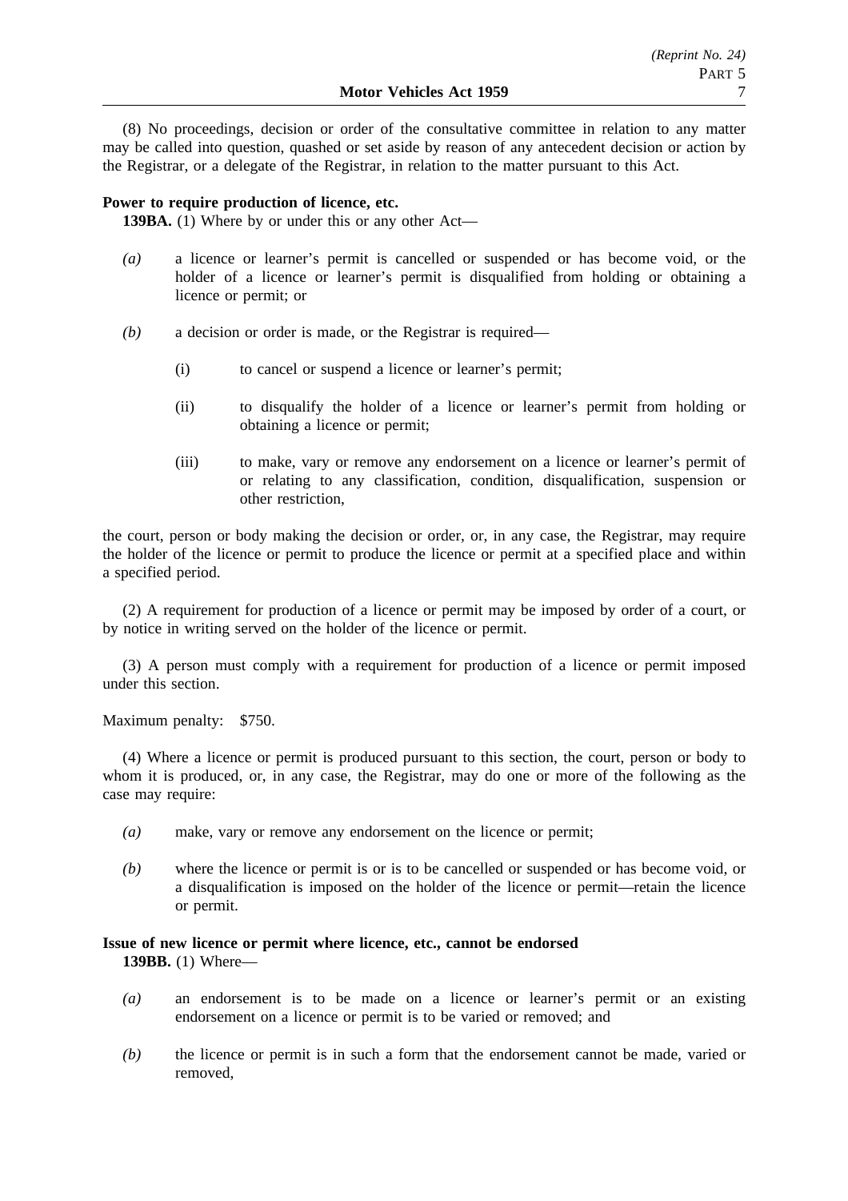(8) No proceedings, decision or order of the consultative committee in relation to any matter may be called into question, quashed or set aside by reason of any antecedent decision or action by the Registrar, or a delegate of the Registrar, in relation to the matter pursuant to this Act.

**Power to require production of licence, etc.**

**139BA.** (1) Where by or under this or any other Act—

*(a)* a licence or learner's permit is cancelled or suspended or has become void, or the holder of a licence or learner's permit is disqualified from holding or obtaining a licence or permit; or

*(b)* a decision or order is made, or the Registrar is required—

(i) to cancel or suspend a licence or learner's permit;

(ii) to disqualify the holder of a licence or learner's permit from holding or obtaining a licence or permit;

(iii) to make, vary or remove any endorsement on a licence or learner's permit of or relating to any classification, condition, disqualification, suspension or other restriction,

the court, person or body making the decision or order, or, in any case, the Registrar, may require the holder of the licence or permit to produce the licence or permit at a specified place and within a specified period.

(2) A requirement for production of a licence or permit may be imposed by order of a court, or by notice in writing served on the holder of the licence or permit.

(3) A person must comply with a requirement for production of a licence or permit imposed under this section.

Maximum penalty: $750.

(4) Where a licence or permit is produced pursuant to this section, the court, person or body to whom it is produced, or, in any case, the Registrar, may do one or more of the following as the case may require:

*(a)* make, vary or remove any endorsement on the licence or permit;

*(b)* where the licence or permit is or is to be cancelled or suspended or has become void, or a disqualification is imposed on the holder of the licence or permit—retain the licence or permit.

**Issue of new licence or permit where licence, etc., cannot be endorsed**

**139BB.** (1) Where—

*(a)* an endorsement is to be made on a licence or learner's permit or an existing endorsement on a licence or permit is to be varied or removed; and

*(b)* the licence or permit is in such a form that the endorsement cannot be made, varied or removed,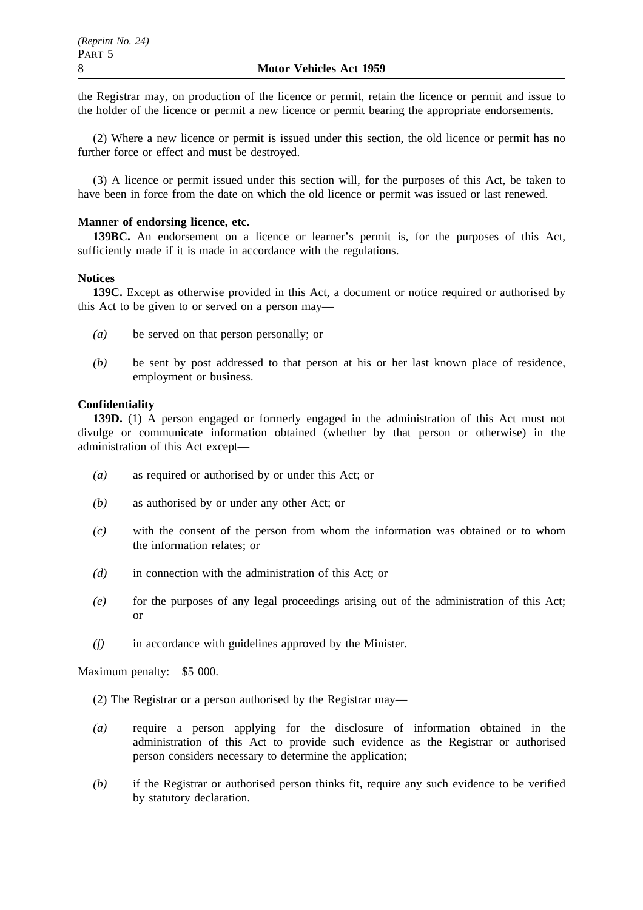the Registrar may, on production of the licence or permit, retain the licence or permit and issue to the holder of the licence or permit a new licence or permit bearing the appropriate endorsements.

(2) Where a new licence or permit is issued under this section, the old licence or permit has no further force or effect and must be destroyed.

(3) A licence or permit issued under this section will, for the purposes of this Act, be taken to have been in force from the date on which the old licence or permit was issued or last renewed.

**Manner of endorsing licence, etc.**

**139BC.** An endorsement on a licence or learner's permit is, for the purposes of this Act, sufficiently made if it is made in accordance with the regulations.

**Notices**

**139C.** Except as otherwise provided in this Act, a document or notice required or authorised by this Act to be given to or served on a person may—

*(a)* be served on that person personally; or

*(b)* be sent by post addressed to that person at his or her last known place of residence, employment or business.

**Confidentiality**

**139D.** (1) A person engaged or formerly engaged in the administration of this Act must not divulge or communicate information obtained (whether by that person or otherwise) in the administration of this Act except—

*(a)* as required or authorised by or under this Act; or

*(b)* as authorised by or under any other Act; or

*(c)* with the consent of the person from whom the information was obtained or to whom the information relates; or

*(d)* in connection with the administration of this Act; or

*(e)* for the purposes of any legal proceedings arising out of the administration of this Act; or

*(f)* in accordance with guidelines approved by the Minister.

Maximum penalty: $5 000.

(2) The Registrar or a person authorised by the Registrar may—

*(a)* require a person applying for the disclosure of information obtained in the administration of this Act to provide such evidence as the Registrar or authorised person considers necessary to determine the application;

*(b)* if the Registrar or authorised person thinks fit, require any such evidence to be verified by statutory declaration.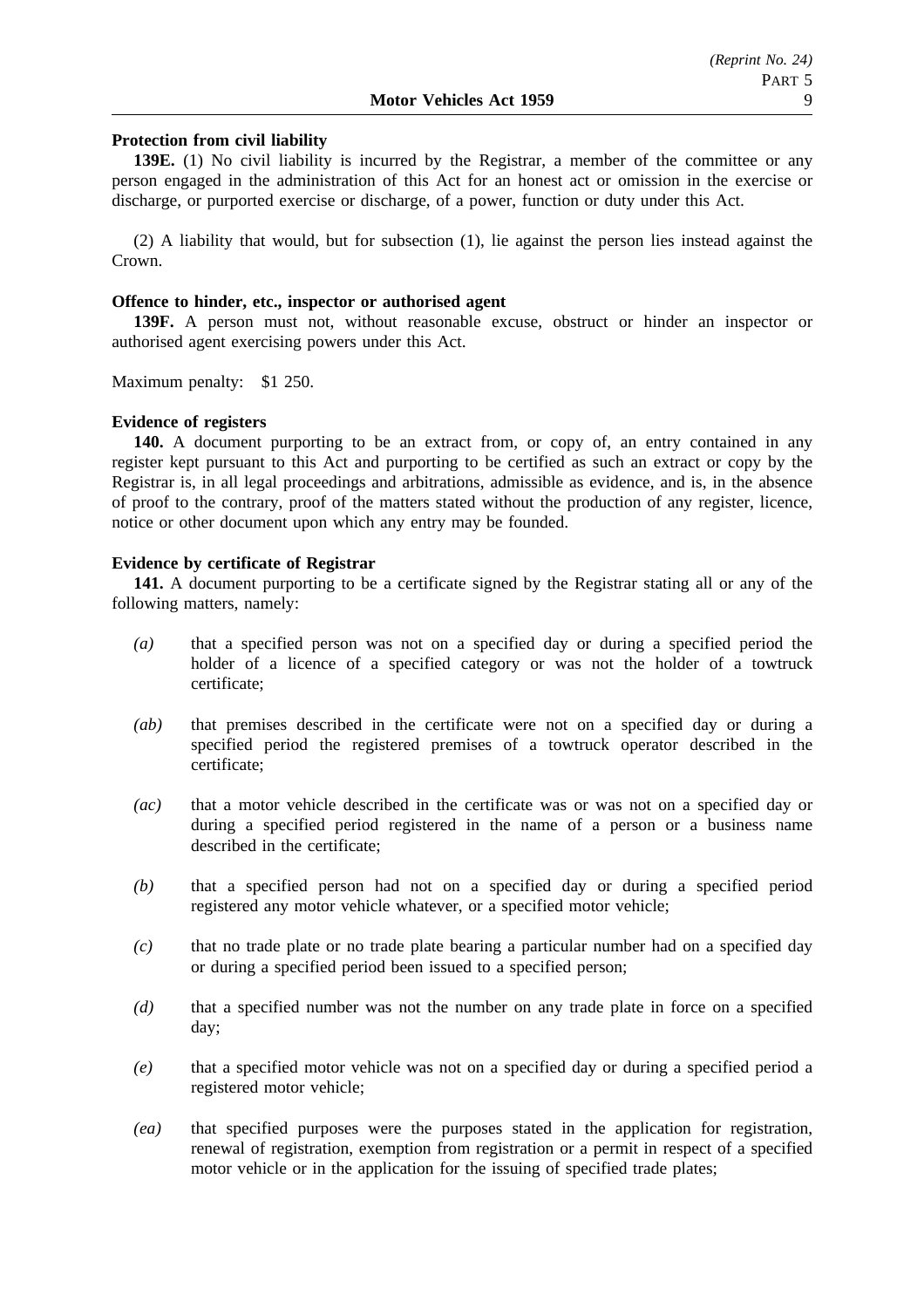**Protection from civil liability**

**139E.** (1) No civil liability is incurred by the Registrar, a member of the committee or any person engaged in the administration of this Act for an honest act or omission in the exercise or discharge, or purported exercise or discharge, of a power, function or duty under this Act.

(2) A liability that would, but for subsection (1), lie against the person lies instead against the Crown.

**Offence to hinder, etc., inspector or authorised agent**

**139F.** A person must not, without reasonable excuse, obstruct or hinder an inspector or authorised agent exercising powers under this Act.

Maximum penalty: $1 250.

**Evidence of registers**

**140.** A document purporting to be an extract from, or copy of, an entry contained in any register kept pursuant to this Act and purporting to be certified as such an extract or copy by the Registrar is, in all legal proceedings and arbitrations, admissible as evidence, and is, in the absence of proof to the contrary, proof of the matters stated without the production of any register, licence, notice or other document upon which any entry may be founded.

**Evidence by certificate of Registrar**

**141.** A document purporting to be a certificate signed by the Registrar stating all or any of the following matters, namely:

*(a)* that a specified person was not on a specified day or during a specified period the holder of a licence of a specified category or was not the holder of a towtruck certificate;

*(ab)* that premises described in the certificate were not on a specified day or during a specified period the registered premises of a towtruck operator described in the certificate;

*(ac)* that a motor vehicle described in the certificate was or was not on a specified day or during a specified period registered in the name of a person or a business name described in the certificate;

*(b)* that a specified person had not on a specified day or during a specified period registered any motor vehicle whatever, or a specified motor vehicle;

*(c)* that no trade plate or no trade plate bearing a particular number had on a specified day or during a specified period been issued to a specified person;

*(d)* that a specified number was not the number on any trade plate in force on a specified day;

*(e)* that a specified motor vehicle was not on a specified day or during a specified period a registered motor vehicle;

*(ea)* that specified purposes were the purposes stated in the application for registration, renewal of registration, exemption from registration or a permit in respect of a specified motor vehicle or in the application for the issuing of specified trade plates;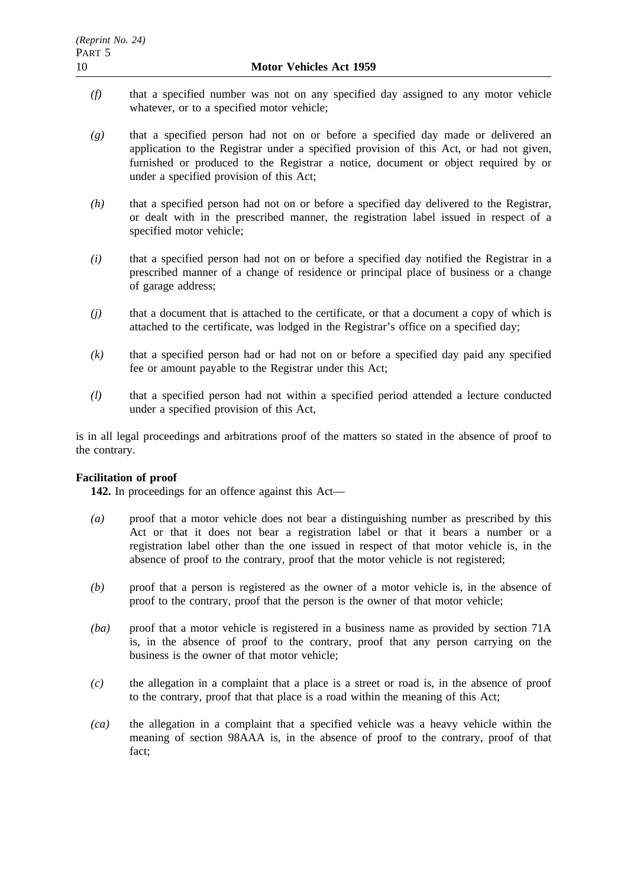*(f)* that a specified number was not on any specified day assigned to any motor vehicle whatever, or to a specified motor vehicle;

*(g)* that a specified person had not on or before a specified day made or delivered an application to the Registrar under a specified provision of this Act, or had not given, furnished or produced to the Registrar a notice, document or object required by or under a specified provision of this Act;

*(h)* that a specified person had not on or before a specified day delivered to the Registrar, or dealt with in the prescribed manner, the registration label issued in respect of a specified motor vehicle;

*(i)* that a specified person had not on or before a specified day notified the Registrar in a prescribed manner of a change of residence or principal place of business or a change of garage address;

*(j)* that a document that is attached to the certificate, or that a document a copy of which is attached to the certificate, was lodged in the Registrar's office on a specified day;

*(k)* that a specified person had or had not on or before a specified day paid any specified fee or amount payable to the Registrar under this Act;

*(l)* that a specified person had not within a specified period attended a lecture conducted under a specified provision of this Act,

is in all legal proceedings and arbitrations proof of the matters so stated in the absence of proof to the contrary.

**Facilitation of proof**

**142.** In proceedings for an offence against this Act—

*(a)* proof that a motor vehicle does not bear a distinguishing number as prescribed by this Act or that it does not bear a registration label or that it bears a number or a registration label other than the one issued in respect of that motor vehicle is, in the absence of proof to the contrary, proof that the motor vehicle is not registered;

*(b)* proof that a person is registered as the owner of a motor vehicle is, in the absence of proof to the contrary, proof that the person is the owner of that motor vehicle;

*(ba)* proof that a motor vehicle is registered in a business name as provided by section 71A is, in the absence of proof to the contrary, proof that any person carrying on the business is the owner of that motor vehicle;

*(c)* the allegation in a complaint that a place is a street or road is, in the absence of proof to the contrary, proof that that place is a road within the meaning of this Act;

*(ca)* the allegation in a complaint that a specified vehicle was a heavy vehicle within the meaning of section 98AAA is, in the absence of proof to the contrary, proof of that fact;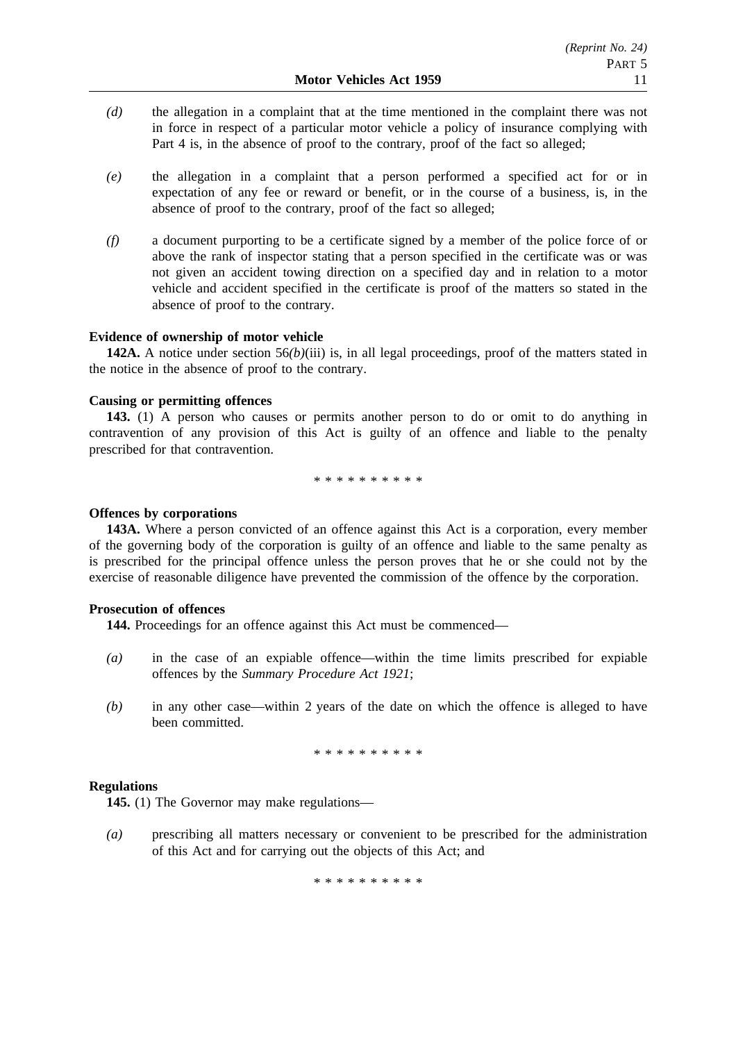*(d)* the allegation in a complaint that at the time mentioned in the complaint there was not in force in respect of a particular motor vehicle a policy of insurance complying with Part 4 is, in the absence of proof to the contrary, proof of the fact so alleged;

*(e)* the allegation in a complaint that a person performed a specified act for or in expectation of any fee or reward or benefit, or in the course of a business, is, in the absence of proof to the contrary, proof of the fact so alleged;

*(f)* a document purporting to be a certificate signed by a member of the police force of or above the rank of inspector stating that a person specified in the certificate was or was not given an accident towing direction on a specified day and in relation to a motor vehicle and accident specified in the certificate is proof of the matters so stated in the absence of proof to the contrary.

**Evidence of ownership of motor vehicle**

**142A.** A notice under section 56*(b)*(iii) is, in all legal proceedings, proof of the matters stated in the notice in the absence of proof to the contrary.

**Causing or permitting offences**

**143.** (1) A person who causes or permits another person to do or omit to do anything in contravention of any provision of this Act is guilty of an offence and liable to the penalty prescribed for that contravention.

* * * * * * * * * *

**Offences by corporations**

**143A.** Where a person convicted of an offence against this Act is a corporation, every member of the governing body of the corporation is guilty of an offence and liable to the same penalty as is prescribed for the principal offence unless the person proves that he or she could not by the exercise of reasonable diligence have prevented the commission of the offence by the corporation.

**Prosecution of offences**

**144.** Proceedings for an offence against this Act must be commenced—

*(a)* in the case of an expiable offence—within the time limits prescribed for expiable offences by the *Summary Procedure Act 1921*;

*(b)* in any other case—within 2 years of the date on which the offence is alleged to have been committed.

* * * * * * * * * *

**Regulations**

**145.** (1) The Governor may make regulations—

*(a)* prescribing all matters necessary or convenient to be prescribed for the administration of this Act and for carrying out the objects of this Act; and

* * * * * * * * * *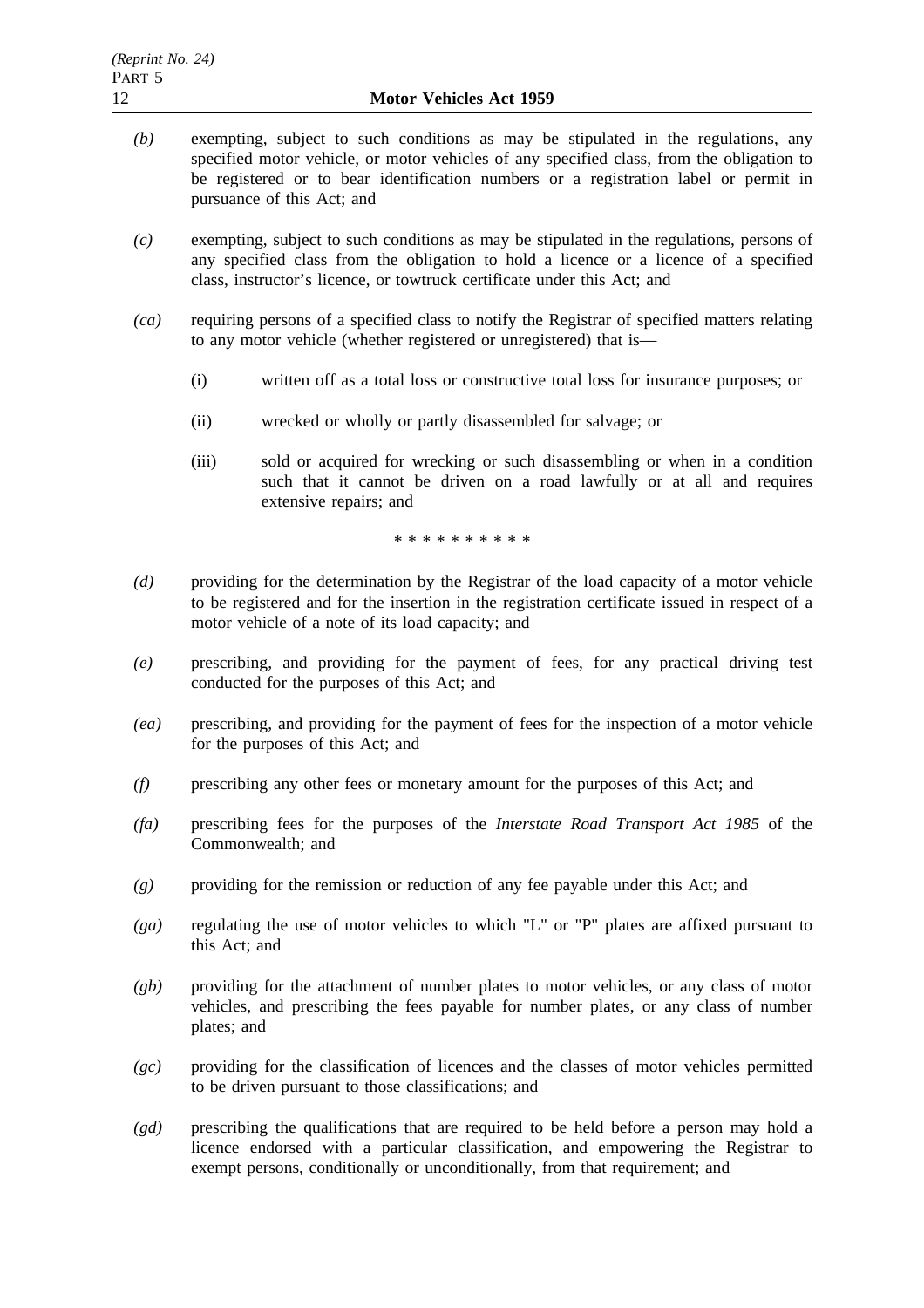*(b)* exempting, subject to such conditions as may be stipulated in the regulations, any specified motor vehicle, or motor vehicles of any specified class, from the obligation to be registered or to bear identification numbers or a registration label or permit in pursuance of this Act; and

*(c)* exempting, subject to such conditions as may be stipulated in the regulations, persons of any specified class from the obligation to hold a licence or a licence of a specified class, instructor's licence, or towtruck certificate under this Act; and

*(ca)* requiring persons of a specified class to notify the Registrar of specified matters relating to any motor vehicle (whether registered or unregistered) that is—

(i) written off as a total loss or constructive total loss for insurance purposes; or

(ii) wrecked or wholly or partly disassembled for salvage; or

(iii) sold or acquired for wrecking or such disassembling or when in a condition such that it cannot be driven on a road lawfully or at all and requires extensive repairs; and

\* \* \* \* \* \* \* \* \* \*

*(d)* providing for the determination by the Registrar of the load capacity of a motor vehicle to be registered and for the insertion in the registration certificate issued in respect of a motor vehicle of a note of its load capacity; and

*(e)* prescribing, and providing for the payment of fees, for any practical driving test conducted for the purposes of this Act; and

*(ea)* prescribing, and providing for the payment of fees for the inspection of a motor vehicle for the purposes of this Act; and

*(f)* prescribing any other fees or monetary amount for the purposes of this Act; and

*(fa)* prescribing fees for the purposes of the *Interstate Road Transport Act 1985* of the Commonwealth; and

*(g)* providing for the remission or reduction of any fee payable under this Act; and

*(ga)* regulating the use of motor vehicles to which "L" or "P" plates are affixed pursuant to this Act; and

*(gb)* providing for the attachment of number plates to motor vehicles, or any class of motor vehicles, and prescribing the fees payable for number plates, or any class of number plates; and

*(gc)* providing for the classification of licences and the classes of motor vehicles permitted to be driven pursuant to those classifications; and

*(gd)* prescribing the qualifications that are required to be held before a person may hold a licence endorsed with a particular classification, and empowering the Registrar to exempt persons, conditionally or unconditionally, from that requirement; and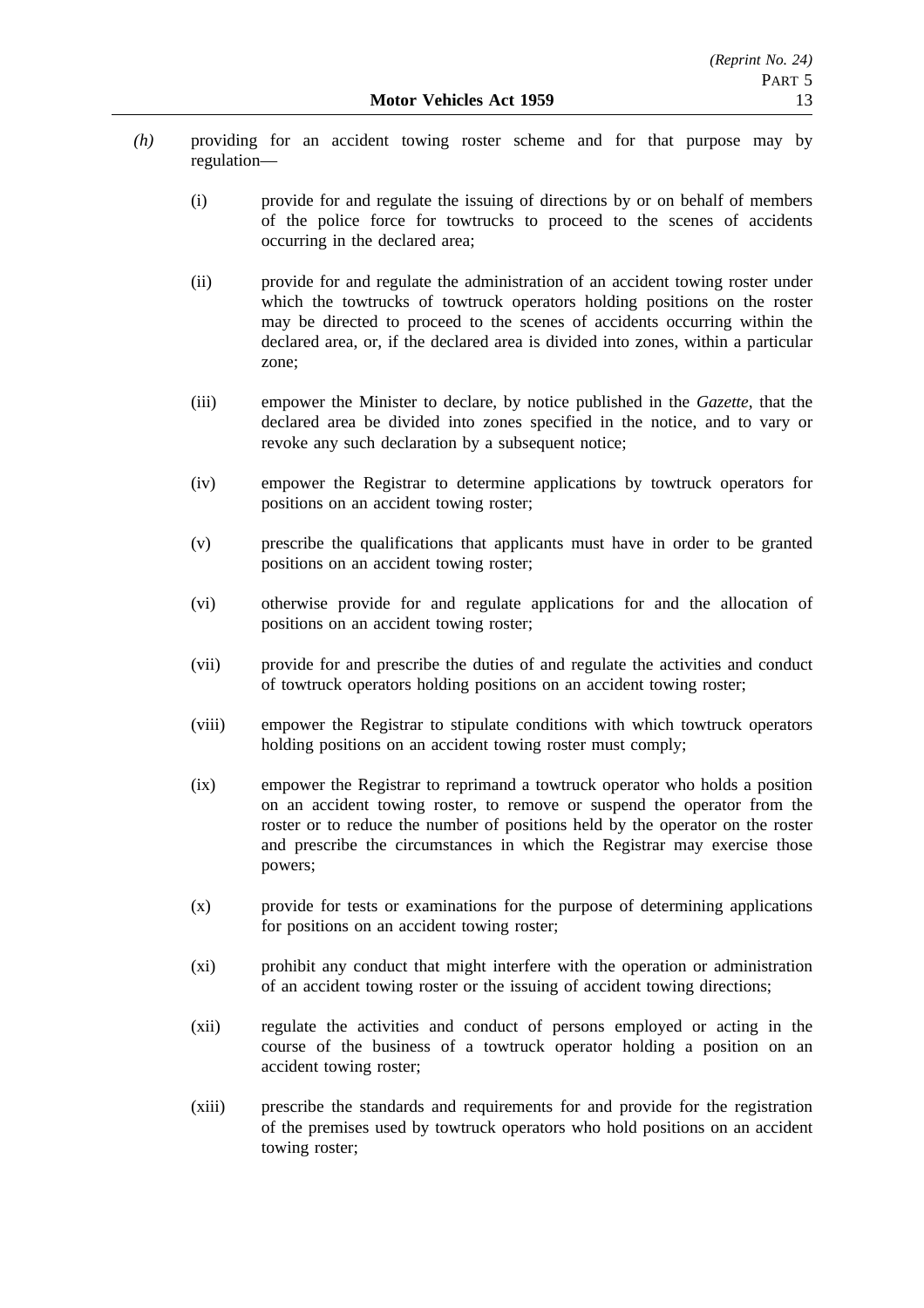*(h)* providing for an accident towing roster scheme and for that purpose may by regulation—

(i) provide for and regulate the issuing of directions by or on behalf of members of the police force for towtrucks to proceed to the scenes of accidents occurring in the declared area;

(ii) provide for and regulate the administration of an accident towing roster under which the towtrucks of towtruck operators holding positions on the roster may be directed to proceed to the scenes of accidents occurring within the declared area, or, if the declared area is divided into zones, within a particular zone;

(iii) empower the Minister to declare, by notice published in the *Gazette*, that the declared area be divided into zones specified in the notice, and to vary or revoke any such declaration by a subsequent notice;

(iv) empower the Registrar to determine applications by towtruck operators for positions on an accident towing roster;

(v) prescribe the qualifications that applicants must have in order to be granted positions on an accident towing roster;

(vi) otherwise provide for and regulate applications for and the allocation of positions on an accident towing roster;

(vii) provide for and prescribe the duties of and regulate the activities and conduct of towtruck operators holding positions on an accident towing roster;

(viii) empower the Registrar to stipulate conditions with which towtruck operators holding positions on an accident towing roster must comply;

(ix) empower the Registrar to reprimand a towtruck operator who holds a position on an accident towing roster, to remove or suspend the operator from the roster or to reduce the number of positions held by the operator on the roster and prescribe the circumstances in which the Registrar may exercise those powers;

(x) provide for tests or examinations for the purpose of determining applications for positions on an accident towing roster;

(xi) prohibit any conduct that might interfere with the operation or administration of an accident towing roster or the issuing of accident towing directions;

(xii) regulate the activities and conduct of persons employed or acting in the course of the business of a towtruck operator holding a position on an accident towing roster;

(xiii) prescribe the standards and requirements for and provide for the registration of the premises used by towtruck operators who hold positions on an accident towing roster;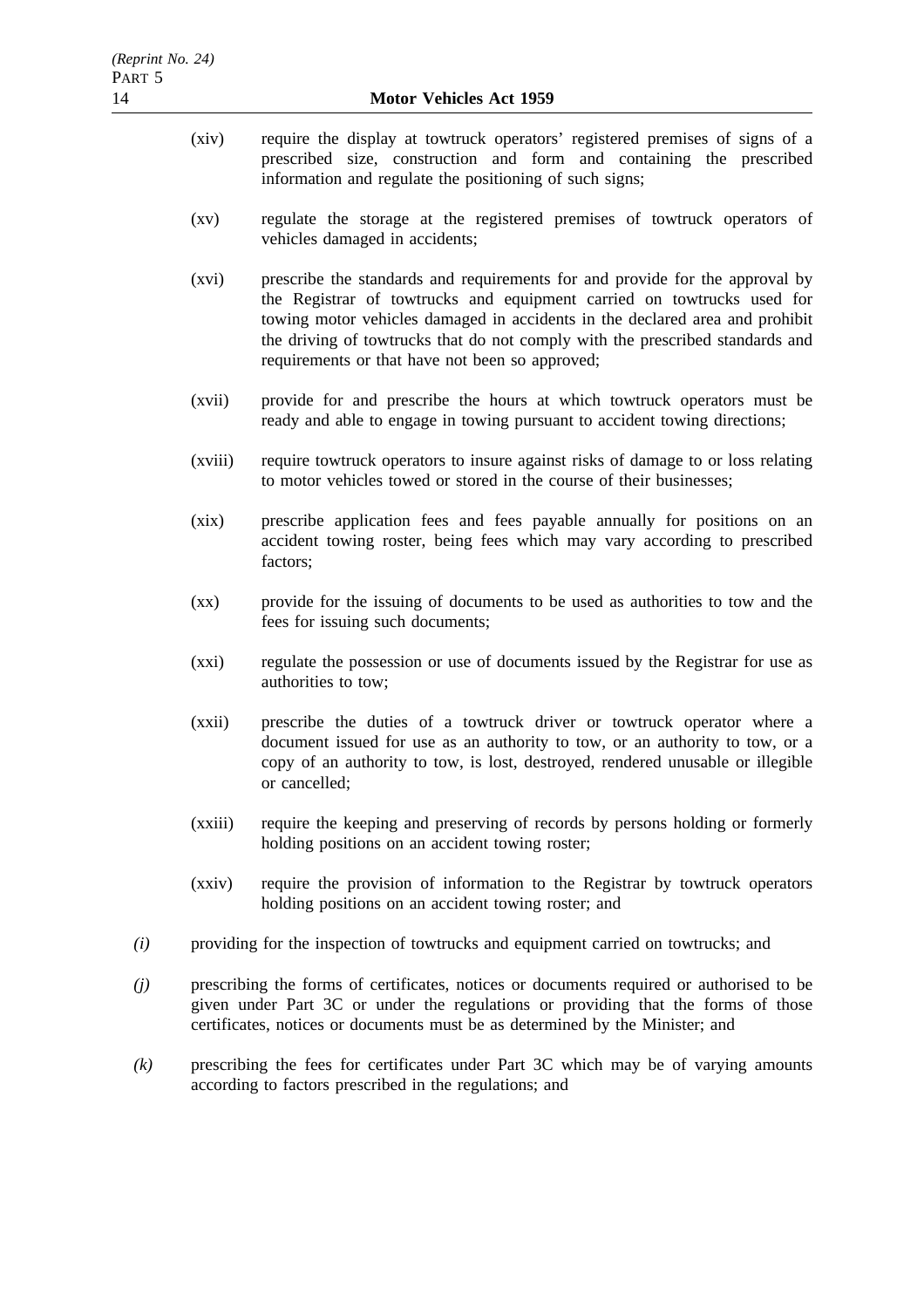(xiv) require the display at towtruck operators' registered premises of signs of a prescribed size, construction and form and containing the prescribed information and regulate the positioning of such signs;

(xv) regulate the storage at the registered premises of towtruck operators of vehicles damaged in accidents;

(xvi) prescribe the standards and requirements for and provide for the approval by the Registrar of towtrucks and equipment carried on towtrucks used for towing motor vehicles damaged in accidents in the declared area and prohibit the driving of towtrucks that do not comply with the prescribed standards and requirements or that have not been so approved;

(xvii) provide for and prescribe the hours at which towtruck operators must be ready and able to engage in towing pursuant to accident towing directions;

(xviii) require towtruck operators to insure against risks of damage to or loss relating to motor vehicles towed or stored in the course of their businesses;

(xix) prescribe application fees and fees payable annually for positions on an accident towing roster, being fees which may vary according to prescribed factors;

(xx) provide for the issuing of documents to be used as authorities to tow and the fees for issuing such documents;

(xxi) regulate the possession or use of documents issued by the Registrar for use as authorities to tow;

(xxii) prescribe the duties of a towtruck driver or towtruck operator where a document issued for use as an authority to tow, or an authority to tow, or a copy of an authority to tow, is lost, destroyed, rendered unusable or illegible or cancelled;

(xxiii) require the keeping and preserving of records by persons holding or formerly holding positions on an accident towing roster;

(xxiv) require the provision of information to the Registrar by towtruck operators holding positions on an accident towing roster; and

*(i)* providing for the inspection of towtrucks and equipment carried on towtrucks; and

*(j)* prescribing the forms of certificates, notices or documents required or authorised to be given under Part 3C or under the regulations or providing that the forms of those certificates, notices or documents must be as determined by the Minister; and

*(k)* prescribing the fees for certificates under Part 3C which may be of varying amounts according to factors prescribed in the regulations; and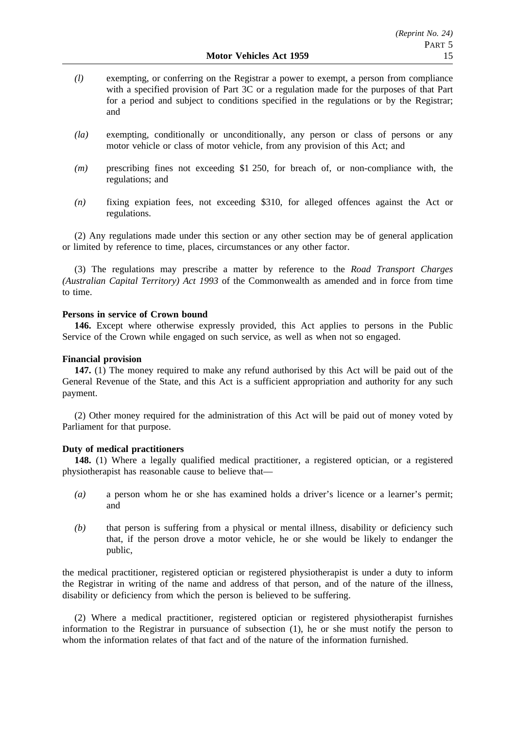*(l)* exempting, or conferring on the Registrar a power to exempt, a person from compliance with a specified provision of Part 3C or a regulation made for the purposes of that Part for a period and subject to conditions specified in the regulations or by the Registrar; and

*(la)* exempting, conditionally or unconditionally, any person or class of persons or any motor vehicle or class of motor vehicle, from any provision of this Act; and

*(m)* prescribing fines not exceeding $1 250, for breach of, or non-compliance with, the regulations; and

*(n)* fixing expiation fees, not exceeding $310, for alleged offences against the Act or regulations.

(2) Any regulations made under this section or any other section may be of general application or limited by reference to time, places, circumstances or any other factor.

(3) The regulations may prescribe a matter by reference to the *Road Transport Charges (Australian Capital Territory) Act 1993* of the Commonwealth as amended and in force from time to time.

**Persons in service of Crown bound**

**146.** Except where otherwise expressly provided, this Act applies to persons in the Public Service of the Crown while engaged on such service, as well as when not so engaged.

**Financial provision**

**147.** (1) The money required to make any refund authorised by this Act will be paid out of the General Revenue of the State, and this Act is a sufficient appropriation and authority for any such payment.

(2) Other money required for the administration of this Act will be paid out of money voted by Parliament for that purpose.

**Duty of medical practitioners**

**148.** (1) Where a legally qualified medical practitioner, a registered optician, or a registered physiotherapist has reasonable cause to believe that—

*(a)* a person whom he or she has examined holds a driver's licence or a learner's permit; and

*(b)* that person is suffering from a physical or mental illness, disability or deficiency such that, if the person drove a motor vehicle, he or she would be likely to endanger the public,

the medical practitioner, registered optician or registered physiotherapist is under a duty to inform the Registrar in writing of the name and address of that person, and of the nature of the illness, disability or deficiency from which the person is believed to be suffering.

(2) Where a medical practitioner, registered optician or registered physiotherapist furnishes information to the Registrar in pursuance of subsection (1), he or she must notify the person to whom the information relates of that fact and of the nature of the information furnished.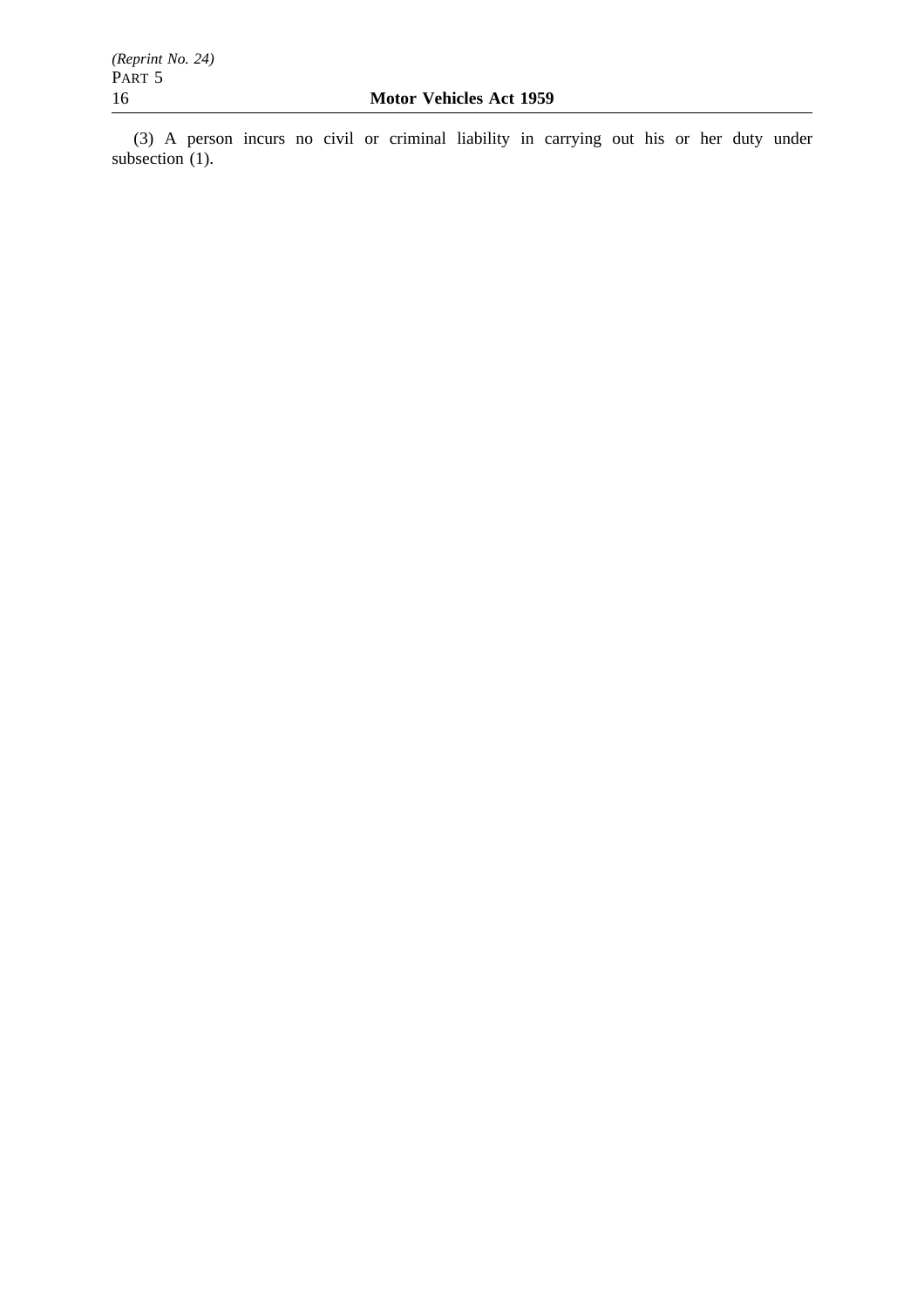(3) A person incurs no civil or criminal liability in carrying out his or her duty under subsection (1).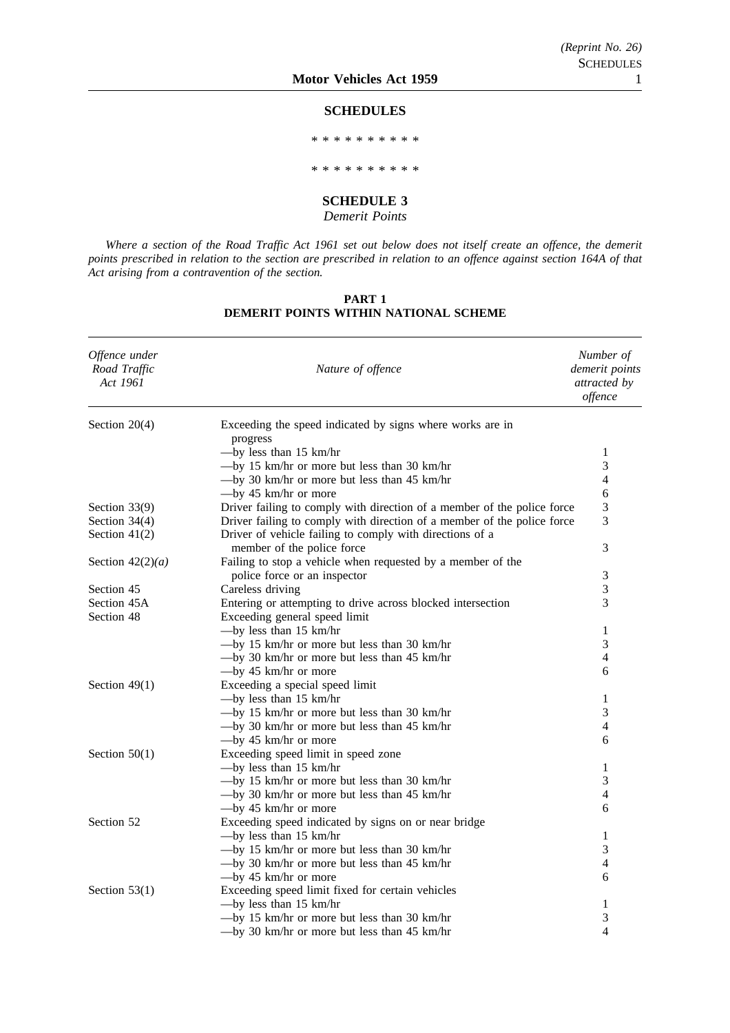## SCHEDULES

\* \* \* \* \* \* \* \* \* \*

\* \* \* \* \* \* \* \* \* \*

## SCHEDULE 3

*Demerit Points*

*Where a section of the Road Traffic Act 1961 set out below does not itself create an offence, the demerit points prescribed in relation to the section are prescribed in relation to an offence against section 164A of that Act arising from a contravention of the section.*

### PART 1
### DEMERIT POINTS WITHIN NATIONAL SCHEME

| *Offence under Road Traffic Act 1961* | *Nature of offence* | *Number of demerit points attracted by offence* |
|---|---|---|
| Section 20(4) | Exceeding the speed indicated by signs where works are in progress | |
| | —by less than 15 km/hr | 1 |
| | —by 15 km/hr or more but less than 30 km/hr | 3 |
| | —by 30 km/hr or more but less than 45 km/hr | 4 |
| | —by 45 km/hr or more | 6 |
| Section 33(9) | Driver failing to comply with direction of a member of the police force | 3 |
| Section 34(4) | Driver failing to comply with direction of a member of the police force | 3 |
| Section 41(2) | Driver of vehicle failing to comply with directions of a member of the police force | 3 |
| Section 42(2)*(a)* | Failing to stop a vehicle when requested by a member of the police force or an inspector | 3 |
| Section 45 | Careless driving | 3 |
| Section 45A | Entering or attempting to drive across blocked intersection | 3 |
| Section 48 | Exceeding general speed limit | |
| | —by less than 15 km/hr | 1 |
| | —by 15 km/hr or more but less than 30 km/hr | 3 |
| | —by 30 km/hr or more but less than 45 km/hr | 4 |
| | —by 45 km/hr or more | 6 |
| Section 49(1) | Exceeding a special speed limit | |
| | —by less than 15 km/hr | 1 |
| | —by 15 km/hr or more but less than 30 km/hr | 3 |
| | —by 30 km/hr or more but less than 45 km/hr | 4 |
| | —by 45 km/hr or more | 6 |
| Section 50(1) | Exceeding speed limit in speed zone | |
| | —by less than 15 km/hr | 1 |
| | —by 15 km/hr or more but less than 30 km/hr | 3 |
| | —by 30 km/hr or more but less than 45 km/hr | 4 |
| | —by 45 km/hr or more | 6 |
| Section 52 | Exceeding speed indicated by signs on or near bridge | |
| | —by less than 15 km/hr | 1 |
| | —by 15 km/hr or more but less than 30 km/hr | 3 |
| | —by 30 km/hr or more but less than 45 km/hr | 4 |
| | —by 45 km/hr or more | 6 |
| Section 53(1) | Exceeding speed limit fixed for certain vehicles | |
| | —by less than 15 km/hr | 1 |
| | —by 15 km/hr or more but less than 30 km/hr | 3 |
| | —by 30 km/hr or more but less than 45 km/hr | 4 |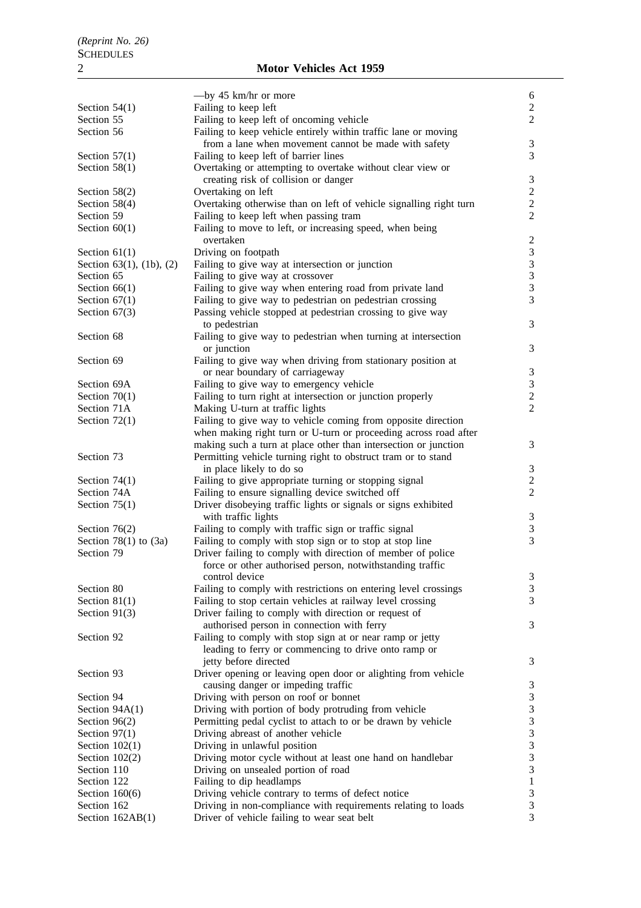| | | |
|---|---|---|
| | —by 45 km/hr or more | 6 |
| Section 54(1) | Failing to keep left | 2 |
| Section 55 | Failing to keep left of oncoming vehicle | 2 |
| Section 56 | Failing to keep vehicle entirely within traffic lane or moving from a lane when movement cannot be made with safety | 3 |
| Section 57(1) | Failing to keep left of barrier lines | 3 |
| Section 58(1) | Overtaking or attempting to overtake without clear view or creating risk of collision or danger | 3 |
| Section 58(2) | Overtaking on left | 2 |
| Section 58(4) | Overtaking otherwise than on left of vehicle signalling right turn | 2 |
| Section 59 | Failing to keep left when passing tram | 2 |
| Section 60(1) | Failing to move to left, or increasing speed, when being overtaken | 2 |
| Section 61(1) | Driving on footpath | 3 |
| Section 63(1), (1b), (2) | Failing to give way at intersection or junction | 3 |
| Section 65 | Failing to give way at crossover | 3 |
| Section 66(1) | Failing to give way when entering road from private land | 3 |
| Section 67(1) | Failing to give way to pedestrian on pedestrian crossing | 3 |
| Section 67(3) | Passing vehicle stopped at pedestrian crossing to give way to pedestrian | 3 |
| Section 68 | Failing to give way to pedestrian when turning at intersection or junction | 3 |
| Section 69 | Failing to give way when driving from stationary position at or near boundary of carriageway | 3 |
| Section 69A | Failing to give way to emergency vehicle | 3 |
| Section 70(1) | Failing to turn right at intersection or junction properly | 2 |
| Section 71A | Making U-turn at traffic lights | 2 |
| Section 72(1) | Failing to give way to vehicle coming from opposite direction when making right turn or U-turn or proceeding across road after making such a turn at place other than intersection or junction | 3 |
| Section 73 | Permitting vehicle turning right to obstruct tram or to stand in place likely to do so | 3 |
| Section 74(1) | Failing to give appropriate turning or stopping signal | 2 |
| Section 74A | Failing to ensure signalling device switched off | 2 |
| Section 75(1) | Driver disobeying traffic lights or signals or signs exhibited with traffic lights | 3 |
| Section 76(2) | Failing to comply with traffic sign or traffic signal | 3 |
| Section 78(1) to (3a) | Failing to comply with stop sign or to stop at stop line | 3 |
| Section 79 | Driver failing to comply with direction of member of police force or other authorised person, notwithstanding traffic control device | 3 |
| Section 80 | Failing to comply with restrictions on entering level crossings | 3 |
| Section 81(1) | Failing to stop certain vehicles at railway level crossing | 3 |
| Section 91(3) | Driver failing to comply with direction or request of authorised person in connection with ferry | 3 |
| Section 92 | Failing to comply with stop sign at or near ramp or jetty leading to ferry or commencing to drive onto ramp or jetty before directed | 3 |
| Section 93 | Driver opening or leaving open door or alighting from vehicle causing danger or impeding traffic | 3 |
| Section 94 | Driving with person on roof or bonnet | 3 |
| Section 94A(1) | Driving with portion of body protruding from vehicle | 3 |
| Section 96(2) | Permitting pedal cyclist to attach to or be drawn by vehicle | 3 |
| Section 97(1) | Driving abreast of another vehicle | 3 |
| Section 102(1) | Driving in unlawful position | 3 |
| Section 102(2) | Driving motor cycle without at least one hand on handlebar | 3 |
| Section 110 | Driving on unsealed portion of road | 3 |
| Section 122 | Failing to dip headlamps | 1 |
| Section 160(6) | Driving vehicle contrary to terms of defect notice | 3 |
| Section 162 | Driving in non-compliance with requirements relating to loads | 3 |
| Section 162AB(1) | Driver of vehicle failing to wear seat belt | 3 |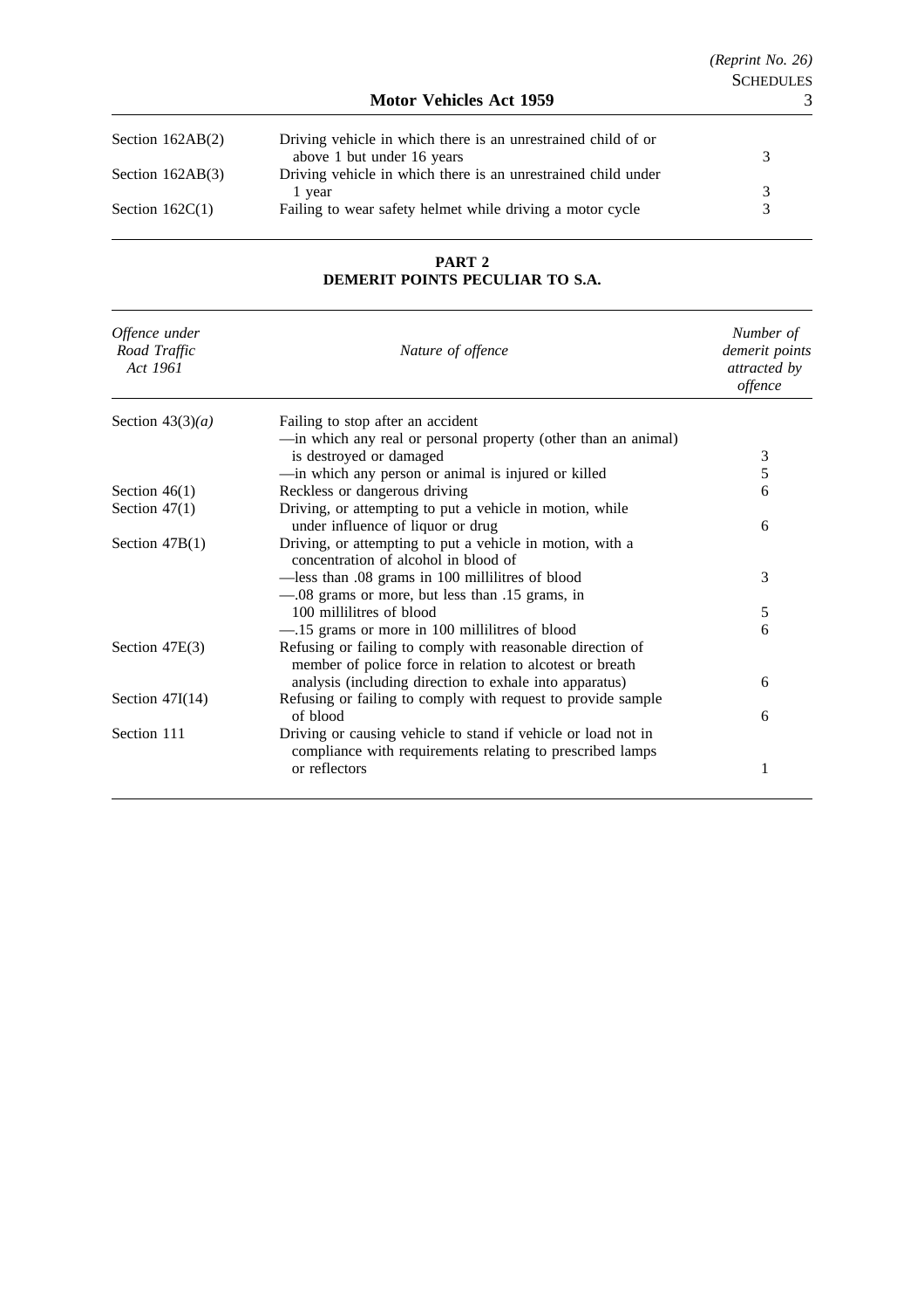| | | |
|---|---|---|
| Section 162AB(2) | Driving vehicle in which there is an unrestrained child of or above 1 but under 16 years | 3 |
| Section 162AB(3) | Driving vehicle in which there is an unrestrained child under 1 year | 3 |
| Section 162C(1) | Failing to wear safety helmet while driving a motor cycle | 3 |

**PART 2**
**DEMERIT POINTS PECULIAR TO S.A.**

| *Offence under Road Traffic Act 1961* | *Nature of offence* | *Number of demerit points attracted by offence* |
|---|---|---|
| Section 43(3)*(a)* | Failing to stop after an accident | |
| | —in which any real or personal property (other than an animal) is destroyed or damaged | 3 |
| | —in which any person or animal is injured or killed | 5 |
| Section 46(1) | Reckless or dangerous driving | 6 |
| Section 47(1) | Driving, or attempting to put a vehicle in motion, while under influence of liquor or drug | 6 |
| Section 47B(1) | Driving, or attempting to put a vehicle in motion, with a concentration of alcohol in blood of | |
| | —less than .08 grams in 100 millilitres of blood | 3 |
| | —.08 grams or more, but less than .15 grams, in 100 millilitres of blood | 5 |
| | —.15 grams or more in 100 millilitres of blood | 6 |
| Section 47E(3) | Refusing or failing to comply with reasonable direction of member of police force in relation to alcotest or breath analysis (including direction to exhale into apparatus) | 6 |
| Section 47I(14) | Refusing or failing to comply with request to provide sample of blood | 6 |
| Section 111 | Driving or causing vehicle to stand if vehicle or load not in compliance with requirements relating to prescribed lamps or reflectors | 1 |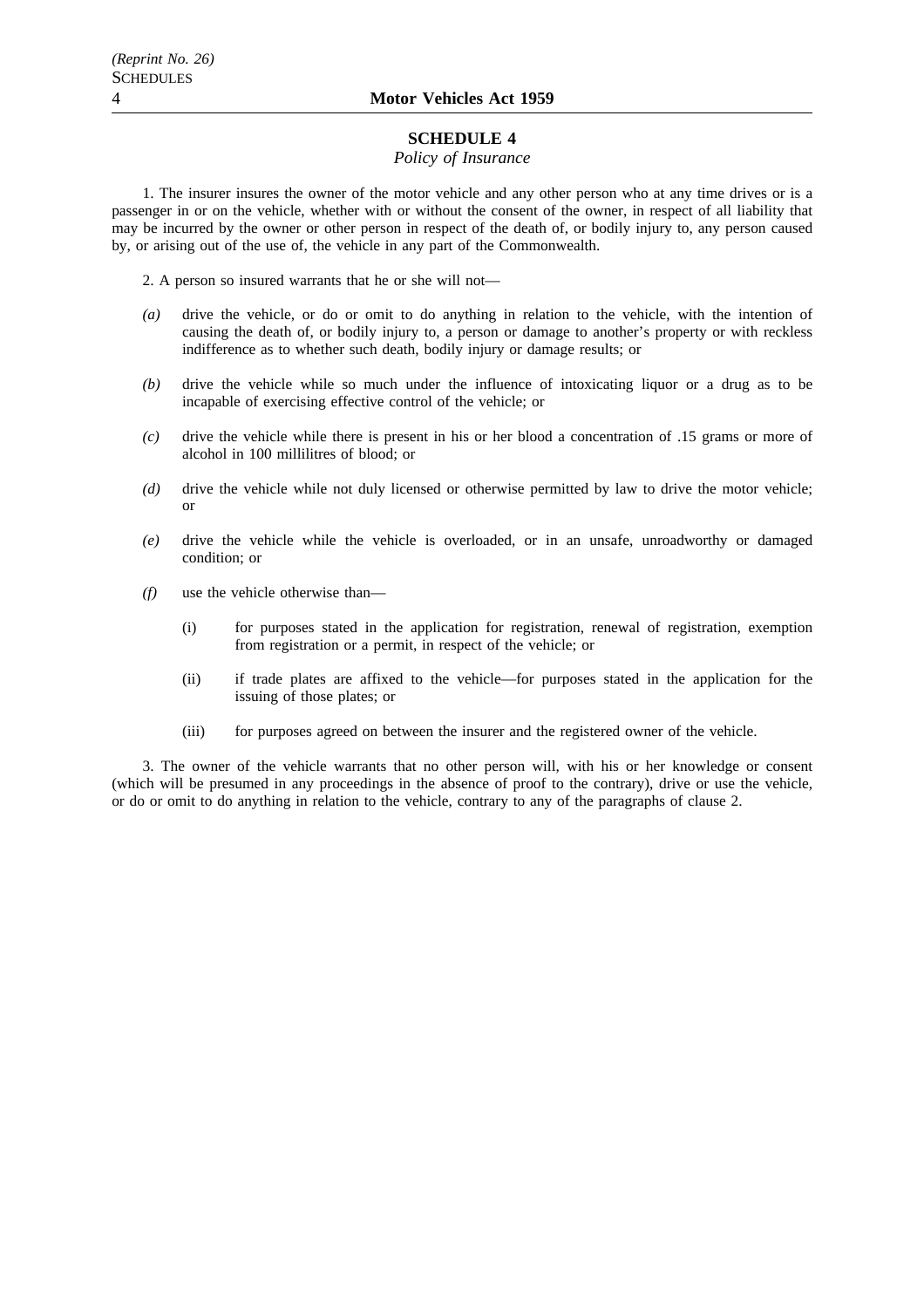## SCHEDULE 4

*Policy of Insurance*

1. The insurer insures the owner of the motor vehicle and any other person who at any time drives or is a passenger in or on the vehicle, whether with or without the consent of the owner, in respect of all liability that may be incurred by the owner or other person in respect of the death of, or bodily injury to, any person caused by, or arising out of the use of, the vehicle in any part of the Commonwealth.

2. A person so insured warrants that he or she will not—

*(a)* drive the vehicle, or do or omit to do anything in relation to the vehicle, with the intention of causing the death of, or bodily injury to, a person or damage to another's property or with reckless indifference as to whether such death, bodily injury or damage results; or

*(b)* drive the vehicle while so much under the influence of intoxicating liquor or a drug as to be incapable of exercising effective control of the vehicle; or

*(c)* drive the vehicle while there is present in his or her blood a concentration of .15 grams or more of alcohol in 100 millilitres of blood; or

*(d)* drive the vehicle while not duly licensed or otherwise permitted by law to drive the motor vehicle; or

*(e)* drive the vehicle while the vehicle is overloaded, or in an unsafe, unroadworthy or damaged condition; or

*(f)* use the vehicle otherwise than—

(i) for purposes stated in the application for registration, renewal of registration, exemption from registration or a permit, in respect of the vehicle; or

(ii) if trade plates are affixed to the vehicle—for purposes stated in the application for the issuing of those plates; or

(iii) for purposes agreed on between the insurer and the registered owner of the vehicle.

3. The owner of the vehicle warrants that no other person will, with his or her knowledge or consent (which will be presumed in any proceedings in the absence of proof to the contrary), drive or use the vehicle, or do or omit to do anything in relation to the vehicle, contrary to any of the paragraphs of clause 2.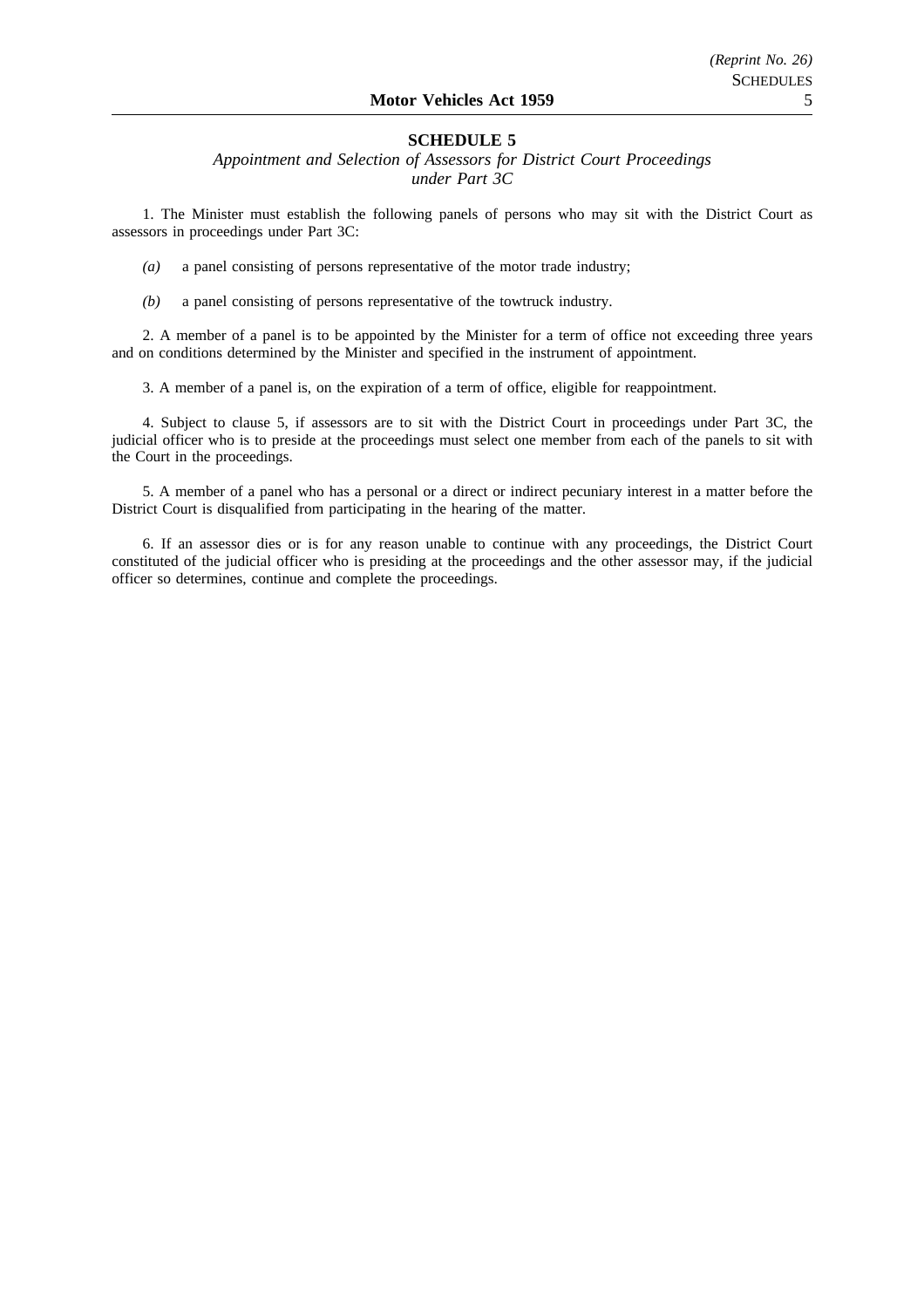## SCHEDULE 5

*Appointment and Selection of Assessors for District Court Proceedings under Part 3C*

1. The Minister must establish the following panels of persons who may sit with the District Court as assessors in proceedings under Part 3C:

*(a)* a panel consisting of persons representative of the motor trade industry;

*(b)* a panel consisting of persons representative of the towtruck industry.

2. A member of a panel is to be appointed by the Minister for a term of office not exceeding three years and on conditions determined by the Minister and specified in the instrument of appointment.

3. A member of a panel is, on the expiration of a term of office, eligible for reappointment.

4. Subject to clause 5, if assessors are to sit with the District Court in proceedings under Part 3C, the judicial officer who is to preside at the proceedings must select one member from each of the panels to sit with the Court in the proceedings.

5. A member of a panel who has a personal or a direct or indirect pecuniary interest in a matter before the District Court is disqualified from participating in the hearing of the matter.

6. If an assessor dies or is for any reason unable to continue with any proceedings, the District Court constituted of the judicial officer who is presiding at the proceedings and the other assessor may, if the judicial officer so determines, continue and complete the proceedings.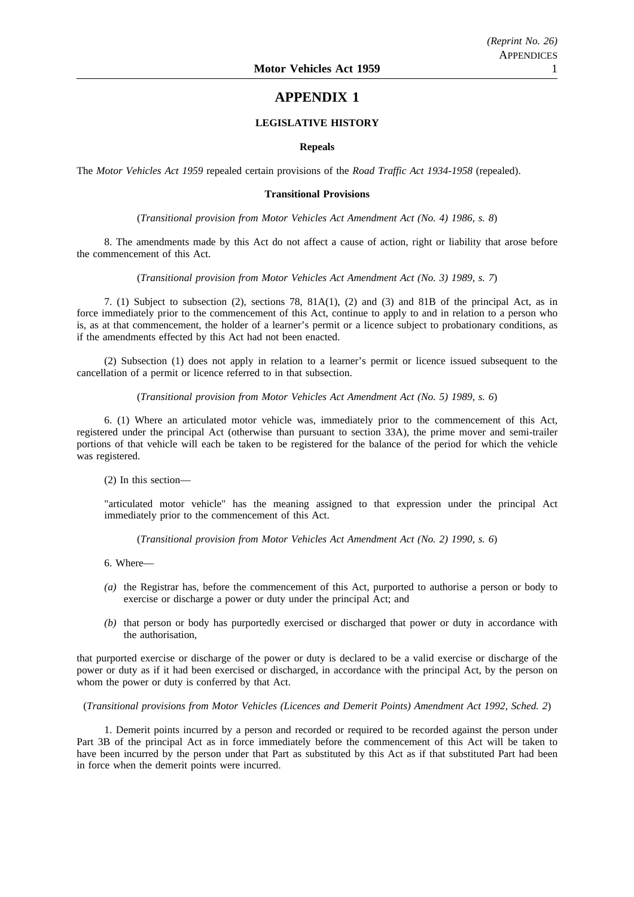# APPENDIX 1

## LEGISLATIVE HISTORY

### Repeals

The *Motor Vehicles Act 1959* repealed certain provisions of the *Road Traffic Act 1934-1958* (repealed).

### Transitional Provisions

(*Transitional provision from Motor Vehicles Act Amendment Act (No. 4) 1986, s. 8*)

8. The amendments made by this Act do not affect a cause of action, right or liability that arose before the commencement of this Act.

(*Transitional provision from Motor Vehicles Act Amendment Act (No. 3) 1989, s. 7*)

7. (1) Subject to subsection (2), sections 78, 81A(1), (2) and (3) and 81B of the principal Act, as in force immediately prior to the commencement of this Act, continue to apply to and in relation to a person who is, as at that commencement, the holder of a learner's permit or a licence subject to probationary conditions, as if the amendments effected by this Act had not been enacted.

(2) Subsection (1) does not apply in relation to a learner's permit or licence issued subsequent to the cancellation of a permit or licence referred to in that subsection.

(*Transitional provision from Motor Vehicles Act Amendment Act (No. 5) 1989, s. 6*)

6. (1) Where an articulated motor vehicle was, immediately prior to the commencement of this Act, registered under the principal Act (otherwise than pursuant to section 33A), the prime mover and semi-trailer portions of that vehicle will each be taken to be registered for the balance of the period for which the vehicle was registered.

(2) In this section—

"articulated motor vehicle" has the meaning assigned to that expression under the principal Act immediately prior to the commencement of this Act.

(*Transitional provision from Motor Vehicles Act Amendment Act (No. 2) 1990, s. 6*)

6. Where—

*(a)* the Registrar has, before the commencement of this Act, purported to authorise a person or body to exercise or discharge a power or duty under the principal Act; and

*(b)* that person or body has purportedly exercised or discharged that power or duty in accordance with the authorisation,

that purported exercise or discharge of the power or duty is declared to be a valid exercise or discharge of the power or duty as if it had been exercised or discharged, in accordance with the principal Act, by the person on whom the power or duty is conferred by that Act.

(*Transitional provisions from Motor Vehicles (Licences and Demerit Points) Amendment Act 1992, Sched. 2*)

1. Demerit points incurred by a person and recorded or required to be recorded against the person under Part 3B of the principal Act as in force immediately before the commencement of this Act will be taken to have been incurred by the person under that Part as substituted by this Act as if that substituted Part had been in force when the demerit points were incurred.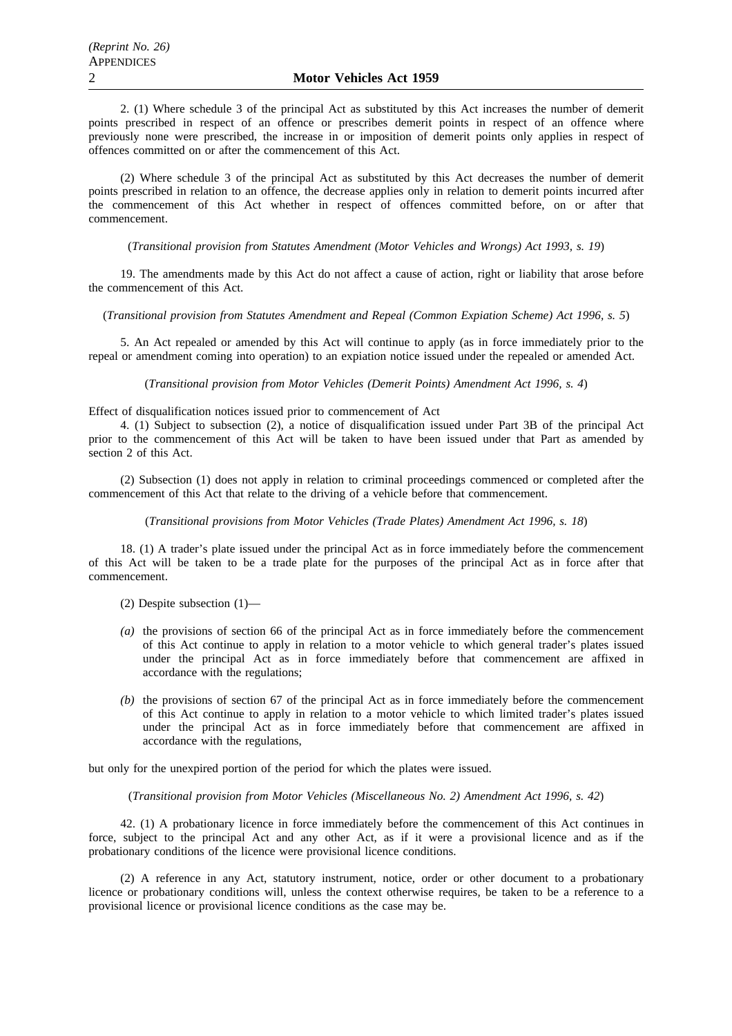2. (1) Where schedule 3 of the principal Act as substituted by this Act increases the number of demerit points prescribed in respect of an offence or prescribes demerit points in respect of an offence where previously none were prescribed, the increase in or imposition of demerit points only applies in respect of offences committed on or after the commencement of this Act.

(2) Where schedule 3 of the principal Act as substituted by this Act decreases the number of demerit points prescribed in relation to an offence, the decrease applies only in relation to demerit points incurred after the commencement of this Act whether in respect of offences committed before, on or after that commencement.

(*Transitional provision from Statutes Amendment (Motor Vehicles and Wrongs) Act 1993, s. 19*)

19. The amendments made by this Act do not affect a cause of action, right or liability that arose before the commencement of this Act.

(*Transitional provision from Statutes Amendment and Repeal (Common Expiation Scheme) Act 1996, s. 5*)

5. An Act repealed or amended by this Act will continue to apply (as in force immediately prior to the repeal or amendment coming into operation) to an expiation notice issued under the repealed or amended Act.

(*Transitional provision from Motor Vehicles (Demerit Points) Amendment Act 1996, s. 4*)

Effect of disqualification notices issued prior to commencement of Act

4. (1) Subject to subsection (2), a notice of disqualification issued under Part 3B of the principal Act prior to the commencement of this Act will be taken to have been issued under that Part as amended by section 2 of this Act.

(2) Subsection (1) does not apply in relation to criminal proceedings commenced or completed after the commencement of this Act that relate to the driving of a vehicle before that commencement.

(*Transitional provisions from Motor Vehicles (Trade Plates) Amendment Act 1996, s. 18*)

18. (1) A trader's plate issued under the principal Act as in force immediately before the commencement of this Act will be taken to be a trade plate for the purposes of the principal Act as in force after that commencement.

(2) Despite subsection (1)—

*(a)* the provisions of section 66 of the principal Act as in force immediately before the commencement of this Act continue to apply in relation to a motor vehicle to which general trader's plates issued under the principal Act as in force immediately before that commencement are affixed in accordance with the regulations;

*(b)* the provisions of section 67 of the principal Act as in force immediately before the commencement of this Act continue to apply in relation to a motor vehicle to which limited trader's plates issued under the principal Act as in force immediately before that commencement are affixed in accordance with the regulations,

but only for the unexpired portion of the period for which the plates were issued.

(*Transitional provision from Motor Vehicles (Miscellaneous No. 2) Amendment Act 1996, s. 42*)

42. (1) A probationary licence in force immediately before the commencement of this Act continues in force, subject to the principal Act and any other Act, as if it were a provisional licence and as if the probationary conditions of the licence were provisional licence conditions.

(2) A reference in any Act, statutory instrument, notice, order or other document to a probationary licence or probationary conditions will, unless the context otherwise requires, be taken to be a reference to a provisional licence or provisional licence conditions as the case may be.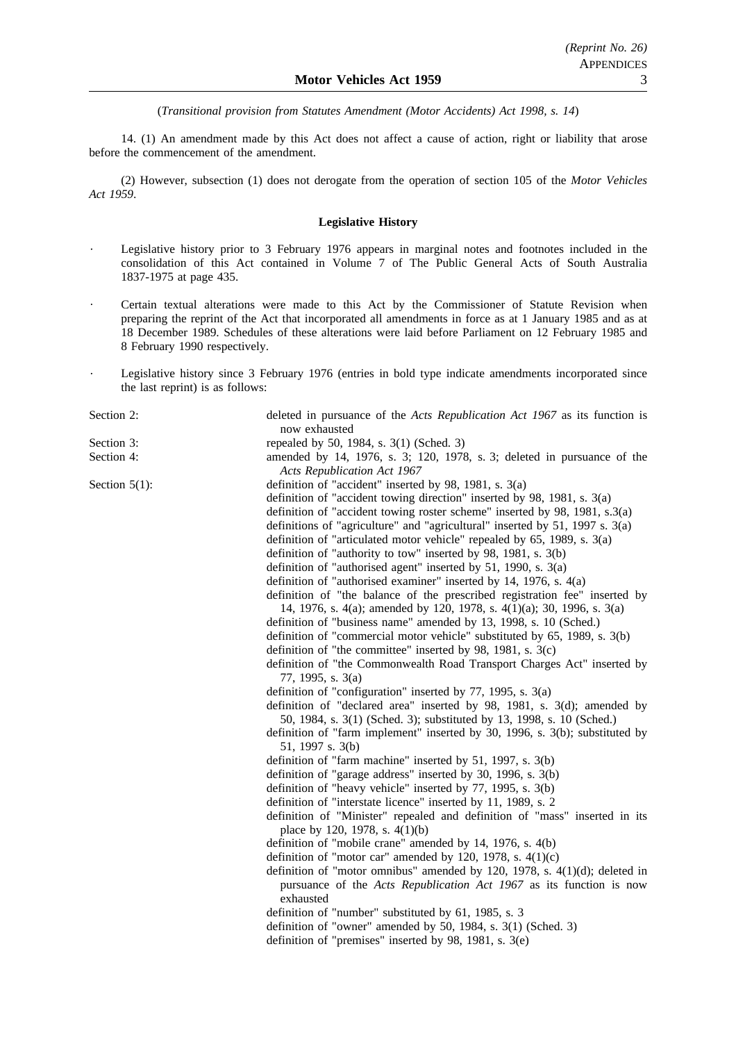(*Transitional provision from Statutes Amendment (Motor Accidents) Act 1998, s. 14*)

14. (1) An amendment made by this Act does not affect a cause of action, right or liability that arose before the commencement of the amendment.

(2) However, subsection (1) does not derogate from the operation of section 105 of the *Motor Vehicles Act 1959*.

**Legislative History**

- Legislative history prior to 3 February 1976 appears in marginal notes and footnotes included in the consolidation of this Act contained in Volume 7 of The Public General Acts of South Australia 1837-1975 at page 435.
- Certain textual alterations were made to this Act by the Commissioner of Statute Revision when preparing the reprint of the Act that incorporated all amendments in force as at 1 January 1985 and as at 18 December 1989. Schedules of these alterations were laid before Parliament on 12 February 1985 and 8 February 1990 respectively.
- Legislative history since 3 February 1976 (entries in bold type indicate amendments incorporated since the last reprint) is as follows:

Section 2: deleted in pursuance of the *Acts Republication Act 1967* as its function is now exhausted

Section 3: repealed by 50, 1984, s. 3(1) (Sched. 3)

Section 4: amended by 14, 1976, s. 3; 120, 1978, s. 3; deleted in pursuance of the *Acts Republication Act 1967*

Section 5(1):
definition of "accident" inserted by 98, 1981, s. 3(a)
definition of "accident towing direction" inserted by 98, 1981, s. 3(a)
definition of "accident towing roster scheme" inserted by 98, 1981, s.3(a)
definitions of "agriculture" and "agricultural" inserted by 51, 1997 s. 3(a)
definition of "articulated motor vehicle" repealed by 65, 1989, s. 3(a)
definition of "authority to tow" inserted by 98, 1981, s. 3(b)
definition of "authorised agent" inserted by 51, 1990, s. 3(a)
definition of "authorised examiner" inserted by 14, 1976, s. 4(a)
definition of "the balance of the prescribed registration fee" inserted by 14, 1976, s. 4(a); amended by 120, 1978, s. 4(1)(a); 30, 1996, s. 3(a)
definition of "business name" amended by 13, 1998, s. 10 (Sched.)
definition of "commercial motor vehicle" substituted by 65, 1989, s. 3(b)
definition of "the committee" inserted by 98, 1981, s. 3(c)
definition of "the Commonwealth Road Transport Charges Act" inserted by 77, 1995, s. 3(a)
definition of "configuration" inserted by 77, 1995, s. 3(a)
definition of "declared area" inserted by 98, 1981, s. 3(d); amended by 50, 1984, s. 3(1) (Sched. 3); substituted by 13, 1998, s. 10 (Sched.)
definition of "farm implement" inserted by 30, 1996, s. 3(b); substituted by 51, 1997 s. 3(b)
definition of "farm machine" inserted by 51, 1997, s. 3(b)
definition of "garage address" inserted by 30, 1996, s. 3(b)
definition of "heavy vehicle" inserted by 77, 1995, s. 3(b)
definition of "interstate licence" inserted by 11, 1989, s. 2
definition of "Minister" repealed and definition of "mass" inserted in its place by 120, 1978, s. 4(1)(b)
definition of "mobile crane" amended by 14, 1976, s. 4(b)
definition of "motor car" amended by 120, 1978, s. 4(1)(c)
definition of "motor omnibus" amended by 120, 1978, s. 4(1)(d); deleted in pursuance of the *Acts Republication Act 1967* as its function is now exhausted
definition of "number" substituted by 61, 1985, s. 3
definition of "owner" amended by 50, 1984, s. 3(1) (Sched. 3)
definition of "premises" inserted by 98, 1981, s. 3(e)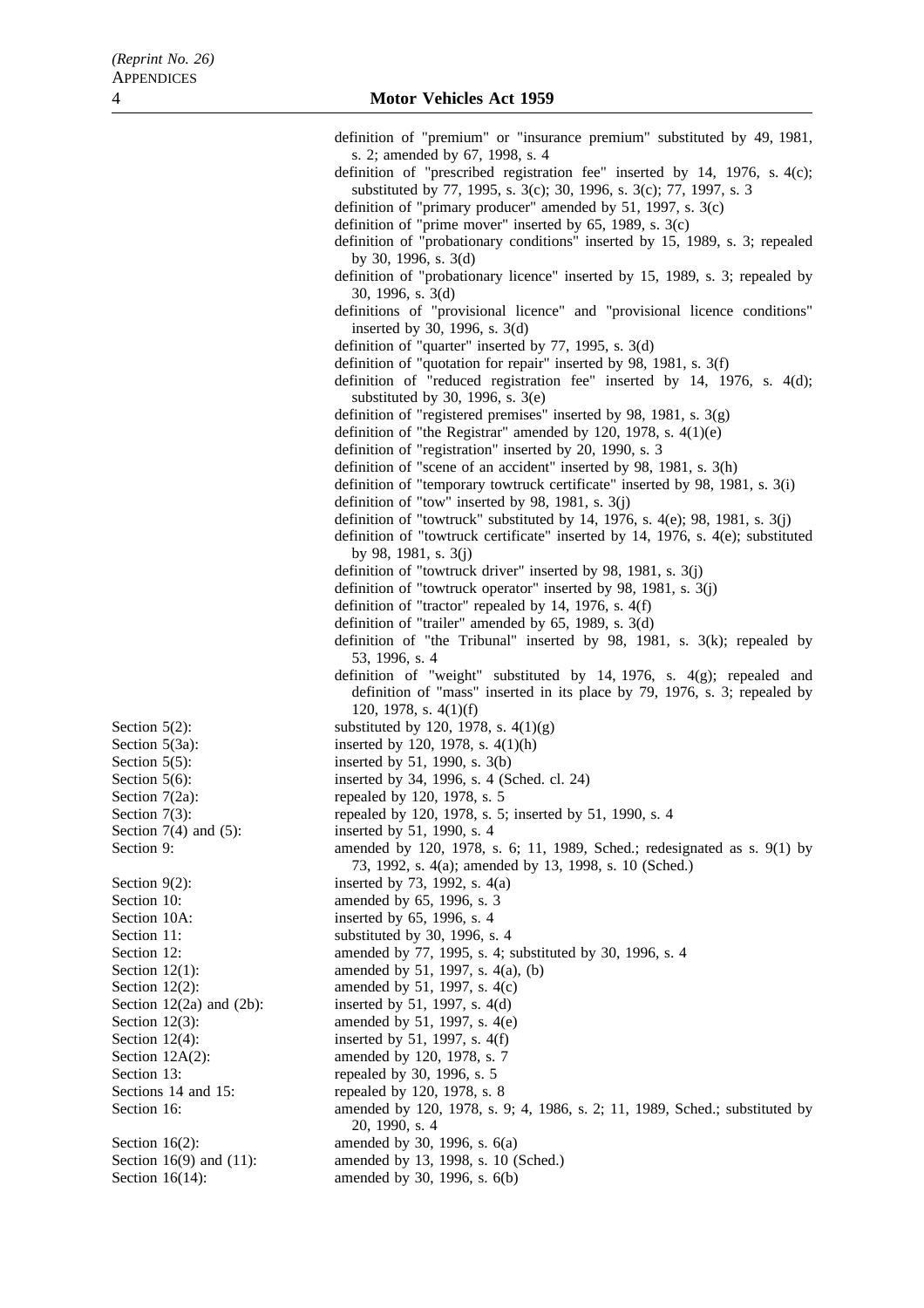definition of "premium" or "insurance premium" substituted by 49, 1981, s. 2; amended by 67, 1998, s. 4

definition of "prescribed registration fee" inserted by 14, 1976, s. 4(c); substituted by 77, 1995, s. 3(c); 30, 1996, s. 3(c); 77, 1997, s. 3

definition of "primary producer" amended by 51, 1997, s. 3(c)

definition of "prime mover" inserted by 65, 1989, s. 3(c)

definition of "probationary conditions" inserted by 15, 1989, s. 3; repealed by 30, 1996, s. 3(d)

definition of "probationary licence" inserted by 15, 1989, s. 3; repealed by 30, 1996, s. 3(d)

definitions of "provisional licence" and "provisional licence conditions" inserted by 30, 1996, s. 3(d)

definition of "quarter" inserted by 77, 1995, s. 3(d)

definition of "quotation for repair" inserted by 98, 1981, s. 3(f)

definition of "reduced registration fee" inserted by 14, 1976, s. 4(d); substituted by 30, 1996, s. 3(e)

definition of "registered premises" inserted by 98, 1981, s. 3(g)

definition of "the Registrar" amended by 120, 1978, s. 4(1)(e)

definition of "registration" inserted by 20, 1990, s. 3

definition of "scene of an accident" inserted by 98, 1981, s. 3(h)

definition of "temporary towtruck certificate" inserted by 98, 1981, s. 3(i)

definition of "tow" inserted by 98, 1981, s. 3(j)

definition of "towtruck" substituted by 14, 1976, s. 4(e); 98, 1981, s. 3(j)

definition of "towtruck certificate" inserted by 14, 1976, s. 4(e); substituted by 98, 1981, s. 3(j)

definition of "towtruck driver" inserted by 98, 1981, s. 3(j)

definition of "towtruck operator" inserted by 98, 1981, s. 3(j)

definition of "tractor" repealed by 14, 1976, s. 4(f)

definition of "trailer" amended by 65, 1989, s. 3(d)

definition of "the Tribunal" inserted by 98, 1981, s. 3(k); repealed by 53, 1996, s. 4

definition of "weight" substituted by 14, 1976, s. 4(g); repealed and definition of "mass" inserted in its place by 79, 1976, s. 3; repealed by 120, 1978, s. 4(1)(f)

| | |
|---|---|
| Section 5(2): | substituted by 120, 1978, s. 4(1)(g) |
| Section 5(3a): | inserted by 120, 1978, s. 4(1)(h) |
| Section 5(5): | inserted by 51, 1990, s. 3(b) |
| Section 5(6): | inserted by 34, 1996, s. 4 (Sched. cl. 24) |
| Section 7(2a): | repealed by 120, 1978, s. 5 |
| Section 7(3): | repealed by 120, 1978, s. 5; inserted by 51, 1990, s. 4 |
| Section 7(4) and (5): | inserted by 51, 1990, s. 4 |
| Section 9: | amended by 120, 1978, s. 6; 11, 1989, Sched.; redesignated as s. 9(1) by 73, 1992, s. 4(a); amended by 13, 1998, s. 10 (Sched.) |
| Section 9(2): | inserted by 73, 1992, s. 4(a) |
| Section 10: | amended by 65, 1996, s. 3 |
| Section 10A: | inserted by 65, 1996, s. 4 |
| Section 11: | substituted by 30, 1996, s. 4 |
| Section 12: | amended by 77, 1995, s. 4; substituted by 30, 1996, s. 4 |
| Section 12(1): | amended by 51, 1997, s. 4(a), (b) |
| Section 12(2): | amended by 51, 1997, s. 4(c) |
| Section 12(2a) and (2b): | inserted by 51, 1997, s. 4(d) |
| Section 12(3): | amended by 51, 1997, s. 4(e) |
| Section 12(4): | inserted by 51, 1997, s. 4(f) |
| Section 12A(2): | amended by 120, 1978, s. 7 |
| Section 13: | repealed by 30, 1996, s. 5 |
| Sections 14 and 15: | repealed by 120, 1978, s. 8 |
| Section 16: | amended by 120, 1978, s. 9; 4, 1986, s. 2; 11, 1989, Sched.; substituted by 20, 1990, s. 4 |
| Section 16(2): | amended by 30, 1996, s. 6(a) |
| Section 16(9) and (11): | amended by 13, 1998, s. 10 (Sched.) |
| Section 16(14): | amended by 30, 1996, s. 6(b) |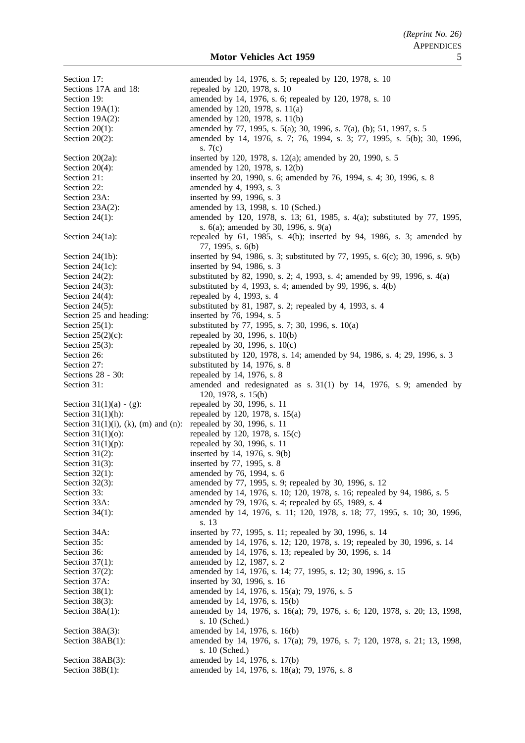| | |
|---|---|
| Section 17: | amended by 14, 1976, s. 5; repealed by 120, 1978, s. 10 |
| Sections 17A and 18: | repealed by 120, 1978, s. 10 |
| Section 19: | amended by 14, 1976, s. 6; repealed by 120, 1978, s. 10 |
| Section 19A(1): | amended by 120, 1978, s. 11(a) |
| Section 19A(2): | amended by 120, 1978, s. 11(b) |
| Section 20(1): | amended by 77, 1995, s. 5(a); 30, 1996, s. 7(a), (b); 51, 1997, s. 5 |
| Section 20(2): | amended by 14, 1976, s. 7; 76, 1994, s. 3; 77, 1995, s. 5(b); 30, 1996, s. 7(c) |
| Section 20(2a): | inserted by 120, 1978, s. 12(a); amended by 20, 1990, s. 5 |
| Section 20(4): | amended by 120, 1978, s. 12(b) |
| Section 21: | inserted by 20, 1990, s. 6; amended by 76, 1994, s. 4; 30, 1996, s. 8 |
| Section 22: | amended by 4, 1993, s. 3 |
| Section 23A: | inserted by 99, 1996, s. 3 |
| Section 23A(2): | amended by 13, 1998, s. 10 (Sched.) |
| Section 24(1): | amended by 120, 1978, s. 13; 61, 1985, s. 4(a); substituted by 77, 1995, s. 6(a); amended by 30, 1996, s. 9(a) |
| Section 24(1a): | repealed by 61, 1985, s. 4(b); inserted by 94, 1986, s. 3; amended by 77, 1995, s. 6(b) |
| Section 24(1b): | inserted by 94, 1986, s. 3; substituted by 77, 1995, s. 6(c); 30, 1996, s. 9(b) |
| Section 24(1c): | inserted by 94, 1986, s. 3 |
| Section 24(2): | substituted by 82, 1990, s. 2; 4, 1993, s. 4; amended by 99, 1996, s. 4(a) |
| Section 24(3): | substituted by 4, 1993, s. 4; amended by 99, 1996, s. 4(b) |
| Section 24(4): | repealed by 4, 1993, s. 4 |
| Section 24(5): | substituted by 81, 1987, s. 2; repealed by 4, 1993, s. 4 |
| Section 25 and heading: | inserted by 76, 1994, s. 5 |
| Section 25(1): | substituted by 77, 1995, s. 7; 30, 1996, s. 10(a) |
| Section 25(2)(c): | repealed by 30, 1996, s. 10(b) |
| Section 25(3): | repealed by 30, 1996, s. 10(c) |
| Section 26: | substituted by 120, 1978, s. 14; amended by 94, 1986, s. 4; 29, 1996, s. 3 |
| Section 27: | substituted by 14, 1976, s. 8 |
| Sections 28 - 30: | repealed by 14, 1976, s. 8 |
| Section 31: | amended and redesignated as s. 31(1) by 14, 1976, s. 9; amended by 120, 1978, s. 15(b) |
| Section 31(1)(a) - (g): | repealed by 30, 1996, s. 11 |
| Section 31(1)(h): | repealed by 120, 1978, s. 15(a) |
| Section 31(1)(i), (k), (m) and (n): | repealed by 30, 1996, s. 11 |
| Section 31(1)(o): | repealed by 120, 1978, s. 15(c) |
| Section 31(1)(p): | repealed by 30, 1996, s. 11 |
| Section 31(2): | inserted by 14, 1976, s. 9(b) |
| Section 31(3): | inserted by 77, 1995, s. 8 |
| Section 32(1): | amended by 76, 1994, s. 6 |
| Section 32(3): | amended by 77, 1995, s. 9; repealed by 30, 1996, s. 12 |
| Section 33: | amended by 14, 1976, s. 10; 120, 1978, s. 16; repealed by 94, 1986, s. 5 |
| Section 33A: | amended by 79, 1976, s. 4; repealed by 65, 1989, s. 4 |
| Section 34(1): | amended by 14, 1976, s. 11; 120, 1978, s. 18; 77, 1995, s. 10; 30, 1996, s. 13 |
| Section 34A: | inserted by 77, 1995, s. 11; repealed by 30, 1996, s. 14 |
| Section 35: | amended by 14, 1976, s. 12; 120, 1978, s. 19; repealed by 30, 1996, s. 14 |
| Section 36: | amended by 14, 1976, s. 13; repealed by 30, 1996, s. 14 |
| Section 37(1): | amended by 12, 1987, s. 2 |
| Section 37(2): | amended by 14, 1976, s. 14; 77, 1995, s. 12; 30, 1996, s. 15 |
| Section 37A: | inserted by 30, 1996, s. 16 |
| Section 38(1): | amended by 14, 1976, s. 15(a); 79, 1976, s. 5 |
| Section 38(3): | amended by 14, 1976, s. 15(b) |
| Section 38A(1): | amended by 14, 1976, s. 16(a); 79, 1976, s. 6; 120, 1978, s. 20; 13, 1998, s. 10 (Sched.) |
| Section 38A(3): | amended by 14, 1976, s. 16(b) |
| Section 38AB(1): | amended by 14, 1976, s. 17(a); 79, 1976, s. 7; 120, 1978, s. 21; 13, 1998, s. 10 (Sched.) |
| Section 38AB(3): | amended by 14, 1976, s. 17(b) |
| Section 38B(1): | amended by 14, 1976, s. 18(a); 79, 1976, s. 8 |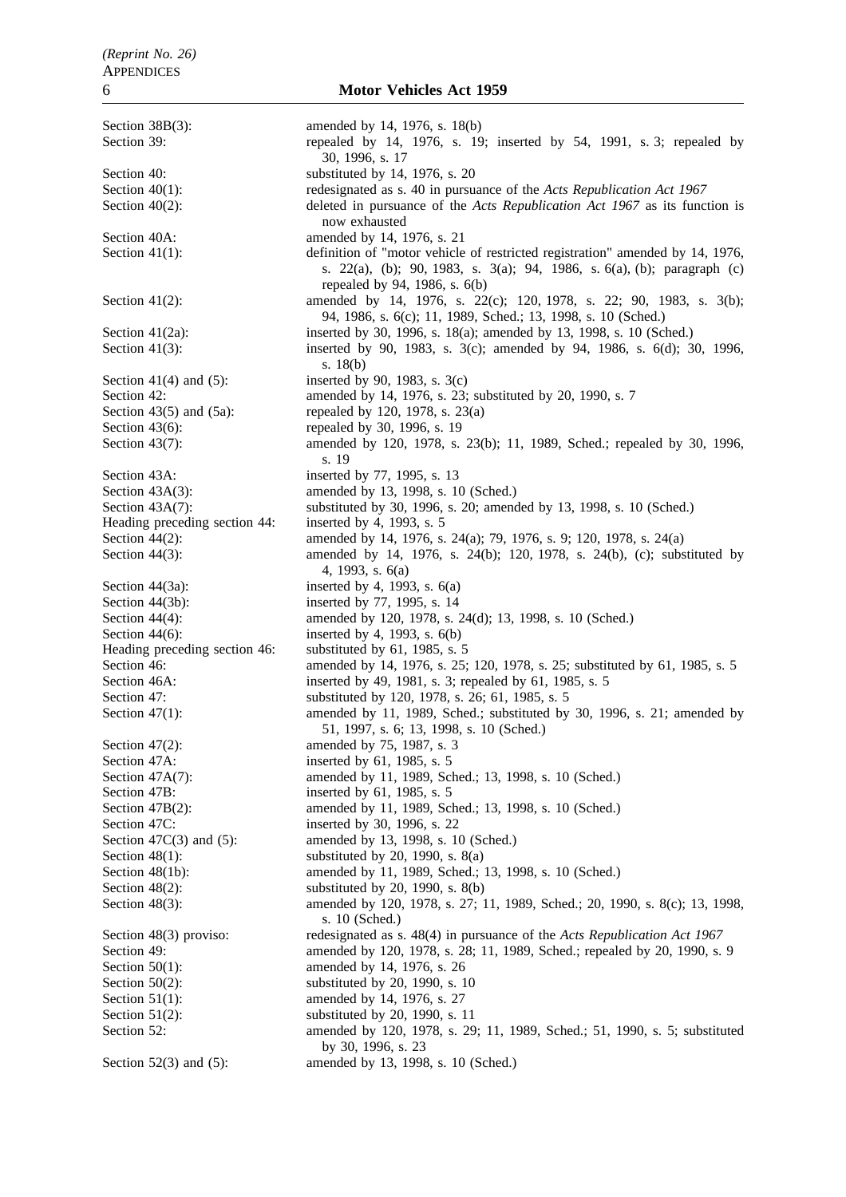| | |
|---|---|
| Section 38B(3): | amended by 14, 1976, s. 18(b) |
| Section 39: | repealed by 14, 1976, s. 19; inserted by 54, 1991, s. 3; repealed by 30, 1996, s. 17 |
| Section 40: | substituted by 14, 1976, s. 20 |
| Section 40(1): | redesignated as s. 40 in pursuance of the *Acts Republication Act 1967* |
| Section 40(2): | deleted in pursuance of the *Acts Republication Act 1967* as its function is now exhausted |
| Section 40A: | amended by 14, 1976, s. 21 |
| Section 41(1): | definition of "motor vehicle of restricted registration" amended by 14, 1976, s. 22(a), (b); 90, 1983, s. 3(a); 94, 1986, s. 6(a), (b); paragraph (c) repealed by 94, 1986, s. 6(b) |
| Section 41(2): | amended by 14, 1976, s. 22(c); 120, 1978, s. 22; 90, 1983, s. 3(b); 94, 1986, s. 6(c); 11, 1989, Sched.; 13, 1998, s. 10 (Sched.) |
| Section 41(2a): | inserted by 30, 1996, s. 18(a); amended by 13, 1998, s. 10 (Sched.) |
| Section 41(3): | inserted by 90, 1983, s. 3(c); amended by 94, 1986, s. 6(d); 30, 1996, s. 18(b) |
| Section 41(4) and (5): | inserted by 90, 1983, s. 3(c) |
| Section 42: | amended by 14, 1976, s. 23; substituted by 20, 1990, s. 7 |
| Section 43(5) and (5a): | repealed by 120, 1978, s. 23(a) |
| Section 43(6): | repealed by 30, 1996, s. 19 |
| Section 43(7): | amended by 120, 1978, s. 23(b); 11, 1989, Sched.; repealed by 30, 1996, s. 19 |
| Section 43A: | inserted by 77, 1995, s. 13 |
| Section 43A(3): | amended by 13, 1998, s. 10 (Sched.) |
| Section 43A(7): | substituted by 30, 1996, s. 20; amended by 13, 1998, s. 10 (Sched.) |
| Heading preceding section 44: | inserted by 4, 1993, s. 5 |
| Section 44(2): | amended by 14, 1976, s. 24(a); 79, 1976, s. 9; 120, 1978, s. 24(a) |
| Section 44(3): | amended by 14, 1976, s. 24(b); 120, 1978, s. 24(b), (c); substituted by 4, 1993, s. 6(a) |
| Section 44(3a): | inserted by 4, 1993, s. 6(a) |
| Section 44(3b): | inserted by 77, 1995, s. 14 |
| Section 44(4): | amended by 120, 1978, s. 24(d); 13, 1998, s. 10 (Sched.) |
| Section 44(6): | inserted by 4, 1993, s. 6(b) |
| Heading preceding section 46: | substituted by 61, 1985, s. 5 |
| Section 46: | amended by 14, 1976, s. 25; 120, 1978, s. 25; substituted by 61, 1985, s. 5 |
| Section 46A: | inserted by 49, 1981, s. 3; repealed by 61, 1985, s. 5 |
| Section 47: | substituted by 120, 1978, s. 26; 61, 1985, s. 5 |
| Section 47(1): | amended by 11, 1989, Sched.; substituted by 30, 1996, s. 21; amended by 51, 1997, s. 6; 13, 1998, s. 10 (Sched.) |
| Section 47(2): | amended by 75, 1987, s. 3 |
| Section 47A: | inserted by 61, 1985, s. 5 |
| Section 47A(7): | amended by 11, 1989, Sched.; 13, 1998, s. 10 (Sched.) |
| Section 47B: | inserted by 61, 1985, s. 5 |
| Section 47B(2): | amended by 11, 1989, Sched.; 13, 1998, s. 10 (Sched.) |
| Section 47C: | inserted by 30, 1996, s. 22 |
| Section 47C(3) and (5): | amended by 13, 1998, s. 10 (Sched.) |
| Section 48(1): | substituted by 20, 1990, s. 8(a) |
| Section 48(1b): | amended by 11, 1989, Sched.; 13, 1998, s. 10 (Sched.) |
| Section 48(2): | substituted by 20, 1990, s. 8(b) |
| Section 48(3): | amended by 120, 1978, s. 27; 11, 1989, Sched.; 20, 1990, s. 8(c); 13, 1998, s. 10 (Sched.) |
| Section 48(3) proviso: | redesignated as s. 48(4) in pursuance of the *Acts Republication Act 1967* |
| Section 49: | amended by 120, 1978, s. 28; 11, 1989, Sched.; repealed by 20, 1990, s. 9 |
| Section 50(1): | amended by 14, 1976, s. 26 |
| Section 50(2): | substituted by 20, 1990, s. 10 |
| Section 51(1): | amended by 14, 1976, s. 27 |
| Section 51(2): | substituted by 20, 1990, s. 11 |
| Section 52: | amended by 120, 1978, s. 29; 11, 1989, Sched.; 51, 1990, s. 5; substituted by 30, 1996, s. 23 |
| Section 52(3) and (5): | amended by 13, 1998, s. 10 (Sched.) |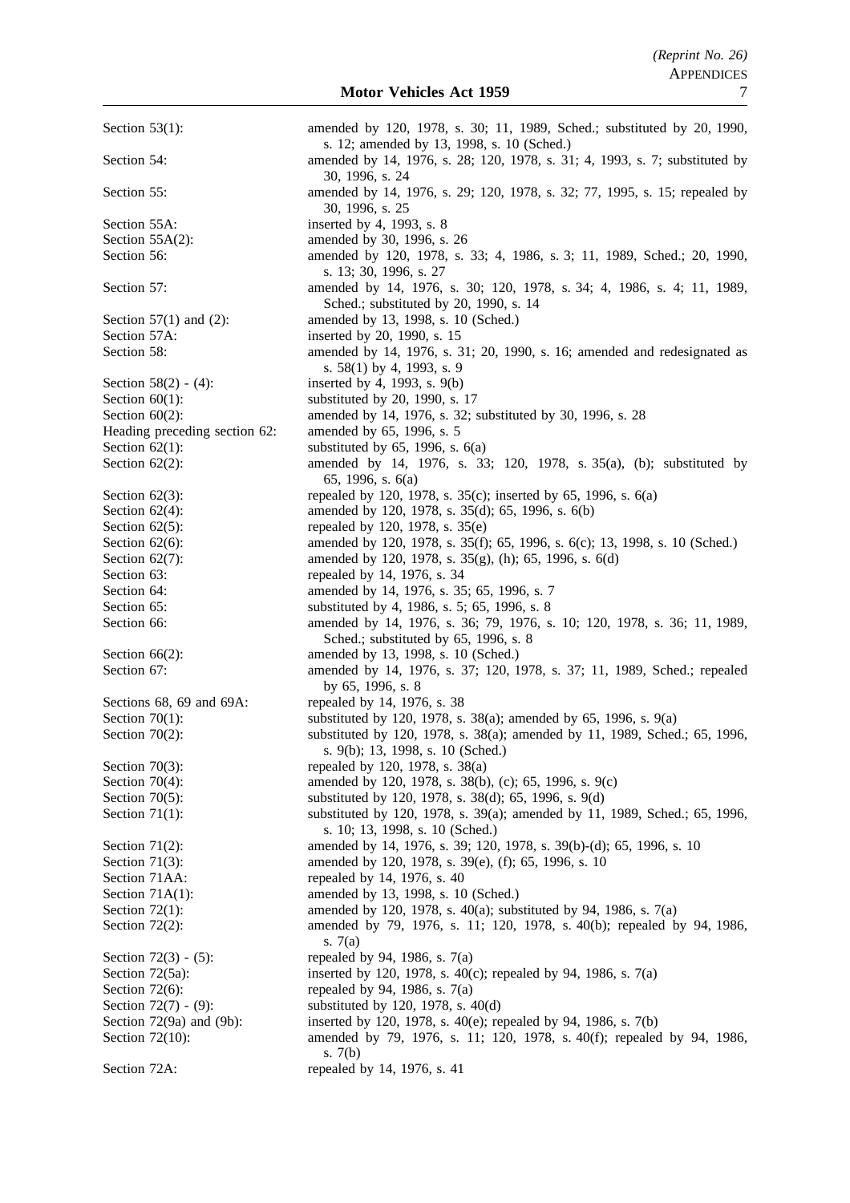| | |
|---|---|
| Section 53(1): | amended by 120, 1978, s. 30; 11, 1989, Sched.; substituted by 20, 1990, s. 12; amended by 13, 1998, s. 10 (Sched.) |
| Section 54: | amended by 14, 1976, s. 28; 120, 1978, s. 31; 4, 1993, s. 7; substituted by 30, 1996, s. 24 |
| Section 55: | amended by 14, 1976, s. 29; 120, 1978, s. 32; 77, 1995, s. 15; repealed by 30, 1996, s. 25 |
| Section 55A: | inserted by 4, 1993, s. 8 |
| Section 55A(2): | amended by 30, 1996, s. 26 |
| Section 56: | amended by 120, 1978, s. 33; 4, 1986, s. 3; 11, 1989, Sched.; 20, 1990, s. 13; 30, 1996, s. 27 |
| Section 57: | amended by 14, 1976, s. 30; 120, 1978, s. 34; 4, 1986, s. 4; 11, 1989, Sched.; substituted by 20, 1990, s. 14 |
| Section 57(1) and (2): | amended by 13, 1998, s. 10 (Sched.) |
| Section 57A: | inserted by 20, 1990, s. 15 |
| Section 58: | amended by 14, 1976, s. 31; 20, 1990, s. 16; amended and redesignated as s. 58(1) by 4, 1993, s. 9 |
| Section 58(2) - (4): | inserted by 4, 1993, s. 9(b) |
| Section 60(1): | substituted by 20, 1990, s. 17 |
| Section 60(2): | amended by 14, 1976, s. 32; substituted by 30, 1996, s. 28 |
| Heading preceding section 62: | amended by 65, 1996, s. 5 |
| Section 62(1): | substituted by 65, 1996, s. 6(a) |
| Section 62(2): | amended by 14, 1976, s. 33; 120, 1978, s. 35(a), (b); substituted by 65, 1996, s. 6(a) |
| Section 62(3): | repealed by 120, 1978, s. 35(c); inserted by 65, 1996, s. 6(a) |
| Section 62(4): | amended by 120, 1978, s. 35(d); 65, 1996, s. 6(b) |
| Section 62(5): | repealed by 120, 1978, s. 35(e) |
| Section 62(6): | amended by 120, 1978, s. 35(f); 65, 1996, s. 6(c); 13, 1998, s. 10 (Sched.) |
| Section 62(7): | amended by 120, 1978, s. 35(g), (h); 65, 1996, s. 6(d) |
| Section 63: | repealed by 14, 1976, s. 34 |
| Section 64: | amended by 14, 1976, s. 35; 65, 1996, s. 7 |
| Section 65: | substituted by 4, 1986, s. 5; 65, 1996, s. 8 |
| Section 66: | amended by 14, 1976, s. 36; 79, 1976, s. 10; 120, 1978, s. 36; 11, 1989, Sched.; substituted by 65, 1996, s. 8 |
| Section 66(2): | amended by 13, 1998, s. 10 (Sched.) |
| Section 67: | amended by 14, 1976, s. 37; 120, 1978, s. 37; 11, 1989, Sched.; repealed by 65, 1996, s. 8 |
| Sections 68, 69 and 69A: | repealed by 14, 1976, s. 38 |
| Section 70(1): | substituted by 120, 1978, s. 38(a); amended by 65, 1996, s. 9(a) |
| Section 70(2): | substituted by 120, 1978, s. 38(a); amended by 11, 1989, Sched.; 65, 1996, s. 9(b); 13, 1998, s. 10 (Sched.) |
| Section 70(3): | repealed by 120, 1978, s. 38(a) |
| Section 70(4): | amended by 120, 1978, s. 38(b), (c); 65, 1996, s. 9(c) |
| Section 70(5): | substituted by 120, 1978, s. 38(d); 65, 1996, s. 9(d) |
| Section 71(1): | substituted by 120, 1978, s. 39(a); amended by 11, 1989, Sched.; 65, 1996, s. 10; 13, 1998, s. 10 (Sched.) |
| Section 71(2): | amended by 14, 1976, s. 39; 120, 1978, s. 39(b)-(d); 65, 1996, s. 10 |
| Section 71(3): | amended by 120, 1978, s. 39(e), (f); 65, 1996, s. 10 |
| Section 71AA: | repealed by 14, 1976, s. 40 |
| Section 71A(1): | amended by 13, 1998, s. 10 (Sched.) |
| Section 72(1): | amended by 120, 1978, s. 40(a); substituted by 94, 1986, s. 7(a) |
| Section 72(2): | amended by 79, 1976, s. 11; 120, 1978, s. 40(b); repealed by 94, 1986, s. 7(a) |
| Section 72(3) - (5): | repealed by 94, 1986, s. 7(a) |
| Section 72(5a): | inserted by 120, 1978, s. 40(c); repealed by 94, 1986, s. 7(a) |
| Section 72(6): | repealed by 94, 1986, s. 7(a) |
| Section 72(7) - (9): | substituted by 120, 1978, s. 40(d) |
| Section 72(9a) and (9b): | inserted by 120, 1978, s. 40(e); repealed by 94, 1986, s. 7(b) |
| Section 72(10): | amended by 79, 1976, s. 11; 120, 1978, s. 40(f); repealed by 94, 1986, s. 7(b) |
| Section 72A: | repealed by 14, 1976, s. 41 |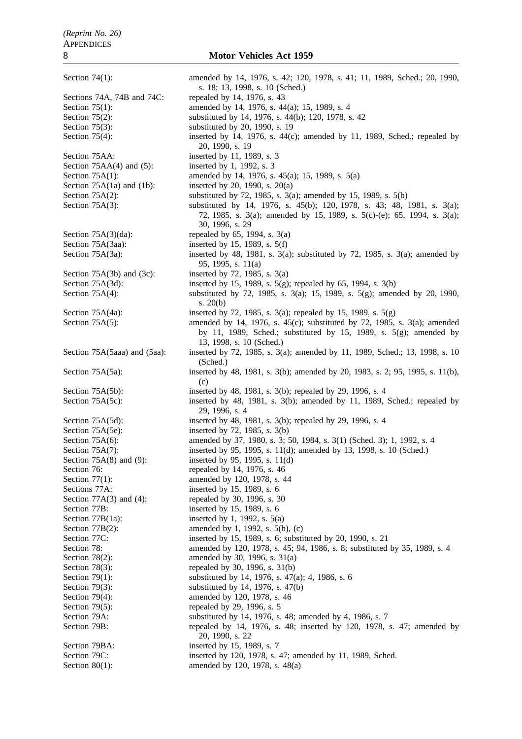| | |
|---|---|
| Section 74(1): | amended by 14, 1976, s. 42; 120, 1978, s. 41; 11, 1989, Sched.; 20, 1990, s. 18; 13, 1998, s. 10 (Sched.) |
| Sections 74A, 74B and 74C: | repealed by 14, 1976, s. 43 |
| Section 75(1): | amended by 14, 1976, s. 44(a); 15, 1989, s. 4 |
| Section 75(2): | substituted by 14, 1976, s. 44(b); 120, 1978, s. 42 |
| Section 75(3): | substituted by 20, 1990, s. 19 |
| Section 75(4): | inserted by 14, 1976, s. 44(c); amended by 11, 1989, Sched.; repealed by 20, 1990, s. 19 |
| Section 75AA: | inserted by 11, 1989, s. 3 |
| Section 75AA(4) and (5): | inserted by 1, 1992, s. 3 |
| Section 75A(1): | amended by 14, 1976, s. 45(a); 15, 1989, s. 5(a) |
| Section 75A(1a) and (1b): | inserted by 20, 1990, s. 20(a) |
| Section 75A(2): | substituted by 72, 1985, s. 3(a); amended by 15, 1989, s. 5(b) |
| Section 75A(3): | substituted by 14, 1976, s. 45(b); 120, 1978, s. 43; 48, 1981, s. 3(a); 72, 1985, s. 3(a); amended by 15, 1989, s. 5(c)-(e); 65, 1994, s. 3(a); 30, 1996, s. 29 |
| Section 75A(3)(da): | repealed by 65, 1994, s. 3(a) |
| Section 75A(3aa): | inserted by 15, 1989, s. 5(f) |
| Section 75A(3a): | inserted by 48, 1981, s. 3(a); substituted by 72, 1985, s. 3(a); amended by 95, 1995, s. 11(a) |
| Section 75A(3b) and (3c): | inserted by 72, 1985, s. 3(a) |
| Section 75A(3d): | inserted by 15, 1989, s. 5(g); repealed by 65, 1994, s. 3(b) |
| Section 75A(4): | substituted by 72, 1985, s. 3(a); 15, 1989, s. 5(g); amended by 20, 1990, s. 20(b) |
| Section 75A(4a): | inserted by 72, 1985, s. 3(a); repealed by 15, 1989, s. 5(g) |
| Section 75A(5): | amended by 14, 1976, s. 45(c); substituted by 72, 1985, s. 3(a); amended by 11, 1989, Sched.; substituted by 15, 1989, s. 5(g); amended by 13, 1998, s. 10 (Sched.) |
| Section 75A(5aaa) and (5aa): | inserted by 72, 1985, s. 3(a); amended by 11, 1989, Sched.; 13, 1998, s. 10 (Sched.) |
| Section 75A(5a): | inserted by 48, 1981, s. 3(b); amended by 20, 1983, s. 2; 95, 1995, s. 11(b), (c) |
| Section 75A(5b): | inserted by 48, 1981, s. 3(b); repealed by 29, 1996, s. 4 |
| Section 75A(5c): | inserted by 48, 1981, s. 3(b); amended by 11, 1989, Sched.; repealed by 29, 1996, s. 4 |
| Section 75A(5d): | inserted by 48, 1981, s. 3(b); repealed by 29, 1996, s. 4 |
| Section 75A(5e): | inserted by 72, 1985, s. 3(b) |
| Section 75A(6): | amended by 37, 1980, s. 3; 50, 1984, s. 3(1) (Sched. 3); 1, 1992, s. 4 |
| Section 75A(7): | inserted by 95, 1995, s. 11(d); amended by 13, 1998, s. 10 (Sched.) |
| Section 75A(8) and (9): | inserted by 95, 1995, s. 11(d) |
| Section 76: | repealed by 14, 1976, s. 46 |
| Section 77(1): | amended by 120, 1978, s. 44 |
| Sections 77A: | inserted by 15, 1989, s. 6 |
| Section 77A(3) and (4): | repealed by 30, 1996, s. 30 |
| Section 77B: | inserted by 15, 1989, s. 6 |
| Section 77B(1a): | inserted by 1, 1992, s. 5(a) |
| Section 77B(2): | amended by 1, 1992, s. 5(b), (c) |
| Section 77C: | inserted by 15, 1989, s. 6; substituted by 20, 1990, s. 21 |
| Section 78: | amended by 120, 1978, s. 45; 94, 1986, s. 8; substituted by 35, 1989, s. 4 |
| Section 78(2): | amended by 30, 1996, s. 31(a) |
| Section 78(3): | repealed by 30, 1996, s. 31(b) |
| Section 79(1): | substituted by 14, 1976, s. 47(a); 4, 1986, s. 6 |
| Section 79(3): | substituted by 14, 1976, s. 47(b) |
| Section 79(4): | amended by 120, 1978, s. 46 |
| Section 79(5): | repealed by 29, 1996, s. 5 |
| Section 79A: | substituted by 14, 1976, s. 48; amended by 4, 1986, s. 7 |
| Section 79B: | repealed by 14, 1976, s. 48; inserted by 120, 1978, s. 47; amended by 20, 1990, s. 22 |
| Section 79BA: | inserted by 15, 1989, s. 7 |
| Section 79C: | inserted by 120, 1978, s. 47; amended by 11, 1989, Sched. |
| Section 80(1): | amended by 120, 1978, s. 48(a) |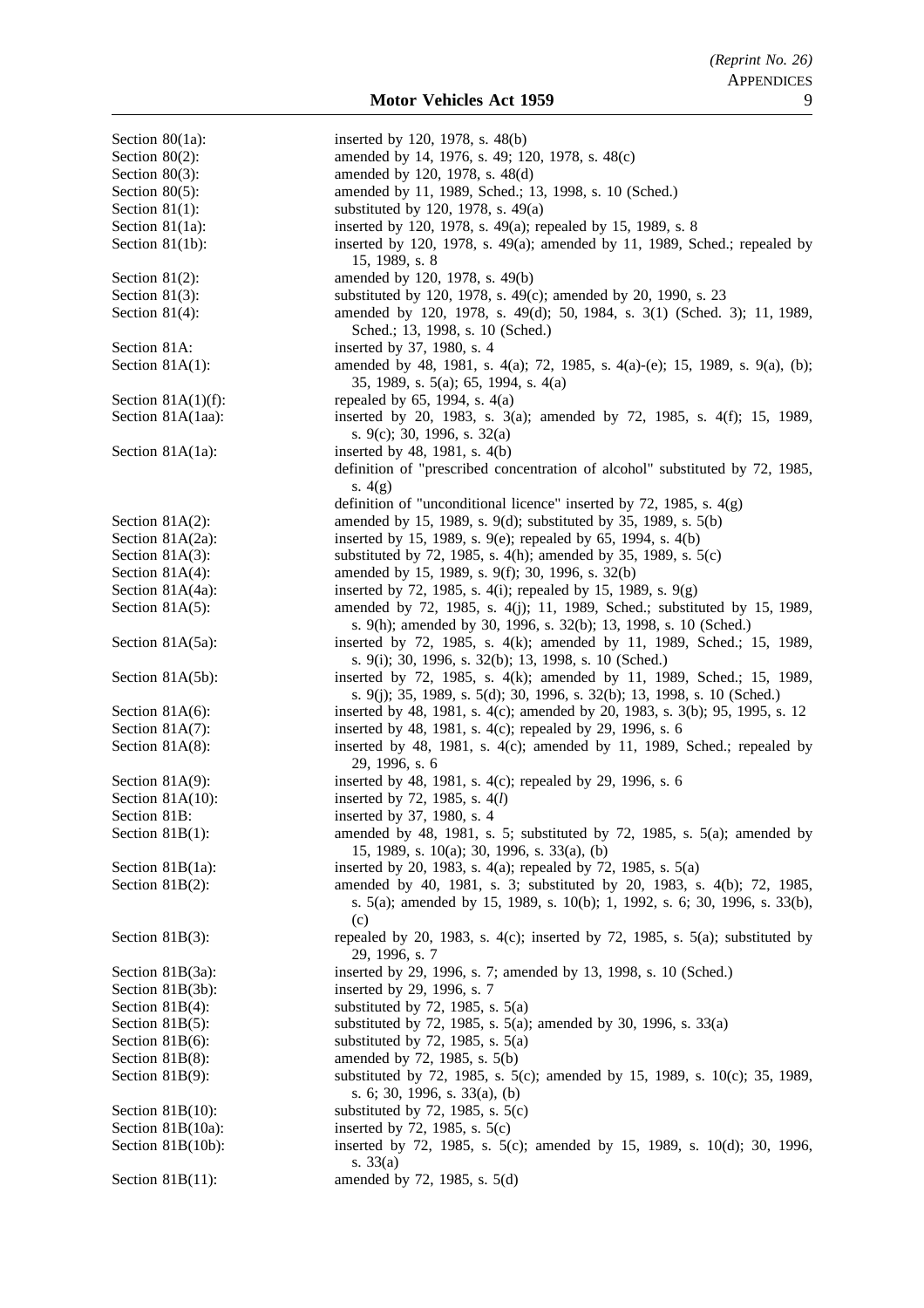| | |
|---|---|
| Section 80(1a): | inserted by 120, 1978, s. 48(b) |
| Section 80(2): | amended by 14, 1976, s. 49; 120, 1978, s. 48(c) |
| Section 80(3): | amended by 120, 1978, s. 48(d) |
| Section 80(5): | amended by 11, 1989, Sched.; 13, 1998, s. 10 (Sched.) |
| Section 81(1): | substituted by 120, 1978, s. 49(a) |
| Section 81(1a): | inserted by 120, 1978, s. 49(a); repealed by 15, 1989, s. 8 |
| Section 81(1b): | inserted by 120, 1978, s. 49(a); amended by 11, 1989, Sched.; repealed by 15, 1989, s. 8 |
| Section 81(2): | amended by 120, 1978, s. 49(b) |
| Section 81(3): | substituted by 120, 1978, s. 49(c); amended by 20, 1990, s. 23 |
| Section 81(4): | amended by 120, 1978, s. 49(d); 50, 1984, s. 3(1) (Sched. 3); 11, 1989, Sched.; 13, 1998, s. 10 (Sched.) |
| Section 81A: | inserted by 37, 1980, s. 4 |
| Section 81A(1): | amended by 48, 1981, s. 4(a); 72, 1985, s. 4(a)-(e); 15, 1989, s. 9(a), (b); 35, 1989, s. 5(a); 65, 1994, s. 4(a) |
| Section 81A(1)(f): | repealed by 65, 1994, s. 4(a) |
| Section 81A(1aa): | inserted by 20, 1983, s. 3(a); amended by 72, 1985, s. 4(f); 15, 1989, s. 9(c); 30, 1996, s. 32(a) |
| Section 81A(1a): | inserted by 48, 1981, s. 4(b) |
| | definition of "prescribed concentration of alcohol" substituted by 72, 1985, s. 4(g) |
| | definition of "unconditional licence" inserted by 72, 1985, s. 4(g) |
| Section 81A(2): | amended by 15, 1989, s. 9(d); substituted by 35, 1989, s. 5(b) |
| Section 81A(2a): | inserted by 15, 1989, s. 9(e); repealed by 65, 1994, s. 4(b) |
| Section 81A(3): | substituted by 72, 1985, s. 4(h); amended by 35, 1989, s. 5(c) |
| Section 81A(4): | amended by 15, 1989, s. 9(f); 30, 1996, s. 32(b) |
| Section 81A(4a): | inserted by 72, 1985, s. 4(i); repealed by 15, 1989, s. 9(g) |
| Section 81A(5): | amended by 72, 1985, s. 4(j); 11, 1989, Sched.; substituted by 15, 1989, s. 9(h); amended by 30, 1996, s. 32(b); 13, 1998, s. 10 (Sched.) |
| Section 81A(5a): | inserted by 72, 1985, s. 4(k); amended by 11, 1989, Sched.; 15, 1989, s. 9(i); 30, 1996, s. 32(b); 13, 1998, s. 10 (Sched.) |
| Section 81A(5b): | inserted by 72, 1985, s. 4(k); amended by 11, 1989, Sched.; 15, 1989, s. 9(j); 35, 1989, s. 5(d); 30, 1996, s. 32(b); 13, 1998, s. 10 (Sched.) |
| Section 81A(6): | inserted by 48, 1981, s. 4(c); amended by 20, 1983, s. 3(b); 95, 1995, s. 12 |
| Section 81A(7): | inserted by 48, 1981, s. 4(c); repealed by 29, 1996, s. 6 |
| Section 81A(8): | inserted by 48, 1981, s. 4(c); amended by 11, 1989, Sched.; repealed by 29, 1996, s. 6 |
| Section 81A(9): | inserted by 48, 1981, s. 4(c); repealed by 29, 1996, s. 6 |
| Section 81A(10): | inserted by 72, 1985, s. 4(*l*) |
| Section 81B: | inserted by 37, 1980, s. 4 |
| Section 81B(1): | amended by 48, 1981, s. 5; substituted by 72, 1985, s. 5(a); amended by 15, 1989, s. 10(a); 30, 1996, s. 33(a), (b) |
| Section 81B(1a): | inserted by 20, 1983, s. 4(a); repealed by 72, 1985, s. 5(a) |
| Section 81B(2): | amended by 40, 1981, s. 3; substituted by 20, 1983, s. 4(b); 72, 1985, s. 5(a); amended by 15, 1989, s. 10(b); 1, 1992, s. 6; 30, 1996, s. 33(b), (c) |
| Section 81B(3): | repealed by 20, 1983, s. 4(c); inserted by 72, 1985, s. 5(a); substituted by 29, 1996, s. 7 |
| Section 81B(3a): | inserted by 29, 1996, s. 7; amended by 13, 1998, s. 10 (Sched.) |
| Section 81B(3b): | inserted by 29, 1996, s. 7 |
| Section 81B(4): | substituted by 72, 1985, s. 5(a) |
| Section 81B(5): | substituted by 72, 1985, s. 5(a); amended by 30, 1996, s. 33(a) |
| Section 81B(6): | substituted by 72, 1985, s. 5(a) |
| Section 81B(8): | amended by 72, 1985, s. 5(b) |
| Section 81B(9): | substituted by 72, 1985, s. 5(c); amended by 15, 1989, s. 10(c); 35, 1989, s. 6; 30, 1996, s. 33(a), (b) |
| Section 81B(10): | substituted by 72, 1985, s. 5(c) |
| Section 81B(10a): | inserted by 72, 1985, s. 5(c) |
| Section 81B(10b): | inserted by 72, 1985, s. 5(c); amended by 15, 1989, s. 10(d); 30, 1996, s. 33(a) |
| Section 81B(11): | amended by 72, 1985, s. 5(d) |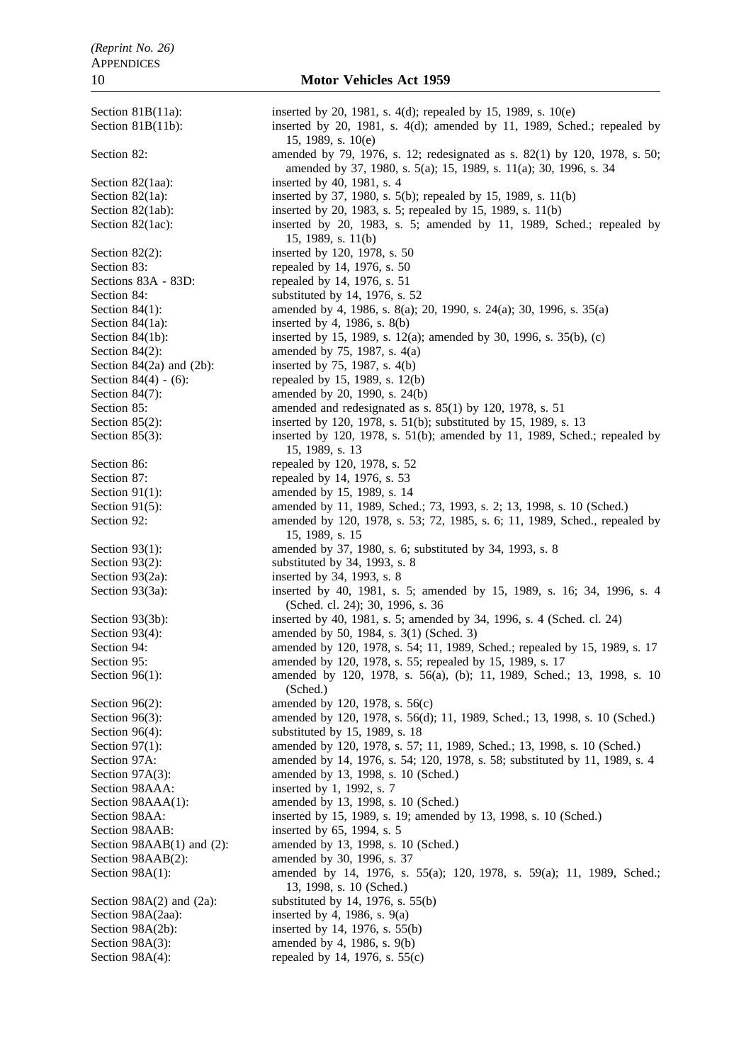Section 81B(11a): inserted by 20, 1981, s. 4(d); repealed by 15, 1989, s. 10(e)

Section 81B(11b): inserted by 20, 1981, s. 4(d); amended by 11, 1989, Sched.; repealed by 15, 1989, s. 10(e)

Section 82: amended by 79, 1976, s. 12; redesignated as s. 82(1) by 120, 1978, s. 50; amended by 37, 1980, s. 5(a); 15, 1989, s. 11(a); 30, 1996, s. 34

Section 82(1aa): inserted by 40, 1981, s. 4

Section 82(1a): inserted by 37, 1980, s. 5(b); repealed by 15, 1989, s. 11(b)

Section 82(1ab): inserted by 20, 1983, s. 5; repealed by 15, 1989, s. 11(b)

Section 82(1ac): inserted by 20, 1983, s. 5; amended by 11, 1989, Sched.; repealed by 15, 1989, s. 11(b)

Section 82(2): inserted by 120, 1978, s. 50

Section 83: repealed by 14, 1976, s. 50

Sections 83A - 83D: repealed by 14, 1976, s. 51

Section 84: substituted by 14, 1976, s. 52

Section 84(1): amended by 4, 1986, s. 8(a); 20, 1990, s. 24(a); 30, 1996, s. 35(a)

Section 84(1a): inserted by 4, 1986, s. 8(b)

Section 84(1b): inserted by 15, 1989, s. 12(a); amended by 30, 1996, s. 35(b), (c)

Section 84(2): amended by 75, 1987, s. 4(a)

Section 84(2a) and (2b): inserted by 75, 1987, s. 4(b)

Section 84(4) - (6): repealed by 15, 1989, s. 12(b)

Section 84(7): amended by 20, 1990, s. 24(b)

Section 85: amended and redesignated as s. 85(1) by 120, 1978, s. 51

Section 85(2): inserted by 120, 1978, s. 51(b); substituted by 15, 1989, s. 13

Section 85(3): inserted by 120, 1978, s. 51(b); amended by 11, 1989, Sched.; repealed by 15, 1989, s. 13

Section 86: repealed by 120, 1978, s. 52

Section 87: repealed by 14, 1976, s. 53

Section 91(1): amended by 15, 1989, s. 14

Section 91(5): amended by 11, 1989, Sched.; 73, 1993, s. 2; 13, 1998, s. 10 (Sched.)

Section 92: amended by 120, 1978, s. 53; 72, 1985, s. 6; 11, 1989, Sched., repealed by 15, 1989, s. 15

Section 93(1): amended by 37, 1980, s. 6; substituted by 34, 1993, s. 8

Section 93(2): substituted by 34, 1993, s. 8

Section 93(2a): inserted by 34, 1993, s. 8

Section 93(3a): inserted by 40, 1981, s. 5; amended by 15, 1989, s. 16; 34, 1996, s. 4 (Sched. cl. 24); 30, 1996, s. 36

Section 93(3b): inserted by 40, 1981, s. 5; amended by 34, 1996, s. 4 (Sched. cl. 24)

Section 93(4): amended by 50, 1984, s. 3(1) (Sched. 3)

Section 94: amended by 120, 1978, s. 54; 11, 1989, Sched.; repealed by 15, 1989, s. 17

Section 95: amended by 120, 1978, s. 55; repealed by 15, 1989, s. 17

Section 96(1): amended by 120, 1978, s. 56(a), (b); 11, 1989, Sched.; 13, 1998, s. 10 (Sched.)

Section 96(2): amended by 120, 1978, s. 56(c)

Section 96(3): amended by 120, 1978, s. 56(d); 11, 1989, Sched.; 13, 1998, s. 10 (Sched.)

Section 96(4): substituted by 15, 1989, s. 18

Section 97(1): amended by 120, 1978, s. 57; 11, 1989, Sched.; 13, 1998, s. 10 (Sched.)

Section 97A: amended by 14, 1976, s. 54; 120, 1978, s. 58; substituted by 11, 1989, s. 4

Section 97A(3): amended by 13, 1998, s. 10 (Sched.)

Section 98AAA: inserted by 1, 1992, s. 7

Section 98AAA(1): amended by 13, 1998, s. 10 (Sched.)

Section 98AA: inserted by 15, 1989, s. 19; amended by 13, 1998, s. 10 (Sched.)

Section 98AAB: inserted by 65, 1994, s. 5

Section 98AAB(1) and (2): amended by 13, 1998, s. 10 (Sched.)

Section 98AAB(2): amended by 30, 1996, s. 37

Section 98A(1): amended by 14, 1976, s. 55(a); 120, 1978, s. 59(a); 11, 1989, Sched.; 13, 1998, s. 10 (Sched.)

Section 98A(2) and (2a): substituted by 14, 1976, s. 55(b)

Section 98A(2aa): inserted by 4, 1986, s. 9(a)

Section 98A(2b): inserted by 14, 1976, s. 55(b)

Section 98A(3): amended by 4, 1986, s. 9(b)

Section 98A(4): repealed by 14, 1976, s. 55(c)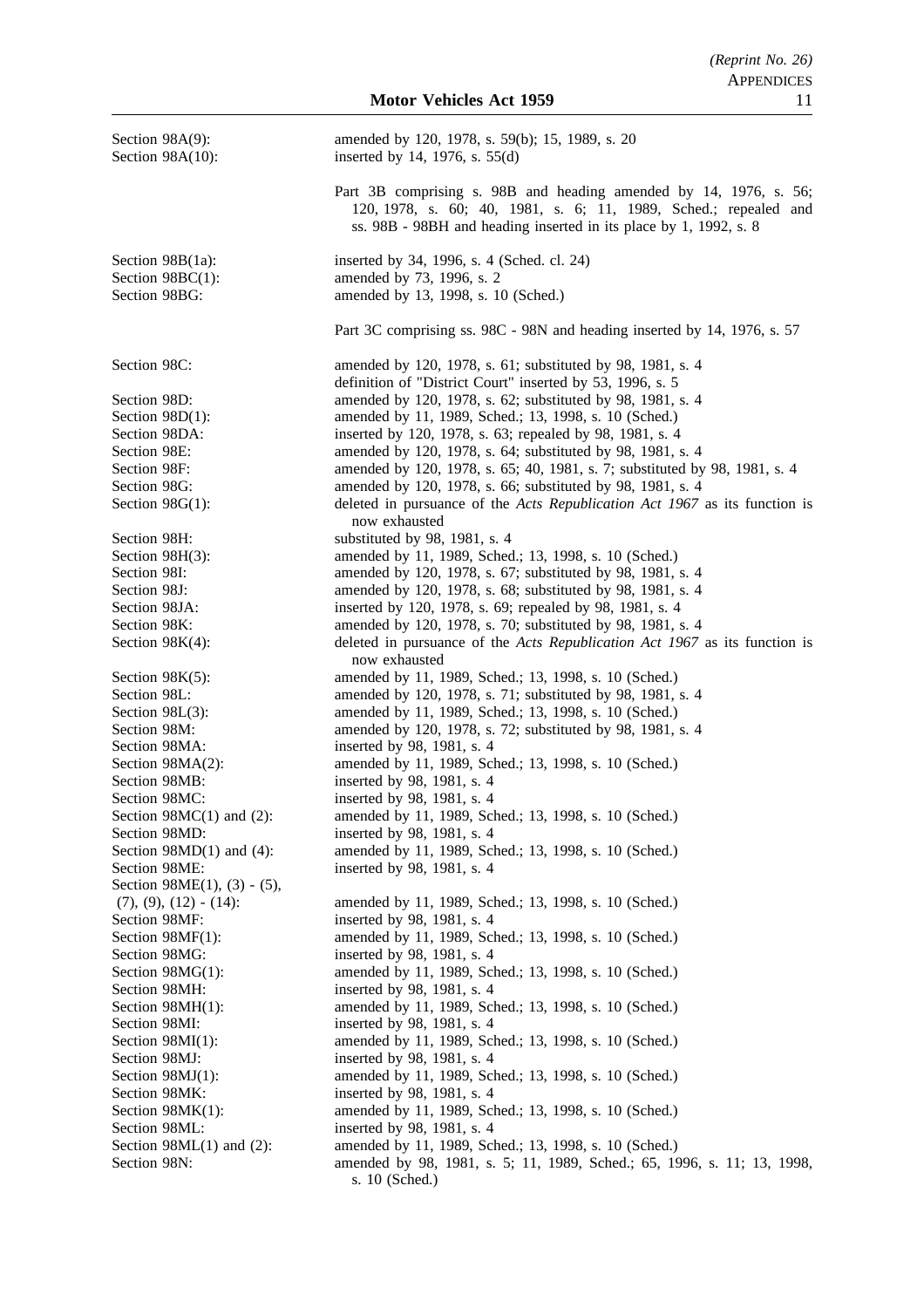| | |
|---|---|
| Section 98A(9): | amended by 120, 1978, s. 59(b); 15, 1989, s. 20 |
| Section 98A(10): | inserted by 14, 1976, s. 55(d) |
| | Part 3B comprising s. 98B and heading amended by 14, 1976, s. 56; 120, 1978, s. 60; 40, 1981, s. 6; 11, 1989, Sched.; repealed and ss. 98B - 98BH and heading inserted in its place by 1, 1992, s. 8 |
| Section 98B(1a): | inserted by 34, 1996, s. 4 (Sched. cl. 24) |
| Section 98BC(1): | amended by 73, 1996, s. 2 |
| Section 98BG: | amended by 13, 1998, s. 10 (Sched.) |
| | Part 3C comprising ss. 98C - 98N and heading inserted by 14, 1976, s. 57 |
| Section 98C: | amended by 120, 1978, s. 61; substituted by 98, 1981, s. 4 definition of "District Court" inserted by 53, 1996, s. 5 |
| Section 98D: | amended by 120, 1978, s. 62; substituted by 98, 1981, s. 4 |
| Section 98D(1): | amended by 11, 1989, Sched.; 13, 1998, s. 10 (Sched.) |
| Section 98DA: | inserted by 120, 1978, s. 63; repealed by 98, 1981, s. 4 |
| Section 98E: | amended by 120, 1978, s. 64; substituted by 98, 1981, s. 4 |
| Section 98F: | amended by 120, 1978, s. 65; 40, 1981, s. 7; substituted by 98, 1981, s. 4 |
| Section 98G: | amended by 120, 1978, s. 66; substituted by 98, 1981, s. 4 |
| Section 98G(1): | deleted in pursuance of the *Acts Republication Act 1967* as its function is now exhausted |
| Section 98H: | substituted by 98, 1981, s. 4 |
| Section 98H(3): | amended by 11, 1989, Sched.; 13, 1998, s. 10 (Sched.) |
| Section 98I: | amended by 120, 1978, s. 67; substituted by 98, 1981, s. 4 |
| Section 98J: | amended by 120, 1978, s. 68; substituted by 98, 1981, s. 4 |
| Section 98JA: | inserted by 120, 1978, s. 69; repealed by 98, 1981, s. 4 |
| Section 98K: | amended by 120, 1978, s. 70; substituted by 98, 1981, s. 4 |
| Section 98K(4): | deleted in pursuance of the *Acts Republication Act 1967* as its function is now exhausted |
| Section 98K(5): | amended by 11, 1989, Sched.; 13, 1998, s. 10 (Sched.) |
| Section 98L: | amended by 120, 1978, s. 71; substituted by 98, 1981, s. 4 |
| Section 98L(3): | amended by 11, 1989, Sched.; 13, 1998, s. 10 (Sched.) |
| Section 98M: | amended by 120, 1978, s. 72; substituted by 98, 1981, s. 4 |
| Section 98MA: | inserted by 98, 1981, s. 4 |
| Section 98MA(2): | amended by 11, 1989, Sched.; 13, 1998, s. 10 (Sched.) |
| Section 98MB: | inserted by 98, 1981, s. 4 |
| Section 98MC: | inserted by 98, 1981, s. 4 |
| Section 98MC(1) and (2): | amended by 11, 1989, Sched.; 13, 1998, s. 10 (Sched.) |
| Section 98MD: | inserted by 98, 1981, s. 4 |
| Section 98MD(1) and (4): | amended by 11, 1989, Sched.; 13, 1998, s. 10 (Sched.) |
| Section 98ME: | inserted by 98, 1981, s. 4 |
| Section 98ME(1), (3) - (5), (7), (9), (12) - (14): | amended by 11, 1989, Sched.; 13, 1998, s. 10 (Sched.) |
| Section 98MF: | inserted by 98, 1981, s. 4 |
| Section 98MF(1): | amended by 11, 1989, Sched.; 13, 1998, s. 10 (Sched.) |
| Section 98MG: | inserted by 98, 1981, s. 4 |
| Section 98MG(1): | amended by 11, 1989, Sched.; 13, 1998, s. 10 (Sched.) |
| Section 98MH: | inserted by 98, 1981, s. 4 |
| Section 98MH(1): | amended by 11, 1989, Sched.; 13, 1998, s. 10 (Sched.) |
| Section 98MI: | inserted by 98, 1981, s. 4 |
| Section 98MI(1): | amended by 11, 1989, Sched.; 13, 1998, s. 10 (Sched.) |
| Section 98MJ: | inserted by 98, 1981, s. 4 |
| Section 98MJ(1): | amended by 11, 1989, Sched.; 13, 1998, s. 10 (Sched.) |
| Section 98MK: | inserted by 98, 1981, s. 4 |
| Section 98MK(1): | amended by 11, 1989, Sched.; 13, 1998, s. 10 (Sched.) |
| Section 98ML: | inserted by 98, 1981, s. 4 |
| Section 98ML(1) and (2): | amended by 11, 1989, Sched.; 13, 1998, s. 10 (Sched.) |
| Section 98N: | amended by 98, 1981, s. 5; 11, 1989, Sched.; 65, 1996, s. 11; 13, 1998, s. 10 (Sched.) |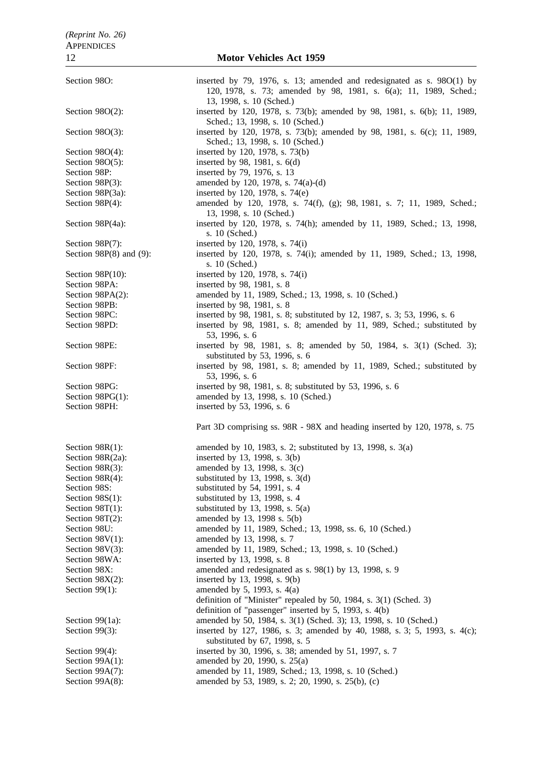| | |
|---|---|
| Section 98O: | inserted by 79, 1976, s. 13; amended and redesignated as s. 98O(1) by 120, 1978, s. 73; amended by 98, 1981, s. 6(a); 11, 1989, Sched.; 13, 1998, s. 10 (Sched.) |
| Section 98O(2): | inserted by 120, 1978, s. 73(b); amended by 98, 1981, s. 6(b); 11, 1989, Sched.; 13, 1998, s. 10 (Sched.) |
| Section 98O(3): | inserted by 120, 1978, s. 73(b); amended by 98, 1981, s. 6(c); 11, 1989, Sched.; 13, 1998, s. 10 (Sched.) |
| Section 98O(4): | inserted by 120, 1978, s. 73(b) |
| Section 98O(5): | inserted by 98, 1981, s. 6(d) |
| Section 98P: | inserted by 79, 1976, s. 13 |
| Section 98P(3): | amended by 120, 1978, s. 74(a)-(d) |
| Section 98P(3a): | inserted by 120, 1978, s. 74(e) |
| Section 98P(4): | amended by 120, 1978, s. 74(f), (g); 98, 1981, s. 7; 11, 1989, Sched.; 13, 1998, s. 10 (Sched.) |
| Section 98P(4a): | inserted by 120, 1978, s. 74(h); amended by 11, 1989, Sched.; 13, 1998, s. 10 (Sched.) |
| Section 98P(7): | inserted by 120, 1978, s. 74(i) |
| Section 98P(8) and (9): | inserted by 120, 1978, s. 74(i); amended by 11, 1989, Sched.; 13, 1998, s. 10 (Sched.) |
| Section 98P(10): | inserted by 120, 1978, s. 74(i) |
| Section 98PA: | inserted by 98, 1981, s. 8 |
| Section 98PA(2): | amended by 11, 1989, Sched.; 13, 1998, s. 10 (Sched.) |
| Section 98PB: | inserted by 98, 1981, s. 8 |
| Section 98PC: | inserted by 98, 1981, s. 8; substituted by 12, 1987, s. 3; 53, 1996, s. 6 |
| Section 98PD: | inserted by 98, 1981, s. 8; amended by 11, 989, Sched.; substituted by 53, 1996, s. 6 |
| Section 98PE: | inserted by 98, 1981, s. 8; amended by 50, 1984, s. 3(1) (Sched. 3); substituted by 53, 1996, s. 6 |
| Section 98PF: | inserted by 98, 1981, s. 8; amended by 11, 1989, Sched.; substituted by 53, 1996, s. 6 |
| Section 98PG: | inserted by 98, 1981, s. 8; substituted by 53, 1996, s. 6 |
| Section 98PG(1): | amended by 13, 1998, s. 10 (Sched.) |
| Section 98PH: | inserted by 53, 1996, s. 6 |
| | Part 3D comprising ss. 98R - 98X and heading inserted by 120, 1978, s. 75 |
| Section 98R(1): | amended by 10, 1983, s. 2; substituted by 13, 1998, s. 3(a) |
| Section 98R(2a): | inserted by 13, 1998, s. 3(b) |
| Section 98R(3): | amended by 13, 1998, s. 3(c) |
| Section 98R(4): | substituted by 13, 1998, s. 3(d) |
| Section 98S: | substituted by 54, 1991, s. 4 |
| Section 98S(1): | substituted by 13, 1998, s. 4 |
| Section 98T(1): | substituted by 13, 1998, s. 5(a) |
| Section 98T(2): | amended by 13, 1998 s. 5(b) |
| Section 98U: | amended by 11, 1989, Sched.; 13, 1998, ss. 6, 10 (Sched.) |
| Section 98V(1): | amended by 13, 1998, s. 7 |
| Section 98V(3): | amended by 11, 1989, Sched.; 13, 1998, s. 10 (Sched.) |
| Section 98WA: | inserted by 13, 1998, s. 8 |
| Section 98X: | amended and redesignated as s. 98(1) by 13, 1998, s. 9 |
| Section 98X(2): | inserted by 13, 1998, s. 9(b) |
| Section 99(1): | amended by 5, 1993, s. 4(a)<br>definition of "Minister" repealed by 50, 1984, s. 3(1) (Sched. 3)<br>definition of "passenger" inserted by 5, 1993, s. 4(b) |
| Section 99(1a): | amended by 50, 1984, s. 3(1) (Sched. 3); 13, 1998, s. 10 (Sched.) |
| Section 99(3): | inserted by 127, 1986, s. 3; amended by 40, 1988, s. 3; 5, 1993, s. 4(c); substituted by 67, 1998, s. 5 |
| Section 99(4): | inserted by 30, 1996, s. 38; amended by 51, 1997, s. 7 |
| Section 99A(1): | amended by 20, 1990, s. 25(a) |
| Section 99A(7): | amended by 11, 1989, Sched.; 13, 1998, s. 10 (Sched.) |
| Section 99A(8): | amended by 53, 1989, s. 2; 20, 1990, s. 25(b), (c) |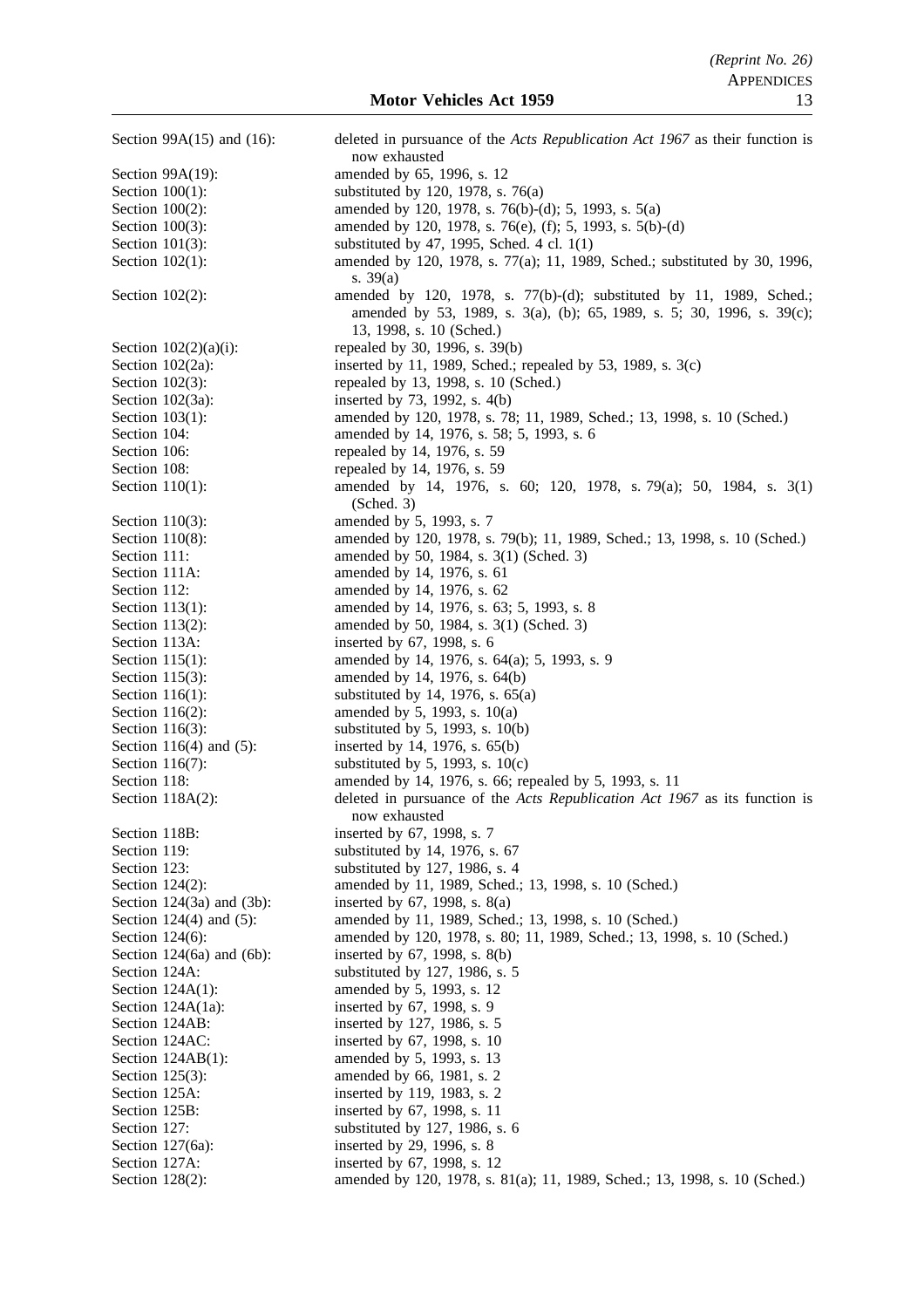| | |
|---|---|
| Section 99A(15) and (16): | deleted in pursuance of the *Acts Republication Act 1967* as their function is now exhausted |
| Section 99A(19): | amended by 65, 1996, s. 12 |
| Section 100(1): | substituted by 120, 1978, s. 76(a) |
| Section 100(2): | amended by 120, 1978, s. 76(b)-(d); 5, 1993, s. 5(a) |
| Section 100(3): | amended by 120, 1978, s. 76(e), (f); 5, 1993, s. 5(b)-(d) |
| Section 101(3): | substituted by 47, 1995, Sched. 4 cl. 1(1) |
| Section 102(1): | amended by 120, 1978, s. 77(a); 11, 1989, Sched.; substituted by 30, 1996, s. 39(a) |
| Section 102(2): | amended by 120, 1978, s. 77(b)-(d); substituted by 11, 1989, Sched.; amended by 53, 1989, s. 3(a), (b); 65, 1989, s. 5; 30, 1996, s. 39(c); 13, 1998, s. 10 (Sched.) |
| Section 102(2)(a)(i): | repealed by 30, 1996, s. 39(b) |
| Section 102(2a): | inserted by 11, 1989, Sched.; repealed by 53, 1989, s. 3(c) |
| Section 102(3): | repealed by 13, 1998, s. 10 (Sched.) |
| Section 102(3a): | inserted by 73, 1992, s. 4(b) |
| Section 103(1): | amended by 120, 1978, s. 78; 11, 1989, Sched.; 13, 1998, s. 10 (Sched.) |
| Section 104: | amended by 14, 1976, s. 58; 5, 1993, s. 6 |
| Section 106: | repealed by 14, 1976, s. 59 |
| Section 108: | repealed by 14, 1976, s. 59 |
| Section 110(1): | amended by 14, 1976, s. 60; 120, 1978, s. 79(a); 50, 1984, s. 3(1) (Sched. 3) |
| Section 110(3): | amended by 5, 1993, s. 7 |
| Section 110(8): | amended by 120, 1978, s. 79(b); 11, 1989, Sched.; 13, 1998, s. 10 (Sched.) |
| Section 111: | amended by 50, 1984, s. 3(1) (Sched. 3) |
| Section 111A: | amended by 14, 1976, s. 61 |
| Section 112: | amended by 14, 1976, s. 62 |
| Section 113(1): | amended by 14, 1976, s. 63; 5, 1993, s. 8 |
| Section 113(2): | amended by 50, 1984, s. 3(1) (Sched. 3) |
| Section 113A: | inserted by 67, 1998, s. 6 |
| Section 115(1): | amended by 14, 1976, s. 64(a); 5, 1993, s. 9 |
| Section 115(3): | amended by 14, 1976, s. 64(b) |
| Section 116(1): | substituted by 14, 1976, s. 65(a) |
| Section 116(2): | amended by 5, 1993, s. 10(a) |
| Section 116(3): | substituted by 5, 1993, s. 10(b) |
| Section 116(4) and (5): | inserted by 14, 1976, s. 65(b) |
| Section 116(7): | substituted by 5, 1993, s. 10(c) |
| Section 118: | amended by 14, 1976, s. 66; repealed by 5, 1993, s. 11 |
| Section 118A(2): | deleted in pursuance of the *Acts Republication Act 1967* as its function is now exhausted |
| Section 118B: | inserted by 67, 1998, s. 7 |
| Section 119: | substituted by 14, 1976, s. 67 |
| Section 123: | substituted by 127, 1986, s. 4 |
| Section 124(2): | amended by 11, 1989, Sched.; 13, 1998, s. 10 (Sched.) |
| Section 124(3a) and (3b): | inserted by 67, 1998, s. 8(a) |
| Section 124(4) and (5): | amended by 11, 1989, Sched.; 13, 1998, s. 10 (Sched.) |
| Section 124(6): | amended by 120, 1978, s. 80; 11, 1989, Sched.; 13, 1998, s. 10 (Sched.) |
| Section 124(6a) and (6b): | inserted by 67, 1998, s. 8(b) |
| Section 124A: | substituted by 127, 1986, s. 5 |
| Section 124A(1): | amended by 5, 1993, s. 12 |
| Section 124A(1a): | inserted by 67, 1998, s. 9 |
| Section 124AB: | inserted by 127, 1986, s. 5 |
| Section 124AC: | inserted by 67, 1998, s. 10 |
| Section 124AB(1): | amended by 5, 1993, s. 13 |
| Section 125(3): | amended by 66, 1981, s. 2 |
| Section 125A: | inserted by 119, 1983, s. 2 |
| Section 125B: | inserted by 67, 1998, s. 11 |
| Section 127: | substituted by 127, 1986, s. 6 |
| Section 127(6a): | inserted by 29, 1996, s. 8 |
| Section 127A: | inserted by 67, 1998, s. 12 |
| Section 128(2): | amended by 120, 1978, s. 81(a); 11, 1989, Sched.; 13, 1998, s. 10 (Sched.) |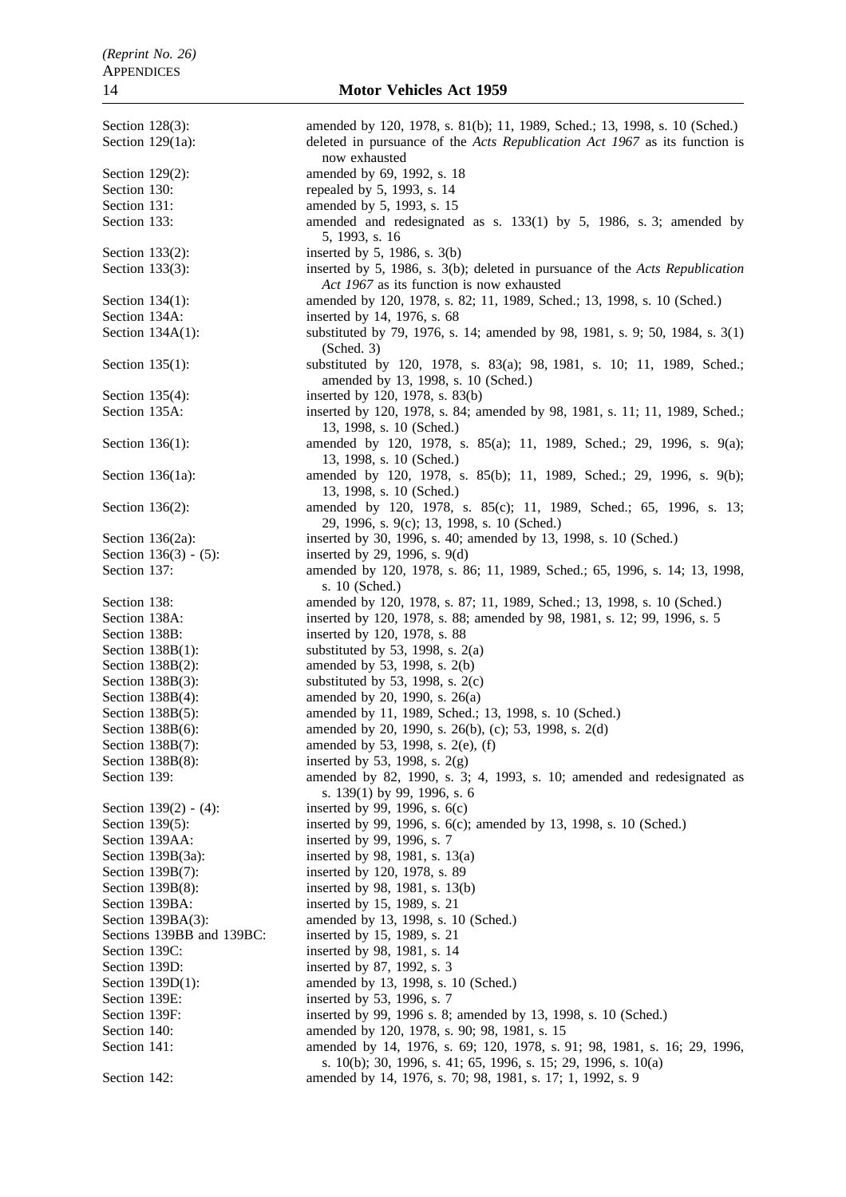| | |
|---|---|
| Section 128(3): | amended by 120, 1978, s. 81(b); 11, 1989, Sched.; 13, 1998, s. 10 (Sched.) |
| Section 129(1a): | deleted in pursuance of the *Acts Republication Act 1967* as its function is now exhausted |
| Section 129(2): | amended by 69, 1992, s. 18 |
| Section 130: | repealed by 5, 1993, s. 14 |
| Section 131: | amended by 5, 1993, s. 15 |
| Section 133: | amended and redesignated as s. 133(1) by 5, 1986, s. 3; amended by 5, 1993, s. 16 |
| Section 133(2): | inserted by 5, 1986, s. 3(b) |
| Section 133(3): | inserted by 5, 1986, s. 3(b); deleted in pursuance of the *Acts Republication Act 1967* as its function is now exhausted |
| Section 134(1): | amended by 120, 1978, s. 82; 11, 1989, Sched.; 13, 1998, s. 10 (Sched.) |
| Section 134A: | inserted by 14, 1976, s. 68 |
| Section 134A(1): | substituted by 79, 1976, s. 14; amended by 98, 1981, s. 9; 50, 1984, s. 3(1) (Sched. 3) |
| Section 135(1): | substituted by 120, 1978, s. 83(a); 98, 1981, s. 10; 11, 1989, Sched.; amended by 13, 1998, s. 10 (Sched.) |
| Section 135(4): | inserted by 120, 1978, s. 83(b) |
| Section 135A: | inserted by 120, 1978, s. 84; amended by 98, 1981, s. 11; 11, 1989, Sched.; 13, 1998, s. 10 (Sched.) |
| Section 136(1): | amended by 120, 1978, s. 85(a); 11, 1989, Sched.; 29, 1996, s. 9(a); 13, 1998, s. 10 (Sched.) |
| Section 136(1a): | amended by 120, 1978, s. 85(b); 11, 1989, Sched.; 29, 1996, s. 9(b); 13, 1998, s. 10 (Sched.) |
| Section 136(2): | amended by 120, 1978, s. 85(c); 11, 1989, Sched.; 65, 1996, s. 13; 29, 1996, s. 9(c); 13, 1998, s. 10 (Sched.) |
| Section 136(2a): | inserted by 30, 1996, s. 40; amended by 13, 1998, s. 10 (Sched.) |
| Section 136(3) - (5): | inserted by 29, 1996, s. 9(d) |
| Section 137: | amended by 120, 1978, s. 86; 11, 1989, Sched.; 65, 1996, s. 14; 13, 1998, s. 10 (Sched.) |
| Section 138: | amended by 120, 1978, s. 87; 11, 1989, Sched.; 13, 1998, s. 10 (Sched.) |
| Section 138A: | inserted by 120, 1978, s. 88; amended by 98, 1981, s. 12; 99, 1996, s. 5 |
| Section 138B: | inserted by 120, 1978, s. 88 |
| Section 138B(1): | substituted by 53, 1998, s. 2(a) |
| Section 138B(2): | amended by 53, 1998, s. 2(b) |
| Section 138B(3): | substituted by 53, 1998, s. 2(c) |
| Section 138B(4): | amended by 20, 1990, s. 26(a) |
| Section 138B(5): | amended by 11, 1989, Sched.; 13, 1998, s. 10 (Sched.) |
| Section 138B(6): | amended by 20, 1990, s. 26(b), (c); 53, 1998, s. 2(d) |
| Section 138B(7): | amended by 53, 1998, s. 2(e), (f) |
| Section 138B(8): | inserted by 53, 1998, s. 2(g) |
| Section 139: | amended by 82, 1990, s. 3; 4, 1993, s. 10; amended and redesignated as s. 139(1) by 99, 1996, s. 6 |
| Section 139(2) - (4): | inserted by 99, 1996, s. 6(c) |
| Section 139(5): | inserted by 99, 1996, s. 6(c); amended by 13, 1998, s. 10 (Sched.) |
| Section 139AA: | inserted by 99, 1996, s. 7 |
| Section 139B(3a): | inserted by 98, 1981, s. 13(a) |
| Section 139B(7): | inserted by 120, 1978, s. 89 |
| Section 139B(8): | inserted by 98, 1981, s. 13(b) |
| Section 139BA: | inserted by 15, 1989, s. 21 |
| Section 139BA(3): | amended by 13, 1998, s. 10 (Sched.) |
| Sections 139BB and 139BC: | inserted by 15, 1989, s. 21 |
| Section 139C: | inserted by 98, 1981, s. 14 |
| Section 139D: | inserted by 87, 1992, s. 3 |
| Section 139D(1): | amended by 13, 1998, s. 10 (Sched.) |
| Section 139E: | inserted by 53, 1996, s. 7 |
| Section 139F: | inserted by 99, 1996 s. 8; amended by 13, 1998, s. 10 (Sched.) |
| Section 140: | amended by 120, 1978, s. 90; 98, 1981, s. 15 |
| Section 141: | amended by 14, 1976, s. 69; 120, 1978, s. 91; 98, 1981, s. 16; 29, 1996, s. 10(b); 30, 1996, s. 41; 65, 1996, s. 15; 29, 1996, s. 10(a) |
| Section 142: | amended by 14, 1976, s. 70; 98, 1981, s. 17; 1, 1992, s. 9 |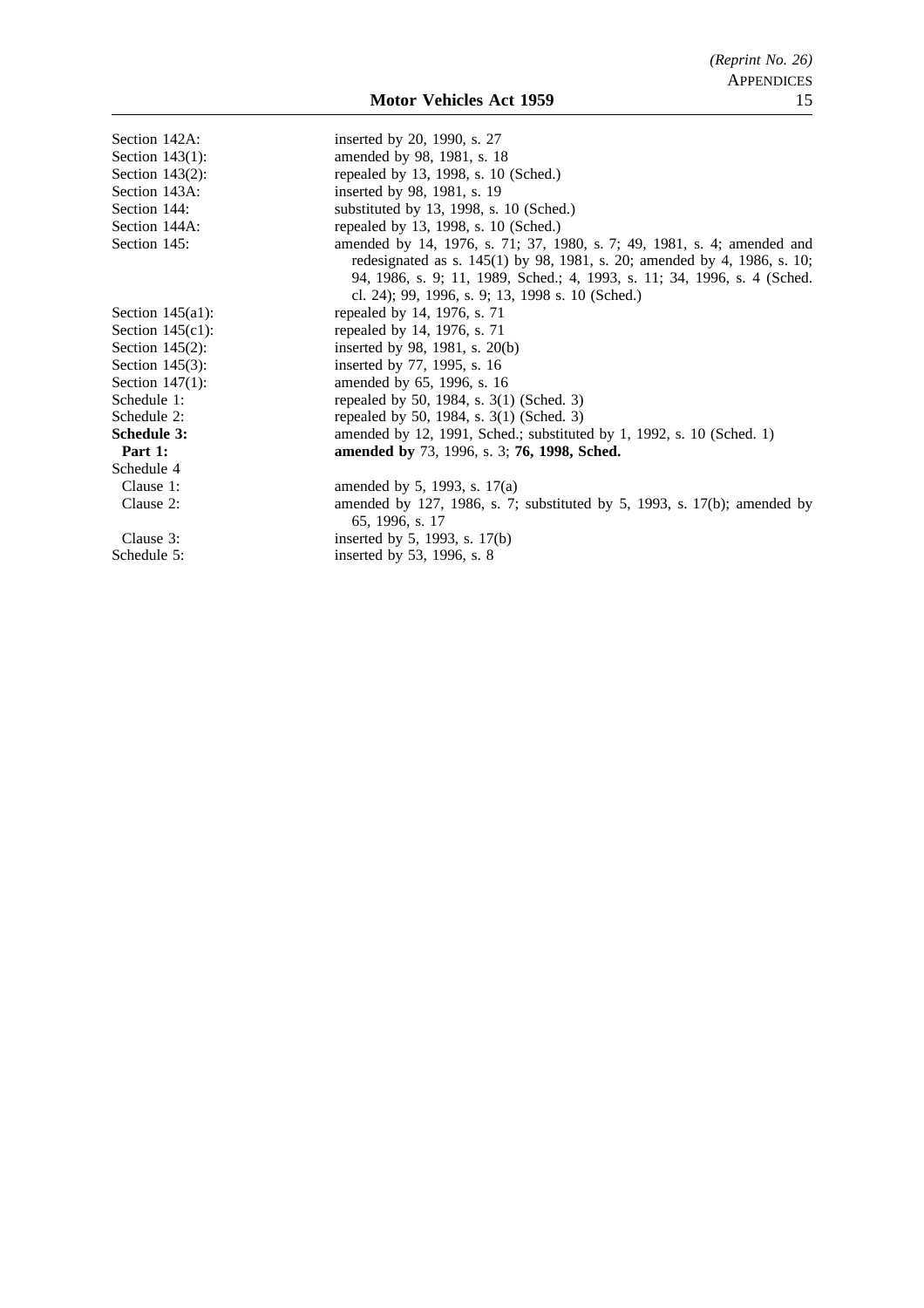| | |
|---|---|
| Section 142A: | inserted by 20, 1990, s. 27 |
| Section 143(1): | amended by 98, 1981, s. 18 |
| Section 143(2): | repealed by 13, 1998, s. 10 (Sched.) |
| Section 143A: | inserted by 98, 1981, s. 19 |
| Section 144: | substituted by 13, 1998, s. 10 (Sched.) |
| Section 144A: | repealed by 13, 1998, s. 10 (Sched.) |
| Section 145: | amended by 14, 1976, s. 71; 37, 1980, s. 7; 49, 1981, s. 4; amended and redesignated as s. 145(1) by 98, 1981, s. 20; amended by 4, 1986, s. 10; 94, 1986, s. 9; 11, 1989, Sched.; 4, 1993, s. 11; 34, 1996, s. 4 (Sched. cl. 24); 99, 1996, s. 9; 13, 1998 s. 10 (Sched.) |
| Section 145(a1): | repealed by 14, 1976, s. 71 |
| Section 145(c1): | repealed by 14, 1976, s. 71 |
| Section 145(2): | inserted by 98, 1981, s. 20(b) |
| Section 145(3): | inserted by 77, 1995, s. 16 |
| Section 147(1): | amended by 65, 1996, s. 16 |
| Schedule 1: | repealed by 50, 1984, s. 3(1) (Sched. 3) |
| Schedule 2: | repealed by 50, 1984, s. 3(1) (Sched. 3) |
| **Schedule 3:** | amended by 12, 1991, Sched.; substituted by 1, 1992, s. 10 (Sched. 1) |
| **Part 1:** | **amended by** 73, 1996, s. 3; **76, 1998, Sched.** |
| Schedule 4 | |
| Clause 1: | amended by 5, 1993, s. 17(a) |
| Clause 2: | amended by 127, 1986, s. 7; substituted by 5, 1993, s. 17(b); amended by 65, 1996, s. 17 |
| Clause 3: | inserted by 5, 1993, s. 17(b) |
| Schedule 5: | inserted by 53, 1996, s. 8 |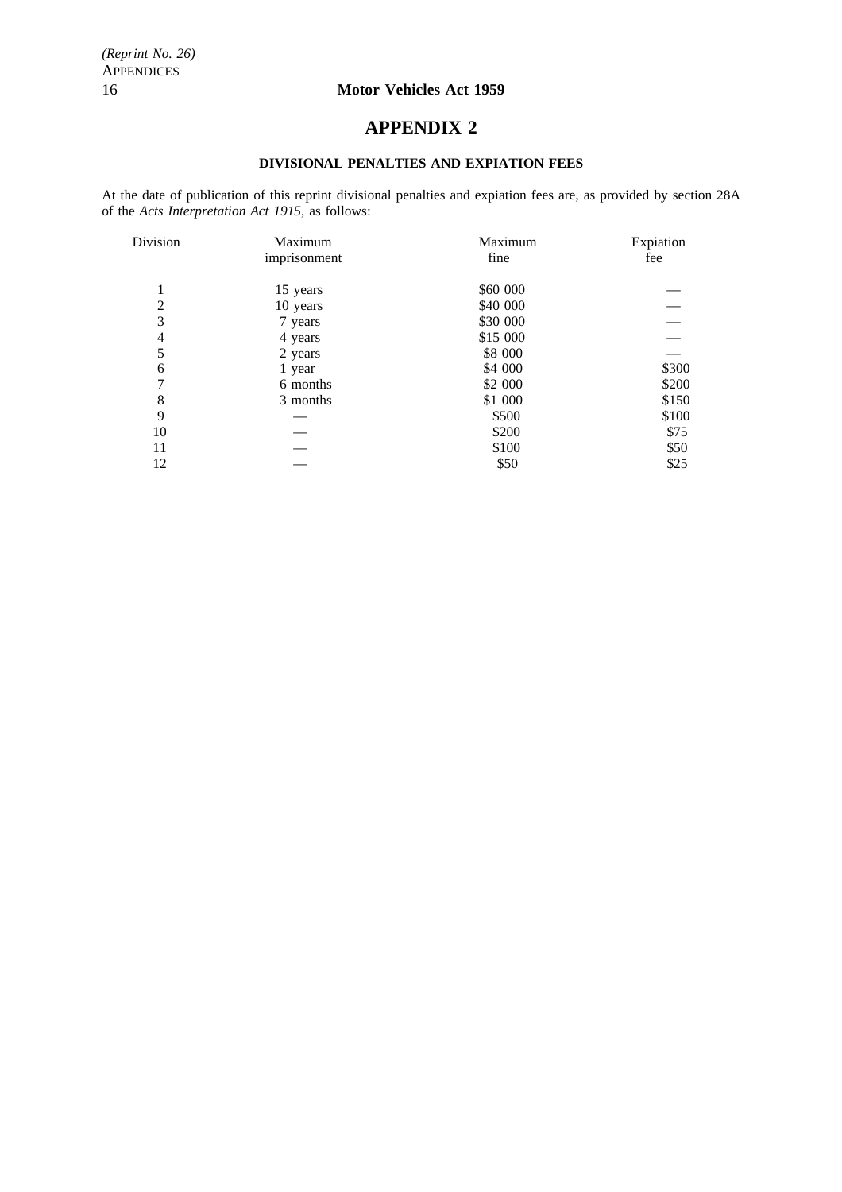# APPENDIX 2

## DIVISIONAL PENALTIES AND EXPIATION FEES

At the date of publication of this reprint divisional penalties and expiation fees are, as provided by section 28A of the *Acts Interpretation Act 1915*, as follows:

| Division | Maximum imprisonment | Maximum fine | Expiation fee |
|---|---|---|---|
| 1 | 15 years | $60 000 | — |
| 2 | 10 years | $40 000 | — |
| 3 | 7 years | $30 000 | — |
| 4 | 4 years | $15 000 | — |
| 5 | 2 years | $8 000 | — |
| 6 | 1 year | $4 000 | $300 |
| 7 | 6 months | $2 000 | $200 |
| 8 | 3 months | $1 000 | $150 |
| 9 | — | $500 | $100 |
| 10 | — | $200 | $75 |
| 11 | — | $100 | $50 |
| 12 | — | $50 | $25 |